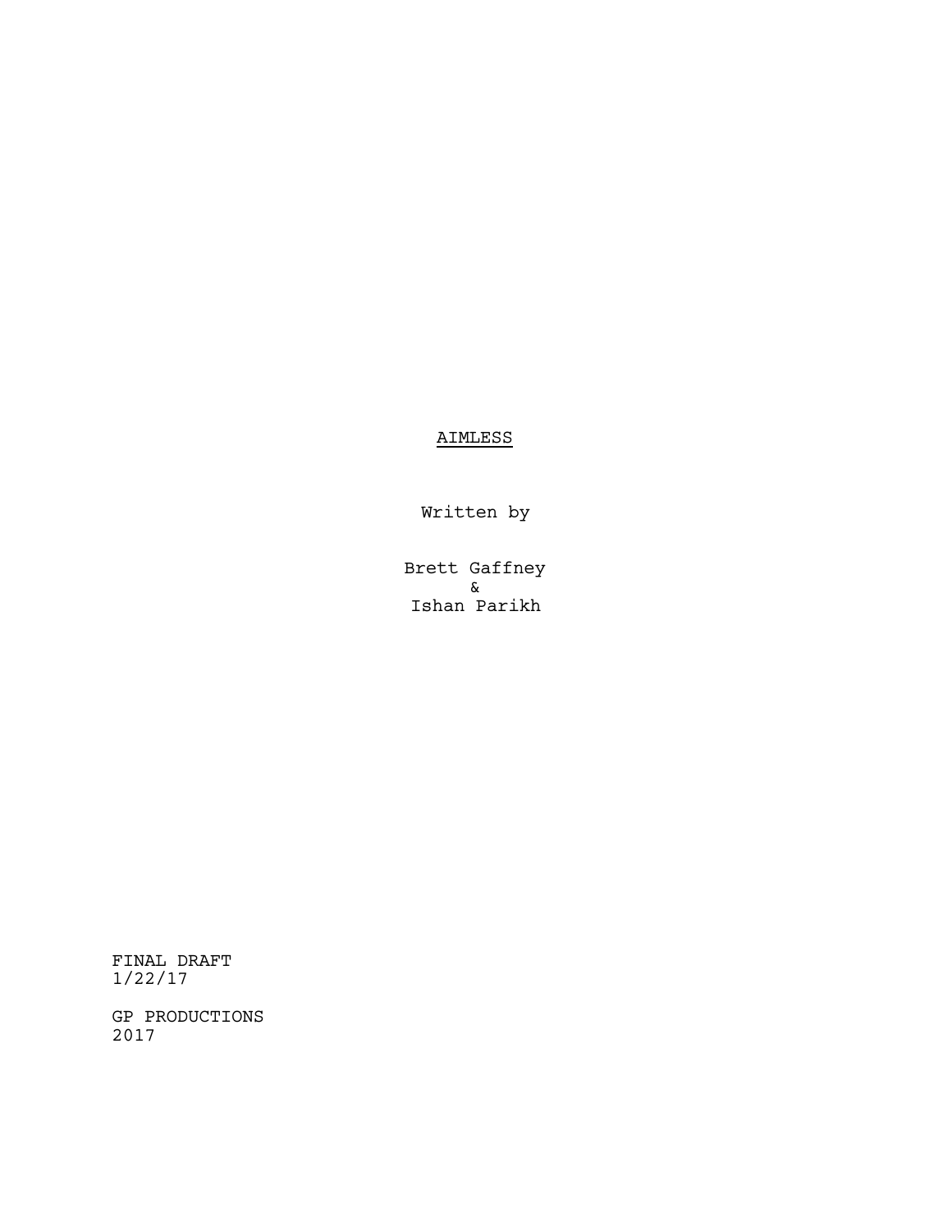# AIMLESS

Written by

Brett Gaffney
&
Ishan Parikh

FINAL DRAFT
1/22/17

GP PRODUCTIONS
2017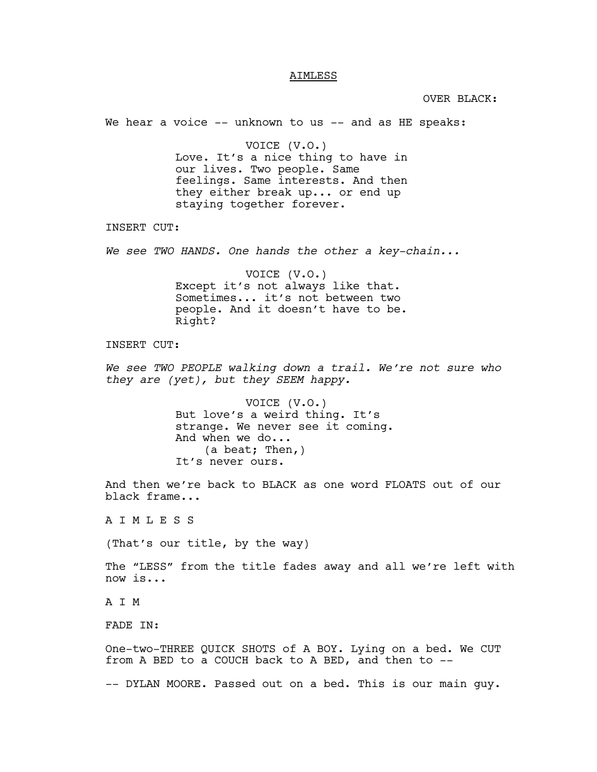AIMLESS

OVER BLACK:

We hear a voice -- unknown to us -- and as HE speaks:

VOICE (V.O.)
Love. It's a nice thing to have in our lives. Two people. Same feelings. Same interests. And then they either break up... or end up staying together forever.

INSERT CUT:

*We see TWO HANDS. One hands the other a key-chain...*

VOICE (V.O.)
Except it's not always like that. Sometimes... it's not between two people. And it doesn't have to be. Right?

INSERT CUT:

*We see TWO PEOPLE walking down a trail. We're not sure who they are (yet), but they SEEM happy.*

VOICE (V.O.)
But love's a weird thing. It's strange. We never see it coming. And when we do...
(a beat; Then,)
It's never ours.

And then we're back to BLACK as one word FLOATS out of our black frame...

A I M L E S S

(That's our title, by the way)

The "LESS" from the title fades away and all we're left with now is...

A I M

FADE IN:

One-two-THREE QUICK SHOTS of A BOY. Lying on a bed. We CUT from A BED to a COUCH back to A BED, and then to --

-- DYLAN MOORE. Passed out on a bed. This is our main guy.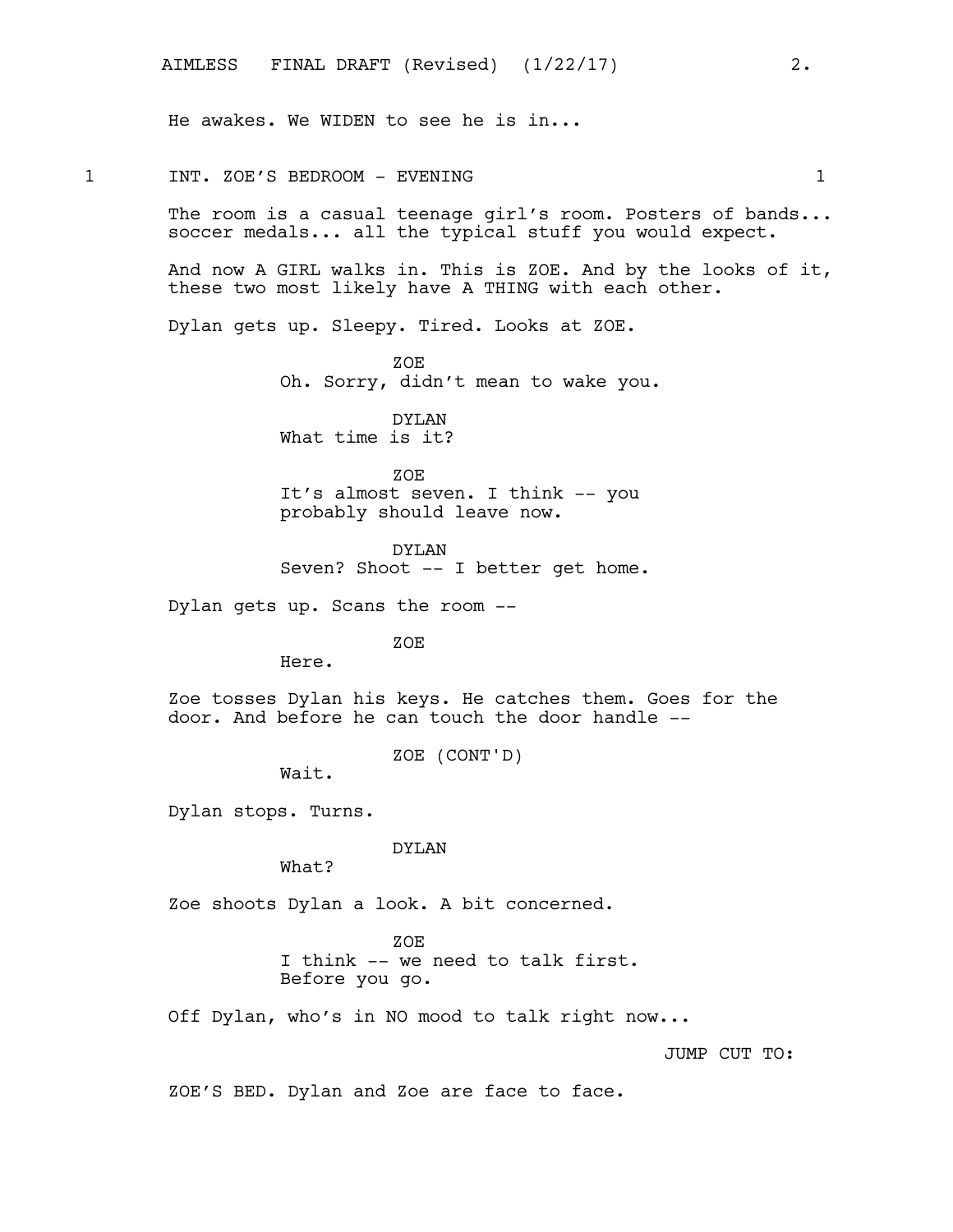He awakes. We WIDEN to see he is in...

1 INT. ZOE'S BEDROOM - EVENING 1

The room is a casual teenage girl's room. Posters of bands... soccer medals... all the typical stuff you would expect.

And now A GIRL walks in. This is ZOE. And by the looks of it, these two most likely have A THING with each other.

Dylan gets up. Sleepy. Tired. Looks at ZOE.

ZOE
Oh. Sorry, didn't mean to wake you.

DYLAN
What time is it?

ZOE
It's almost seven. I think -- you probably should leave now.

DYLAN
Seven? Shoot -- I better get home.

Dylan gets up. Scans the room --

ZOE
Here.

Zoe tosses Dylan his keys. He catches them. Goes for the door. And before he can touch the door handle --

ZOE (CONT'D)
Wait.

Dylan stops. Turns.

DYLAN
What?

Zoe shoots Dylan a look. A bit concerned.

ZOE
I think -- we need to talk first. Before you go.

Off Dylan, who's in NO mood to talk right now...

JUMP CUT TO:

ZOE'S BED. Dylan and Zoe are face to face.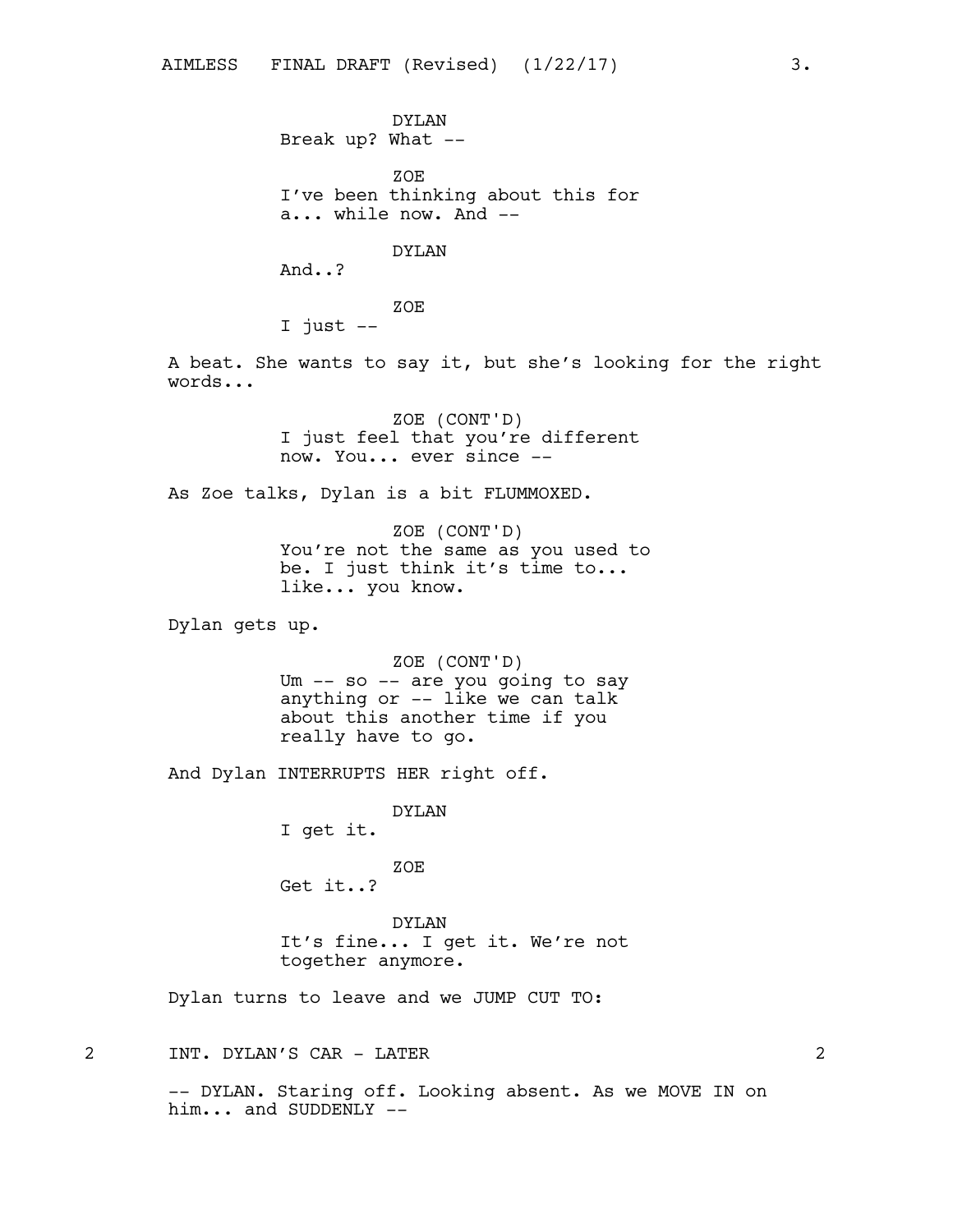DYLAN
Break up? What --

ZOE
I've been thinking about this for a... while now. And --

DYLAN
And..?

ZOE
I just --

A beat. She wants to say it, but she's looking for the right words...

ZOE (CONT'D)
I just feel that you're different now. You... ever since --

As Zoe talks, Dylan is a bit FLUMMOXED.

ZOE (CONT'D)
You're not the same as you used to be. I just think it's time to... like... you know.

Dylan gets up.

ZOE (CONT'D)
Um -- so -- are you going to say anything or -- like we can talk about this another time if you really have to go.

And Dylan INTERRUPTS HER right off.

DYLAN
I get it.

ZOE
Get it..?

DYLAN
It's fine... I get it. We're not together anymore.

Dylan turns to leave and we JUMP CUT TO:

2 INT. DYLAN'S CAR - LATER 2

-- DYLAN. Staring off. Looking absent. As we MOVE IN on him... and SUDDENLY --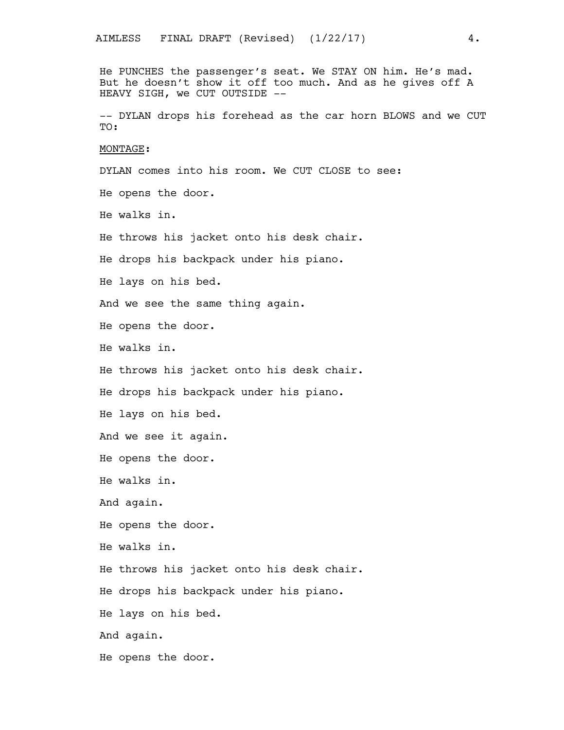He PUNCHES the passenger's seat. We STAY ON him. He's mad. But he doesn't show it off too much. And as he gives off A HEAVY SIGH, we CUT OUTSIDE --

-- DYLAN drops his forehead as the car horn BLOWS and we CUT TO:

<u>MONTAGE</u>:

DYLAN comes into his room. We CUT CLOSE to see:

He opens the door.

He walks in.

He throws his jacket onto his desk chair.

He drops his backpack under his piano.

He lays on his bed.

And we see the same thing again.

He opens the door.

He walks in.

He throws his jacket onto his desk chair.

He drops his backpack under his piano.

He lays on his bed.

And we see it again.

He opens the door.

He walks in.

And again.

He opens the door.

He walks in.

He throws his jacket onto his desk chair.

He drops his backpack under his piano.

He lays on his bed.

And again.

He opens the door.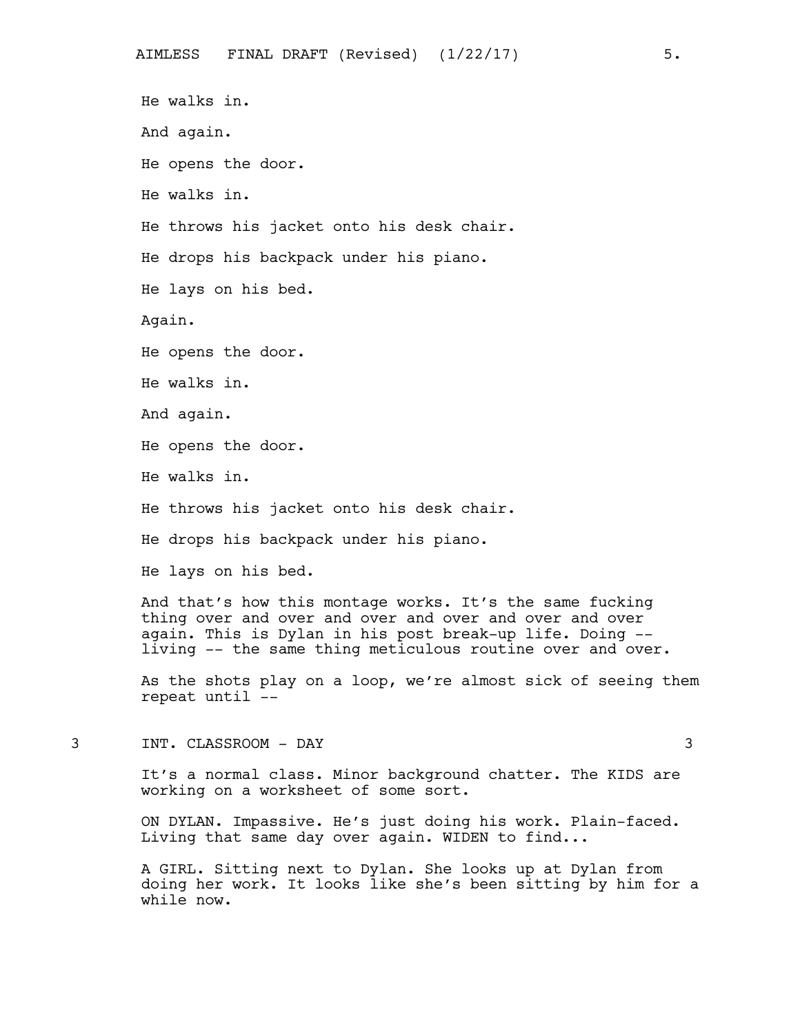He walks in.

And again.

He opens the door.

He walks in.

He throws his jacket onto his desk chair.

He drops his backpack under his piano.

He lays on his bed.

Again.

He opens the door.

He walks in.

And again.

He opens the door.

He walks in.

He throws his jacket onto his desk chair.

He drops his backpack under his piano.

He lays on his bed.

And that's how this montage works. It's the same fucking thing over and over and over and over and over and over again. This is Dylan in his post break-up life. Doing -- living -- the same thing meticulous routine over and over.

As the shots play on a loop, we're almost sick of seeing them repeat until --

3 INT. CLASSROOM - DAY 3

It's a normal class. Minor background chatter. The KIDS are working on a worksheet of some sort.

ON DYLAN. Impassive. He's just doing his work. Plain-faced. Living that same day over again. WIDEN to find...

A GIRL. Sitting next to Dylan. She looks up at Dylan from doing her work. It looks like she's been sitting by him for a while now.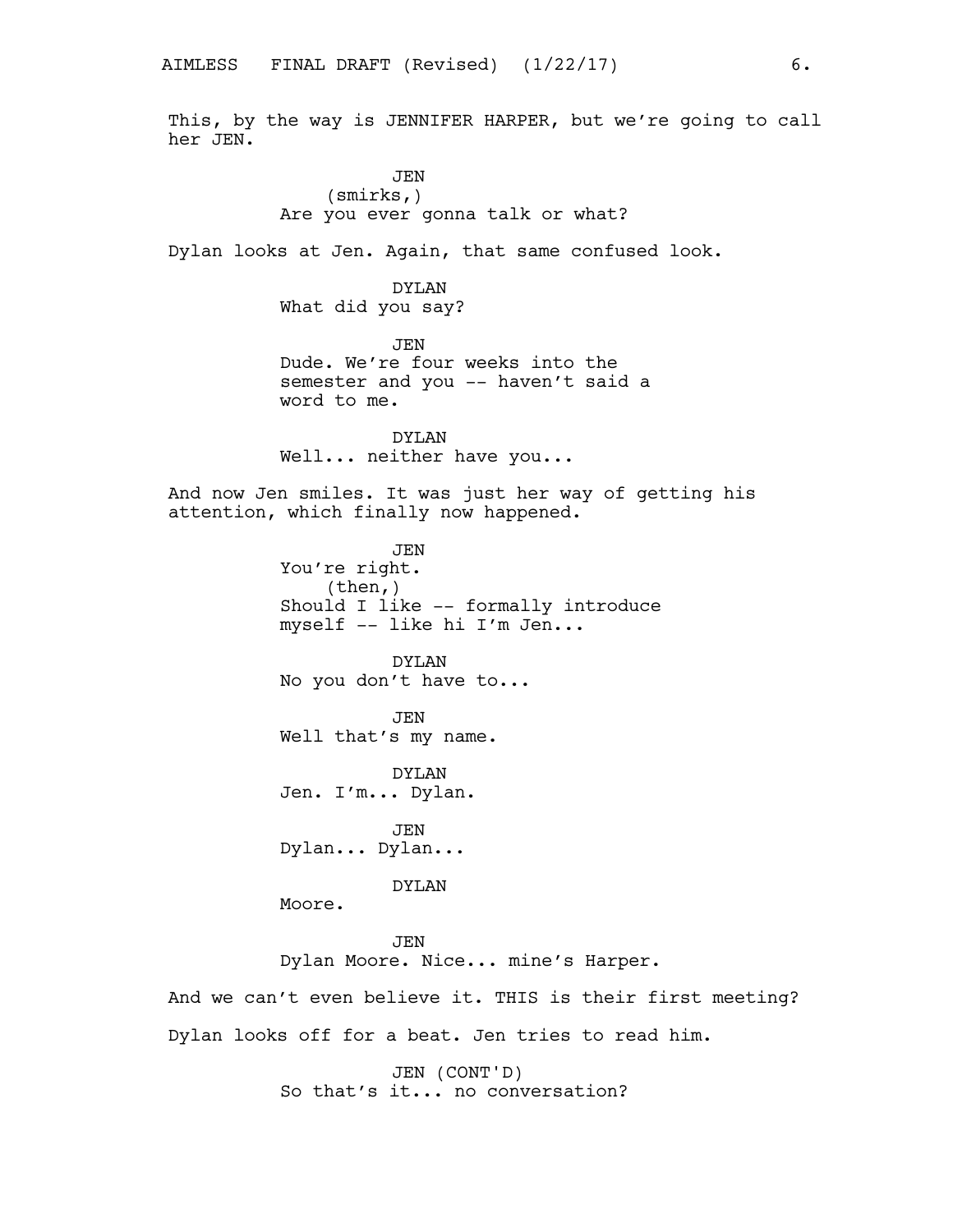This, by the way is JENNIFER HARPER, but we're going to call her JEN.

JEN
(smirks,)
Are you ever gonna talk or what?

Dylan looks at Jen. Again, that same confused look.

DYLAN
What did you say?

JEN
Dude. We're four weeks into the semester and you -- haven't said a word to me.

DYLAN
Well... neither have you...

And now Jen smiles. It was just her way of getting his attention, which finally now happened.

JEN
You're right.
(then,)
Should I like -- formally introduce myself -- like hi I'm Jen...

DYLAN
No you don't have to...

JEN
Well that's my name.

DYLAN
Jen. I'm... Dylan.

JEN
Dylan... Dylan...

DYLAN
Moore.

JEN
Dylan Moore. Nice... mine's Harper.

And we can't even believe it. THIS is their first meeting?

Dylan looks off for a beat. Jen tries to read him.

JEN (CONT'D)
So that's it... no conversation?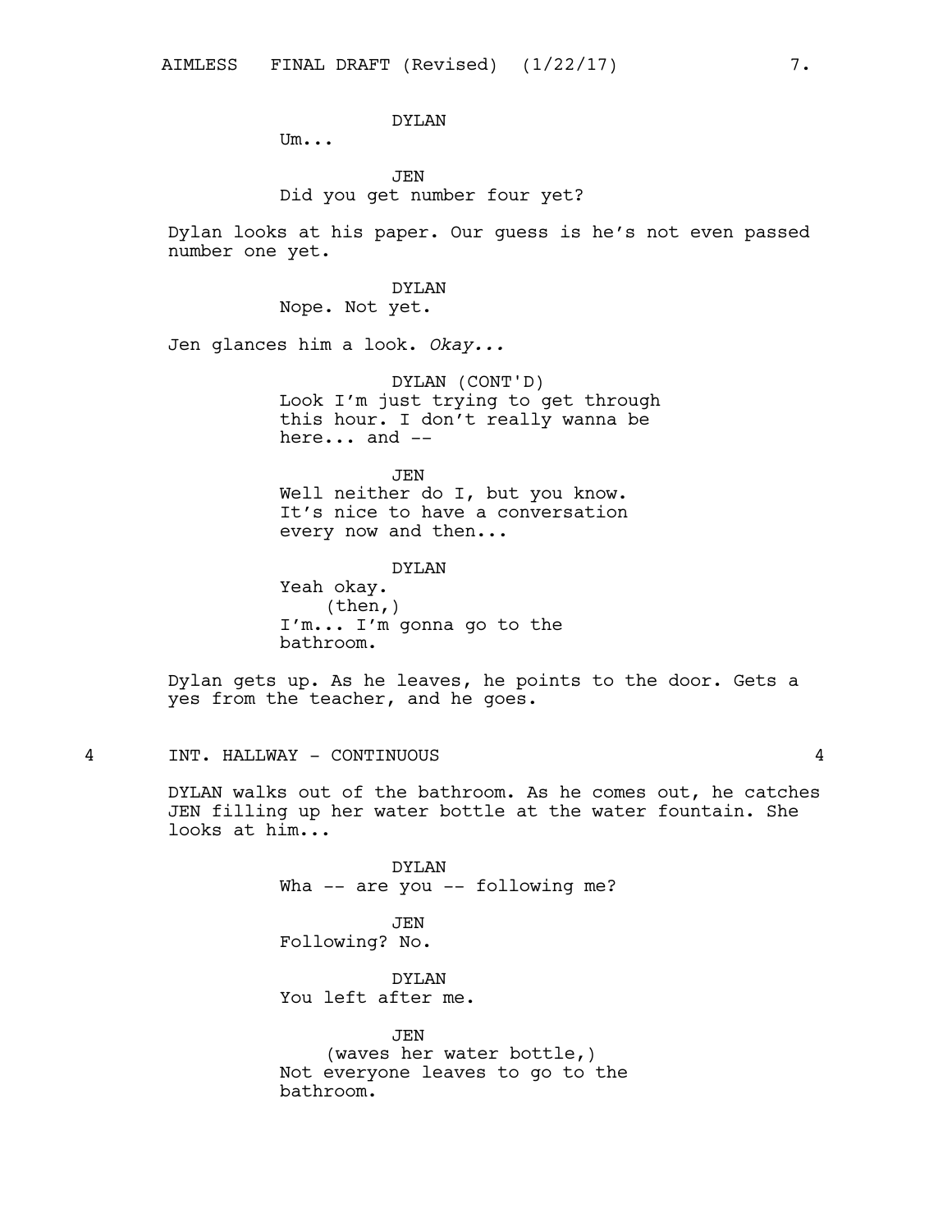DYLAN

Um...

JEN

Did you get number four yet?

Dylan looks at his paper. Our guess is he's not even passed number one yet.

DYLAN

Nope. Not yet.

Jen glances him a look. *Okay...*

DYLAN (CONT'D)

Look I'm just trying to get through this hour. I don't really wanna be here... and --

JEN

Well neither do I, but you know. It's nice to have a conversation every now and then...

DYLAN

Yeah okay.
(then,)
I'm... I'm gonna go to the bathroom.

Dylan gets up. As he leaves, he points to the door. Gets a yes from the teacher, and he goes.

4 INT. HALLWAY - CONTINUOUS 4

DYLAN walks out of the bathroom. As he comes out, he catches JEN filling up her water bottle at the water fountain. She looks at him...

DYLAN

Wha -- are you -- following me?

JEN

Following? No.

DYLAN

You left after me.

JEN

(waves her water bottle,)
Not everyone leaves to go to the bathroom.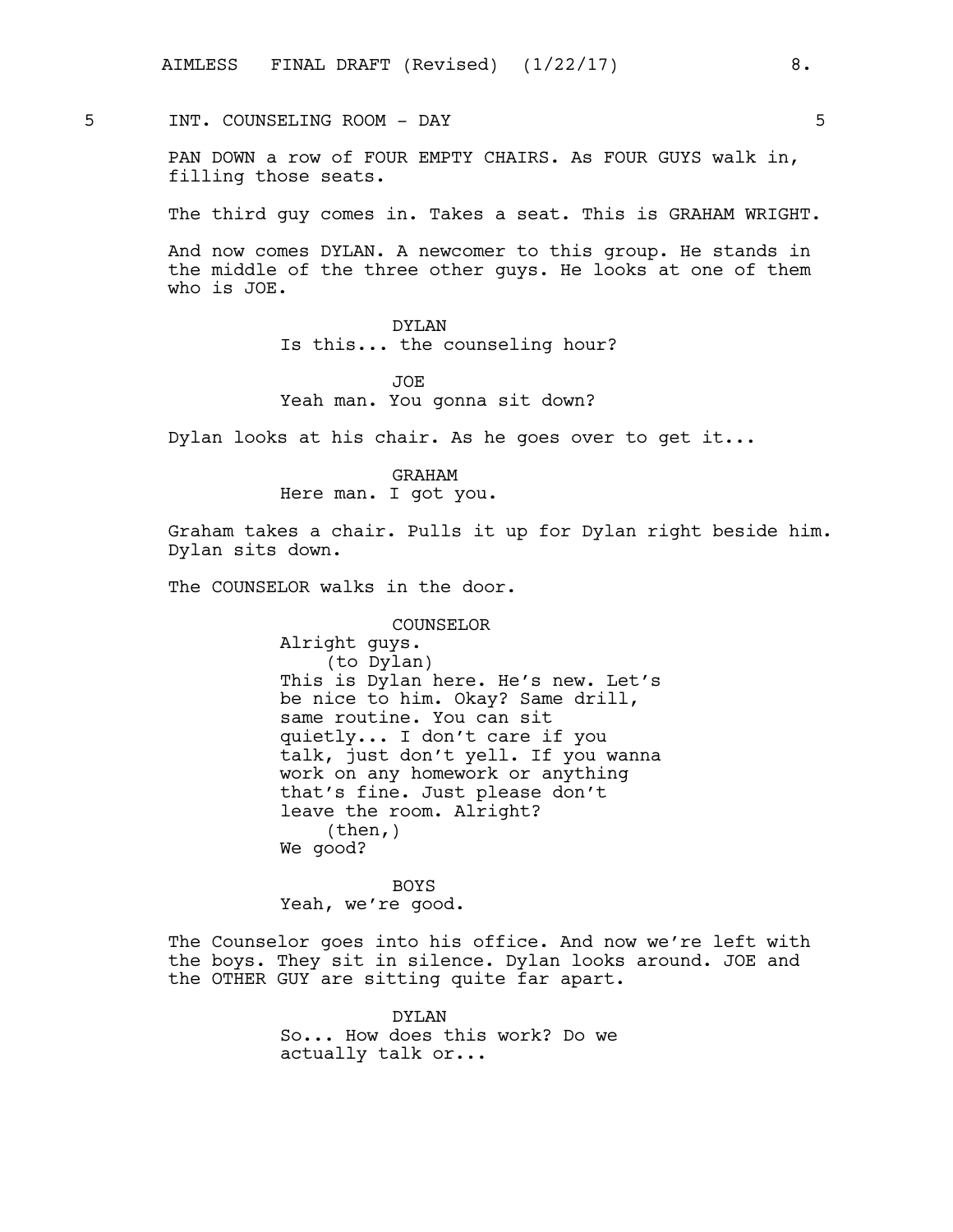5 INT. COUNSELING ROOM - DAY 5

PAN DOWN a row of FOUR EMPTY CHAIRS. As FOUR GUYS walk in, filling those seats.

The third guy comes in. Takes a seat. This is GRAHAM WRIGHT.

And now comes DYLAN. A newcomer to this group. He stands in the middle of the three other guys. He looks at one of them who is JOE.

DYLAN
Is this... the counseling hour?

JOE
Yeah man. You gonna sit down?

Dylan looks at his chair. As he goes over to get it...

GRAHAM
Here man. I got you.

Graham takes a chair. Pulls it up for Dylan right beside him. Dylan sits down.

The COUNSELOR walks in the door.

COUNSELOR
Alright guys.
(to Dylan)
This is Dylan here. He's new. Let's be nice to him. Okay? Same drill, same routine. You can sit quietly... I don't care if you talk, just don't yell. If you wanna work on any homework or anything that's fine. Just please don't leave the room. Alright?
(then,)
We good?

BOYS
Yeah, we're good.

The Counselor goes into his office. And now we're left with the boys. They sit in silence. Dylan looks around. JOE and the OTHER GUY are sitting quite far apart.

DYLAN
So... How does this work? Do we actually talk or...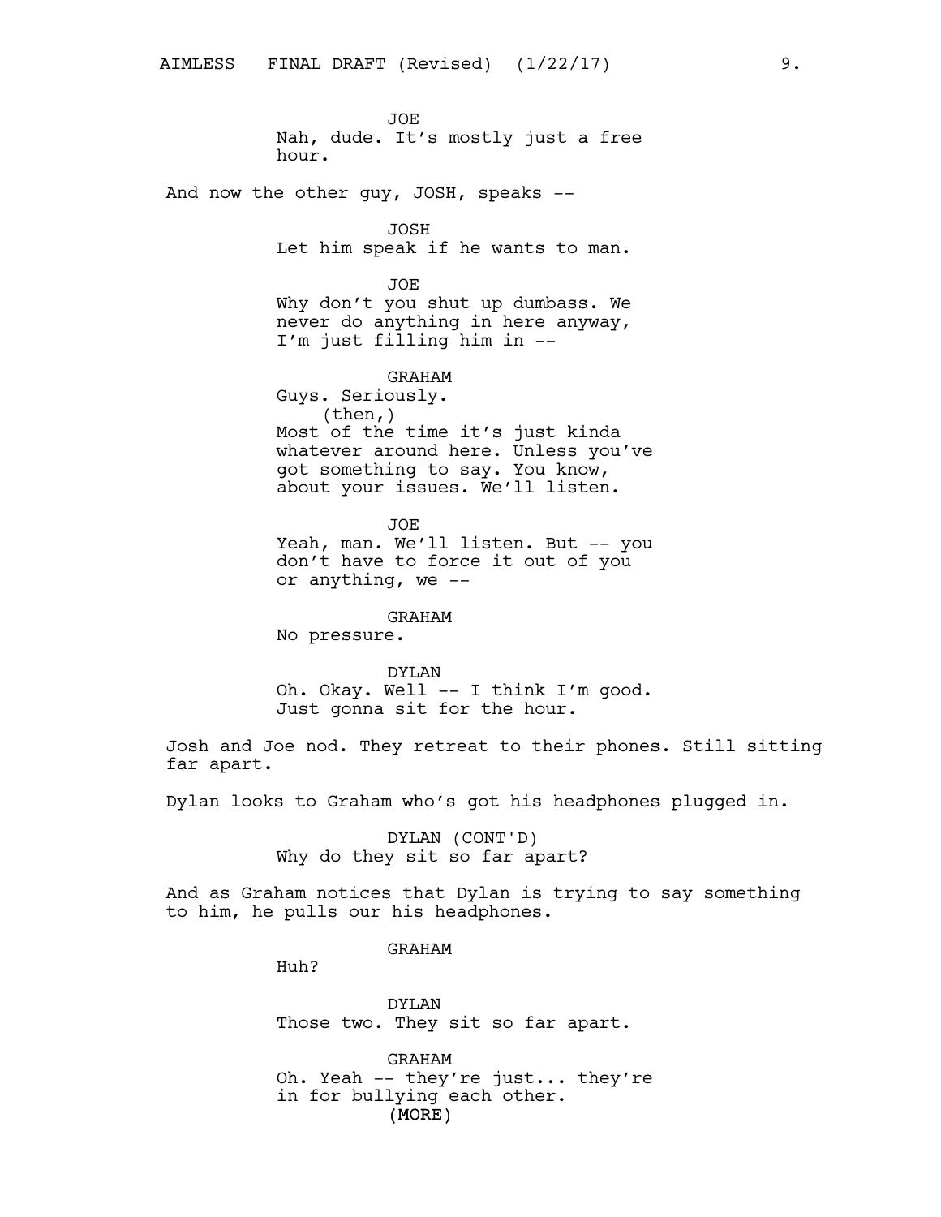JOE
Nah, dude. It's mostly just a free hour.

And now the other guy, JOSH, speaks --

JOSH
Let him speak if he wants to man.

JOE
Why don't you shut up dumbass. We never do anything in here anyway, I'm just filling him in --

GRAHAM
Guys. Seriously.
(then,)
Most of the time it's just kinda whatever around here. Unless you've got something to say. You know, about your issues. We'll listen.

JOE
Yeah, man. We'll listen. But -- you don't have to force it out of you or anything, we --

GRAHAM
No pressure.

DYLAN
Oh. Okay. Well -- I think I'm good. Just gonna sit for the hour.

Josh and Joe nod. They retreat to their phones. Still sitting far apart.

Dylan looks to Graham who's got his headphones plugged in.

DYLAN (CONT'D)
Why do they sit so far apart?

And as Graham notices that Dylan is trying to say something to him, he pulls our his headphones.

GRAHAM
Huh?

DYLAN
Those two. They sit so far apart.

GRAHAM
Oh. Yeah -- they're just... they're in for bullying each other.
(MORE)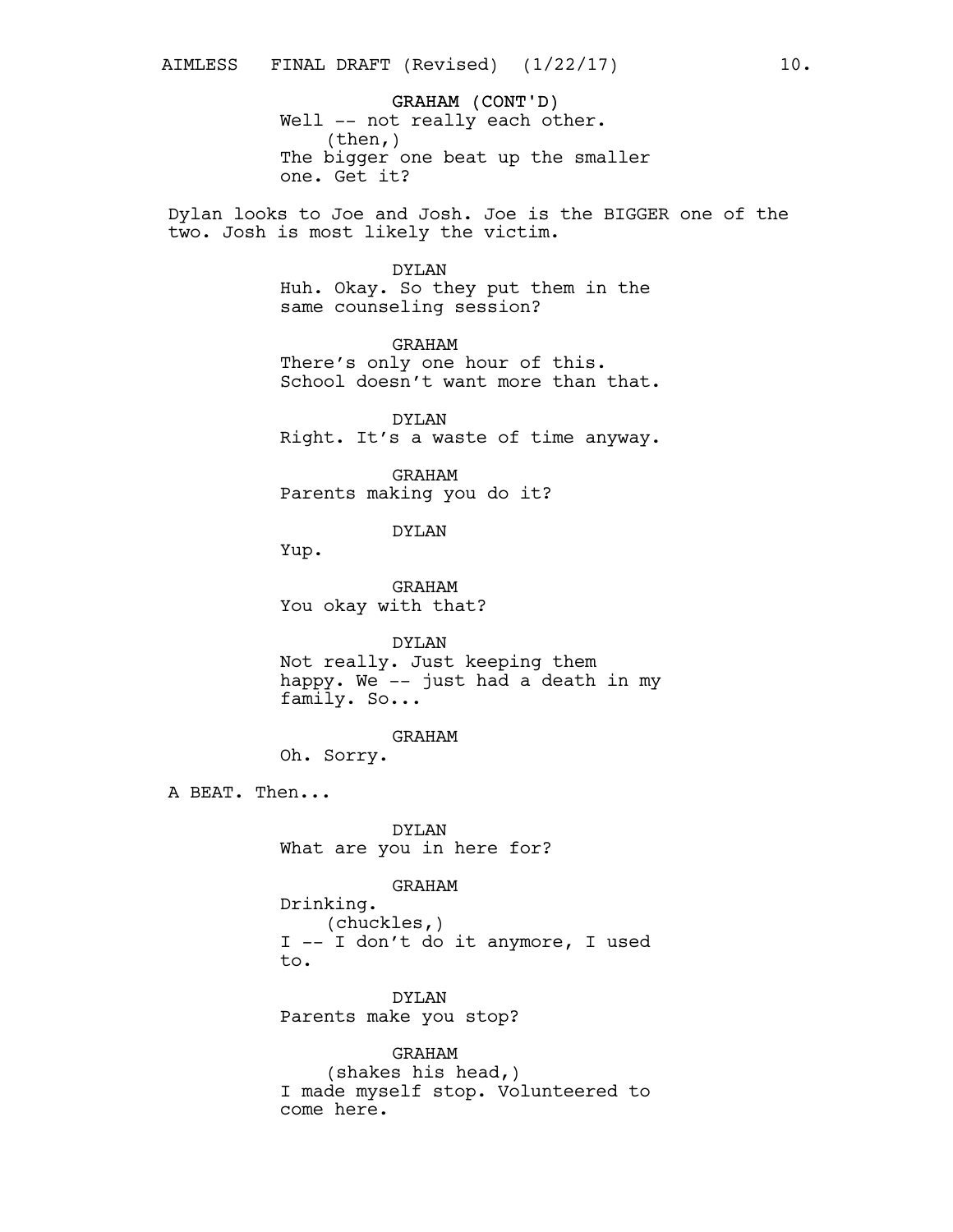GRAHAM (CONT'D)
Well -- not really each other.
(then,)
The bigger one beat up the smaller one. Get it?

Dylan looks to Joe and Josh. Joe is the BIGGER one of the two. Josh is most likely the victim.

DYLAN
Huh. Okay. So they put them in the same counseling session?

GRAHAM
There's only one hour of this. School doesn't want more than that.

DYLAN
Right. It's a waste of time anyway.

GRAHAM
Parents making you do it?

DYLAN
Yup.

GRAHAM
You okay with that?

DYLAN
Not really. Just keeping them happy. We -- just had a death in my family. So...

GRAHAM
Oh. Sorry.

A BEAT. Then...

DYLAN
What are you in here for?

GRAHAM
Drinking.
(chuckles,)
I -- I don't do it anymore, I used to.

DYLAN
Parents make you stop?

GRAHAM
(shakes his head,)
I made myself stop. Volunteered to come here.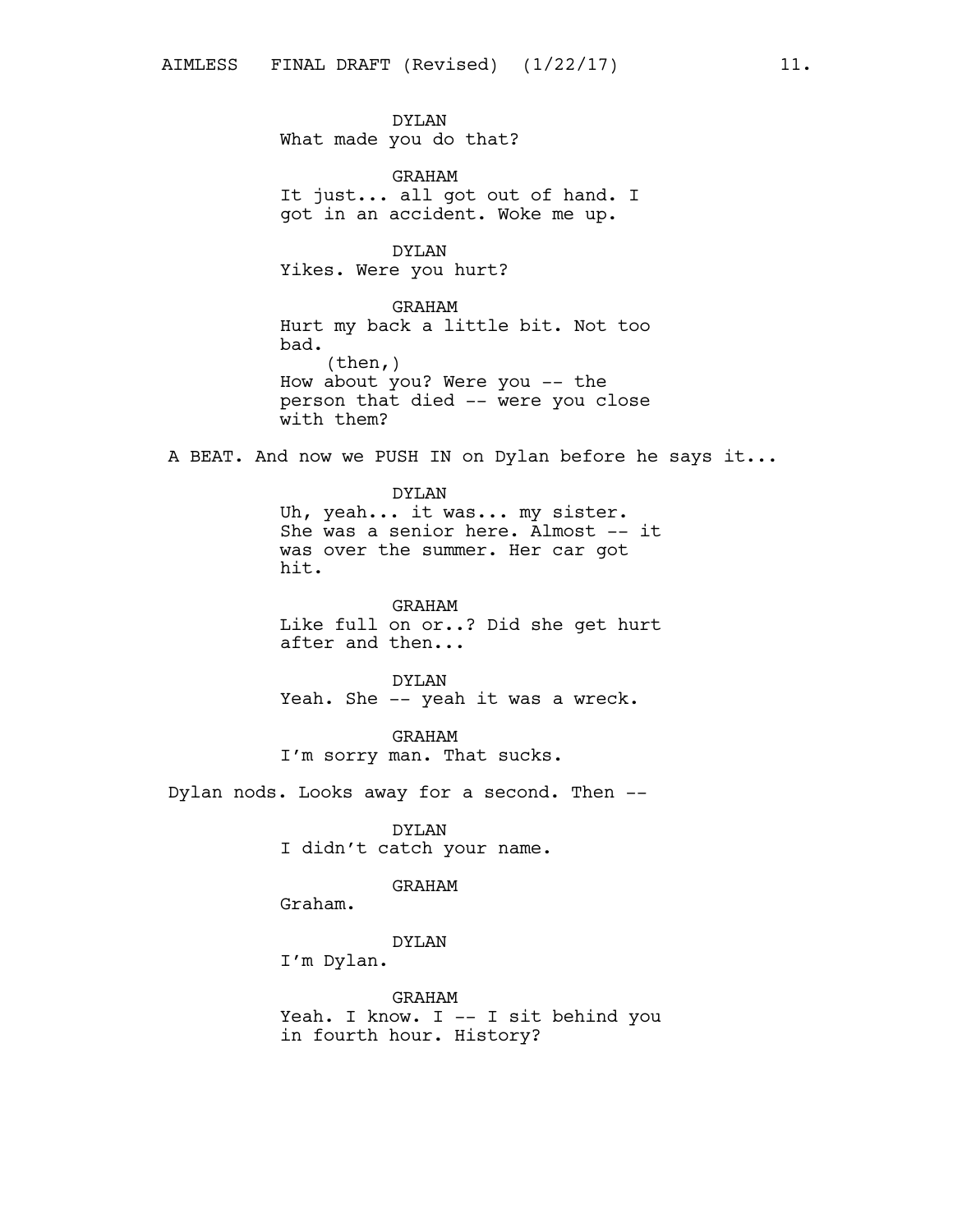DYLAN
What made you do that?

GRAHAM
It just... all got out of hand. I got in an accident. Woke me up.

DYLAN
Yikes. Were you hurt?

GRAHAM
Hurt my back a little bit. Not too bad.
(then,)
How about you? Were you -- the person that died -- were you close with them?

A BEAT. And now we PUSH IN on Dylan before he says it...

DYLAN
Uh, yeah... it was... my sister. She was a senior here. Almost -- it was over the summer. Her car got hit.

GRAHAM
Like full on or..? Did she get hurt after and then...

DYLAN
Yeah. She -- yeah it was a wreck.

GRAHAM
I'm sorry man. That sucks.

Dylan nods. Looks away for a second. Then --

DYLAN
I didn't catch your name.

GRAHAM
Graham.

DYLAN
I'm Dylan.

GRAHAM
Yeah. I know. I -- I sit behind you in fourth hour. History?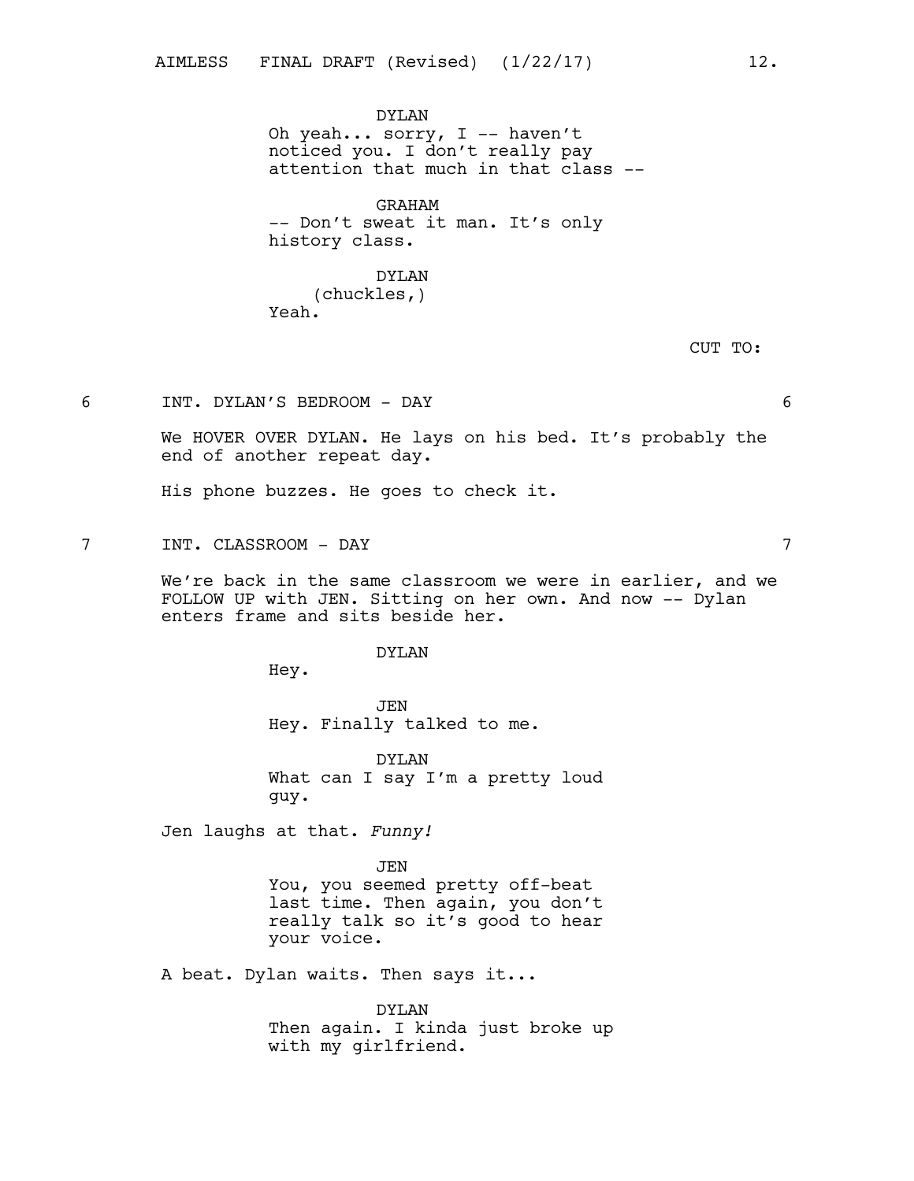DYLAN
Oh yeah... sorry, I -- haven't noticed you. I don't really pay attention that much in that class --

GRAHAM
-- Don't sweat it man. It's only history class.

DYLAN
(chuckles,)
Yeah.

CUT TO:

6 INT. DYLAN'S BEDROOM - DAY 6

We HOVER OVER DYLAN. He lays on his bed. It's probably the end of another repeat day.

His phone buzzes. He goes to check it.

7 INT. CLASSROOM - DAY 7

We're back in the same classroom we were in earlier, and we FOLLOW UP with JEN. Sitting on her own. And now -- Dylan enters frame and sits beside her.

DYLAN
Hey.

JEN
Hey. Finally talked to me.

DYLAN
What can I say I'm a pretty loud guy.

Jen laughs at that. *Funny!*

JEN
You, you seemed pretty off-beat last time. Then again, you don't really talk so it's good to hear your voice.

A beat. Dylan waits. Then says it...

DYLAN
Then again. I kinda just broke up with my girlfriend.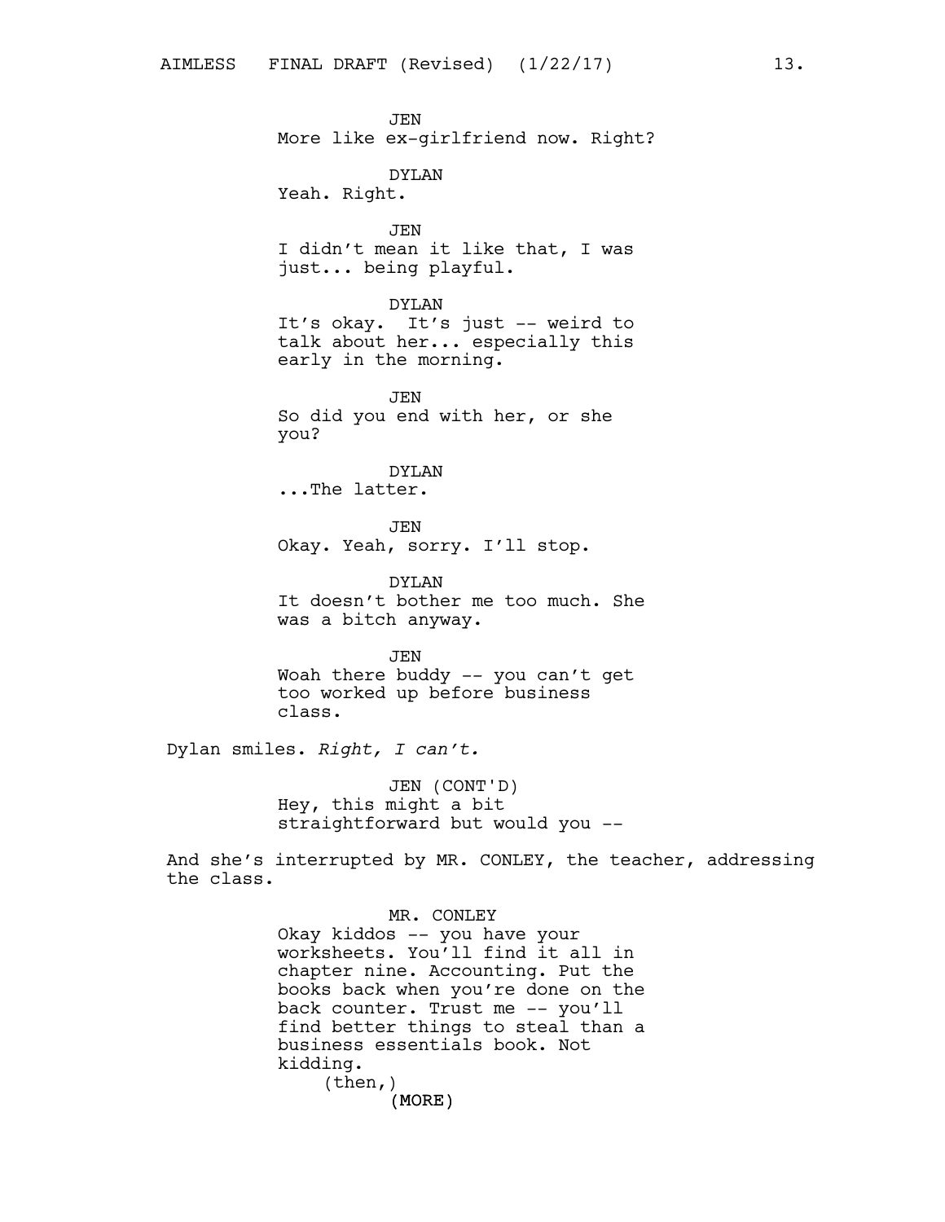JEN
More like ex-girlfriend now. Right?

DYLAN
Yeah. Right.

JEN
I didn't mean it like that, I was just... being playful.

DYLAN
It's okay.  It's just -- weird to talk about her... especially this early in the morning.

JEN
So did you end with her, or she you?

DYLAN
...The latter.

JEN
Okay. Yeah, sorry. I'll stop.

DYLAN
It doesn't bother me too much. She was a bitch anyway.

JEN
Woah there buddy -- you can't get too worked up before business class.

Dylan smiles. *Right, I can't.*

JEN (CONT'D)
Hey, this might a bit straightforward but would you --

And she's interrupted by MR. CONLEY, the teacher, addressing the class.

MR. CONLEY
Okay kiddos -- you have your worksheets. You'll find it all in chapter nine. Accounting. Put the books back when you're done on the back counter. Trust me -- you'll find better things to steal than a business essentials book. Not kidding.
(then,)
(MORE)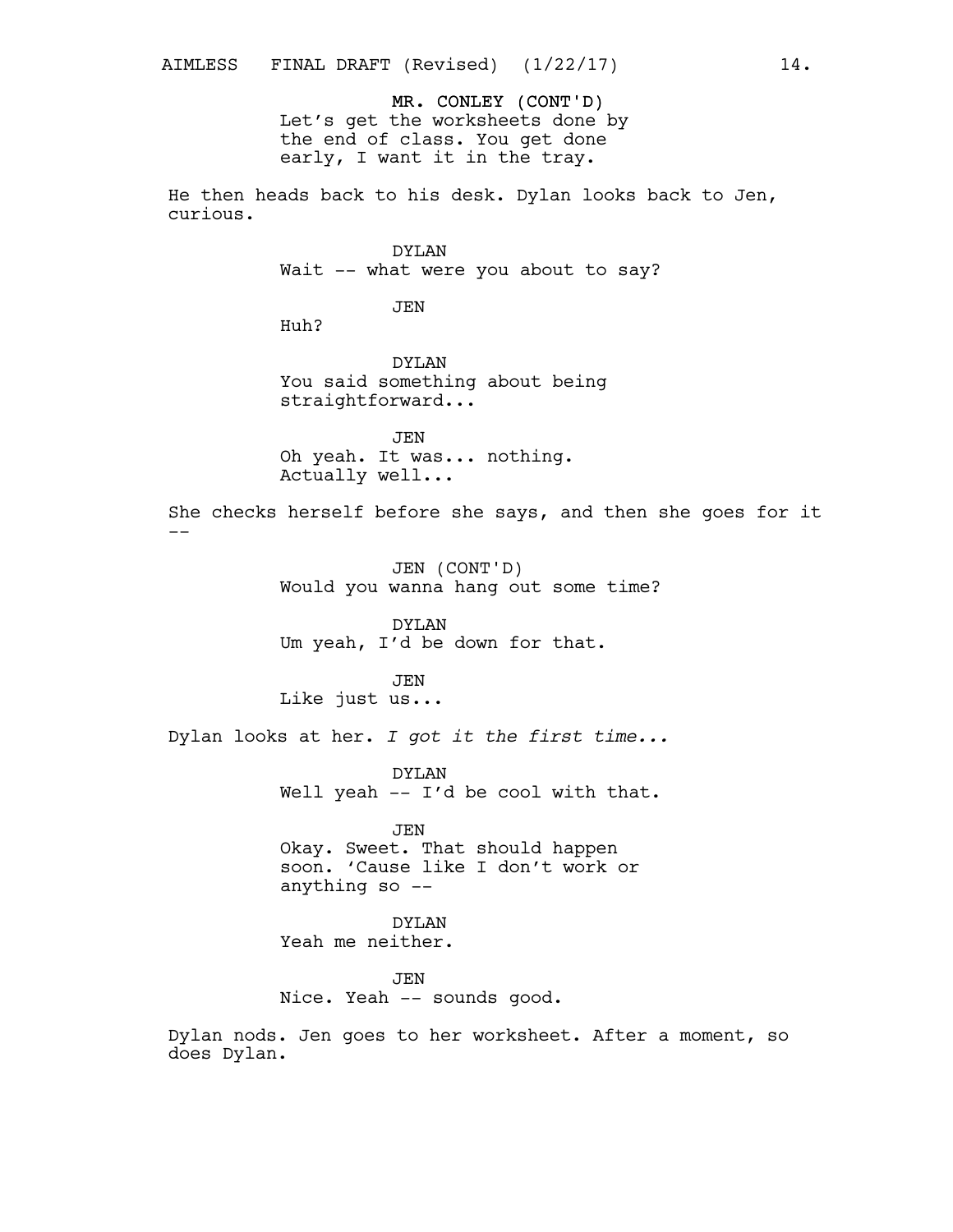MR. CONLEY (CONT'D)
Let's get the worksheets done by the end of class. You get done early, I want it in the tray.

He then heads back to his desk. Dylan looks back to Jen, curious.

DYLAN
Wait -- what were you about to say?

JEN
Huh?

DYLAN
You said something about being straightforward...

JEN
Oh yeah. It was... nothing. Actually well...

She checks herself before she says, and then she goes for it --

JEN (CONT'D)
Would you wanna hang out some time?

DYLAN
Um yeah, I'd be down for that.

JEN
Like just us...

Dylan looks at her. *I got it the first time...*

DYLAN
Well yeah -- I'd be cool with that.

JEN
Okay. Sweet. That should happen soon. 'Cause like I don't work or anything so --

DYLAN
Yeah me neither.

JEN
Nice. Yeah -- sounds good.

Dylan nods. Jen goes to her worksheet. After a moment, so does Dylan.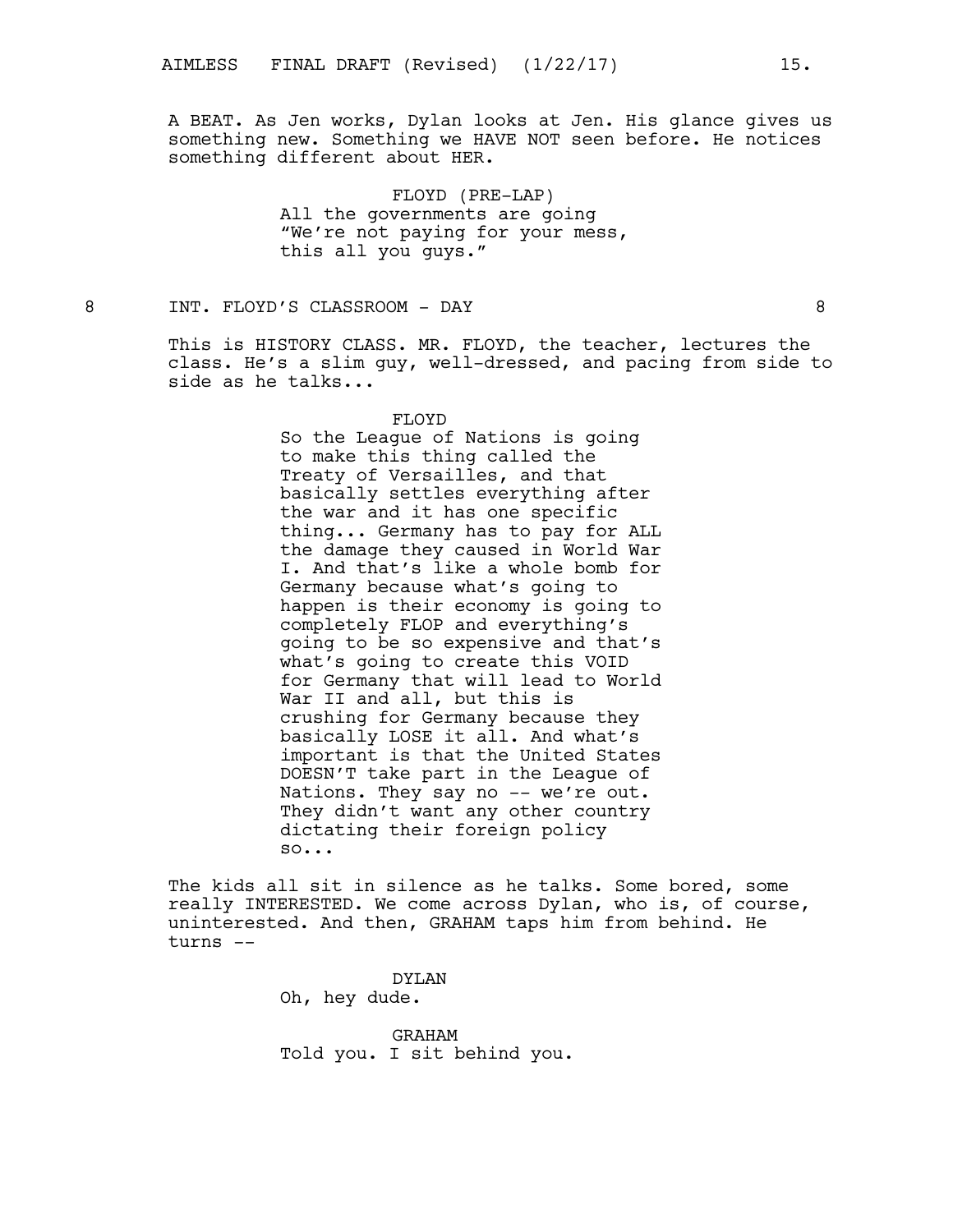A BEAT. As Jen works, Dylan looks at Jen. His glance gives us something new. Something we HAVE NOT seen before. He notices something different about HER.

FLOYD (PRE-LAP)
All the governments are going "We're not paying for your mess, this all you guys."

8 INT. FLOYD'S CLASSROOM - DAY 8

This is HISTORY CLASS. MR. FLOYD, the teacher, lectures the class. He's a slim guy, well-dressed, and pacing from side to side as he talks...

FLOYD
So the League of Nations is going to make this thing called the Treaty of Versailles, and that basically settles everything after the war and it has one specific thing... Germany has to pay for ALL the damage they caused in World War I. And that's like a whole bomb for Germany because what's going to happen is their economy is going to completely FLOP and everything's going to be so expensive and that's what's going to create this VOID for Germany that will lead to World War II and all, but this is crushing for Germany because they basically LOSE it all. And what's important is that the United States DOESN'T take part in the League of Nations. They say no -- we're out. They didn't want any other country dictating their foreign policy so...

The kids all sit in silence as he talks. Some bored, some really INTERESTED. We come across Dylan, who is, of course, uninterested. And then, GRAHAM taps him from behind. He turns --

DYLAN
Oh, hey dude.

GRAHAM
Told you. I sit behind you.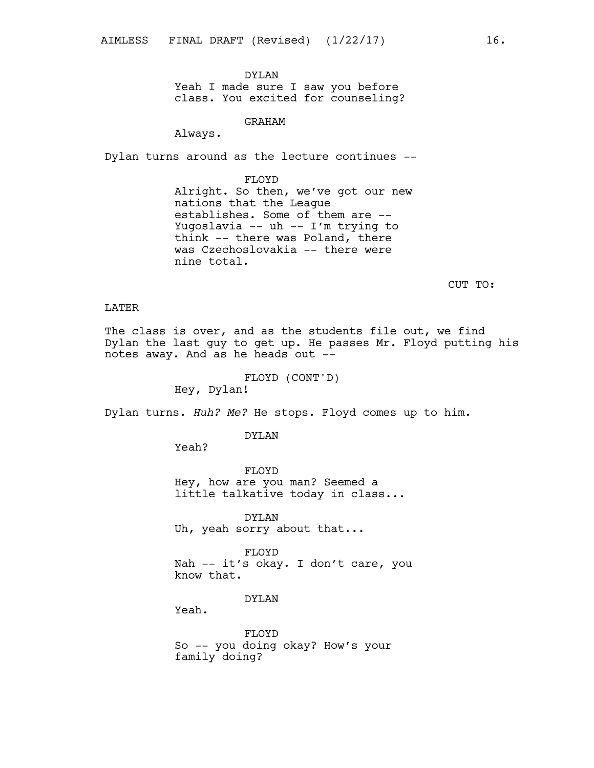DYLAN
Yeah I made sure I saw you before class. You excited for counseling?

GRAHAM
Always.

Dylan turns around as the lecture continues --

FLOYD
Alright. So then, we've got our new nations that the League establishes. Some of them are -- Yugoslavia -- uh -- I'm trying to think -- there was Poland, there was Czechoslovakia -- there were nine total.

CUT TO:

LATER

The class is over, and as the students file out, we find Dylan the last guy to get up. He passes Mr. Floyd putting his notes away. And as he heads out --

FLOYD (CONT'D)
Hey, Dylan!

Dylan turns. *Huh? Me?* He stops. Floyd comes up to him.

DYLAN
Yeah?

FLOYD
Hey, how are you man? Seemed a little talkative today in class...

DYLAN
Uh, yeah sorry about that...

FLOYD
Nah -- it's okay. I don't care, you know that.

DYLAN
Yeah.

FLOYD
So -- you doing okay? How's your family doing?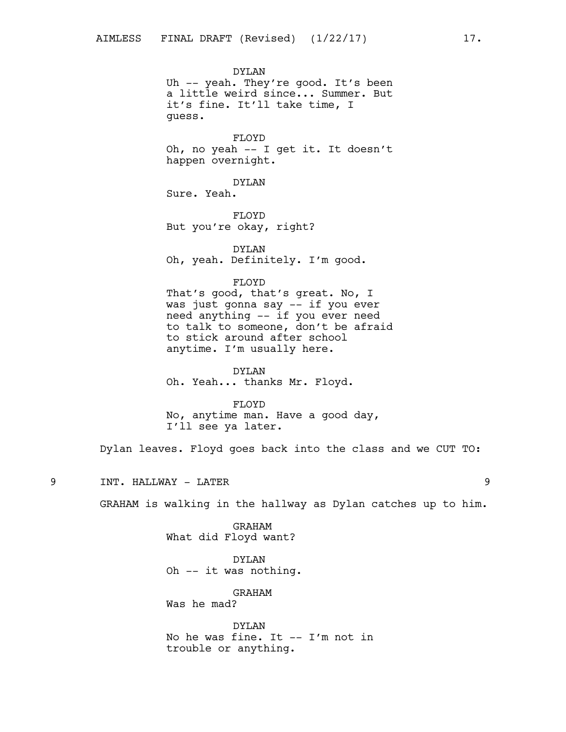DYLAN
Uh -- yeah. They're good. It's been a little weird since... Summer. But it's fine. It'll take time, I guess.

FLOYD
Oh, no yeah -- I get it. It doesn't happen overnight.

DYLAN
Sure. Yeah.

FLOYD
But you're okay, right?

DYLAN
Oh, yeah. Definitely. I'm good.

FLOYD
That's good, that's great. No, I was just gonna say -- if you ever need anything -- if you ever need to talk to someone, don't be afraid to stick around after school anytime. I'm usually here.

DYLAN
Oh. Yeah... thanks Mr. Floyd.

FLOYD
No, anytime man. Have a good day, I'll see ya later.

Dylan leaves. Floyd goes back into the class and we CUT TO:

9 INT. HALLWAY - LATER 9

GRAHAM is walking in the hallway as Dylan catches up to him.

GRAHAM
What did Floyd want?

DYLAN
Oh -- it was nothing.

GRAHAM
Was he mad?

DYLAN
No he was fine. It -- I'm not in trouble or anything.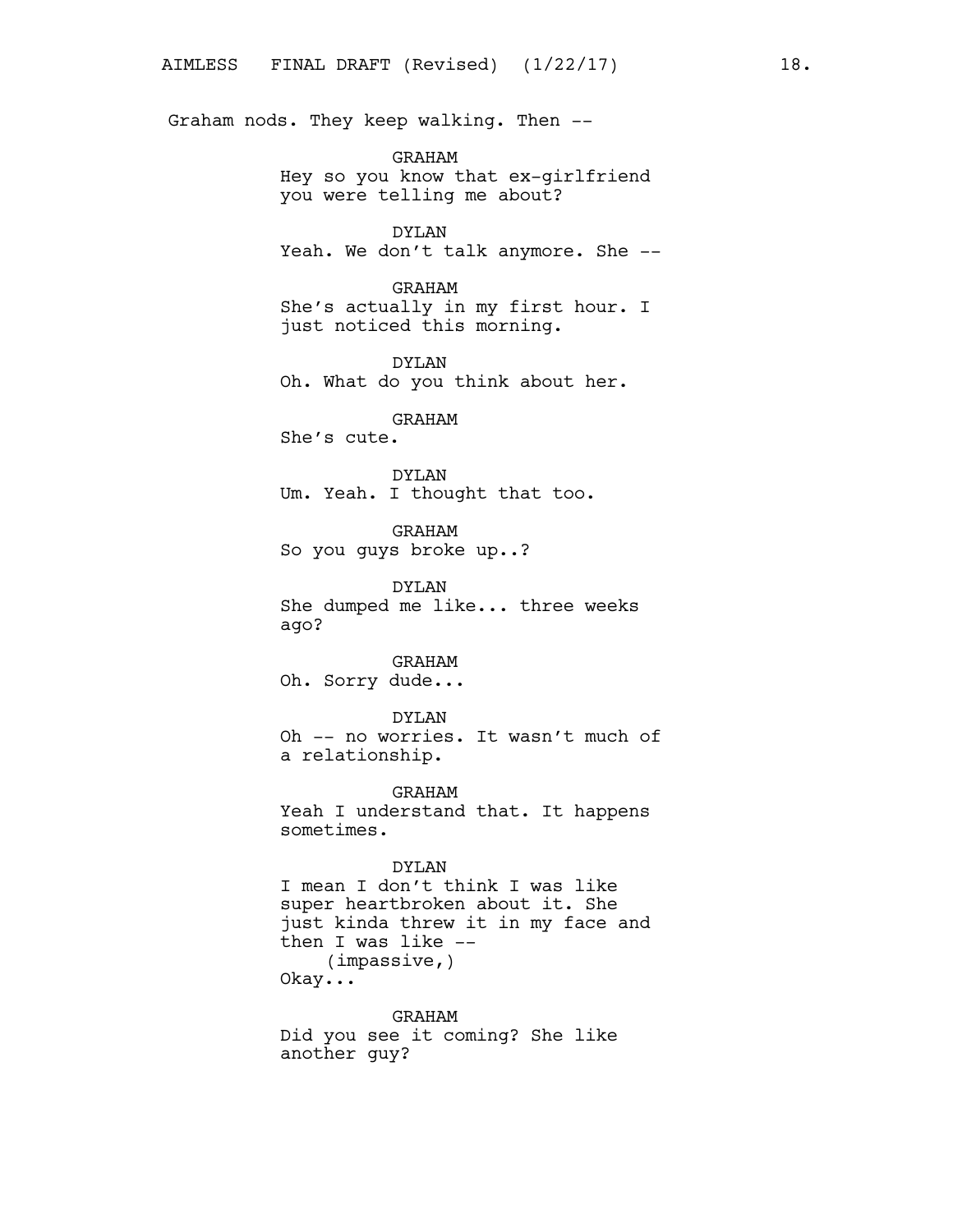Graham nods. They keep walking. Then --

GRAHAM
Hey so you know that ex-girlfriend you were telling me about?

DYLAN
Yeah. We don't talk anymore. She --

GRAHAM
She's actually in my first hour. I just noticed this morning.

DYLAN
Oh. What do you think about her.

GRAHAM
She's cute.

DYLAN
Um. Yeah. I thought that too.

GRAHAM
So you guys broke up..?

DYLAN
She dumped me like... three weeks ago?

GRAHAM
Oh. Sorry dude...

DYLAN
Oh -- no worries. It wasn't much of a relationship.

GRAHAM
Yeah I understand that. It happens sometimes.

DYLAN
I mean I don't think I was like super heartbroken about it. She just kinda threw it in my face and then I was like --
(impassive,)
Okay...

GRAHAM
Did you see it coming? She like another guy?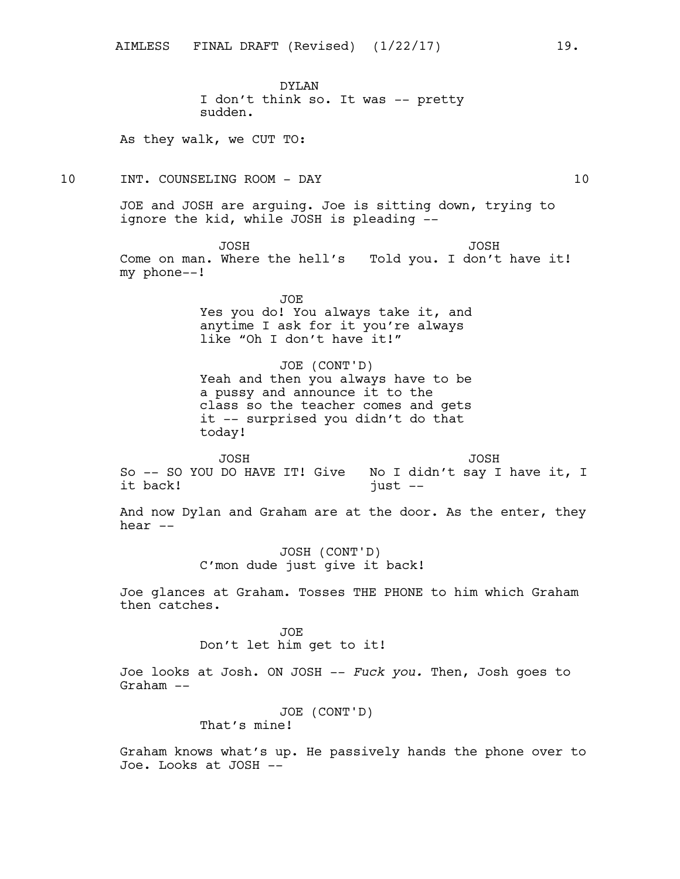DYLAN
I don't think so. It was -- pretty sudden.

As they walk, we CUT TO:

10 INT. COUNSELING ROOM - DAY 10

JOE and JOSH are arguing. Joe is sitting down, trying to ignore the kid, while JOSH is pleading --

JOSH
Come on man. Where the hell's my phone--!

JOSH
Told you. I don't have it!

JOE
Yes you do! You always take it, and anytime I ask for it you're always like "Oh I don't have it!"

JOE (CONT'D)
Yeah and then you always have to be a pussy and announce it to the class so the teacher comes and gets it -- surprised you didn't do that today!

JOSH
So -- SO YOU DO HAVE IT! Give it back!

JOSH
No I didn't say I have it, I just --

And now Dylan and Graham are at the door. As the enter, they hear --

JOSH (CONT'D)
C'mon dude just give it back!

Joe glances at Graham. Tosses THE PHONE to him which Graham then catches.

JOE
Don't let him get to it!

Joe looks at Josh. ON JOSH -- *Fuck you.* Then, Josh goes to Graham --

JOE (CONT'D)
That's mine!

Graham knows what's up. He passively hands the phone over to Joe. Looks at JOSH --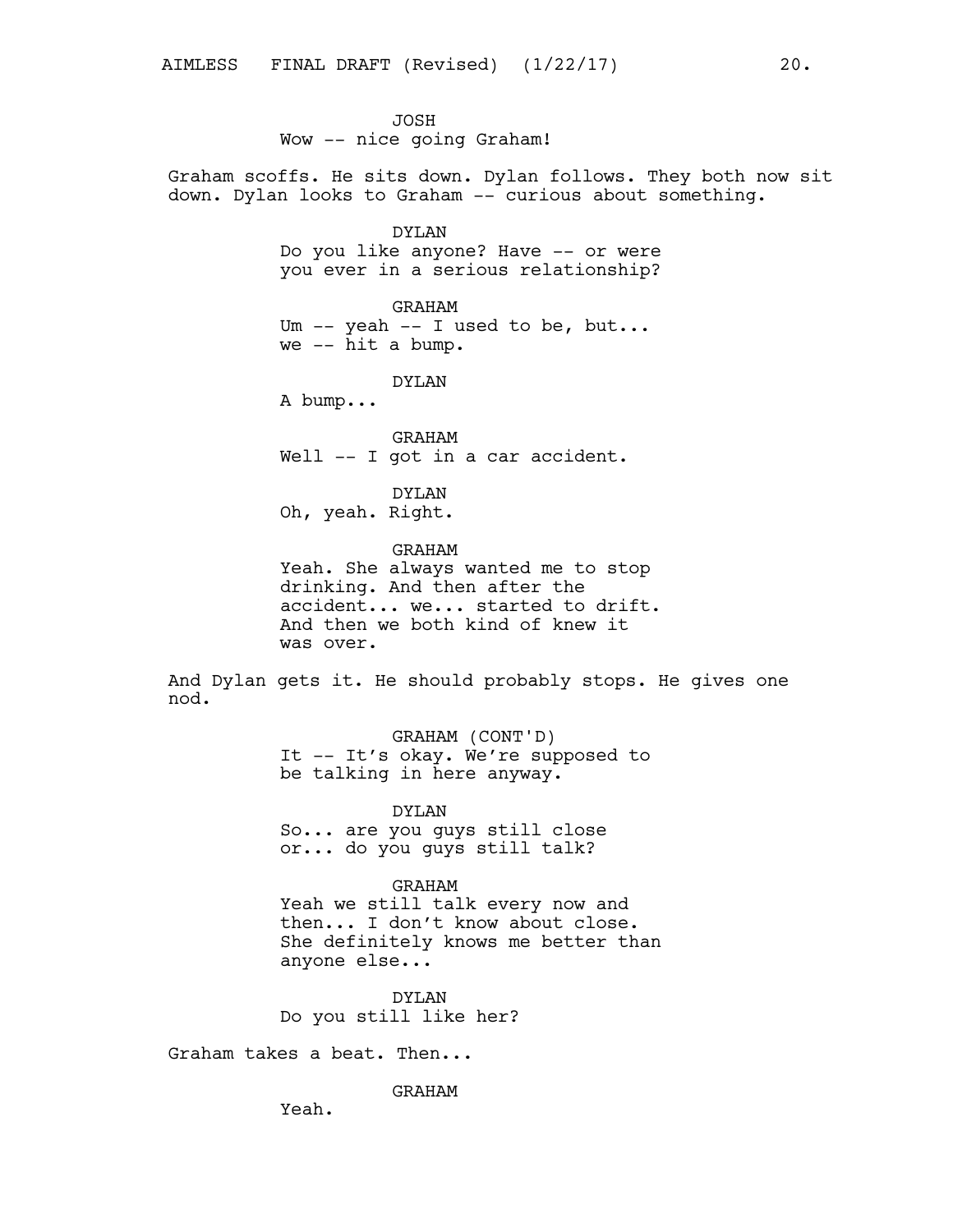JOSH
Wow -- nice going Graham!

Graham scoffs. He sits down. Dylan follows. They both now sit down. Dylan looks to Graham -- curious about something.

DYLAN
Do you like anyone? Have -- or were you ever in a serious relationship?

GRAHAM
Um -- yeah -- I used to be, but... we -- hit a bump.

DYLAN
A bump...

GRAHAM
Well -- I got in a car accident.

DYLAN
Oh, yeah. Right.

GRAHAM
Yeah. She always wanted me to stop drinking. And then after the accident... we... started to drift. And then we both kind of knew it was over.

And Dylan gets it. He should probably stops. He gives one nod.

GRAHAM (CONT'D)
It -- It's okay. We're supposed to be talking in here anyway.

DYLAN
So... are you guys still close or... do you guys still talk?

GRAHAM
Yeah we still talk every now and then... I don't know about close. She definitely knows me better than anyone else...

DYLAN
Do you still like her?

Graham takes a beat. Then...

GRAHAM
Yeah.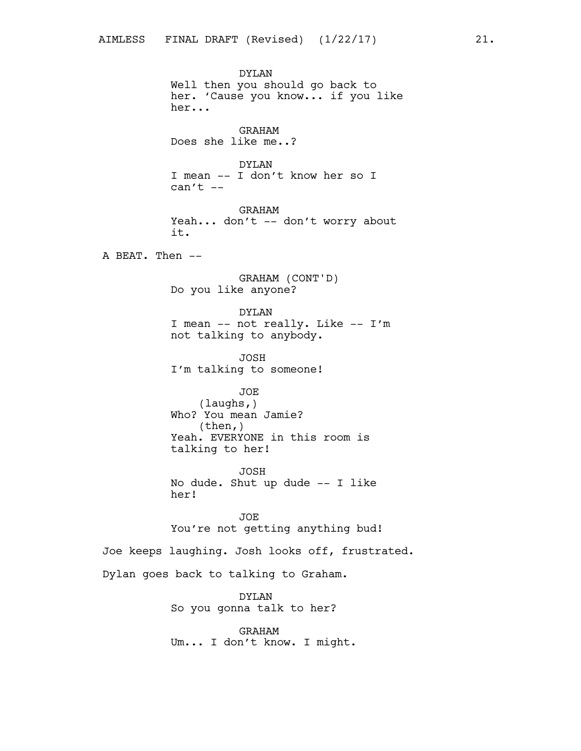DYLAN
Well then you should go back to her. 'Cause you know... if you like her...

GRAHAM
Does she like me..?

DYLAN
I mean -- I don't know her so I can't --

GRAHAM
Yeah... don't -- don't worry about it.

A BEAT. Then --

GRAHAM (CONT'D)
Do you like anyone?

DYLAN
I mean -- not really. Like -- I'm not talking to anybody.

JOSH
I'm talking to someone!

JOE
(laughs,)
Who? You mean Jamie?
(then,)
Yeah. EVERYONE in this room is talking to her!

JOSH
No dude. Shut up dude -- I like her!

JOE
You're not getting anything bud!

Joe keeps laughing. Josh looks off, frustrated.

Dylan goes back to talking to Graham.

DYLAN
So you gonna talk to her?

GRAHAM
Um... I don't know. I might.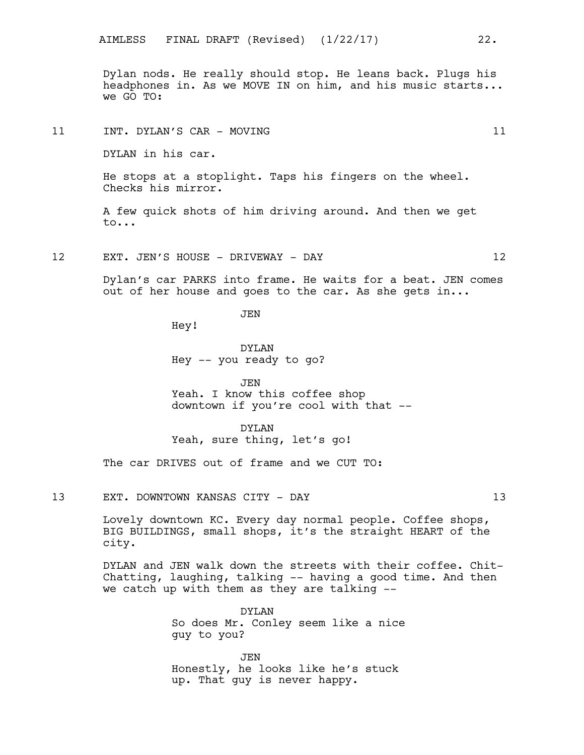Dylan nods. He really should stop. He leans back. Plugs his headphones in. As we MOVE IN on him, and his music starts... we GO TO:

11 INT. DYLAN'S CAR - MOVING 11

DYLAN in his car.

He stops at a stoplight. Taps his fingers on the wheel. Checks his mirror.

A few quick shots of him driving around. And then we get to...

12 EXT. JEN'S HOUSE - DRIVEWAY - DAY 12

Dylan's car PARKS into frame. He waits for a beat. JEN comes out of her house and goes to the car. As she gets in...

JEN
Hey!

DYLAN
Hey -- you ready to go?

JEN
Yeah. I know this coffee shop downtown if you're cool with that --

DYLAN
Yeah, sure thing, let's go!

The car DRIVES out of frame and we CUT TO:

13 EXT. DOWNTOWN KANSAS CITY - DAY 13

Lovely downtown KC. Every day normal people. Coffee shops, BIG BUILDINGS, small shops, it's the straight HEART of the city.

DYLAN and JEN walk down the streets with their coffee. Chit-Chatting, laughing, talking -- having a good time. And then we catch up with them as they are talking --

DYLAN
So does Mr. Conley seem like a nice guy to you?

JEN
Honestly, he looks like he's stuck up. That guy is never happy.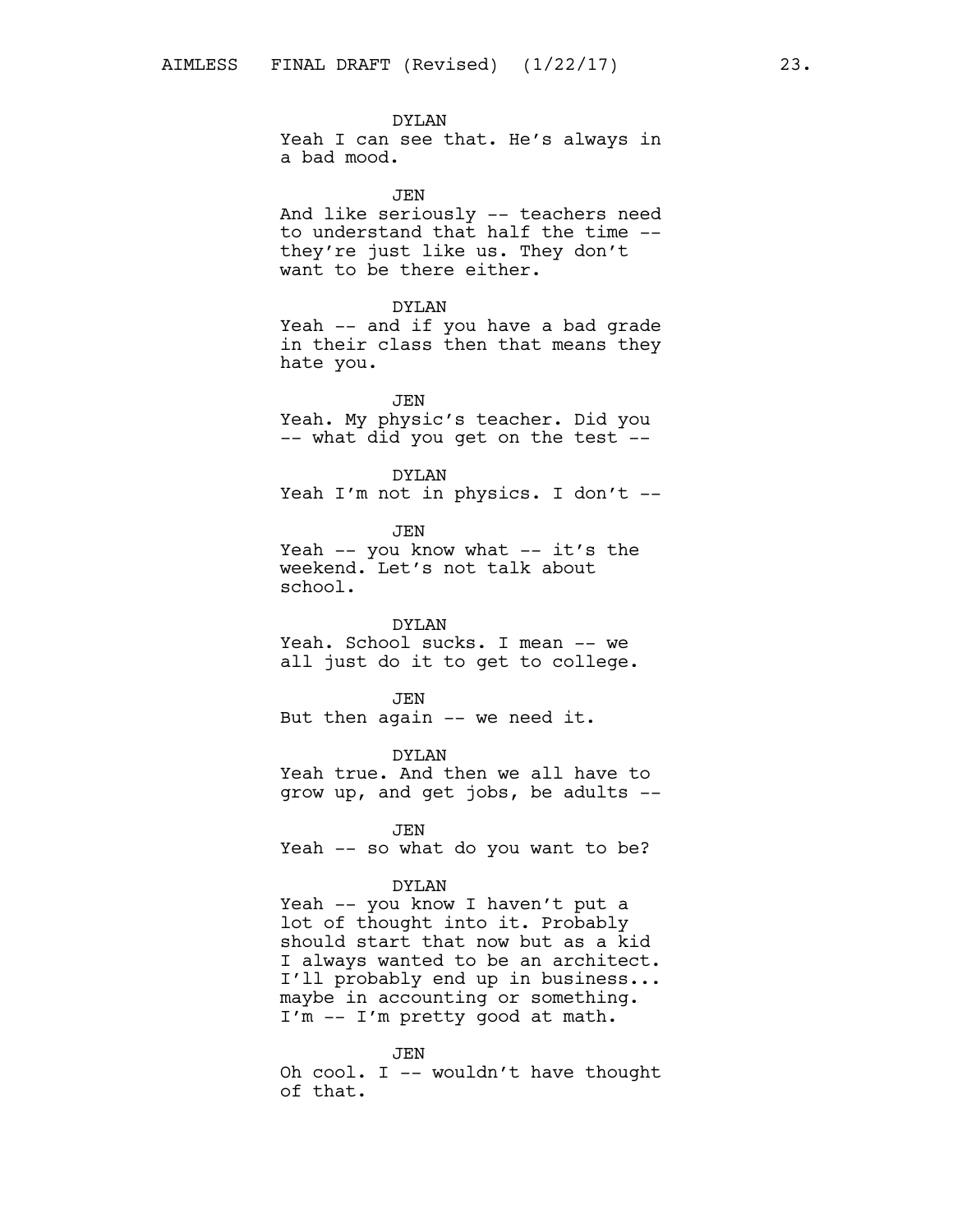DYLAN
Yeah I can see that. He's always in a bad mood.

JEN
And like seriously -- teachers need to understand that half the time -- they're just like us. They don't want to be there either.

DYLAN
Yeah -- and if you have a bad grade in their class then that means they hate you.

JEN
Yeah. My physic's teacher. Did you -- what did you get on the test --

DYLAN
Yeah I'm not in physics. I don't --

JEN
Yeah -- you know what -- it's the weekend. Let's not talk about school.

DYLAN
Yeah. School sucks. I mean -- we all just do it to get to college.

JEN
But then again -- we need it.

DYLAN
Yeah true. And then we all have to grow up, and get jobs, be adults --

JEN
Yeah -- so what do you want to be?

DYLAN
Yeah -- you know I haven't put a lot of thought into it. Probably should start that now but as a kid I always wanted to be an architect. I'll probably end up in business... maybe in accounting or something. I'm -- I'm pretty good at math.

JEN
Oh cool. I -- wouldn't have thought of that.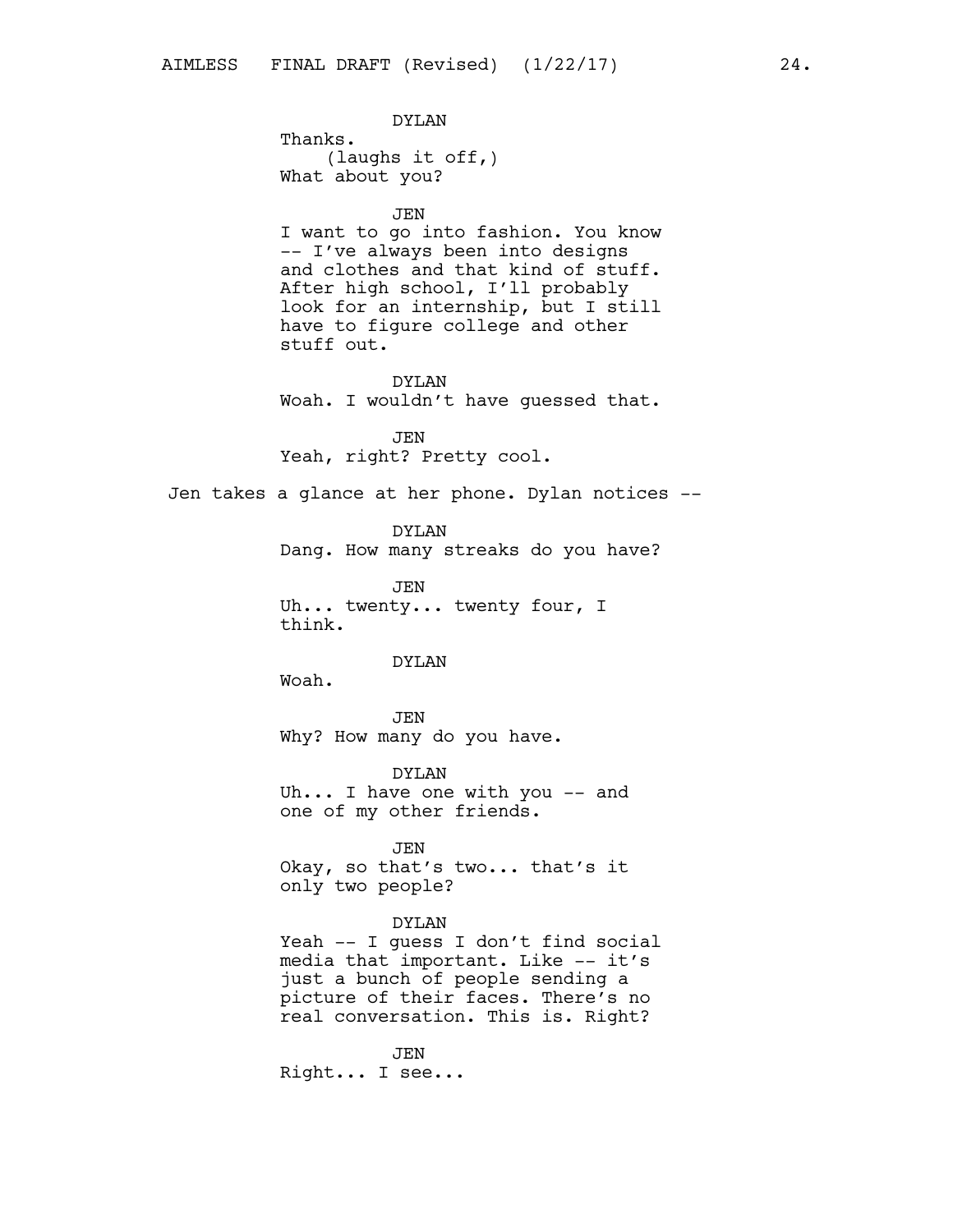DYLAN

Thanks.

(laughs it off,)

What about you?

JEN

I want to go into fashion. You know -- I've always been into designs and clothes and that kind of stuff. After high school, I'll probably look for an internship, but I still have to figure college and other stuff out.

DYLAN

Woah. I wouldn't have guessed that.

JEN

Yeah, right? Pretty cool.

Jen takes a glance at her phone. Dylan notices --

DYLAN

Dang. How many streaks do you have?

JEN

Uh... twenty... twenty four, I think.

DYLAN

Woah.

JEN

Why? How many do you have.

DYLAN

Uh... I have one with you -- and one of my other friends.

JEN

Okay, so that's two... that's it only two people?

DYLAN

Yeah -- I guess I don't find social media that important. Like -- it's just a bunch of people sending a picture of their faces. There's no real conversation. This is. Right?

JEN

Right... I see...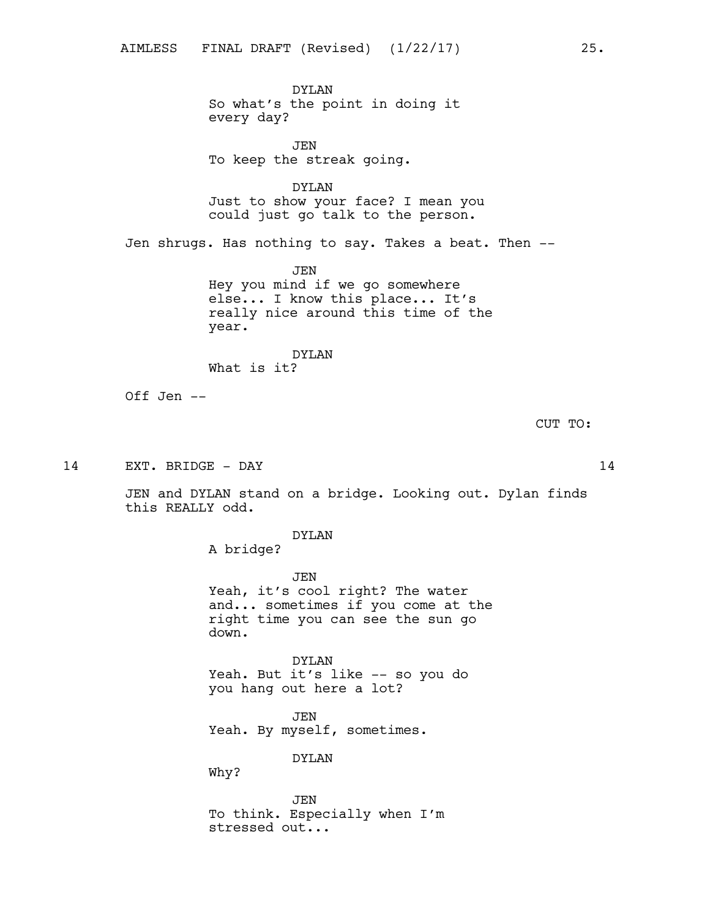DYLAN
So what's the point in doing it every day?

JEN
To keep the streak going.

DYLAN
Just to show your face? I mean you could just go talk to the person.

Jen shrugs. Has nothing to say. Takes a beat. Then --

JEN
Hey you mind if we go somewhere else... I know this place... It's really nice around this time of the year.

DYLAN
What is it?

Off Jen --

CUT TO:

14 EXT. BRIDGE - DAY 14

JEN and DYLAN stand on a bridge. Looking out. Dylan finds this REALLY odd.

DYLAN
A bridge?

JEN
Yeah, it's cool right? The water and... sometimes if you come at the right time you can see the sun go down.

DYLAN
Yeah. But it's like -- so you do you hang out here a lot?

JEN
Yeah. By myself, sometimes.

DYLAN
Why?

JEN
To think. Especially when I'm stressed out...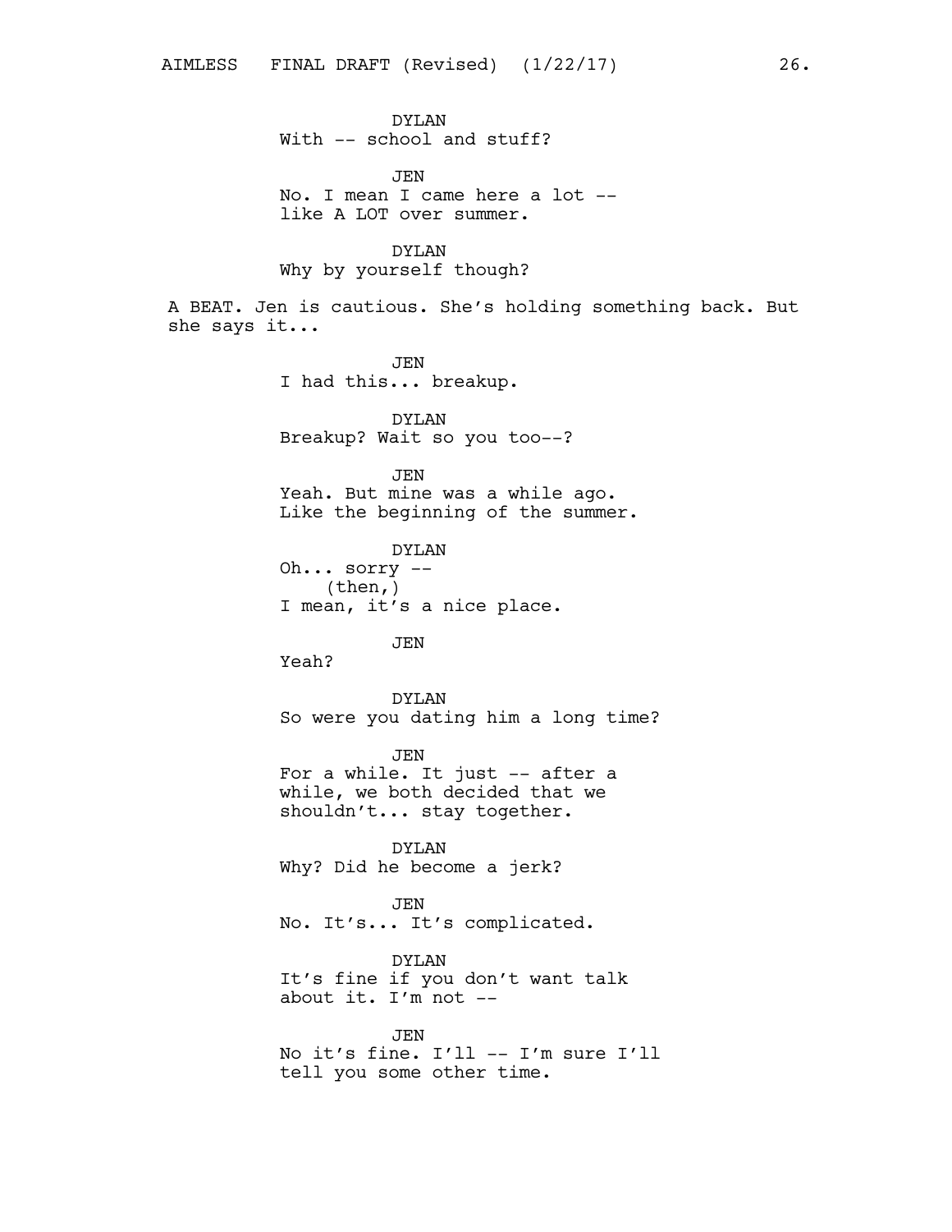DYLAN
With -- school and stuff?

JEN
No. I mean I came here a lot --
like A LOT over summer.

DYLAN
Why by yourself though?

A BEAT. Jen is cautious. She's holding something back. But she says it...

JEN
I had this... breakup.

DYLAN
Breakup? Wait so you too--?

JEN
Yeah. But mine was a while ago.
Like the beginning of the summer.

DYLAN
Oh... sorry --
(then,)
I mean, it's a nice place.

JEN
Yeah?

DYLAN
So were you dating him a long time?

JEN
For a while. It just -- after a
while, we both decided that we
shouldn't... stay together.

DYLAN
Why? Did he become a jerk?

JEN
No. It's... It's complicated.

DYLAN
It's fine if you don't want talk
about it. I'm not --

JEN
No it's fine. I'll -- I'm sure I'll
tell you some other time.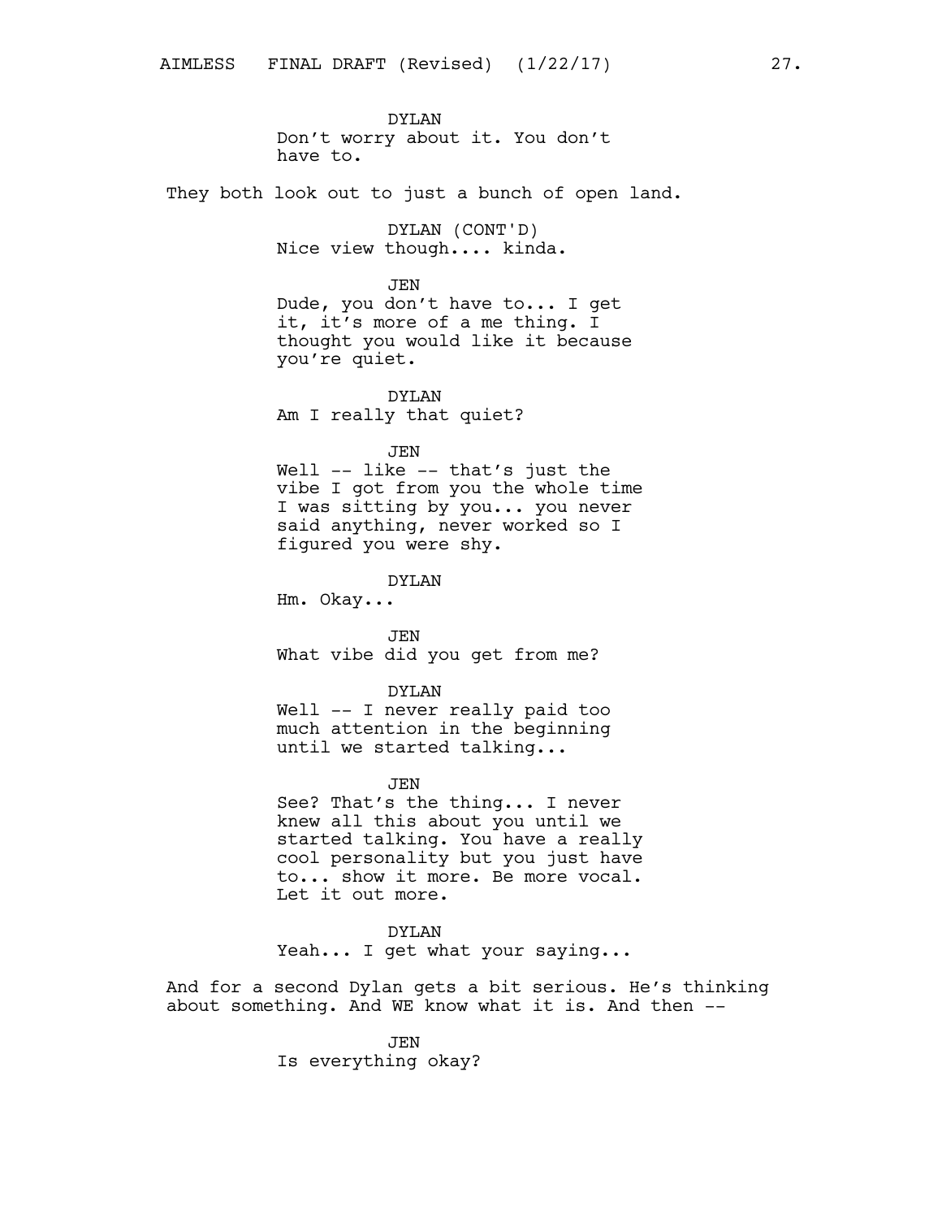DYLAN
Don't worry about it. You don't have to.

They both look out to just a bunch of open land.

DYLAN (CONT'D)
Nice view though.... kinda.

JEN
Dude, you don't have to... I get it, it's more of a me thing. I thought you would like it because you're quiet.

DYLAN
Am I really that quiet?

JEN
Well -- like -- that's just the vibe I got from you the whole time I was sitting by you... you never said anything, never worked so I figured you were shy.

DYLAN
Hm. Okay...

JEN
What vibe did you get from me?

DYLAN
Well -- I never really paid too much attention in the beginning until we started talking...

JEN
See? That's the thing... I never knew all this about you until we started talking. You have a really cool personality but you just have to... show it more. Be more vocal. Let it out more.

DYLAN
Yeah... I get what your saying...

And for a second Dylan gets a bit serious. He's thinking about something. And WE know what it is. And then --

JEN
Is everything okay?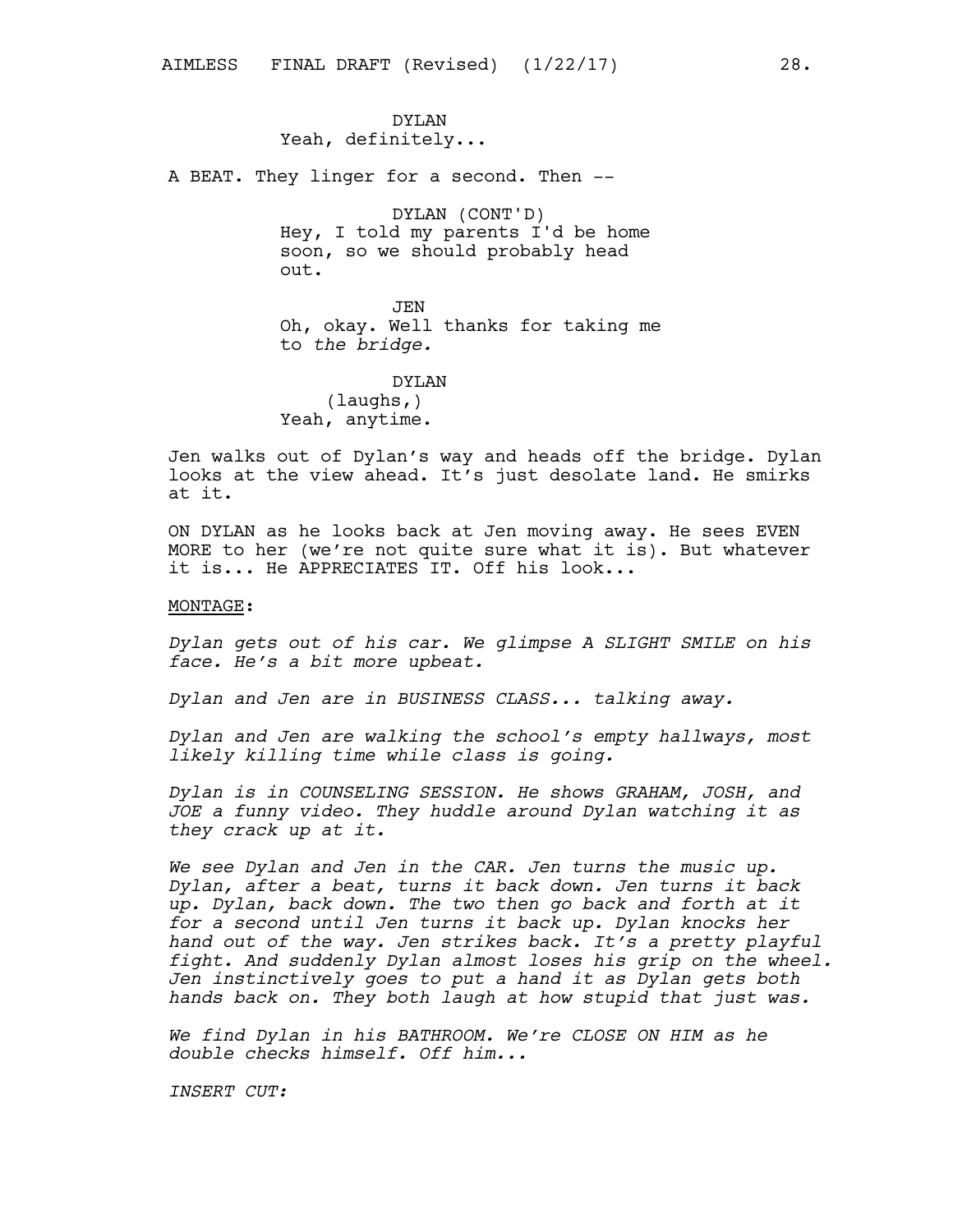DYLAN
Yeah, definitely...

A BEAT. They linger for a second. Then --

DYLAN (CONT'D)
Hey, I told my parents I'd be home soon, so we should probably head out.

JEN
Oh, okay. Well thanks for taking me to *the bridge.*

DYLAN
(laughs,)
Yeah, anytime.

Jen walks out of Dylan's way and heads off the bridge. Dylan looks at the view ahead. It's just desolate land. He smirks at it.

ON DYLAN as he looks back at Jen moving away. He sees EVEN MORE to her (we're not quite sure what it is). But whatever it is... He APPRECIATES IT. Off his look...

MONTAGE:

*Dylan gets out of his car. We glimpse A SLIGHT SMILE on his face. He's a bit more upbeat.*

*Dylan and Jen are in BUSINESS CLASS... talking away.*

*Dylan and Jen are walking the school's empty hallways, most likely killing time while class is going.*

*Dylan is in COUNSELING SESSION. He shows GRAHAM, JOSH, and JOE a funny video. They huddle around Dylan watching it as they crack up at it.*

*We see Dylan and Jen in the CAR. Jen turns the music up. Dylan, after a beat, turns it back down. Jen turns it back up. Dylan, back down. The two then go back and forth at it for a second until Jen turns it back up. Dylan knocks her hand out of the way. Jen strikes back. It's a pretty playful fight. And suddenly Dylan almost loses his grip on the wheel. Jen instinctively goes to put a hand it as Dylan gets both hands back on. They both laugh at how stupid that just was.*

*We find Dylan in his BATHROOM. We're CLOSE ON HIM as he double checks himself. Off him...*

*INSERT CUT:*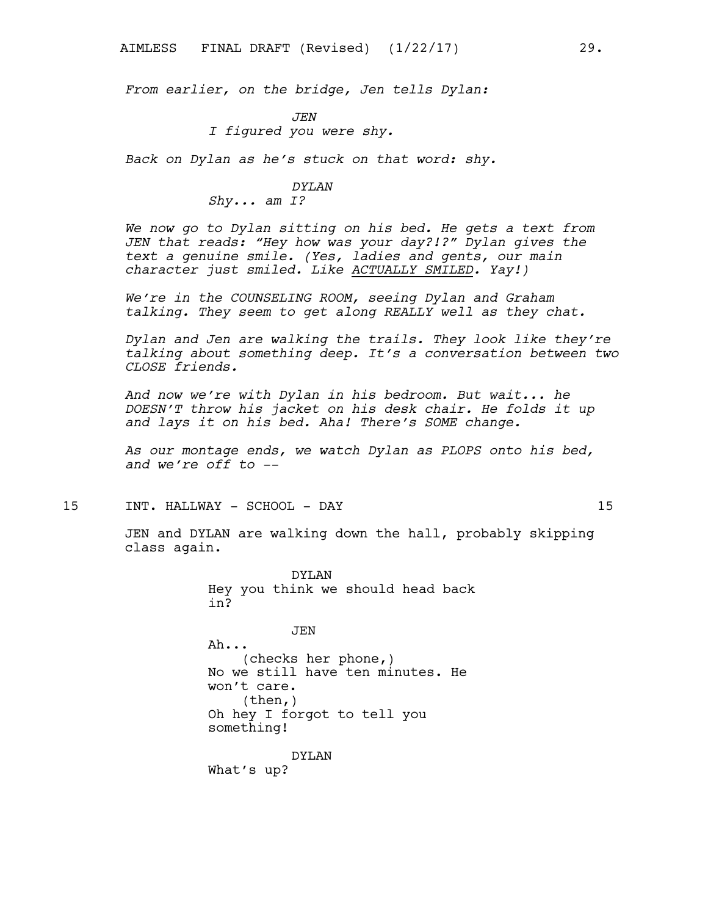*From earlier, on the bridge, Jen tells Dylan:*

*JEN*
*I figured you were shy.*

*Back on Dylan as he's stuck on that word: shy.*

*DYLAN*
*Shy... am I?*

*We now go to Dylan sitting on his bed. He gets a text from JEN that reads: "Hey how was your day?!?" Dylan gives the text a genuine smile. (Yes, ladies and gents, our main character just smiled. Like ACTUALLY SMILED. Yay!)*

*We're in the COUNSELING ROOM, seeing Dylan and Graham talking. They seem to get along REALLY well as they chat.*

*Dylan and Jen are walking the trails. They look like they're talking about something deep. It's a conversation between two CLOSE friends.*

*And now we're with Dylan in his bedroom. But wait... he DOESN'T throw his jacket on his desk chair. He folds it up and lays it on his bed. Aha! There's SOME change.*

*As our montage ends, we watch Dylan as PLOPS onto his bed, and we're off to --*

15 INT. HALLWAY - SCHOOL - DAY 15

JEN and DYLAN are walking down the hall, probably skipping class again.

DYLAN
Hey you think we should head back in?

JEN
Ah...
(checks her phone,)
No we still have ten minutes. He won't care.
(then,)
Oh hey I forgot to tell you something!

DYLAN
What's up?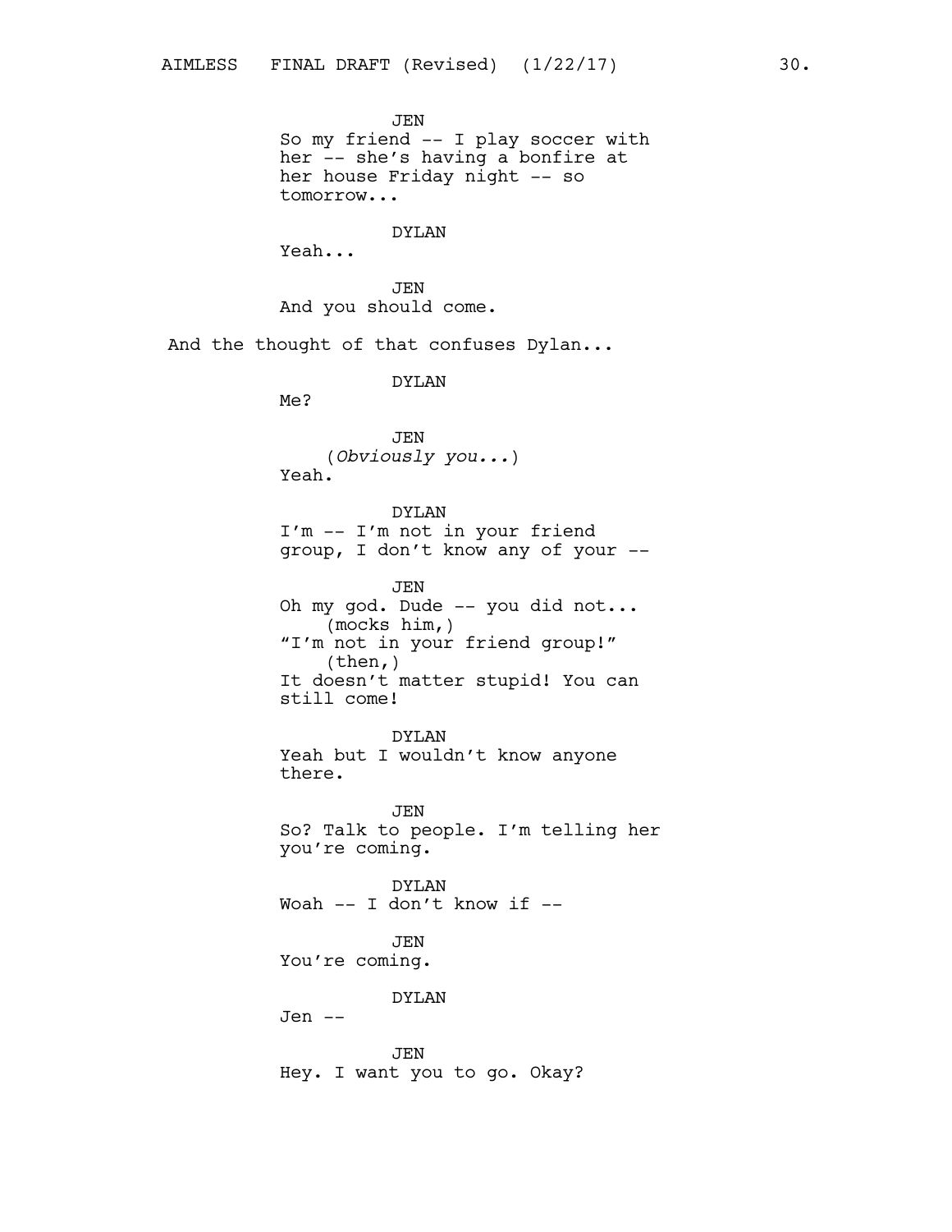JEN
So my friend -- I play soccer with her -- she's having a bonfire at her house Friday night -- so tomorrow...

DYLAN
Yeah...

JEN
And you should come.

And the thought of that confuses Dylan...

DYLAN
Me?

JEN
(*Obviously you...*)
Yeah.

DYLAN
I'm -- I'm not in your friend group, I don't know any of your --

JEN
Oh my god. Dude -- you did not...
(mocks him,)
"I'm not in your friend group!"
(then,)
It doesn't matter stupid! You can still come!

DYLAN
Yeah but I wouldn't know anyone there.

JEN
So? Talk to people. I'm telling her you're coming.

DYLAN
Woah -- I don't know if --

JEN
You're coming.

DYLAN
Jen --

JEN
Hey. I want you to go. Okay?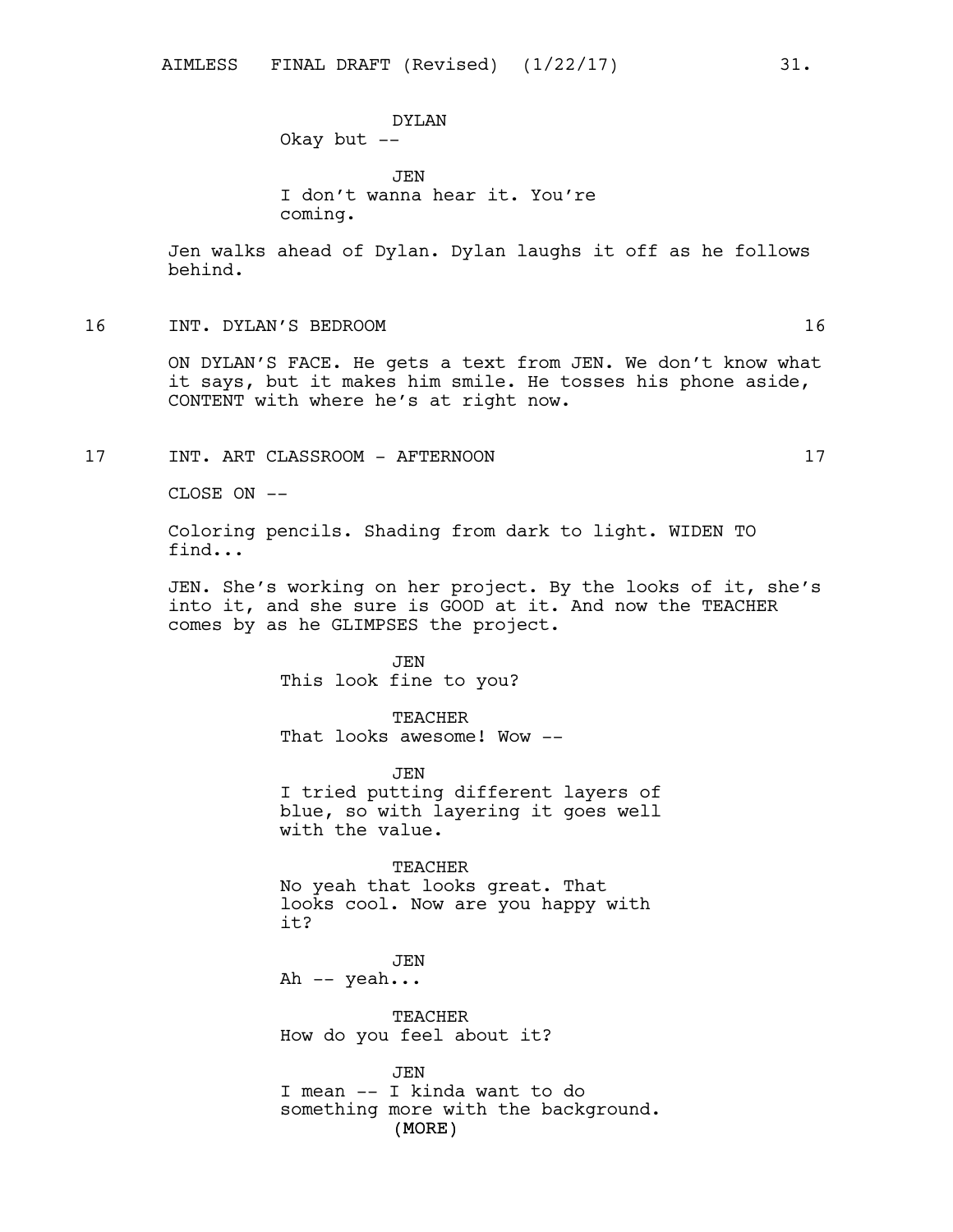DYLAN
Okay but --

JEN
I don't wanna hear it. You're coming.

Jen walks ahead of Dylan. Dylan laughs it off as he follows behind.

16 INT. DYLAN'S BEDROOM 16

ON DYLAN'S FACE. He gets a text from JEN. We don't know what it says, but it makes him smile. He tosses his phone aside, CONTENT with where he's at right now.

17 INT. ART CLASSROOM - AFTERNOON 17

CLOSE ON --

Coloring pencils. Shading from dark to light. WIDEN TO find...

JEN. She's working on her project. By the looks of it, she's into it, and she sure is GOOD at it. And now the TEACHER comes by as he GLIMPSES the project.

JEN
This look fine to you?

TEACHER
That looks awesome! Wow --

JEN
I tried putting different layers of blue, so with layering it goes well with the value.

TEACHER
No yeah that looks great. That looks cool. Now are you happy with it?

JEN
Ah -- yeah...

TEACHER
How do you feel about it?

JEN
I mean -- I kinda want to do something more with the background.
(MORE)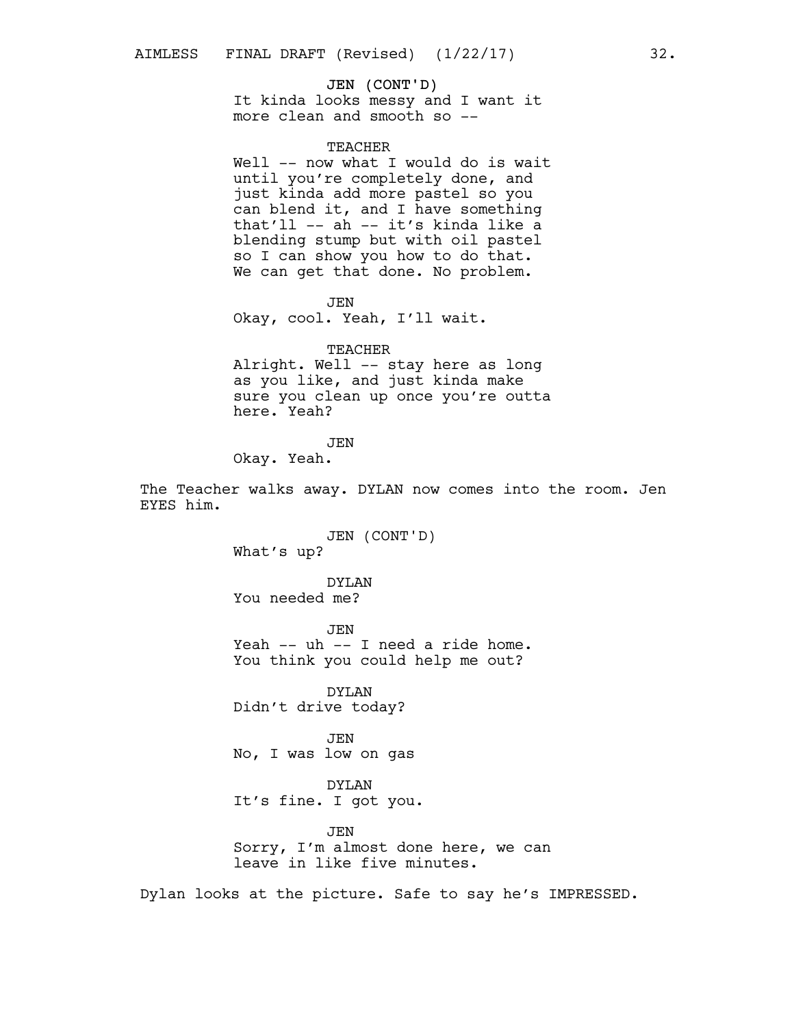JEN (CONT'D)
It kinda looks messy and I want it more clean and smooth so --

TEACHER
Well -- now what I would do is wait until you're completely done, and just kinda add more pastel so you can blend it, and I have something that'll -- ah -- it's kinda like a blending stump but with oil pastel so I can show you how to do that. We can get that done. No problem.

JEN
Okay, cool. Yeah, I'll wait.

TEACHER
Alright. Well -- stay here as long as you like, and just kinda make sure you clean up once you're outta here. Yeah?

JEN
Okay. Yeah.

The Teacher walks away. DYLAN now comes into the room. Jen EYES him.

JEN (CONT'D)
What's up?

DYLAN
You needed me?

JEN
Yeah -- uh -- I need a ride home. You think you could help me out?

DYLAN
Didn't drive today?

JEN
No, I was low on gas

DYLAN
It's fine. I got you.

JEN
Sorry, I'm almost done here, we can leave in like five minutes.

Dylan looks at the picture. Safe to say he's IMPRESSED.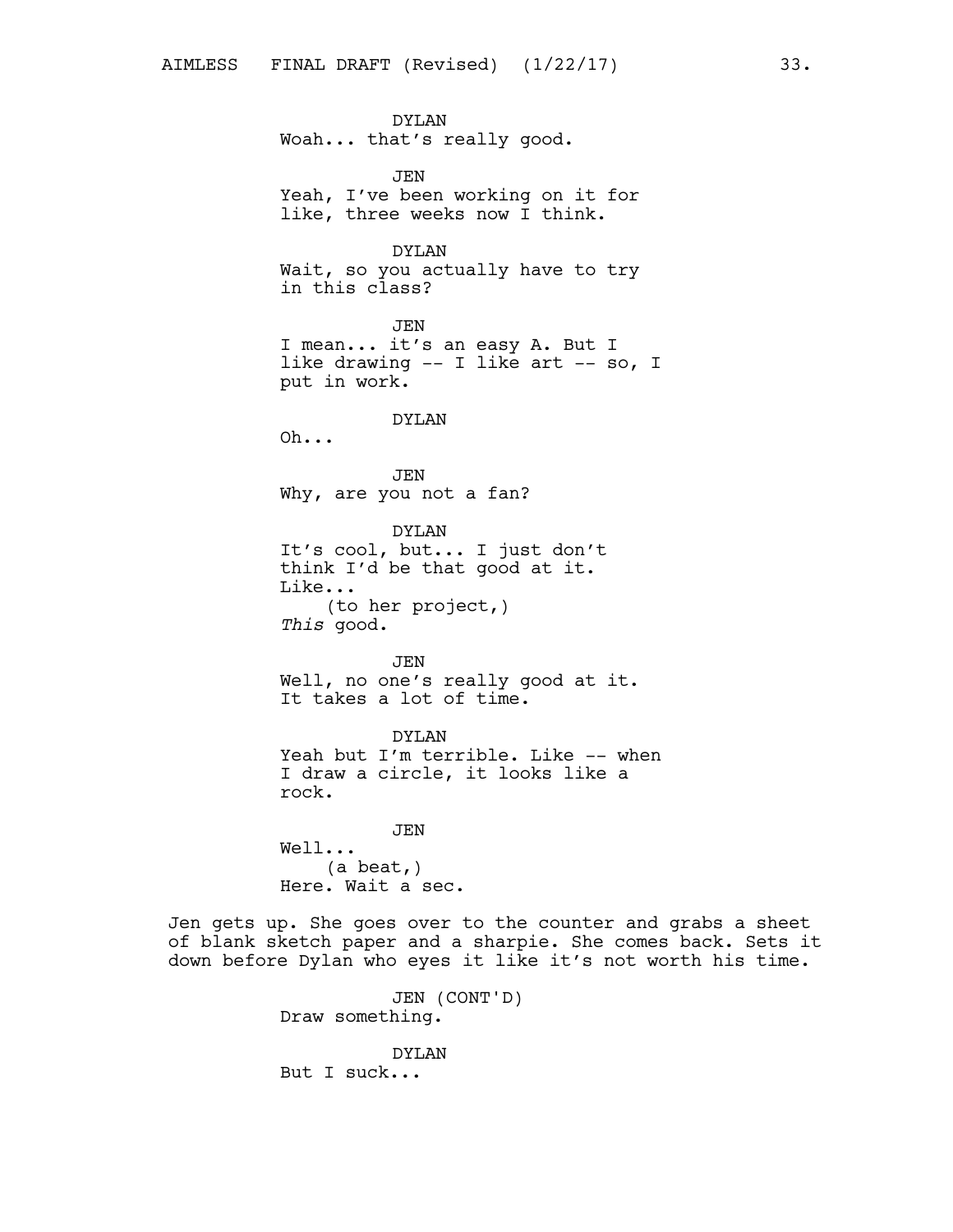DYLAN
Woah... that's really good.

JEN
Yeah, I've been working on it for like, three weeks now I think.

DYLAN
Wait, so you actually have to try in this class?

JEN
I mean... it's an easy A. But I like drawing -- I like art -- so, I put in work.

DYLAN
Oh...

JEN
Why, are you not a fan?

DYLAN
It's cool, but... I just don't think I'd be that good at it. Like...
(to her project,)
*This* good.

JEN
Well, no one's really good at it. It takes a lot of time.

DYLAN
Yeah but I'm terrible. Like -- when I draw a circle, it looks like a rock.

JEN
Well...
(a beat,)
Here. Wait a sec.

Jen gets up. She goes over to the counter and grabs a sheet of blank sketch paper and a sharpie. She comes back. Sets it down before Dylan who eyes it like it's not worth his time.

JEN (CONT'D)
Draw something.

DYLAN
But I suck...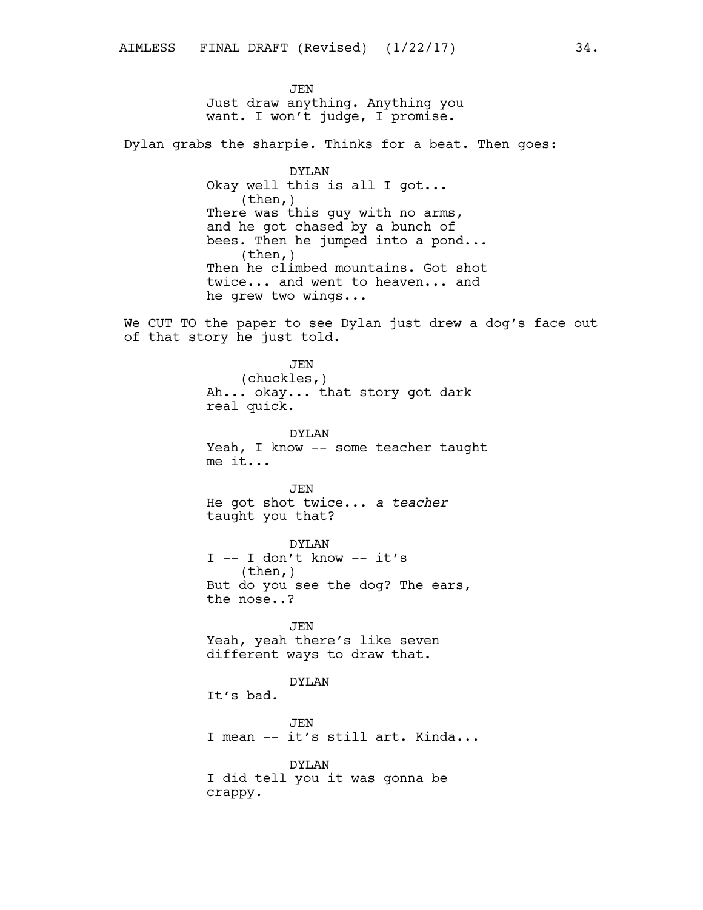JEN
Just draw anything. Anything you want. I won't judge, I promise.

Dylan grabs the sharpie. Thinks for a beat. Then goes:

DYLAN
Okay well this is all I got...
(then,)
There was this guy with no arms, and he got chased by a bunch of bees. Then he jumped into a pond...
(then,)
Then he climbed mountains. Got shot twice... and went to heaven... and he grew two wings...

We CUT TO the paper to see Dylan just drew a dog's face out of that story he just told.

JEN
(chuckles,)
Ah... okay... that story got dark real quick.

DYLAN
Yeah, I know -- some teacher taught me it...

JEN
He got shot twice... *a teacher* taught you that?

DYLAN
I -- I don't know -- it's
(then,)
But do you see the dog? The ears, the nose..?

JEN
Yeah, yeah there's like seven different ways to draw that.

DYLAN
It's bad.

JEN
I mean -- it's still art. Kinda...

DYLAN
I did tell you it was gonna be crappy.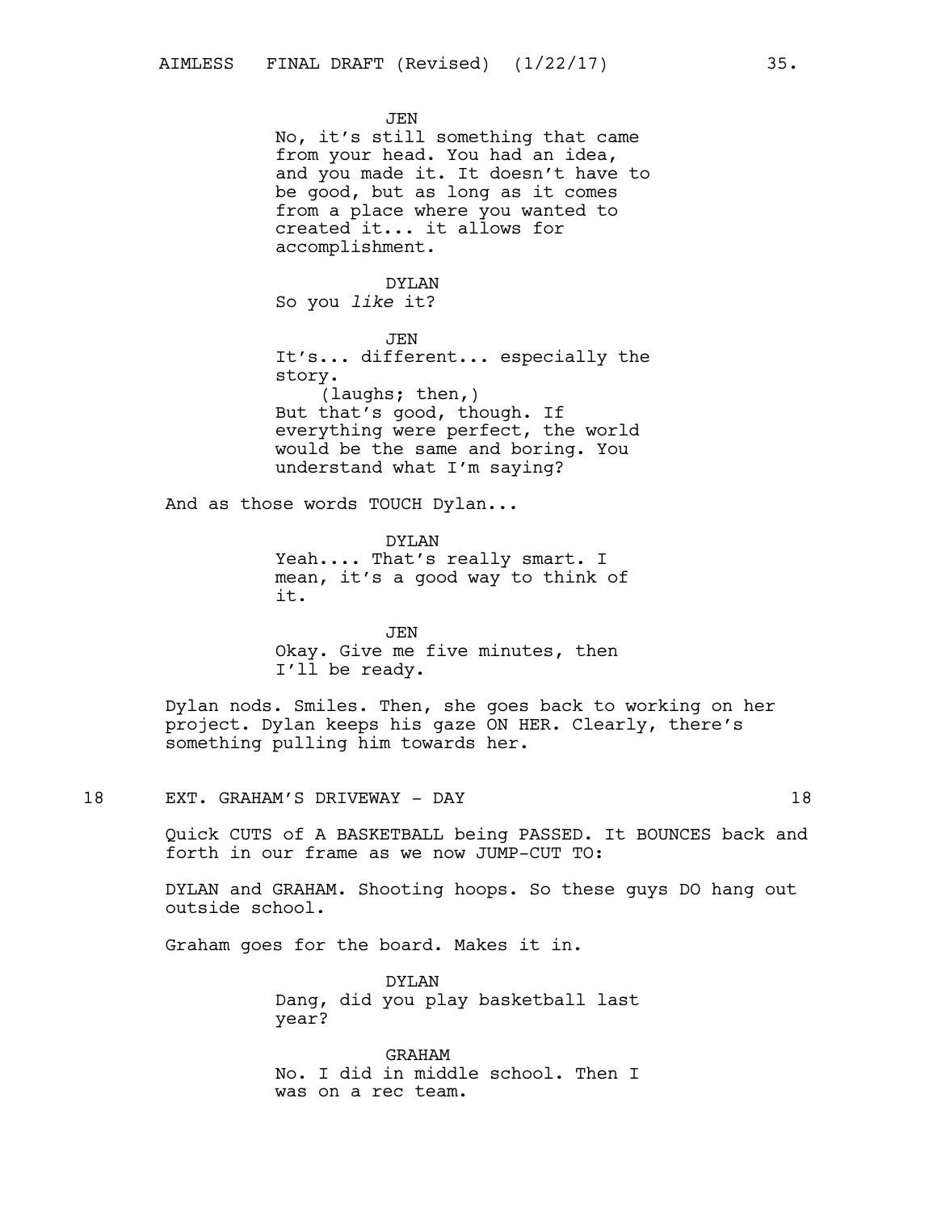JEN
No, it's still something that came from your head. You had an idea, and you made it. It doesn't have to be good, but as long as it comes from a place where you wanted to created it... it allows for accomplishment.

DYLAN
So you *like* it?

JEN
It's... different... especially the story.
(laughs; then,)
But that's good, though. If everything were perfect, the world would be the same and boring. You understand what I'm saying?

And as those words TOUCH Dylan...

DYLAN
Yeah.... That's really smart. I mean, it's a good way to think of it.

JEN
Okay. Give me five minutes, then I'll be ready.

Dylan nods. Smiles. Then, she goes back to working on her project. Dylan keeps his gaze ON HER. Clearly, there's something pulling him towards her.

18 EXT. GRAHAM'S DRIVEWAY - DAY 18

Quick CUTS of A BASKETBALL being PASSED. It BOUNCES back and forth in our frame as we now JUMP-CUT TO:

DYLAN and GRAHAM. Shooting hoops. So these guys DO hang out outside school.

Graham goes for the board. Makes it in.

DYLAN
Dang, did you play basketball last year?

GRAHAM
No. I did in middle school. Then I was on a rec team.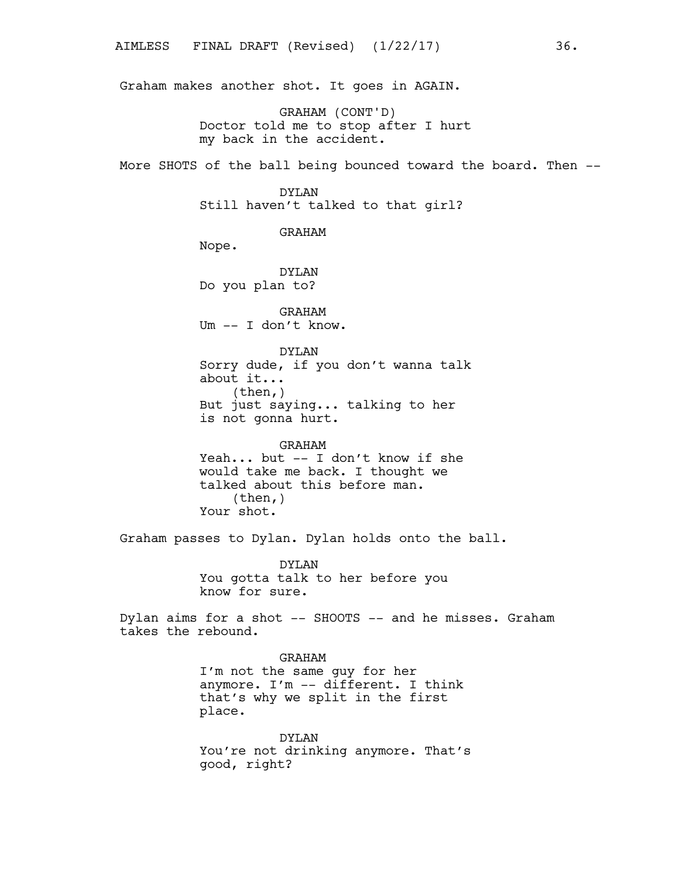Graham makes another shot. It goes in AGAIN.

GRAHAM (CONT'D)
Doctor told me to stop after I hurt my back in the accident.

More SHOTS of the ball being bounced toward the board. Then --

DYLAN
Still haven't talked to that girl?

GRAHAM
Nope.

DYLAN
Do you plan to?

GRAHAM
Um -- I don't know.

DYLAN
Sorry dude, if you don't wanna talk about it...
(then,)
But just saying... talking to her is not gonna hurt.

GRAHAM
Yeah... but -- I don't know if she would take me back. I thought we talked about this before man.
(then,)
Your shot.

Graham passes to Dylan. Dylan holds onto the ball.

DYLAN
You gotta talk to her before you know for sure.

Dylan aims for a shot -- SHOOTS -- and he misses. Graham takes the rebound.

GRAHAM
I'm not the same guy for her anymore. I'm -- different. I think that's why we split in the first place.

DYLAN
You're not drinking anymore. That's good, right?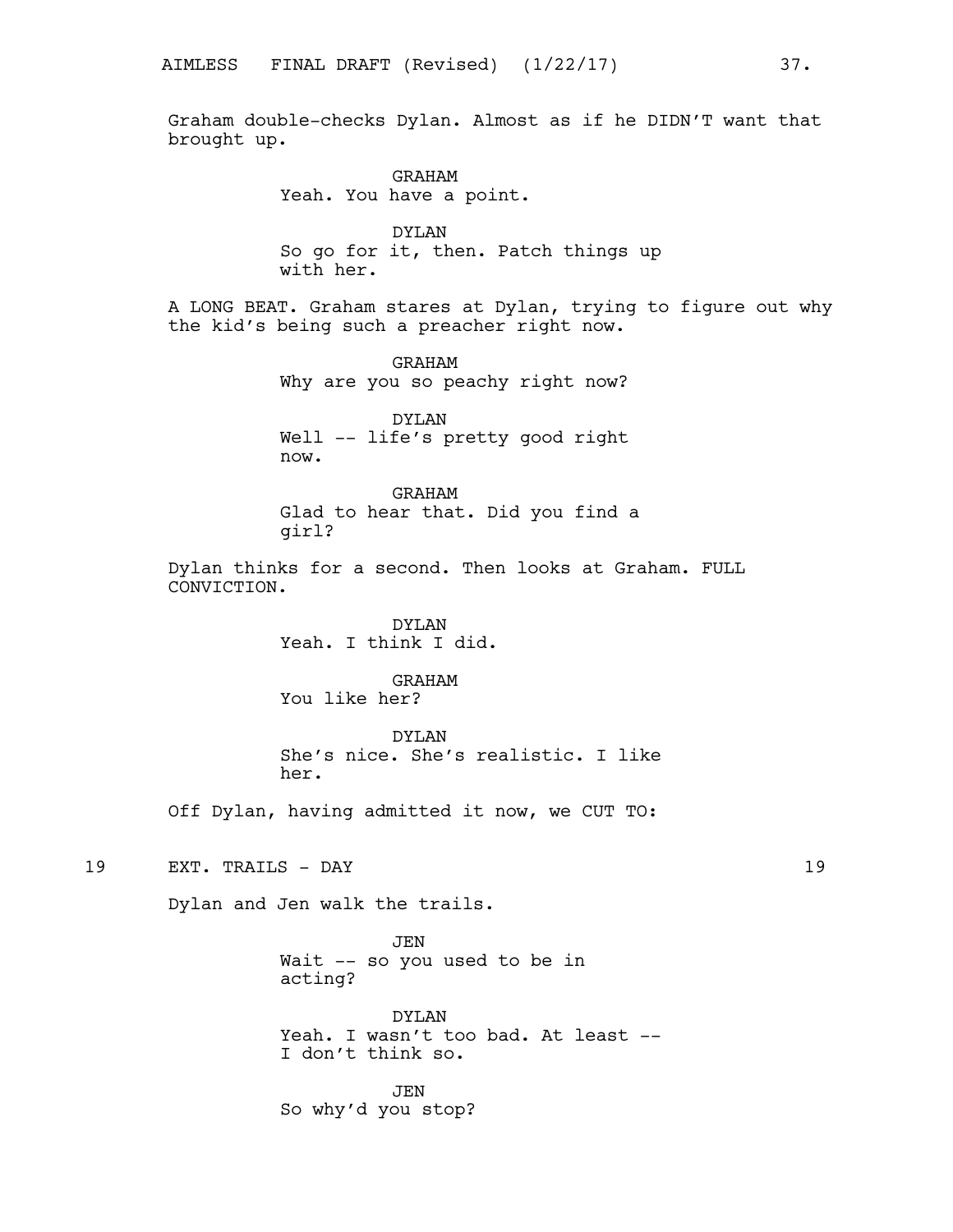Graham double-checks Dylan. Almost as if he DIDN'T want that brought up.

GRAHAM
Yeah. You have a point.

DYLAN
So go for it, then. Patch things up with her.

A LONG BEAT. Graham stares at Dylan, trying to figure out why the kid's being such a preacher right now.

GRAHAM
Why are you so peachy right now?

DYLAN
Well -- life's pretty good right now.

GRAHAM
Glad to hear that. Did you find a girl?

Dylan thinks for a second. Then looks at Graham. FULL CONVICTION.

DYLAN
Yeah. I think I did.

GRAHAM
You like her?

DYLAN
She's nice. She's realistic. I like her.

Off Dylan, having admitted it now, we CUT TO:

19 EXT. TRAILS - DAY 19

Dylan and Jen walk the trails.

JEN
Wait -- so you used to be in acting?

DYLAN
Yeah. I wasn't too bad. At least -- I don't think so.

JEN
So why'd you stop?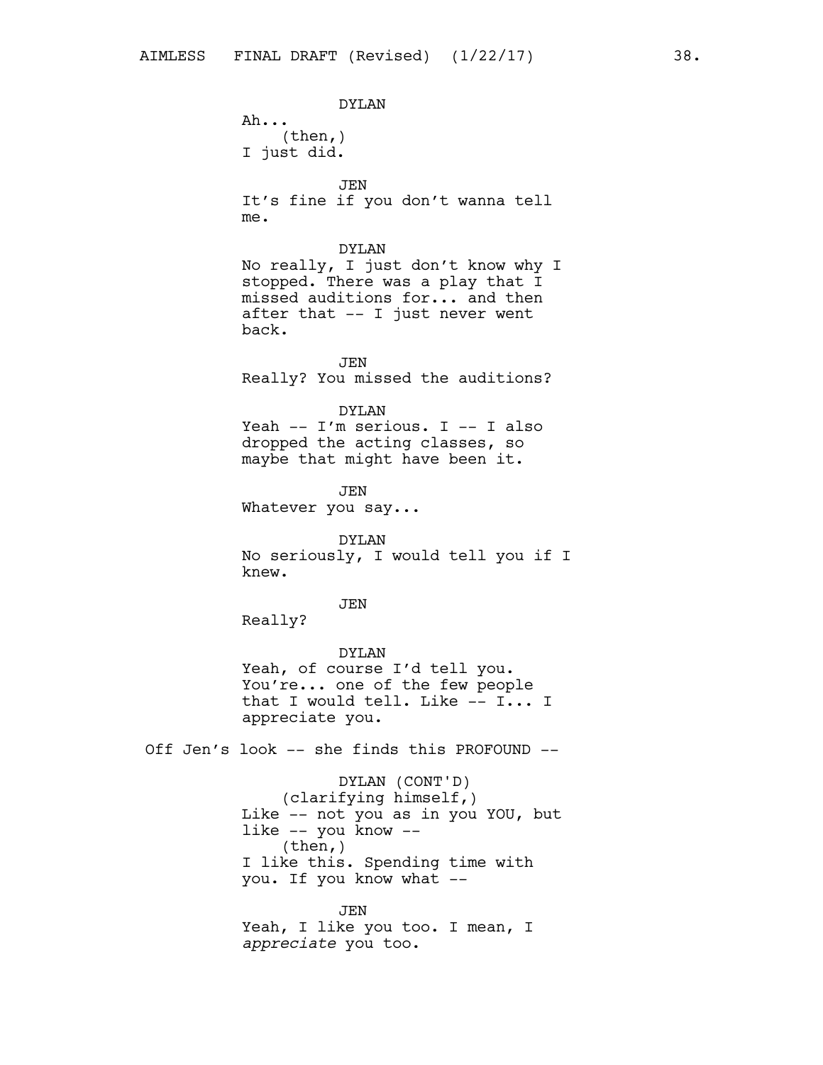DYLAN
Ah...
(then,)
I just did.

JEN
It's fine if you don't wanna tell me.

DYLAN
No really, I just don't know why I stopped. There was a play that I missed auditions for... and then after that -- I just never went back.

JEN
Really? You missed the auditions?

DYLAN
Yeah -- I'm serious. I -- I also dropped the acting classes, so maybe that might have been it.

JEN
Whatever you say...

DYLAN
No seriously, I would tell you if I knew.

JEN
Really?

DYLAN
Yeah, of course I'd tell you. You're... one of the few people that I would tell. Like -- I... I appreciate you.

Off Jen's look -- she finds this PROFOUND --

DYLAN (CONT'D)
(clarifying himself,)
Like -- not you as in you YOU, but like -- you know --
(then,)
I like this. Spending time with you. If you know what --

JEN
Yeah, I like you too. I mean, I *appreciate* you too.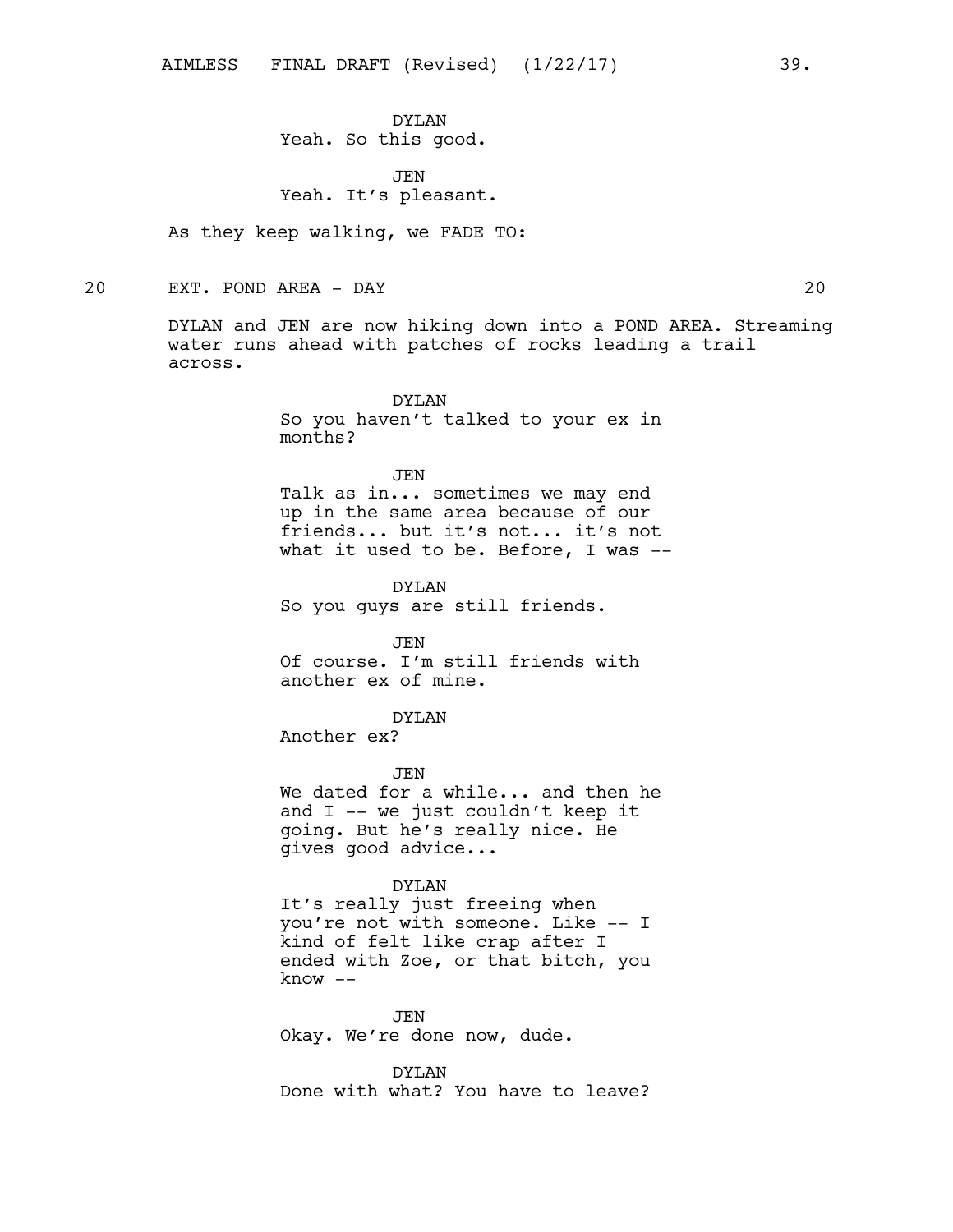DYLAN
Yeah. So this good.

JEN
Yeah. It's pleasant.

As they keep walking, we FADE TO:

20 EXT. POND AREA - DAY 20

DYLAN and JEN are now hiking down into a POND AREA. Streaming water runs ahead with patches of rocks leading a trail across.

DYLAN
So you haven't talked to your ex in months?

JEN
Talk as in... sometimes we may end up in the same area because of our friends... but it's not... it's not what it used to be. Before, I was --

DYLAN
So you guys are still friends.

JEN
Of course. I'm still friends with another ex of mine.

DYLAN
Another ex?

JEN
We dated for a while... and then he and I -- we just couldn't keep it going. But he's really nice. He gives good advice...

DYLAN
It's really just freeing when you're not with someone. Like -- I kind of felt like crap after I ended with Zoe, or that bitch, you know --

JEN
Okay. We're done now, dude.

DYLAN
Done with what? You have to leave?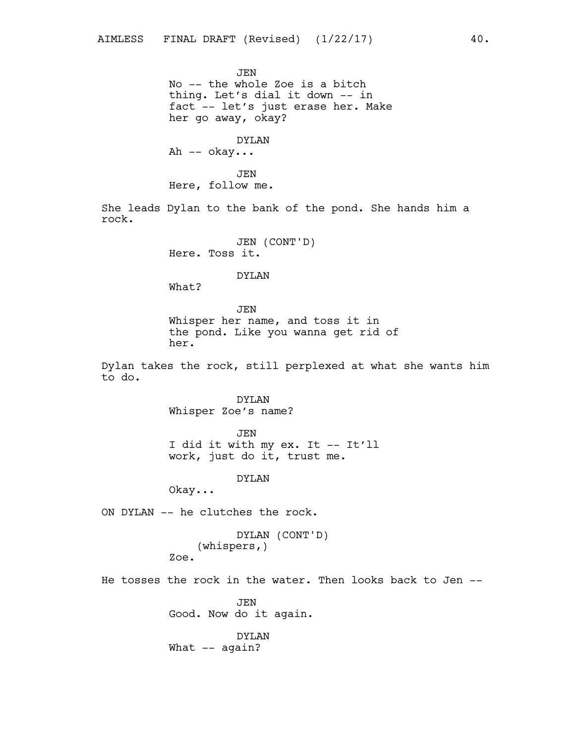JEN
No -- the whole Zoe is a bitch thing. Let's dial it down -- in fact -- let's just erase her. Make her go away, okay?

DYLAN
Ah -- okay...

JEN
Here, follow me.

She leads Dylan to the bank of the pond. She hands him a rock.

JEN (CONT'D)
Here. Toss it.

DYLAN
What?

JEN
Whisper her name, and toss it in the pond. Like you wanna get rid of her.

Dylan takes the rock, still perplexed at what she wants him to do.

DYLAN
Whisper Zoe's name?

JEN
I did it with my ex. It -- It'll work, just do it, trust me.

DYLAN
Okay...

ON DYLAN -- he clutches the rock.

DYLAN (CONT'D)
(whispers,)
Zoe.

He tosses the rock in the water. Then looks back to Jen --

JEN
Good. Now do it again.

DYLAN
What -- again?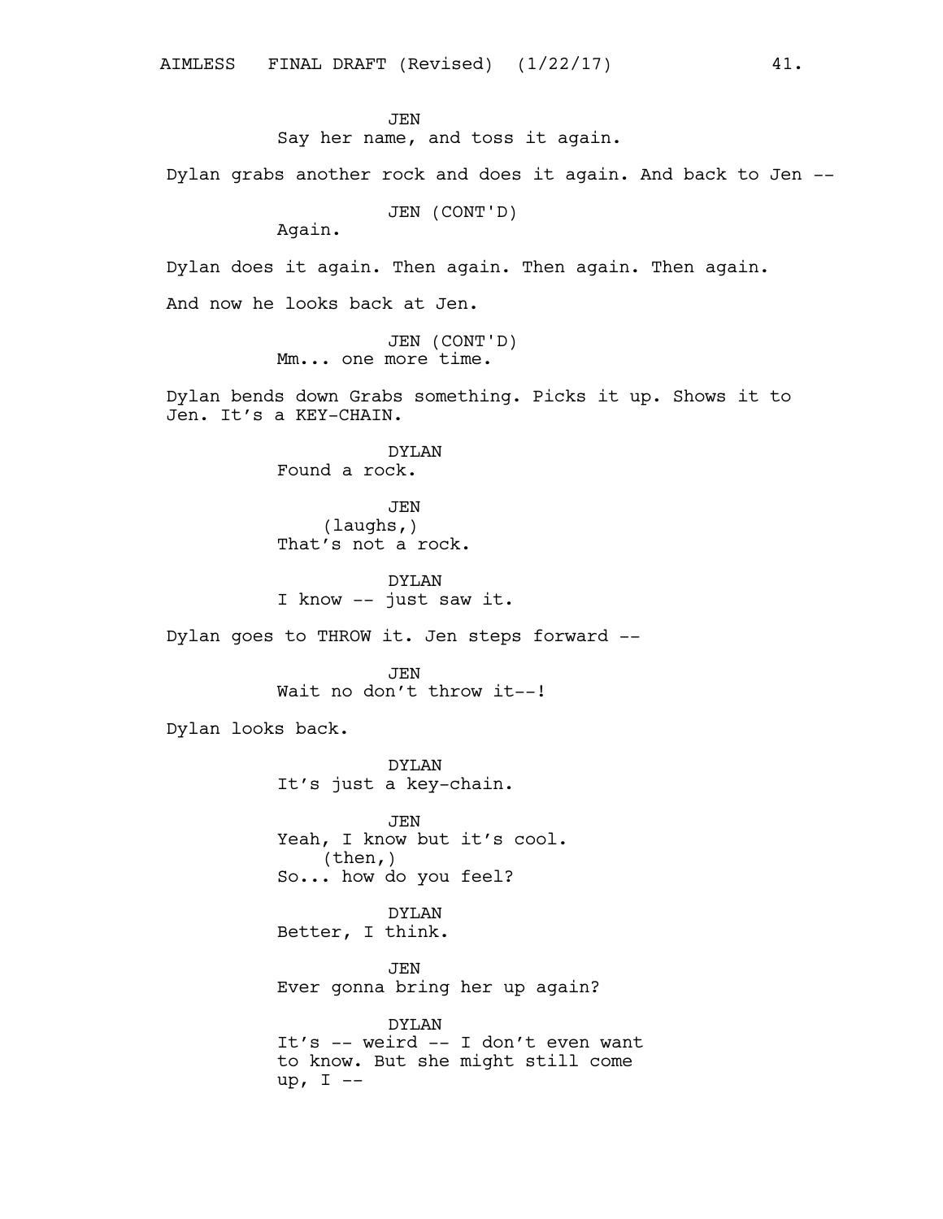JEN
Say her name, and toss it again.

Dylan grabs another rock and does it again. And back to Jen --

JEN (CONT'D)
Again.

Dylan does it again. Then again. Then again. Then again.

And now he looks back at Jen.

JEN (CONT'D)
Mm... one more time.

Dylan bends down Grabs something. Picks it up. Shows it to Jen. It's a KEY-CHAIN.

DYLAN
Found a rock.

JEN
(laughs,)
That's not a rock.

DYLAN
I know -- just saw it.

Dylan goes to THROW it. Jen steps forward --

JEN
Wait no don't throw it--!

Dylan looks back.

DYLAN
It's just a key-chain.

JEN
Yeah, I know but it's cool.
(then,)
So... how do you feel?

DYLAN
Better, I think.

JEN
Ever gonna bring her up again?

DYLAN
It's -- weird -- I don't even want to know. But she might still come up, I --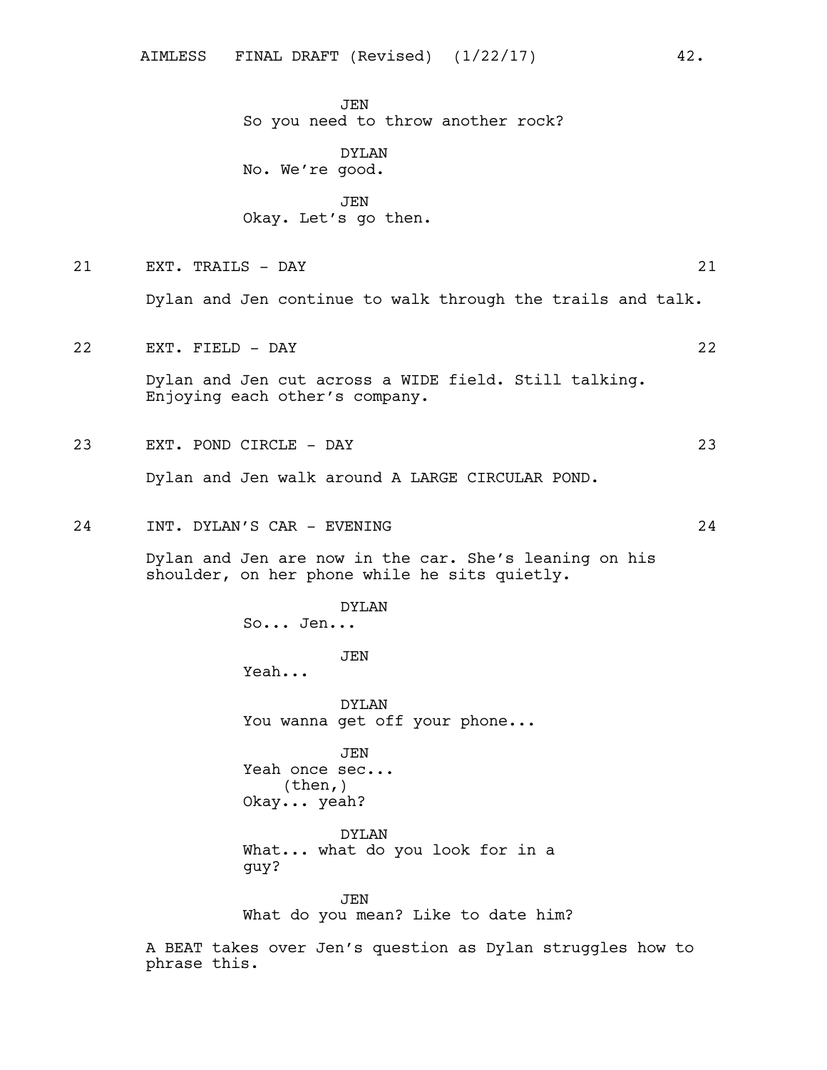JEN
So you need to throw another rock?

DYLAN
No. We're good.

JEN
Okay. Let's go then.

21 EXT. TRAILS - DAY 21

Dylan and Jen continue to walk through the trails and talk.

22 EXT. FIELD - DAY 22

Dylan and Jen cut across a WIDE field. Still talking. Enjoying each other's company.

23 EXT. POND CIRCLE - DAY 23

Dylan and Jen walk around A LARGE CIRCULAR POND.

24 INT. DYLAN'S CAR - EVENING 24

Dylan and Jen are now in the car. She's leaning on his shoulder, on her phone while he sits quietly.

DYLAN
So... Jen...

JEN
Yeah...

DYLAN
You wanna get off your phone...

JEN
Yeah once sec...
(then,)
Okay... yeah?

DYLAN
What... what do you look for in a guy?

JEN
What do you mean? Like to date him?

A BEAT takes over Jen's question as Dylan struggles how to phrase this.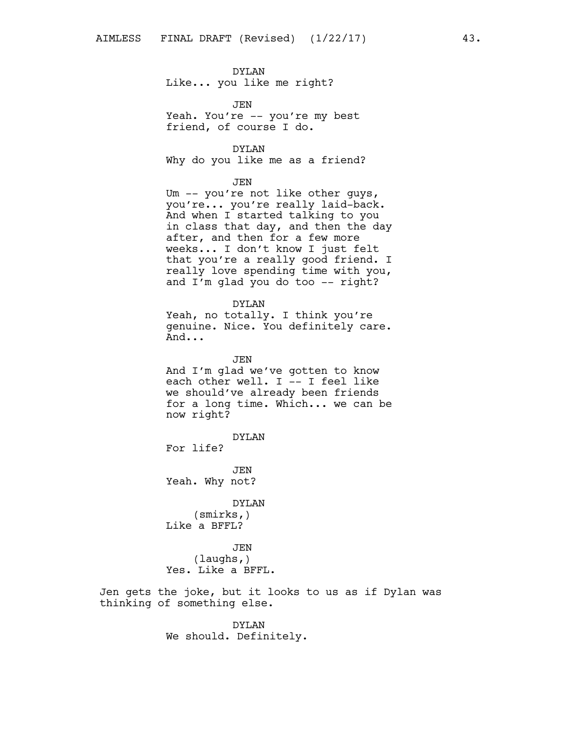DYLAN
Like... you like me right?

JEN
Yeah. You're -- you're my best friend, of course I do.

DYLAN
Why do you like me as a friend?

JEN
Um -- you're not like other guys, you're... you're really laid-back. And when I started talking to you in class that day, and then the day after, and then for a few more weeks... I don't know I just felt that you're a really good friend. I really love spending time with you, and I'm glad you do too -- right?

DYLAN
Yeah, no totally. I think you're genuine. Nice. You definitely care. And...

JEN
And I'm glad we've gotten to know each other well. I -- I feel like we should've already been friends for a long time. Which... we can be now right?

DYLAN
For life?

JEN
Yeah. Why not?

DYLAN
(smirks,)
Like a BFFL?

JEN
(laughs,)
Yes. Like a BFFL.

Jen gets the joke, but it looks to us as if Dylan was thinking of something else.

DYLAN
We should. Definitely.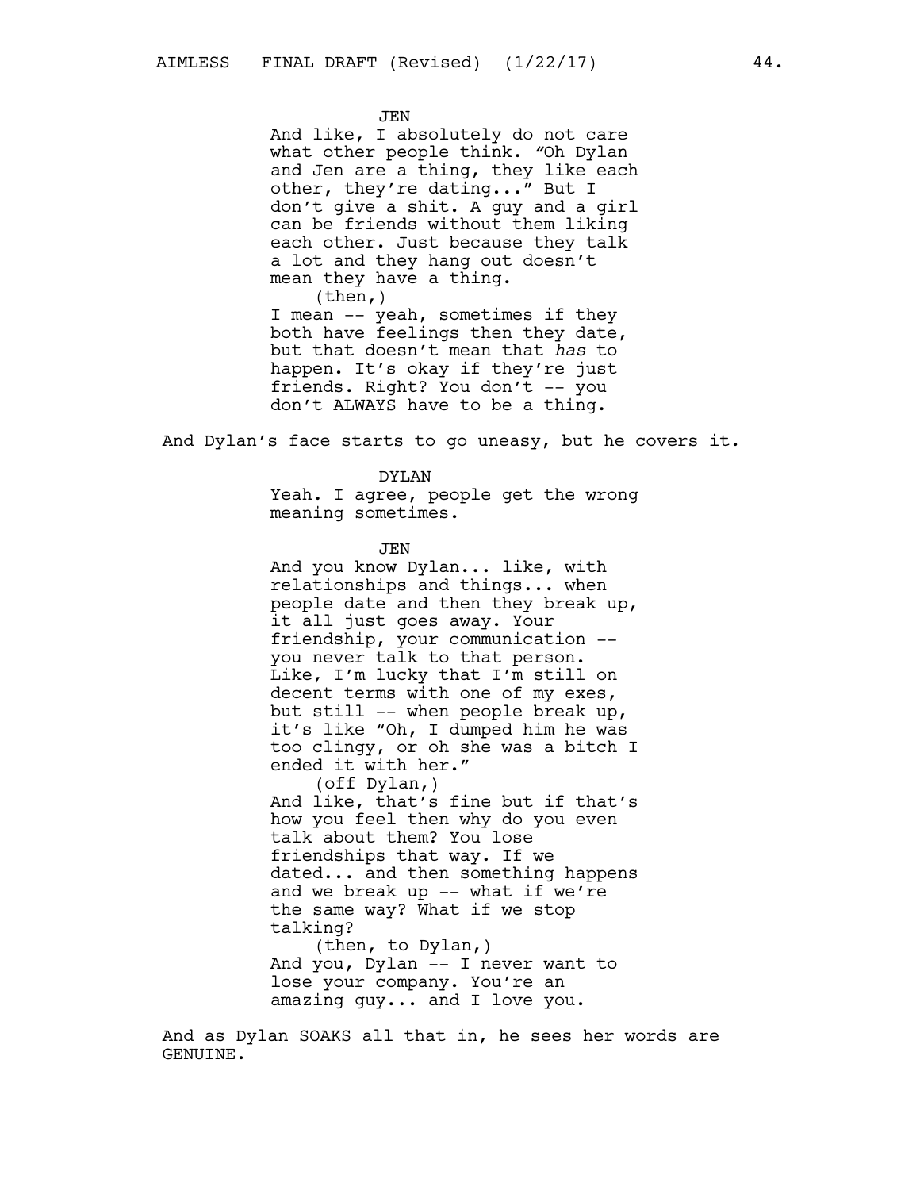JEN

And like, I absolutely do not care what other people think. "Oh Dylan and Jen are a thing, they like each other, they're dating..." But I don't give a shit. A guy and a girl can be friends without them liking each other. Just because they talk a lot and they hang out doesn't mean they have a thing.

(then,)

I mean -- yeah, sometimes if they both have feelings then they date, but that doesn't mean that *has* to happen. It's okay if they're just friends. Right? You don't -- you don't ALWAYS have to be a thing.

And Dylan's face starts to go uneasy, but he covers it.

DYLAN

Yeah. I agree, people get the wrong meaning sometimes.

JEN

And you know Dylan... like, with relationships and things... when people date and then they break up, it all just goes away. Your friendship, your communication -- you never talk to that person. Like, I'm lucky that I'm still on decent terms with one of my exes, but still -- when people break up, it's like "Oh, I dumped him he was too clingy, or oh she was a bitch I ended it with her."

(off Dylan,)

And like, that's fine but if that's how you feel then why do you even talk about them? You lose friendships that way. If we dated... and then something happens and we break up -- what if we're the same way? What if we stop talking?

(then, to Dylan,)

And you, Dylan -- I never want to lose your company. You're an amazing guy... and I love you.

And as Dylan SOAKS all that in, he sees her words are GENUINE.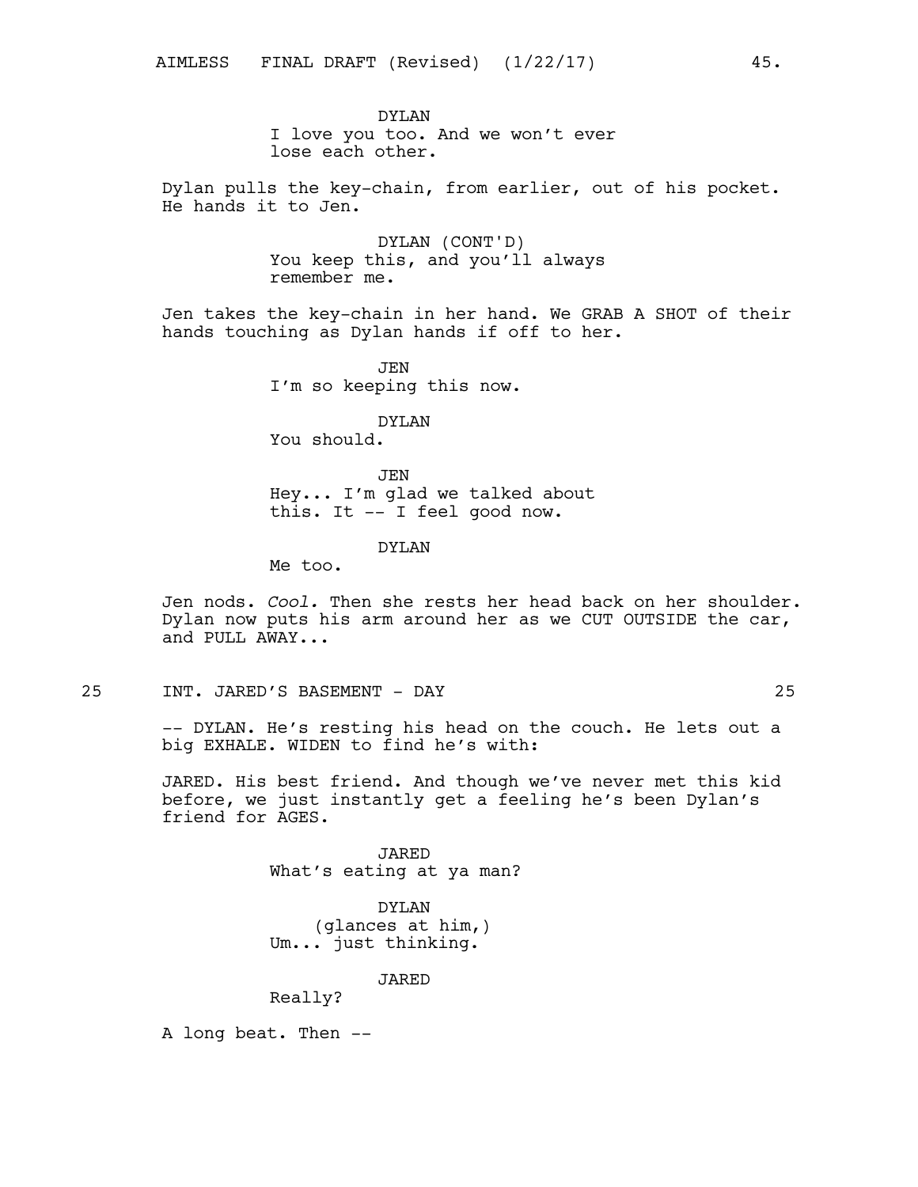DYLAN
I love you too. And we won't ever lose each other.

Dylan pulls the key-chain, from earlier, out of his pocket. He hands it to Jen.

DYLAN (CONT'D)
You keep this, and you'll always remember me.

Jen takes the key-chain in her hand. We GRAB A SHOT of their hands touching as Dylan hands if off to her.

JEN
I'm so keeping this now.

DYLAN
You should.

JEN
Hey... I'm glad we talked about this. It -- I feel good now.

DYLAN
Me too.

Jen nods. *Cool.* Then she rests her head back on her shoulder. Dylan now puts his arm around her as we CUT OUTSIDE the car, and PULL AWAY...

25 INT. JARED'S BASEMENT - DAY 25

-- DYLAN. He's resting his head on the couch. He lets out a big EXHALE. WIDEN to find he's with:

JARED. His best friend. And though we've never met this kid before, we just instantly get a feeling he's been Dylan's friend for AGES.

JARED
What's eating at ya man?

DYLAN
(glances at him,)
Um... just thinking.

JARED
Really?

A long beat. Then --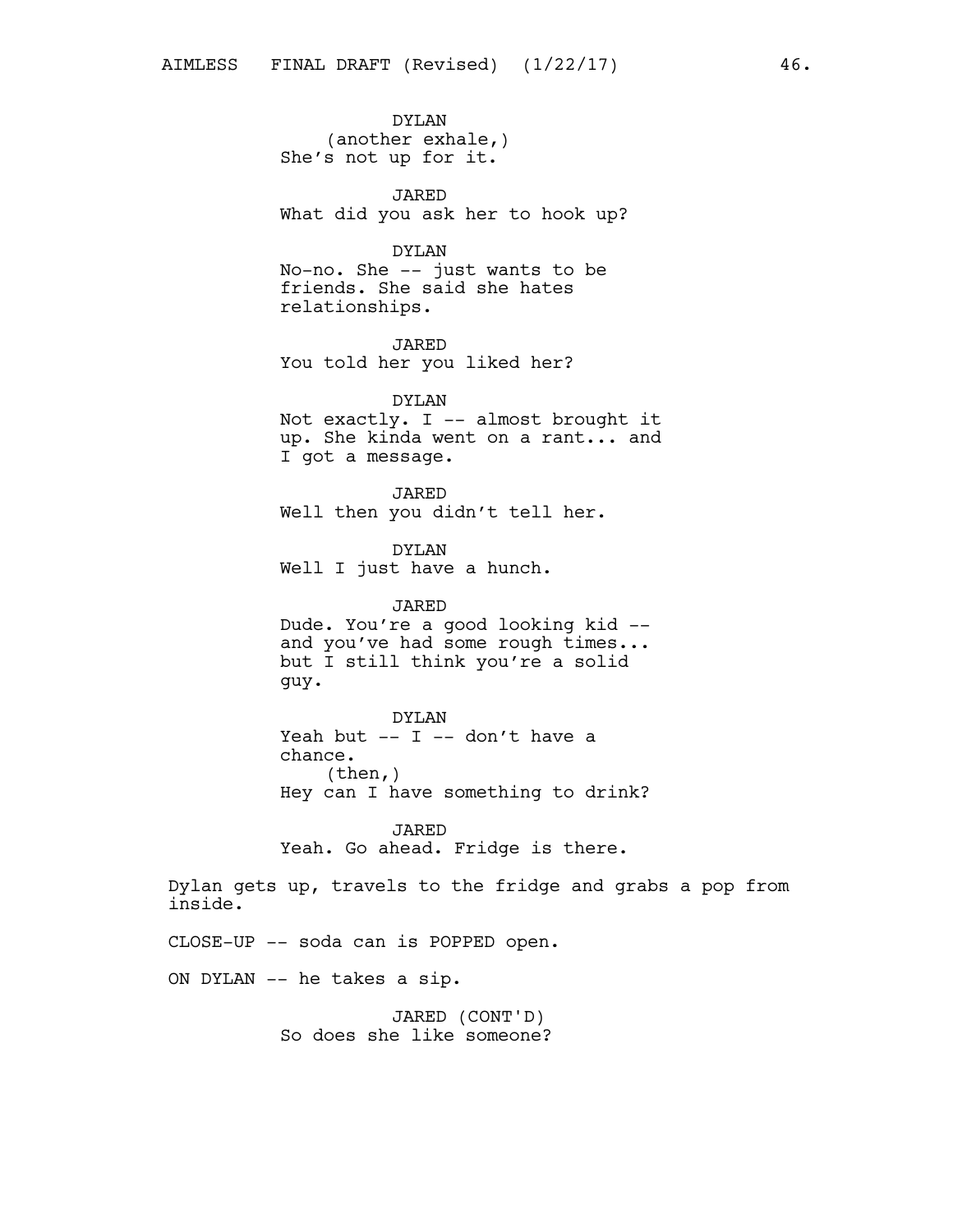DYLAN
(another exhale,)
She's not up for it.

JARED
What did you ask her to hook up?

DYLAN
No-no. She -- just wants to be friends. She said she hates relationships.

JARED
You told her you liked her?

DYLAN
Not exactly. I -- almost brought it up. She kinda went on a rant... and I got a message.

JARED
Well then you didn't tell her.

DYLAN
Well I just have a hunch.

JARED
Dude. You're a good looking kid -- and you've had some rough times... but I still think you're a solid guy.

DYLAN
Yeah but -- I -- don't have a chance.
(then,)
Hey can I have something to drink?

JARED
Yeah. Go ahead. Fridge is there.

Dylan gets up, travels to the fridge and grabs a pop from inside.

CLOSE-UP -- soda can is POPPED open.

ON DYLAN -- he takes a sip.

JARED (CONT'D)
So does she like someone?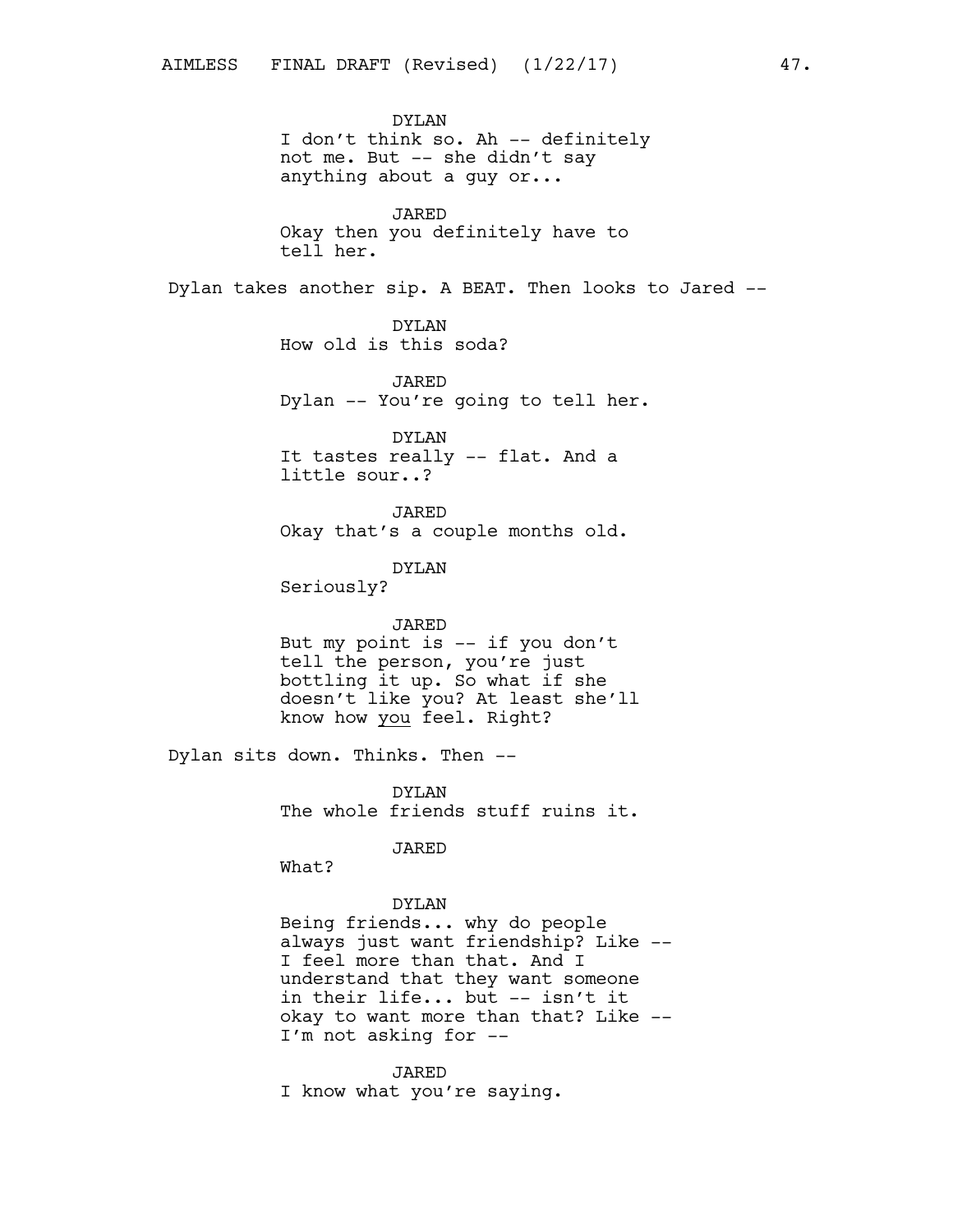DYLAN
I don't think so. Ah -- definitely not me. But -- she didn't say anything about a guy or...

JARED
Okay then you definitely have to tell her.

Dylan takes another sip. A BEAT. Then looks to Jared --

DYLAN
How old is this soda?

JARED
Dylan -- You're going to tell her.

DYLAN
It tastes really -- flat. And a little sour..?

JARED
Okay that's a couple months old.

DYLAN
Seriously?

JARED
But my point is -- if you don't tell the person, you're just bottling it up. So what if she doesn't like you? At least she'll know how <u>you</u> feel. Right?

Dylan sits down. Thinks. Then --

DYLAN
The whole friends stuff ruins it.

JARED
What?

DYLAN
Being friends... why do people always just want friendship? Like -- I feel more than that. And I understand that they want someone in their life... but -- isn't it okay to want more than that? Like -- I'm not asking for --

JARED
I know what you're saying.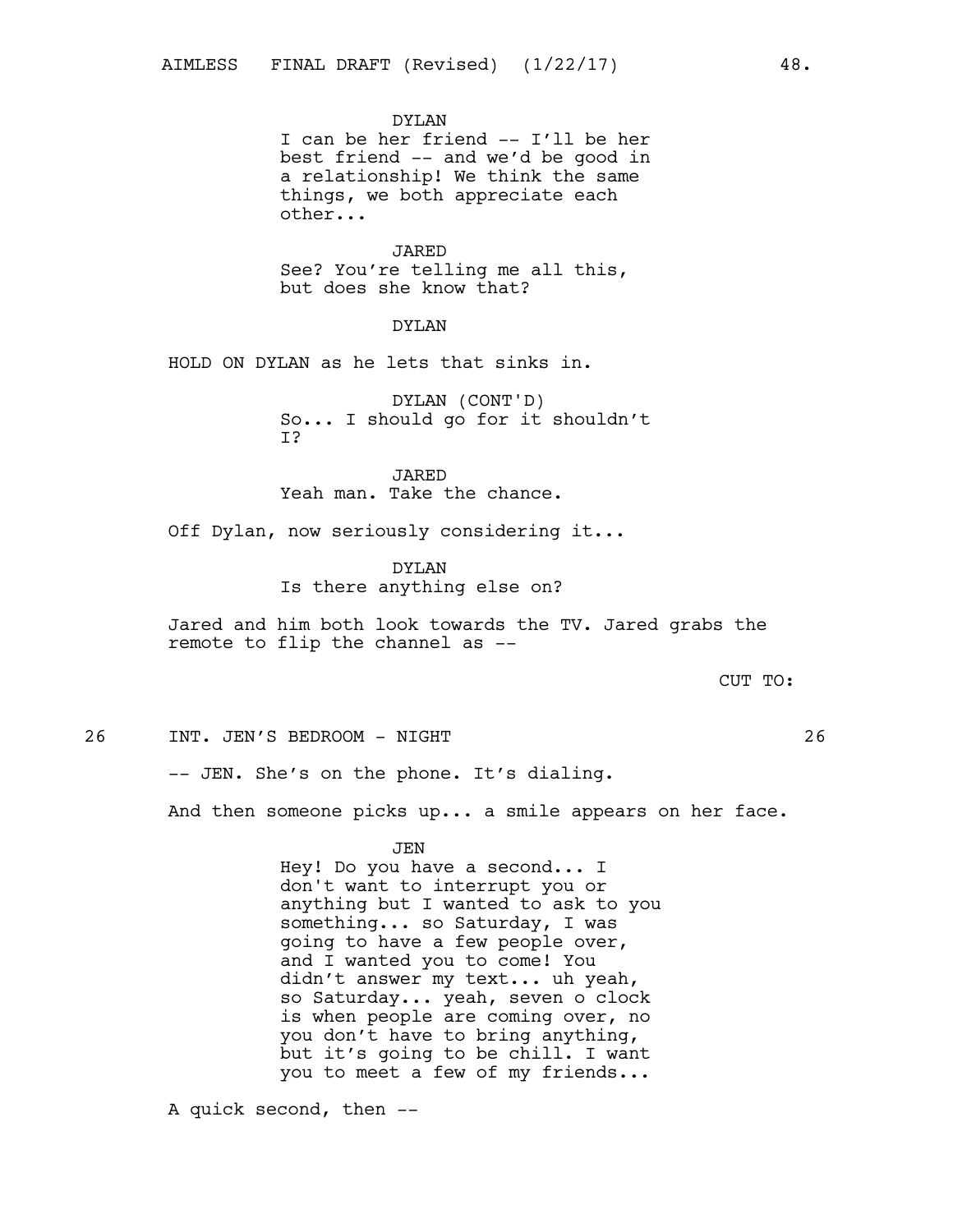DYLAN
I can be her friend -- I'll be her best friend -- and we'd be good in a relationship! We think the same things, we both appreciate each other...

JARED
See? You're telling me all this, but does she know that?

DYLAN

HOLD ON DYLAN as he lets that sinks in.

DYLAN (CONT'D)
So... I should go for it shouldn't I?

JARED
Yeah man. Take the chance.

Off Dylan, now seriously considering it...

DYLAN
Is there anything else on?

Jared and him both look towards the TV. Jared grabs the remote to flip the channel as --

CUT TO:

26 INT. JEN'S BEDROOM - NIGHT 26

-- JEN. She's on the phone. It's dialing.

And then someone picks up... a smile appears on her face.

JEN
Hey! Do you have a second... I don't want to interrupt you or anything but I wanted to ask to you something... so Saturday, I was going to have a few people over, and I wanted you to come! You didn't answer my text... uh yeah, so Saturday... yeah, seven o clock is when people are coming over, no you don't have to bring anything, but it's going to be chill. I want you to meet a few of my friends...

A quick second, then --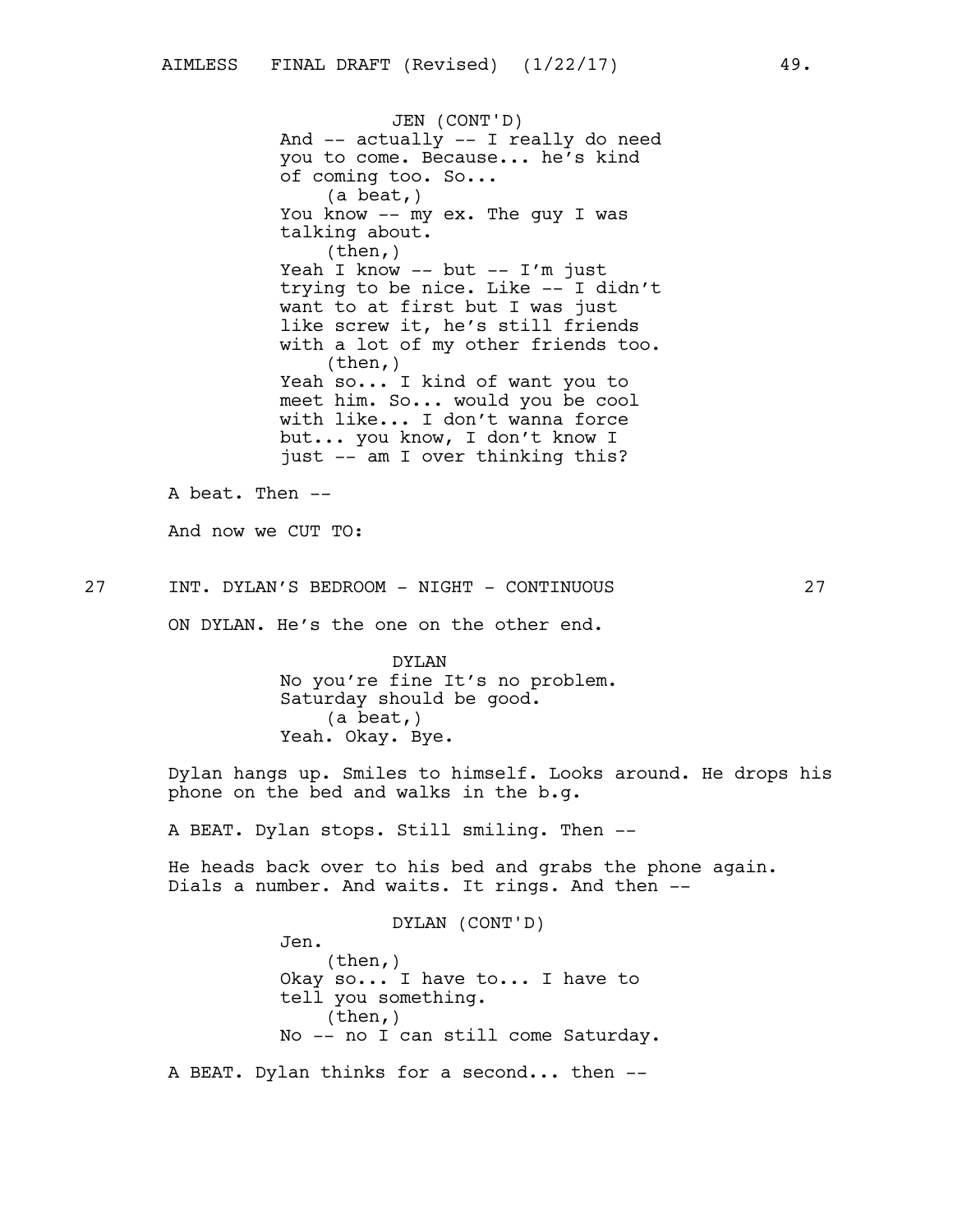JEN (CONT'D)
And -- actually -- I really do need you to come. Because... he's kind of coming too. So...
(a beat,)
You know -- my ex. The guy I was talking about.
(then,)
Yeah I know -- but -- I'm just trying to be nice. Like -- I didn't want to at first but I was just like screw it, he's still friends with a lot of my other friends too.
(then,)
Yeah so... I kind of want you to meet him. So... would you be cool with like... I don't wanna force but... you know, I don't know I just -- am I over thinking this?

A beat. Then --

And now we CUT TO:

27 INT. DYLAN'S BEDROOM - NIGHT - CONTINUOUS 27

ON DYLAN. He's the one on the other end.

DYLAN
No you're fine It's no problem. Saturday should be good.
(a beat,)
Yeah. Okay. Bye.

Dylan hangs up. Smiles to himself. Looks around. He drops his phone on the bed and walks in the b.g.

A BEAT. Dylan stops. Still smiling. Then --

He heads back over to his bed and grabs the phone again. Dials a number. And waits. It rings. And then --

DYLAN (CONT'D)
Jen.
(then,)
Okay so... I have to... I have to tell you something.
(then,)
No -- no I can still come Saturday.

A BEAT. Dylan thinks for a second... then --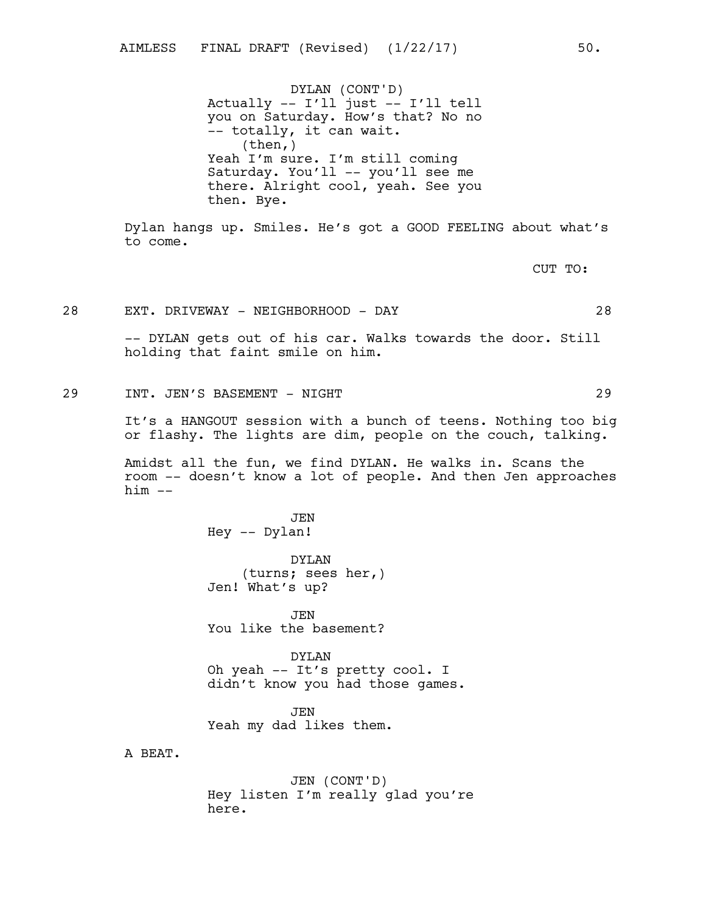DYLAN (CONT'D)
Actually -- I'll just -- I'll tell you on Saturday. How's that? No no -- totally, it can wait.
(then,)
Yeah I'm sure. I'm still coming Saturday. You'll -- you'll see me there. Alright cool, yeah. See you then. Bye.

Dylan hangs up. Smiles. He's got a GOOD FEELING about what's to come.

CUT TO:

28 EXT. DRIVEWAY - NEIGHBORHOOD - DAY 28

-- DYLAN gets out of his car. Walks towards the door. Still holding that faint smile on him.

29 INT. JEN'S BASEMENT - NIGHT 29

It's a HANGOUT session with a bunch of teens. Nothing too big or flashy. The lights are dim, people on the couch, talking.

Amidst all the fun, we find DYLAN. He walks in. Scans the room -- doesn't know a lot of people. And then Jen approaches him --

JEN
Hey -- Dylan!

DYLAN
(turns; sees her,)
Jen! What's up?

JEN
You like the basement?

DYLAN
Oh yeah -- It's pretty cool. I didn't know you had those games.

JEN
Yeah my dad likes them.

A BEAT.

JEN (CONT'D)
Hey listen I'm really glad you're here.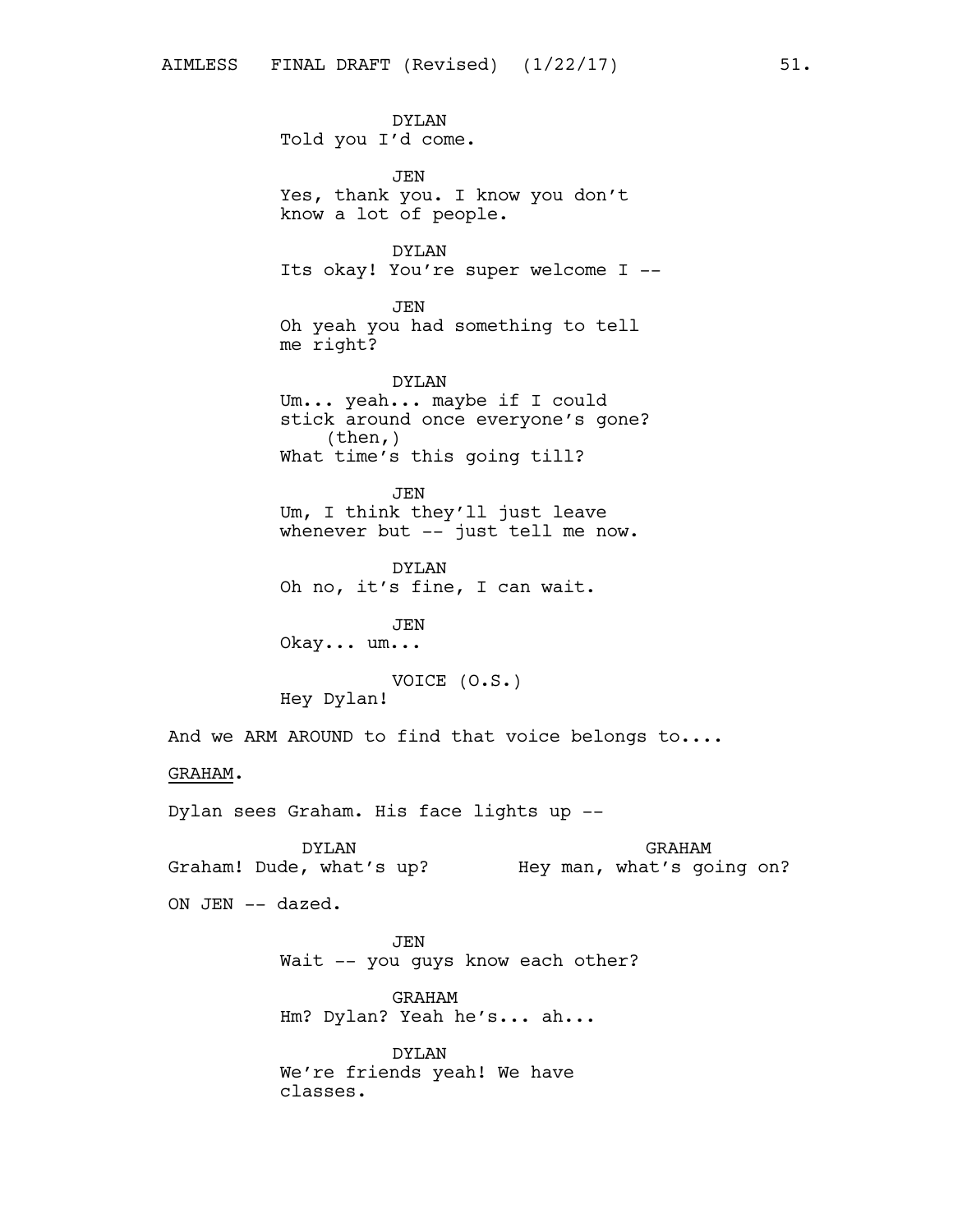DYLAN
Told you I'd come.

JEN
Yes, thank you. I know you don't know a lot of people.

DYLAN
Its okay! You're super welcome I --

JEN
Oh yeah you had something to tell me right?

DYLAN
Um... yeah... maybe if I could stick around once everyone's gone?
(then,)
What time's this going till?

JEN
Um, I think they'll just leave whenever but -- just tell me now.

DYLAN
Oh no, it's fine, I can wait.

JEN
Okay... um...

VOICE (O.S.)
Hey Dylan!

And we ARM AROUND to find that voice belongs to....

GRAHAM.

Dylan sees Graham. His face lights up --

DYLAN
Graham! Dude, what's up?

GRAHAM
Hey man, what's going on?

ON JEN -- dazed.

JEN
Wait -- you guys know each other?

GRAHAM
Hm? Dylan? Yeah he's... ah...

DYLAN
We're friends yeah! We have classes.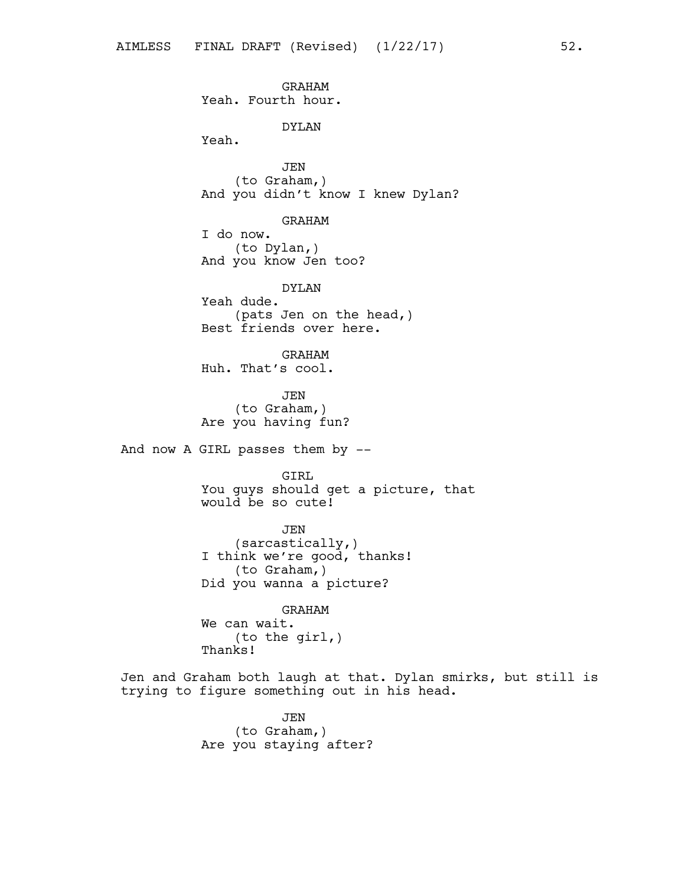GRAHAM
Yeah. Fourth hour.

DYLAN
Yeah.

JEN
(to Graham,)
And you didn't know I knew Dylan?

GRAHAM
I do now.
(to Dylan,)
And you know Jen too?

DYLAN
Yeah dude.
(pats Jen on the head,)
Best friends over here.

GRAHAM
Huh. That's cool.

JEN
(to Graham,)
Are you having fun?

And now A GIRL passes them by --

GIRL
You guys should get a picture, that would be so cute!

JEN
(sarcastically,)
I think we're good, thanks!
(to Graham,)
Did you wanna a picture?

GRAHAM
We can wait.
(to the girl,)
Thanks!

Jen and Graham both laugh at that. Dylan smirks, but still is trying to figure something out in his head.

JEN
(to Graham,)
Are you staying after?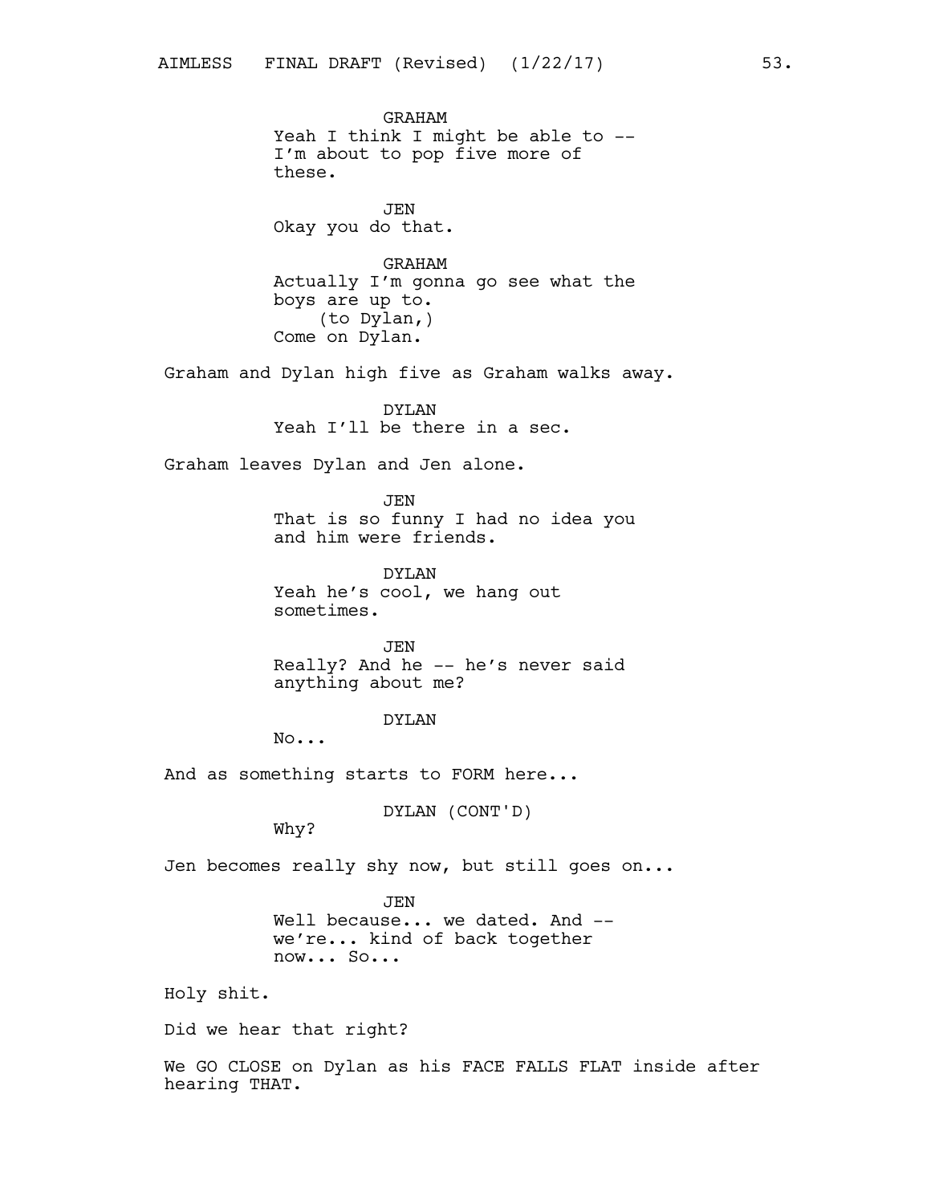GRAHAM
Yeah I think I might be able to --
I'm about to pop five more of
these.

JEN
Okay you do that.

GRAHAM
Actually I'm gonna go see what the
boys are up to.
(to Dylan,)
Come on Dylan.

Graham and Dylan high five as Graham walks away.

DYLAN
Yeah I'll be there in a sec.

Graham leaves Dylan and Jen alone.

JEN
That is so funny I had no idea you
and him were friends.

DYLAN
Yeah he's cool, we hang out
sometimes.

JEN
Really? And he -- he's never said
anything about me?

DYLAN
No...

And as something starts to FORM here...

DYLAN (CONT'D)
Why?

Jen becomes really shy now, but still goes on...

JEN
Well because... we dated. And --
we're... kind of back together
now... So...

Holy shit.

Did we hear that right?

We GO CLOSE on Dylan as his FACE FALLS FLAT inside after
hearing THAT.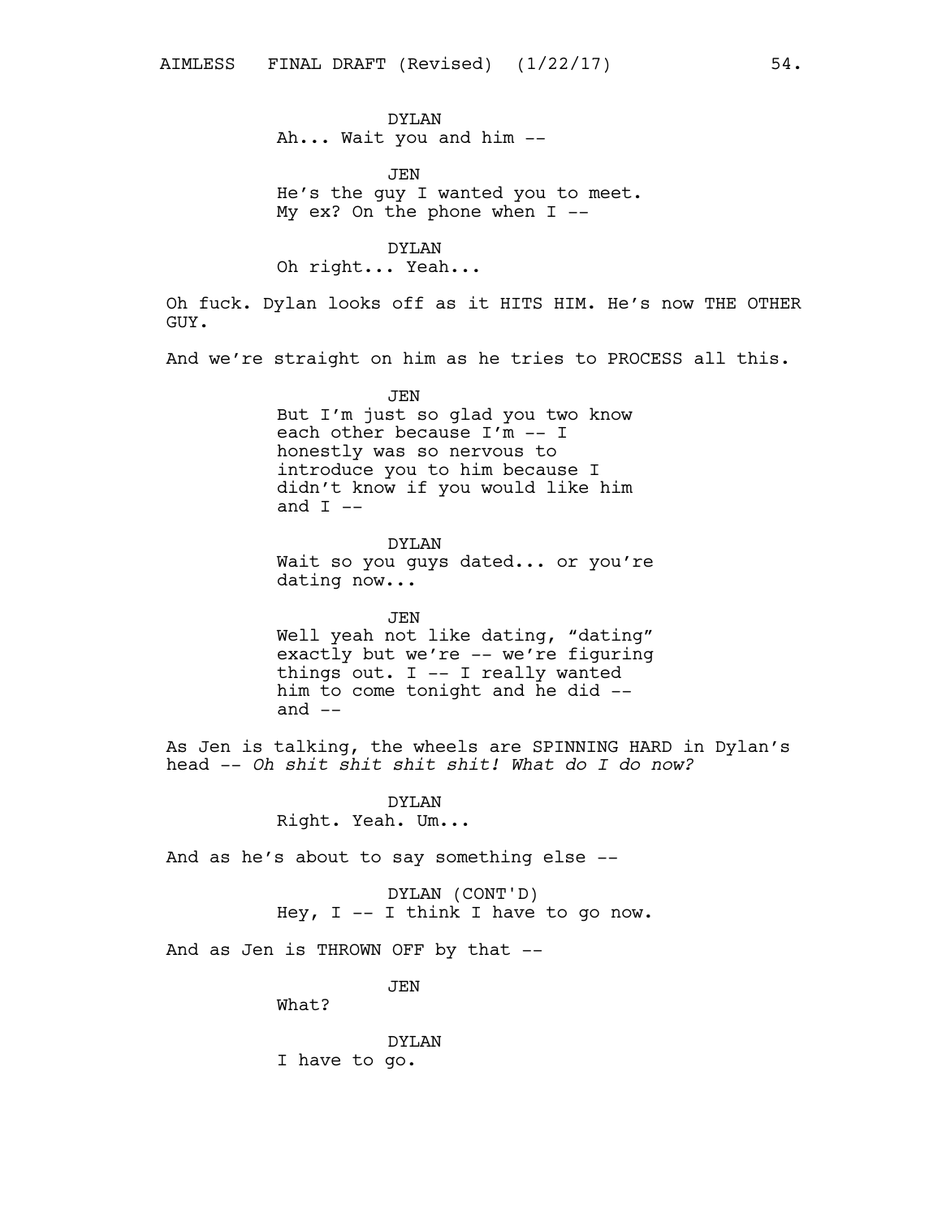DYLAN
Ah... Wait you and him --

JEN
He's the guy I wanted you to meet. My ex? On the phone when I --

DYLAN
Oh right... Yeah...

Oh fuck. Dylan looks off as it HITS HIM. He's now THE OTHER GUY.

And we're straight on him as he tries to PROCESS all this.

JEN
But I'm just so glad you two know each other because I'm -- I honestly was so nervous to introduce you to him because I didn't know if you would like him and I --

DYLAN
Wait so you guys dated... or you're dating now...

JEN
Well yeah not like dating, "dating" exactly but we're -- we're figuring things out. I -- I really wanted him to come tonight and he did -- and --

As Jen is talking, the wheels are SPINNING HARD in Dylan's head -- *Oh shit shit shit shit! What do I do now?*

DYLAN
Right. Yeah. Um...

And as he's about to say something else --

DYLAN (CONT'D)
Hey, I -- I think I have to go now.

And as Jen is THROWN OFF by that --

JEN
What?

DYLAN
I have to go.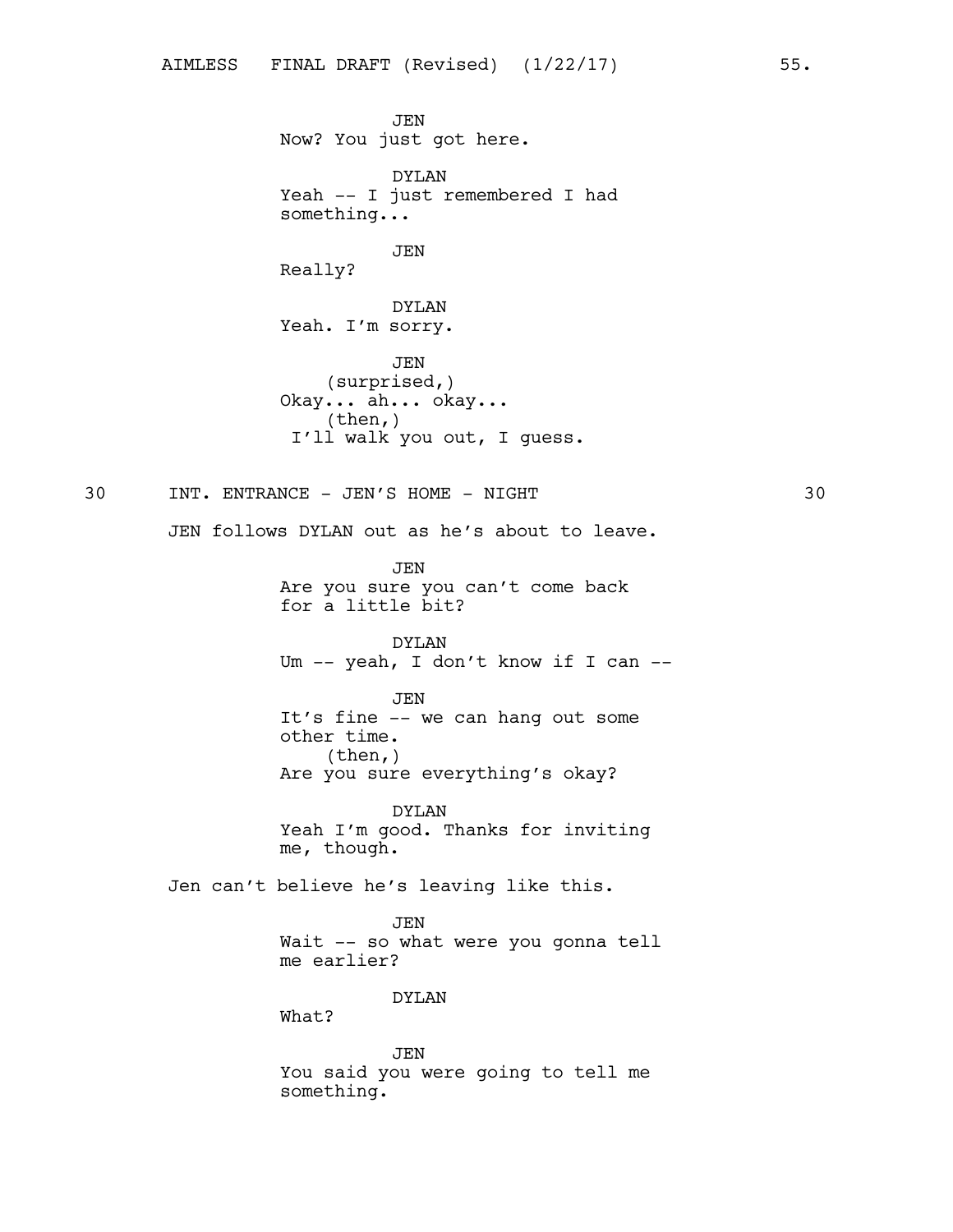JEN
Now? You just got here.

DYLAN
Yeah -- I just remembered I had something...

JEN
Really?

DYLAN
Yeah. I'm sorry.

JEN
(surprised,)
Okay... ah... okay...
(then,)
I'll walk you out, I guess.

30 INT. ENTRANCE - JEN'S HOME - NIGHT 30

JEN follows DYLAN out as he's about to leave.

JEN
Are you sure you can't come back for a little bit?

DYLAN
Um -- yeah, I don't know if I can --

JEN
It's fine -- we can hang out some other time.
(then,)
Are you sure everything's okay?

DYLAN
Yeah I'm good. Thanks for inviting me, though.

Jen can't believe he's leaving like this.

JEN
Wait -- so what were you gonna tell me earlier?

DYLAN
What?

JEN
You said you were going to tell me something.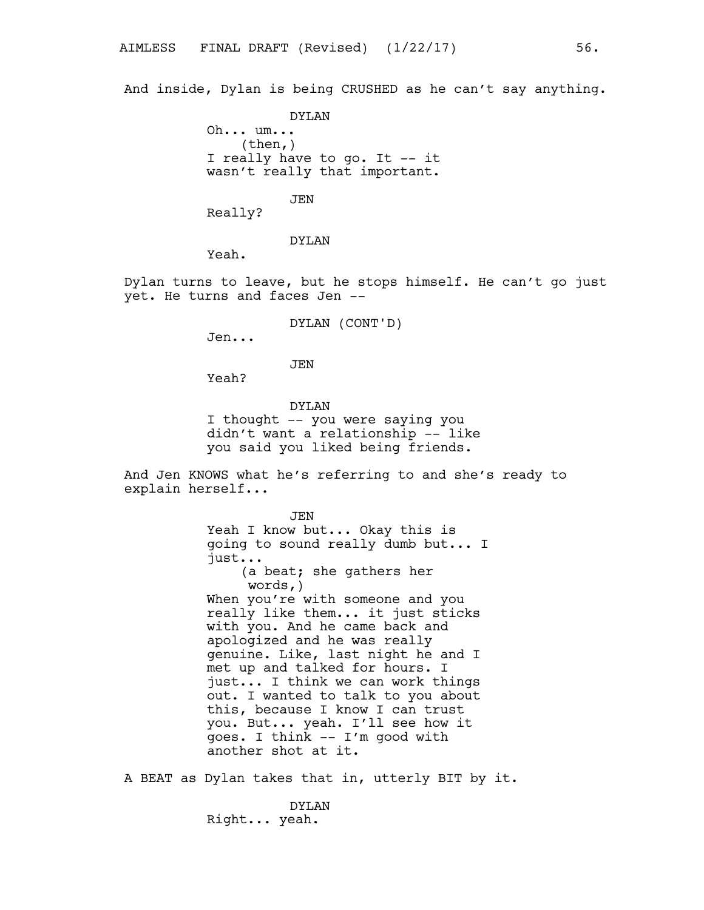And inside, Dylan is being CRUSHED as he can't say anything.

DYLAN
Oh... um...
(then,)
I really have to go. It -- it wasn't really that important.

JEN
Really?

DYLAN
Yeah.

Dylan turns to leave, but he stops himself. He can't go just yet. He turns and faces Jen --

DYLAN (CONT'D)
Jen...

JEN
Yeah?

DYLAN
I thought -- you were saying you didn't want a relationship -- like you said you liked being friends.

And Jen KNOWS what he's referring to and she's ready to explain herself...

JEN
Yeah I know but... Okay this is going to sound really dumb but... I just...
(a beat; she gathers her words,)
When you're with someone and you really like them... it just sticks with you. And he came back and apologized and he was really genuine. Like, last night he and I met up and talked for hours. I just... I think we can work things out. I wanted to talk to you about this, because I know I can trust you. But... yeah. I'll see how it goes. I think -- I'm good with another shot at it.

A BEAT as Dylan takes that in, utterly BIT by it.

DYLAN
Right... yeah.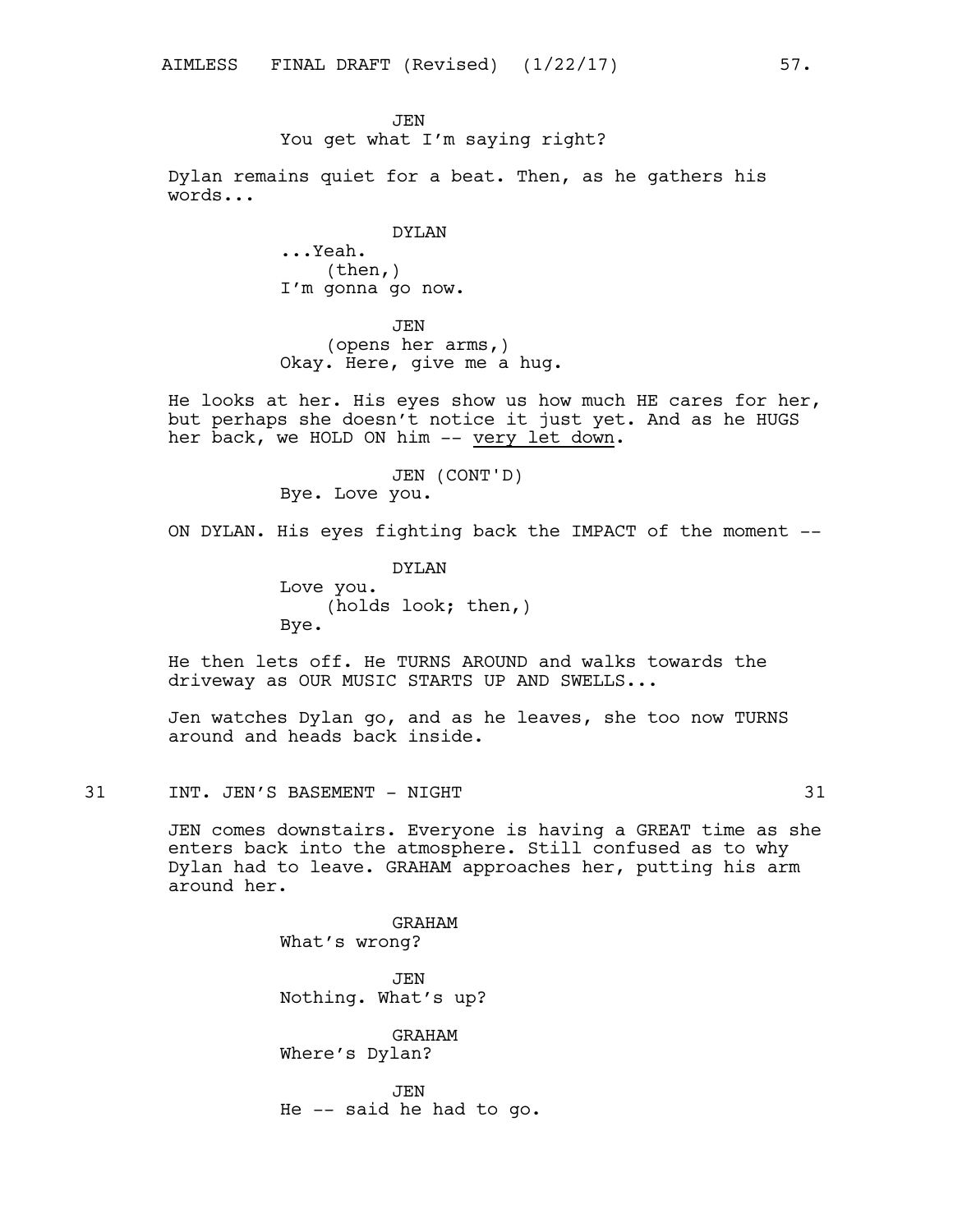JEN
You get what I'm saying right?

Dylan remains quiet for a beat. Then, as he gathers his words...

DYLAN
...Yeah.
(then,)
I'm gonna go now.

JEN
(opens her arms,)
Okay. Here, give me a hug.

He looks at her. His eyes show us how much HE cares for her, but perhaps she doesn't notice it just yet. And as he HUGS her back, we HOLD ON him -- <u>very let down</u>.

JEN (CONT'D)
Bye. Love you.

ON DYLAN. His eyes fighting back the IMPACT of the moment --

DYLAN
Love you.
(holds look; then,)
Bye.

He then lets off. He TURNS AROUND and walks towards the driveway as OUR MUSIC STARTS UP AND SWELLS...

Jen watches Dylan go, and as he leaves, she too now TURNS around and heads back inside.

31 INT. JEN'S BASEMENT - NIGHT 31

JEN comes downstairs. Everyone is having a GREAT time as she enters back into the atmosphere. Still confused as to why Dylan had to leave. GRAHAM approaches her, putting his arm around her.

GRAHAM
What's wrong?

JEN
Nothing. What's up?

GRAHAM
Where's Dylan?

JEN
He -- said he had to go.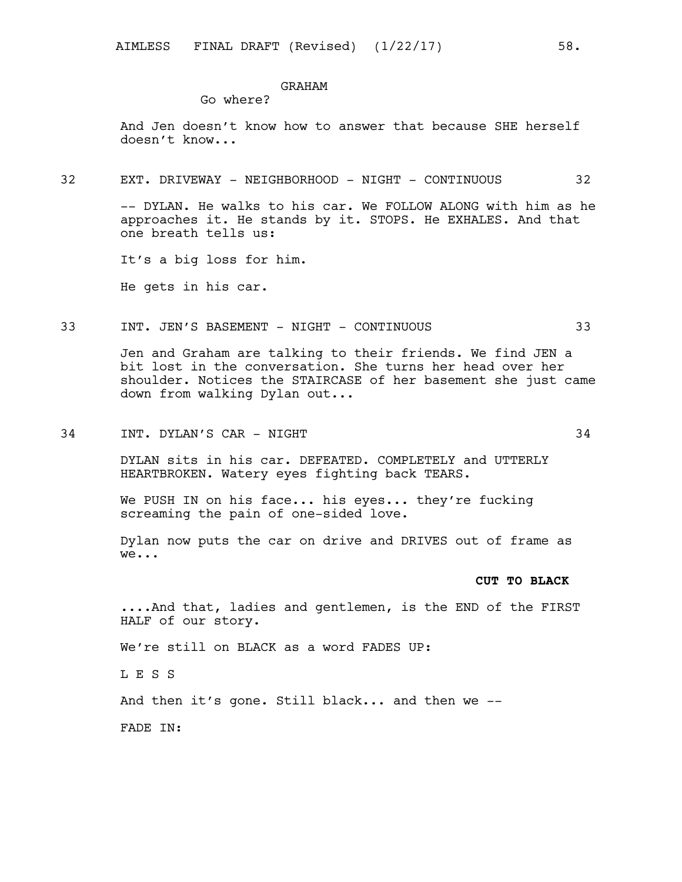GRAHAM

Go where?

And Jen doesn't know how to answer that because SHE herself doesn't know...

32 EXT. DRIVEWAY - NEIGHBORHOOD - NIGHT - CONTINUOUS 32

-- DYLAN. He walks to his car. We FOLLOW ALONG with him as he approaches it. He stands by it. STOPS. He EXHALES. And that one breath tells us:

It's a big loss for him.

He gets in his car.

33 INT. JEN'S BASEMENT - NIGHT - CONTINUOUS 33

Jen and Graham are talking to their friends. We find JEN a bit lost in the conversation. She turns her head over her shoulder. Notices the STAIRCASE of her basement she just came down from walking Dylan out...

34 INT. DYLAN'S CAR - NIGHT 34

DYLAN sits in his car. DEFEATED. COMPLETELY and UTTERLY HEARTBROKEN. Watery eyes fighting back TEARS.

We PUSH IN on his face... his eyes... they're fucking screaming the pain of one-sided love.

Dylan now puts the car on drive and DRIVES out of frame as we...

**CUT TO BLACK**

....And that, ladies and gentlemen, is the END of the FIRST HALF of our story.

We're still on BLACK as a word FADES UP:

L E S S

And then it's gone. Still black... and then we --

FADE IN: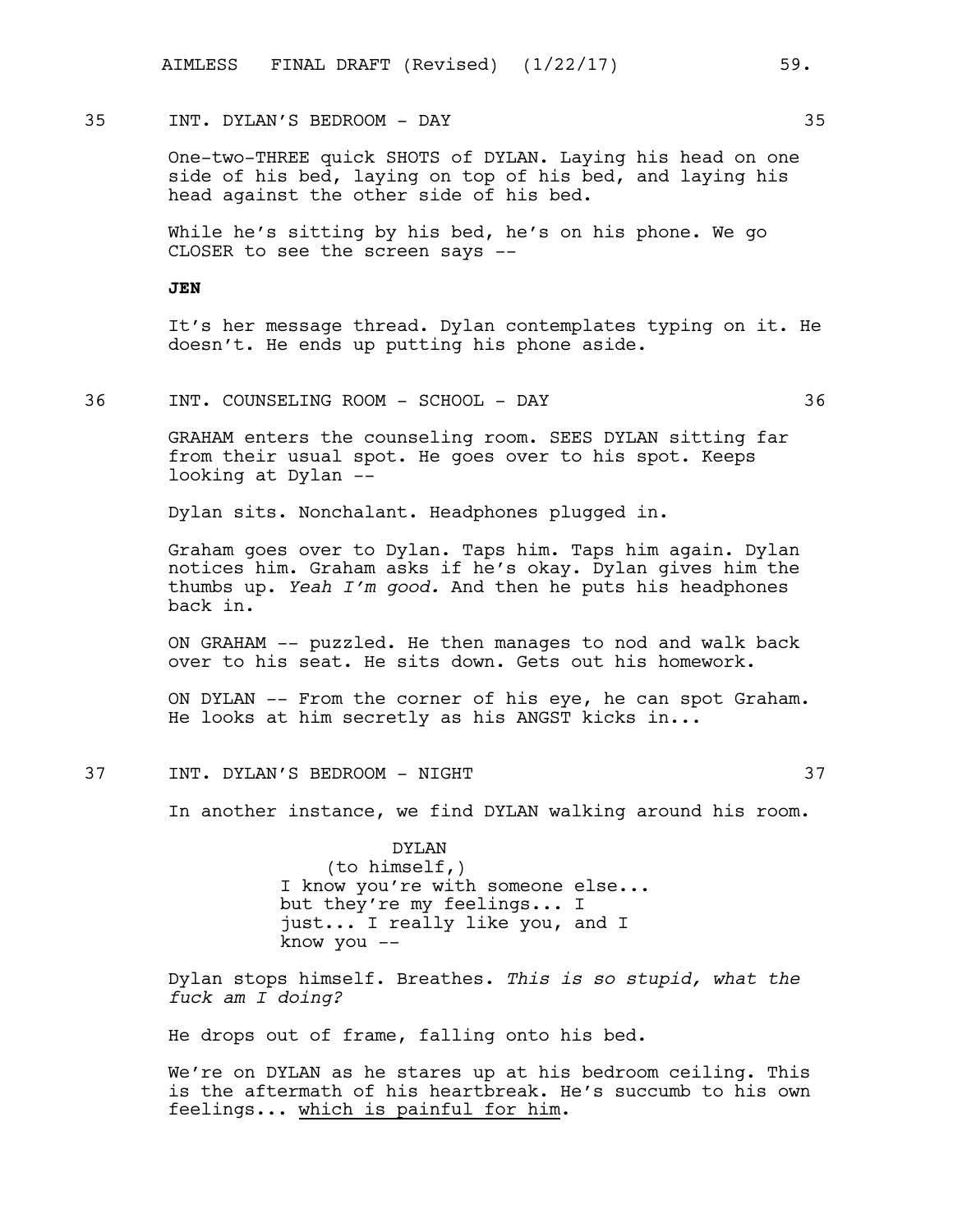35 INT. DYLAN'S BEDROOM - DAY 35

One-two-THREE quick SHOTS of DYLAN. Laying his head on one side of his bed, laying on top of his bed, and laying his head against the other side of his bed.

While he's sitting by his bed, he's on his phone. We go CLOSER to see the screen says --

**JEN**

It's her message thread. Dylan contemplates typing on it. He doesn't. He ends up putting his phone aside.

36 INT. COUNSELING ROOM - SCHOOL - DAY 36

GRAHAM enters the counseling room. SEES DYLAN sitting far from their usual spot. He goes over to his spot. Keeps looking at Dylan --

Dylan sits. Nonchalant. Headphones plugged in.

Graham goes over to Dylan. Taps him. Taps him again. Dylan notices him. Graham asks if he's okay. Dylan gives him the thumbs up. *Yeah I'm good.* And then he puts his headphones back in.

ON GRAHAM -- puzzled. He then manages to nod and walk back over to his seat. He sits down. Gets out his homework.

ON DYLAN -- From the corner of his eye, he can spot Graham. He looks at him secretly as his ANGST kicks in...

37 INT. DYLAN'S BEDROOM - NIGHT 37

In another instance, we find DYLAN walking around his room.

DYLAN
(to himself,)
I know you're with someone else... but they're my feelings... I just... I really like you, and I know you --

Dylan stops himself. Breathes. *This is so stupid, what the fuck am I doing?*

He drops out of frame, falling onto his bed.

We're on DYLAN as he stares up at his bedroom ceiling. This is the aftermath of his heartbreak. He's succumb to his own feelings... <u>which is painful for him</u>.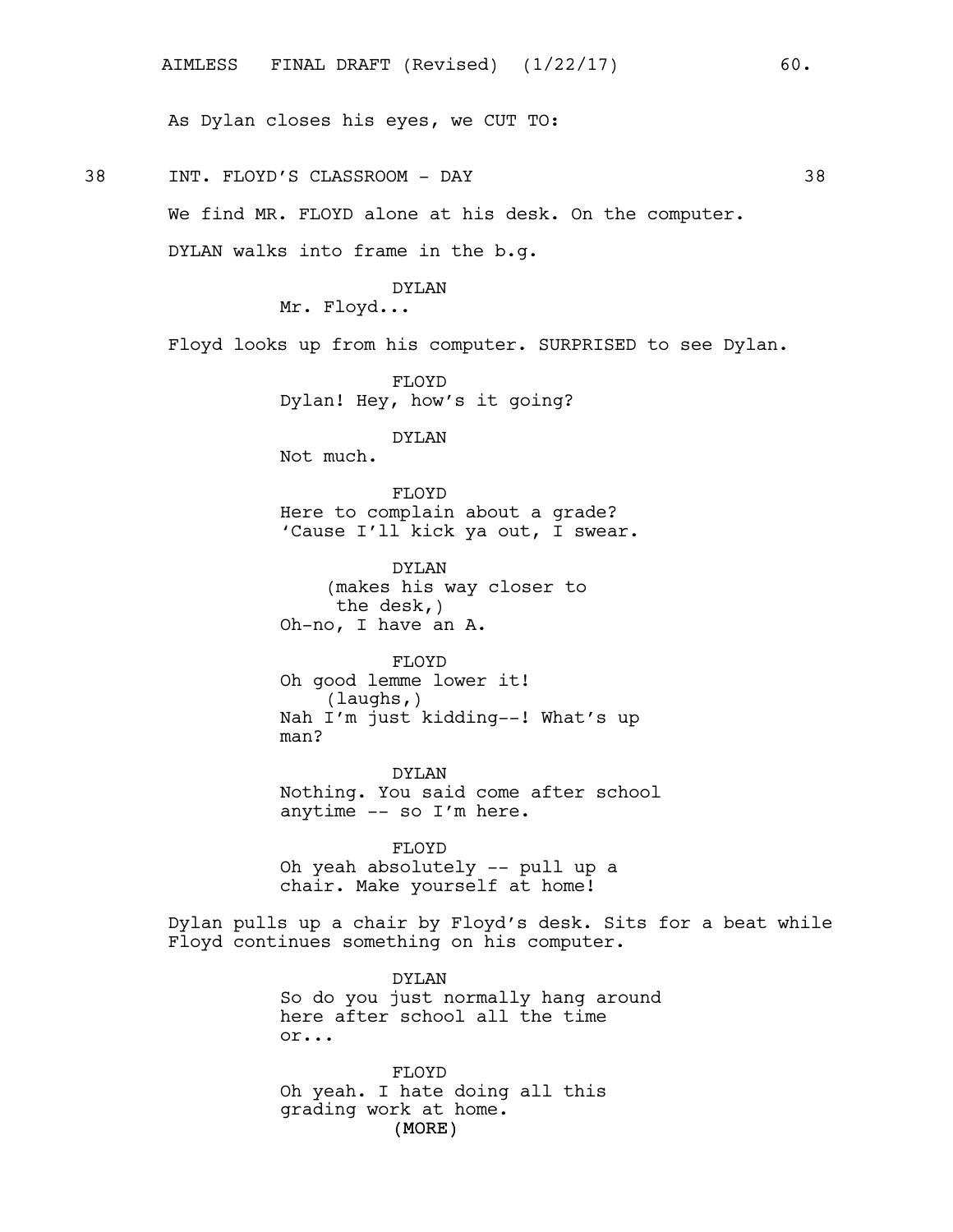As Dylan closes his eyes, we CUT TO:

38 INT. FLOYD'S CLASSROOM - DAY 38

We find MR. FLOYD alone at his desk. On the computer.

DYLAN walks into frame in the b.g.

DYLAN
Mr. Floyd...

Floyd looks up from his computer. SURPRISED to see Dylan.

FLOYD
Dylan! Hey, how's it going?

DYLAN
Not much.

FLOYD
Here to complain about a grade? 'Cause I'll kick ya out, I swear.

DYLAN
(makes his way closer to the desk,)
Oh-no, I have an A.

FLOYD
Oh good lemme lower it!
(laughs,)
Nah I'm just kidding--! What's up man?

DYLAN
Nothing. You said come after school anytime -- so I'm here.

FLOYD
Oh yeah absolutely -- pull up a chair. Make yourself at home!

Dylan pulls up a chair by Floyd's desk. Sits for a beat while Floyd continues something on his computer.

DYLAN
So do you just normally hang around here after school all the time or...

FLOYD
Oh yeah. I hate doing all this grading work at home.
(MORE)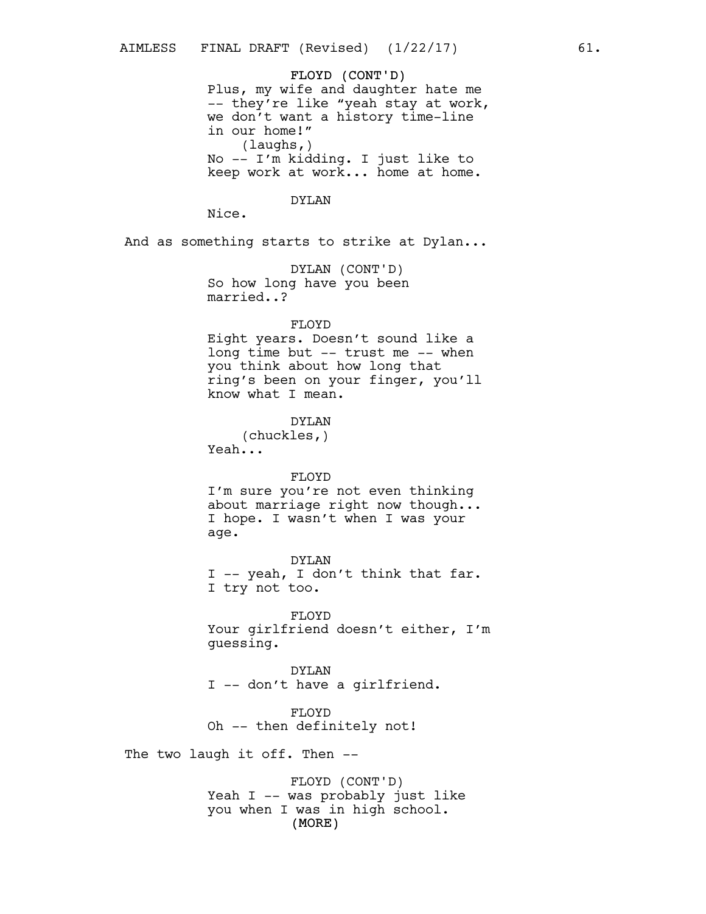FLOYD (CONT'D)
Plus, my wife and daughter hate me -- they're like "yeah stay at work, we don't want a history time-line in our home!"
(laughs,)
No -- I'm kidding. I just like to keep work at work... home at home.

DYLAN
Nice.

And as something starts to strike at Dylan...

DYLAN (CONT'D)
So how long have you been married..?

FLOYD
Eight years. Doesn't sound like a long time but -- trust me -- when you think about how long that ring's been on your finger, you'll know what I mean.

DYLAN
(chuckles,)
Yeah...

FLOYD
I'm sure you're not even thinking about marriage right now though... I hope. I wasn't when I was your age.

DYLAN
I -- yeah, I don't think that far. I try not too.

FLOYD
Your girlfriend doesn't either, I'm guessing.

DYLAN
I -- don't have a girlfriend.

FLOYD
Oh -- then definitely not!

The two laugh it off. Then --

FLOYD (CONT'D)
Yeah I -- was probably just like you when I was in high school.
(MORE)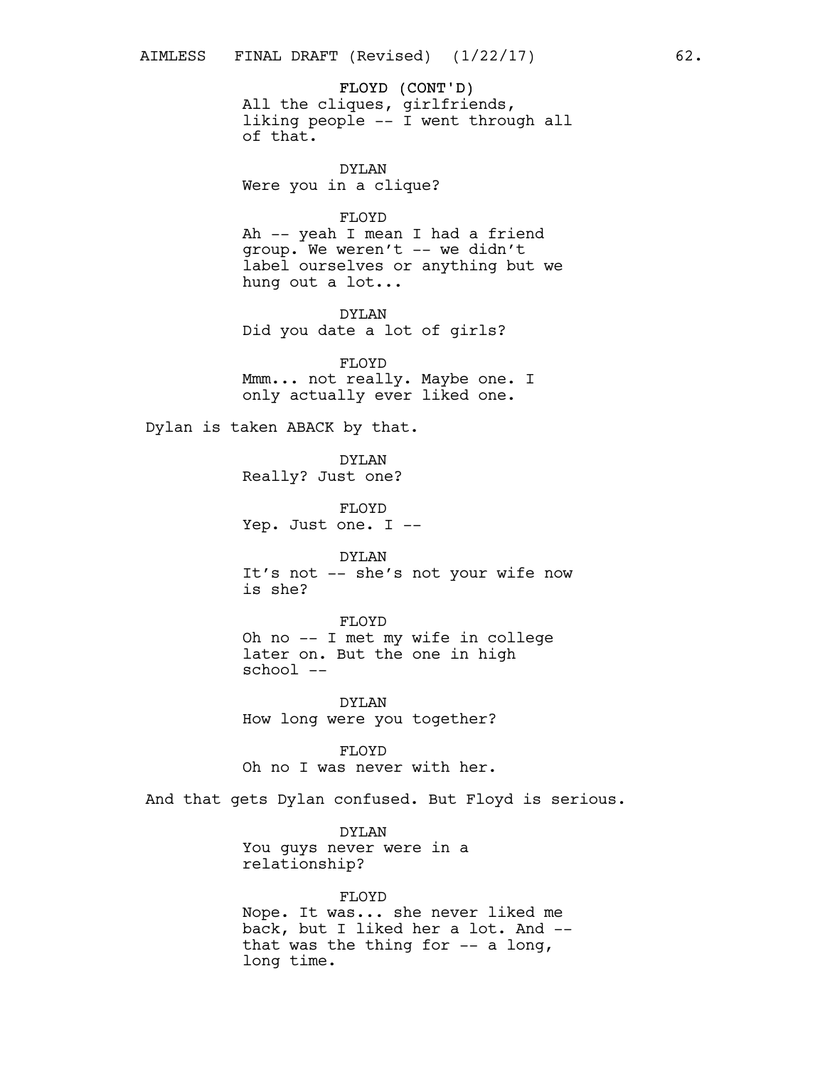FLOYD (CONT'D)
All the cliques, girlfriends, liking people -- I went through all of that.

DYLAN
Were you in a clique?

FLOYD
Ah -- yeah I mean I had a friend group. We weren't -- we didn't label ourselves or anything but we hung out a lot...

DYLAN
Did you date a lot of girls?

FLOYD
Mmm... not really. Maybe one. I only actually ever liked one.

Dylan is taken ABACK by that.

DYLAN
Really? Just one?

FLOYD
Yep. Just one. I --

DYLAN
It's not -- she's not your wife now is she?

FLOYD
Oh no -- I met my wife in college later on. But the one in high school --

DYLAN
How long were you together?

FLOYD
Oh no I was never with her.

And that gets Dylan confused. But Floyd is serious.

DYLAN
You guys never were in a relationship?

FLOYD
Nope. It was... she never liked me back, but I liked her a lot. And -- that was the thing for -- a long, long time.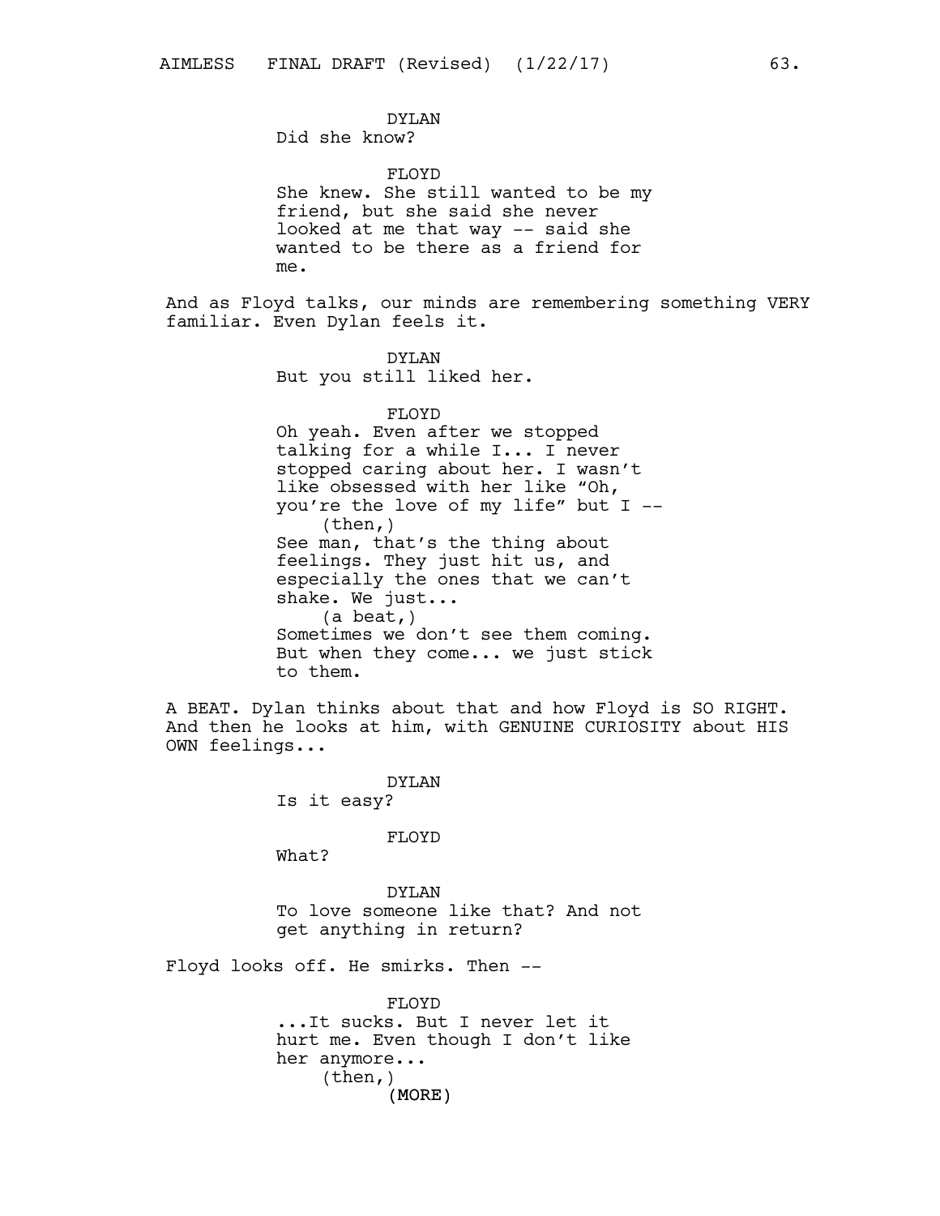DYLAN

Did she know?

FLOYD

She knew. She still wanted to be my friend, but she said she never looked at me that way -- said she wanted to be there as a friend for me.

And as Floyd talks, our minds are remembering something VERY familiar. Even Dylan feels it.

DYLAN

But you still liked her.

FLOYD

Oh yeah. Even after we stopped talking for a while I... I never stopped caring about her. I wasn't like obsessed with her like "Oh, you're the love of my life" but I --

(then,)

See man, that's the thing about feelings. They just hit us, and especially the ones that we can't shake. We just...

(a beat,)

Sometimes we don't see them coming. But when they come... we just stick to them.

A BEAT. Dylan thinks about that and how Floyd is SO RIGHT. And then he looks at him, with GENUINE CURIOSITY about HIS OWN feelings...

DYLAN

Is it easy?

FLOYD

What?

DYLAN

To love someone like that? And not get anything in return?

Floyd looks off. He smirks. Then --

FLOYD

...It sucks. But I never let it hurt me. Even though I don't like her anymore...

(then,)

(MORE)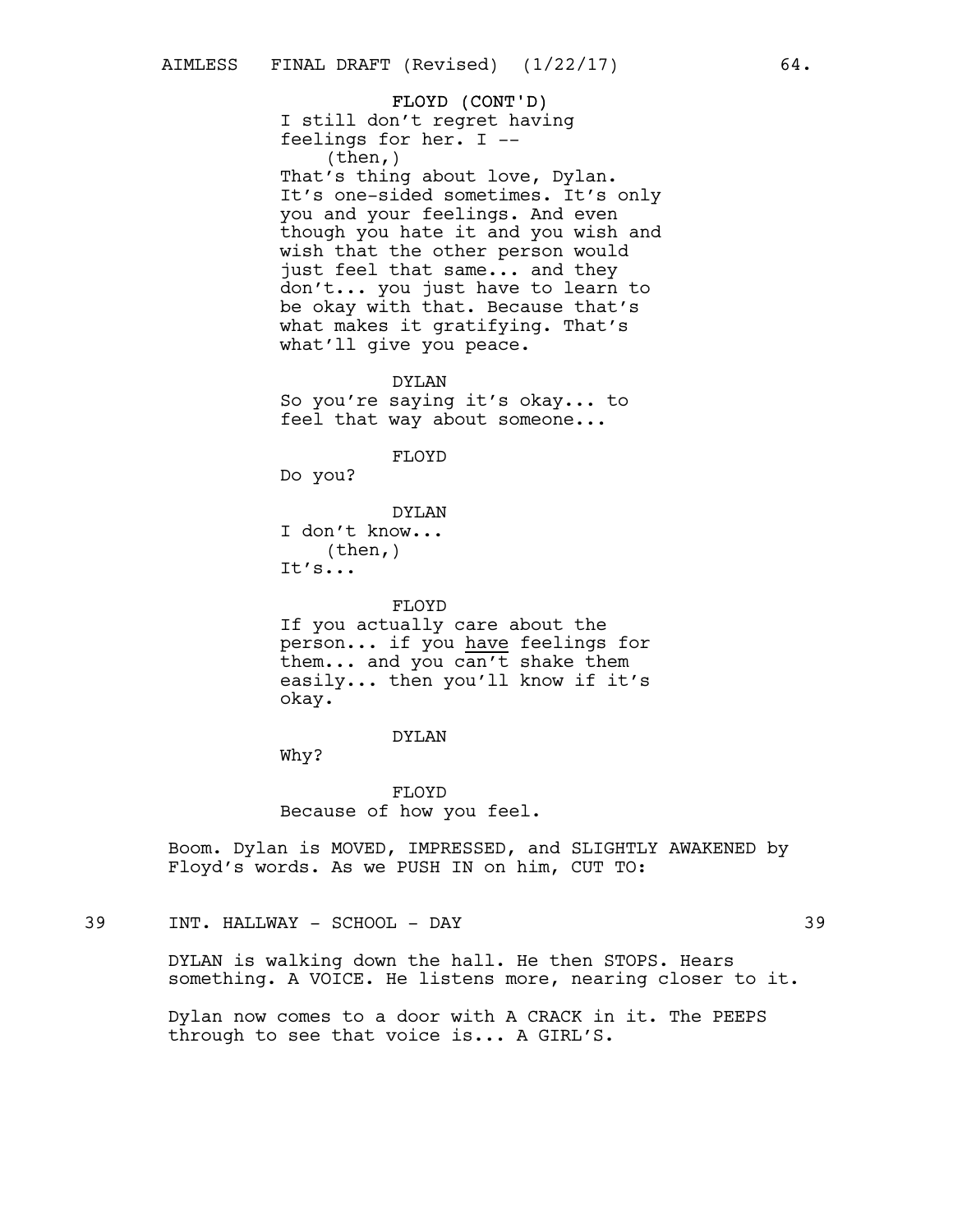FLOYD (CONT'D)
I still don't regret having feelings for her. I --
(then,)
That's thing about love, Dylan. It's one-sided sometimes. It's only you and your feelings. And even though you hate it and you wish and wish that the other person would just feel that same... and they don't... you just have to learn to be okay with that. Because that's what makes it gratifying. That's what'll give you peace.

DYLAN
So you're saying it's okay... to feel that way about someone...

FLOYD
Do you?

DYLAN
I don't know...
(then,)
It's...

FLOYD
If you actually care about the person... if you <u>have</u> feelings for them... and you can't shake them easily... then you'll know if it's okay.

DYLAN
Why?

FLOYD
Because of how you feel.

Boom. Dylan is MOVED, IMPRESSED, and SLIGHTLY AWAKENED by Floyd's words. As we PUSH IN on him, CUT TO:

39 INT. HALLWAY - SCHOOL - DAY 39

DYLAN is walking down the hall. He then STOPS. Hears something. A VOICE. He listens more, nearing closer to it.

Dylan now comes to a door with A CRACK in it. The PEEPS through to see that voice is... A GIRL'S.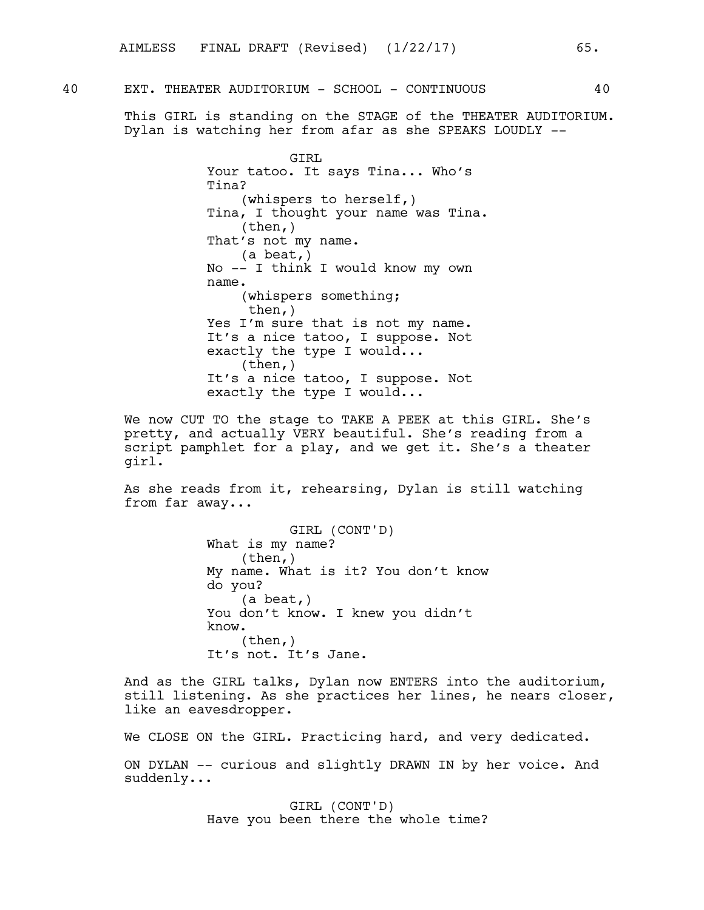40 EXT. THEATER AUDITORIUM - SCHOOL - CONTINUOUS 40

This GIRL is standing on the STAGE of the THEATER AUDITORIUM. Dylan is watching her from afar as she SPEAKS LOUDLY --

GIRL
Your tatoo. It says Tina... Who's Tina?
(whispers to herself,)
Tina, I thought your name was Tina.
(then,)
That's not my name.
(a beat,)
No -- I think I would know my own name.
(whispers something; then,)
Yes I'm sure that is not my name. It's a nice tatoo, I suppose. Not exactly the type I would...
(then,)
It's a nice tatoo, I suppose. Not exactly the type I would...

We now CUT TO the stage to TAKE A PEEK at this GIRL. She's pretty, and actually VERY beautiful. She's reading from a script pamphlet for a play, and we get it. She's a theater girl.

As she reads from it, rehearsing, Dylan is still watching from far away...

GIRL (CONT'D)
What is my name?
(then,)
My name. What is it? You don't know do you?
(a beat,)
You don't know. I knew you didn't know.
(then,)
It's not. It's Jane.

And as the GIRL talks, Dylan now ENTERS into the auditorium, still listening. As she practices her lines, he nears closer, like an eavesdropper.

We CLOSE ON the GIRL. Practicing hard, and very dedicated.

ON DYLAN -- curious and slightly DRAWN IN by her voice. And suddenly...

GIRL (CONT'D)
Have you been there the whole time?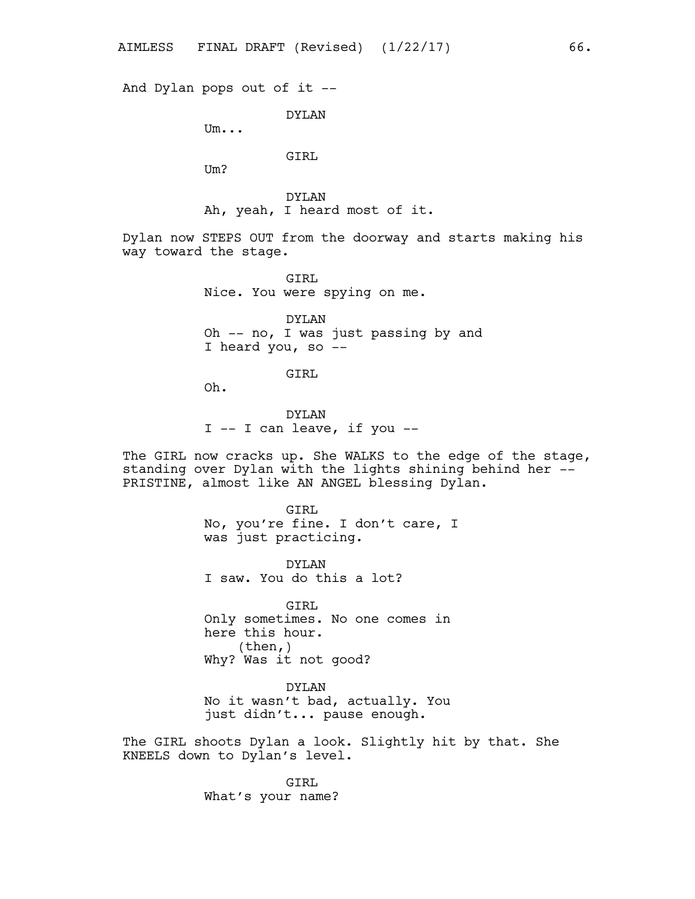And Dylan pops out of it --

DYLAN
Um...

GIRL
Um?

DYLAN
Ah, yeah, I heard most of it.

Dylan now STEPS OUT from the doorway and starts making his way toward the stage.

GIRL
Nice. You were spying on me.

DYLAN
Oh -- no, I was just passing by and I heard you, so --

GIRL
Oh.

DYLAN
I -- I can leave, if you --

The GIRL now cracks up. She WALKS to the edge of the stage, standing over Dylan with the lights shining behind her -- PRISTINE, almost like AN ANGEL blessing Dylan.

GIRL
No, you're fine. I don't care, I was just practicing.

DYLAN
I saw. You do this a lot?

GIRL
Only sometimes. No one comes in here this hour.
(then,)
Why? Was it not good?

DYLAN
No it wasn't bad, actually. You just didn't... pause enough.

The GIRL shoots Dylan a look. Slightly hit by that. She KNEELS down to Dylan's level.

GIRL
What's your name?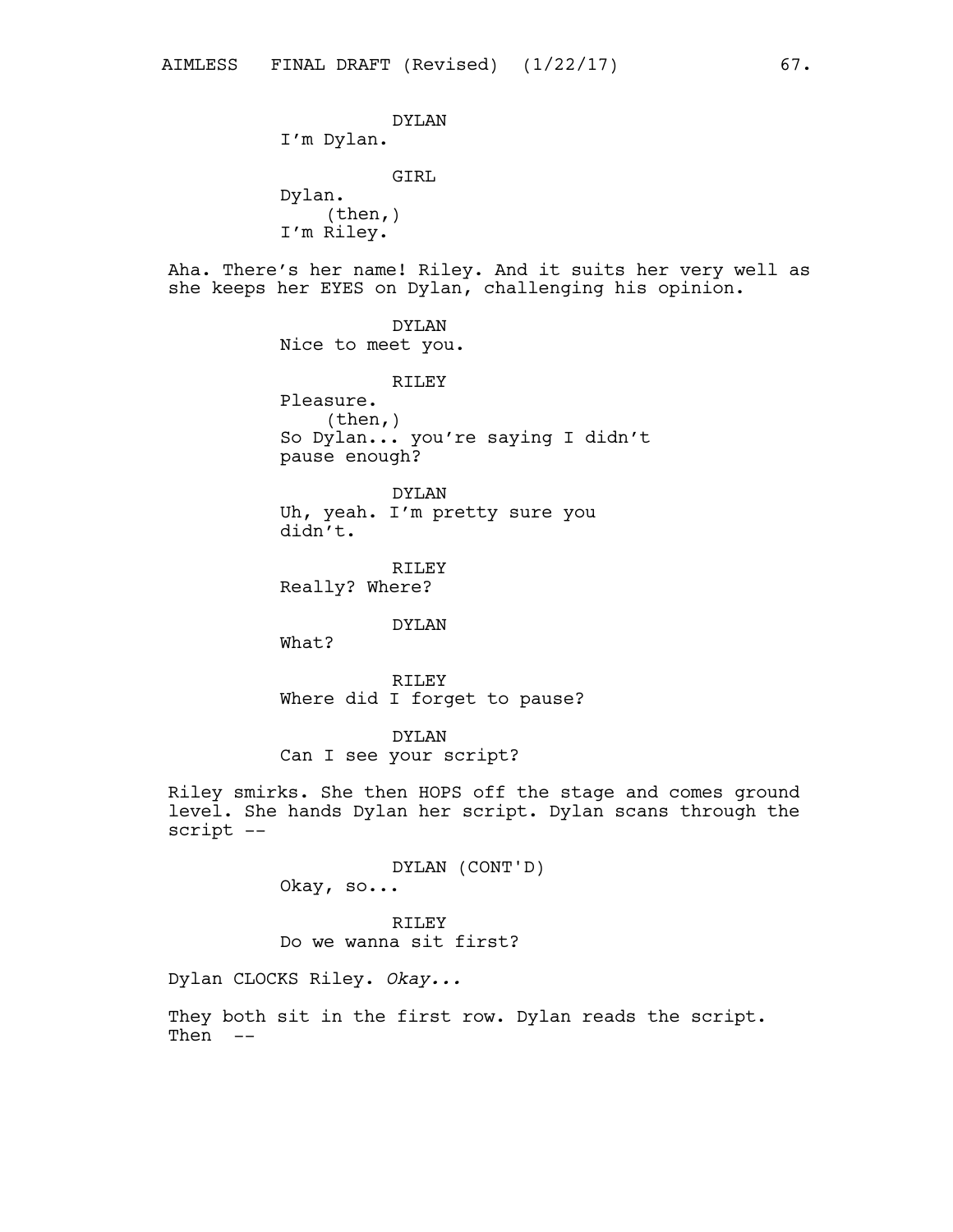DYLAN
I'm Dylan.

GIRL
Dylan.
(then,)
I'm Riley.

Aha. There's her name! Riley. And it suits her very well as she keeps her EYES on Dylan, challenging his opinion.

DYLAN
Nice to meet you.

RILEY
Pleasure.
(then,)
So Dylan... you're saying I didn't pause enough?

DYLAN
Uh, yeah. I'm pretty sure you didn't.

RILEY
Really? Where?

DYLAN
What?

RILEY
Where did I forget to pause?

DYLAN
Can I see your script?

Riley smirks. She then HOPS off the stage and comes ground level. She hands Dylan her script. Dylan scans through the script --

DYLAN (CONT'D)
Okay, so...

RILEY
Do we wanna sit first?

Dylan CLOCKS Riley. *Okay...*

They both sit in the first row. Dylan reads the script. Then --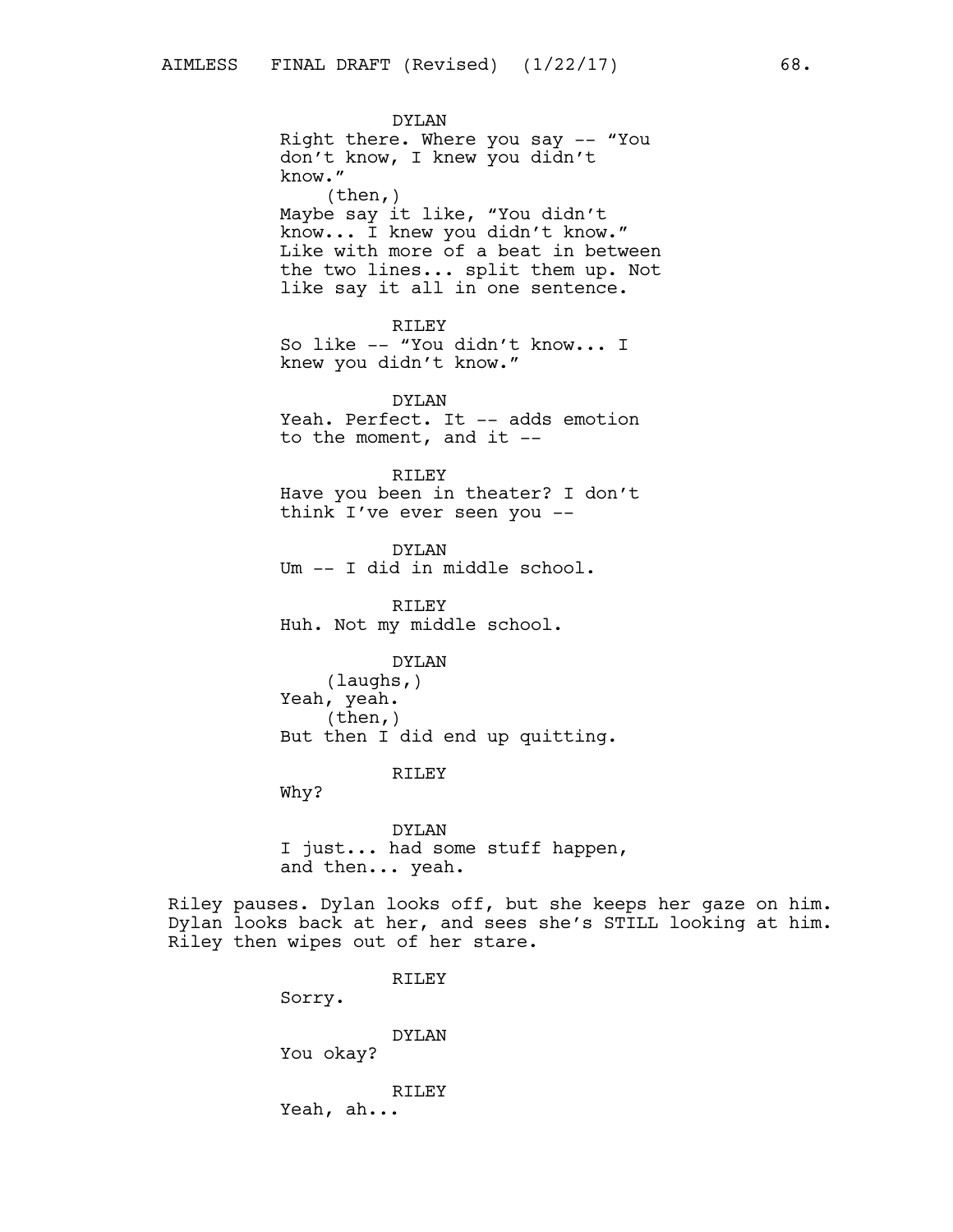DYLAN
Right there. Where you say -- "You don't know, I knew you didn't know."
(then,)
Maybe say it like, "You didn't know... I knew you didn't know." Like with more of a beat in between the two lines... split them up. Not like say it all in one sentence.

RILEY
So like -- "You didn't know... I knew you didn't know."

DYLAN
Yeah. Perfect. It -- adds emotion to the moment, and it --

RILEY
Have you been in theater? I don't think I've ever seen you --

DYLAN
Um -- I did in middle school.

RILEY
Huh. Not my middle school.

DYLAN
(laughs,)
Yeah, yeah.
(then,)
But then I did end up quitting.

RILEY
Why?

DYLAN
I just... had some stuff happen, and then... yeah.

Riley pauses. Dylan looks off, but she keeps her gaze on him. Dylan looks back at her, and sees she's STILL looking at him. Riley then wipes out of her stare.

RILEY
Sorry.

DYLAN
You okay?

RILEY
Yeah, ah...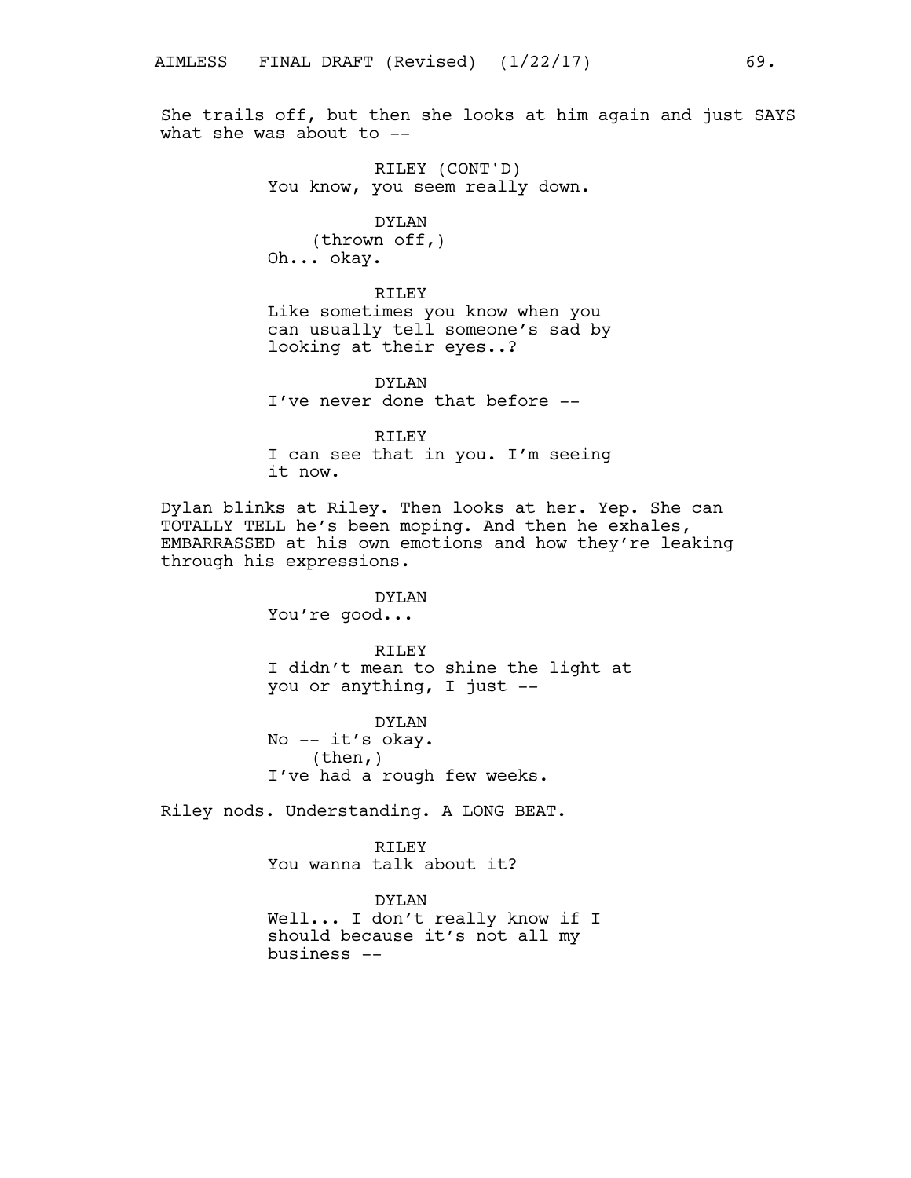She trails off, but then she looks at him again and just SAYS what she was about to --

RILEY (CONT'D)
You know, you seem really down.

DYLAN
(thrown off,)
Oh... okay.

RILEY
Like sometimes you know when you can usually tell someone's sad by looking at their eyes..?

DYLAN
I've never done that before --

RILEY
I can see that in you. I'm seeing it now.

Dylan blinks at Riley. Then looks at her. Yep. She can TOTALLY TELL he's been moping. And then he exhales, EMBARRASSED at his own emotions and how they're leaking through his expressions.

DYLAN
You're good...

RILEY
I didn't mean to shine the light at you or anything, I just --

DYLAN
No -- it's okay.
(then,)
I've had a rough few weeks.

Riley nods. Understanding. A LONG BEAT.

RILEY
You wanna talk about it?

DYLAN
Well... I don't really know if I should because it's not all my business --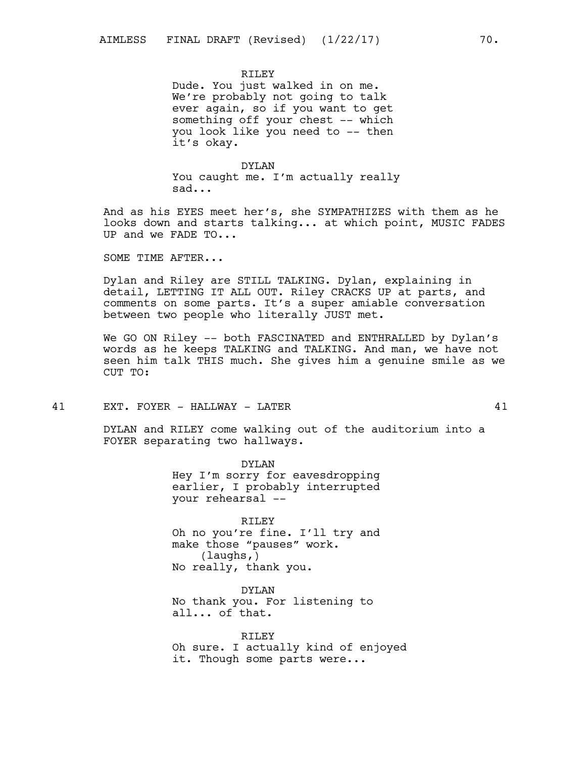RILEY
Dude. You just walked in on me. We're probably not going to talk ever again, so if you want to get something off your chest -- which you look like you need to -- then it's okay.

DYLAN
You caught me. I'm actually really sad...

And as his EYES meet her's, she SYMPATHIZES with them as he looks down and starts talking... at which point, MUSIC FADES UP and we FADE TO...

SOME TIME AFTER...

Dylan and Riley are STILL TALKING. Dylan, explaining in detail, LETTING IT ALL OUT. Riley CRACKS UP at parts, and comments on some parts. It's a super amiable conversation between two people who literally JUST met.

We GO ON Riley -- both FASCINATED and ENTHRALLED by Dylan's words as he keeps TALKING and TALKING. And man, we have not seen him talk THIS much. She gives him a genuine smile as we CUT TO:

41 EXT. FOYER - HALLWAY - LATER 41

DYLAN and RILEY come walking out of the auditorium into a FOYER separating two hallways.

DYLAN
Hey I'm sorry for eavesdropping earlier, I probably interrupted your rehearsal --

RILEY
Oh no you're fine. I'll try and make those "pauses" work.
(laughs,)
No really, thank you.

DYLAN
No thank you. For listening to all... of that.

RILEY
Oh sure. I actually kind of enjoyed it. Though some parts were...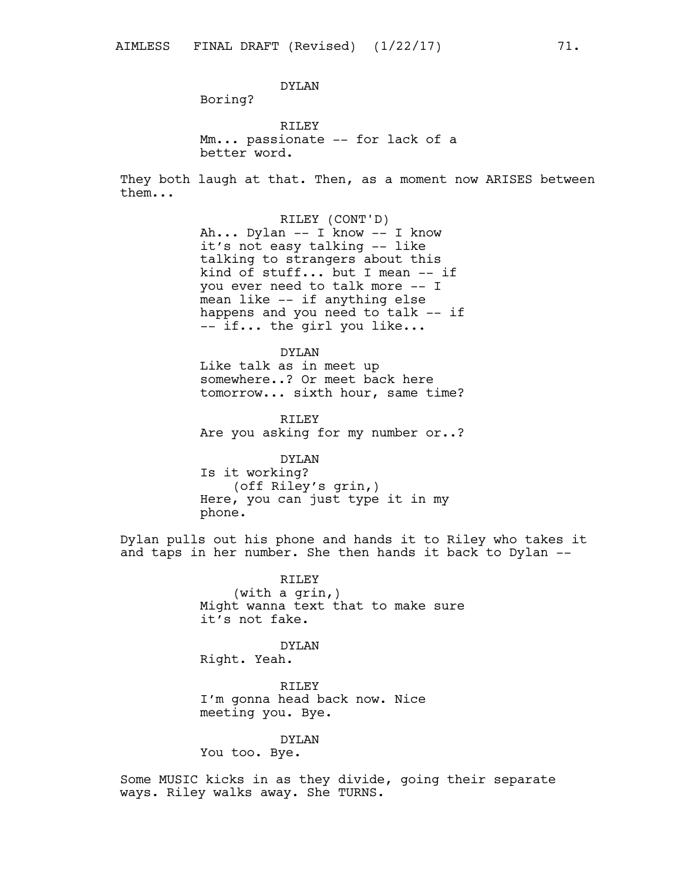DYLAN
Boring?

RILEY
Mm... passionate -- for lack of a better word.

They both laugh at that. Then, as a moment now ARISES between them...

RILEY (CONT'D)
Ah... Dylan -- I know -- I know it's not easy talking -- like talking to strangers about this kind of stuff... but I mean -- if you ever need to talk more -- I mean like -- if anything else happens and you need to talk -- if -- if... the girl you like...

DYLAN
Like talk as in meet up somewhere..? Or meet back here tomorrow... sixth hour, same time?

RILEY
Are you asking for my number or..?

DYLAN
Is it working?
(off Riley's grin,)
Here, you can just type it in my phone.

Dylan pulls out his phone and hands it to Riley who takes it and taps in her number. She then hands it back to Dylan --

RILEY
(with a grin,)
Might wanna text that to make sure it's not fake.

DYLAN
Right. Yeah.

RILEY
I'm gonna head back now. Nice meeting you. Bye.

DYLAN
You too. Bye.

Some MUSIC kicks in as they divide, going their separate ways. Riley walks away. She TURNS.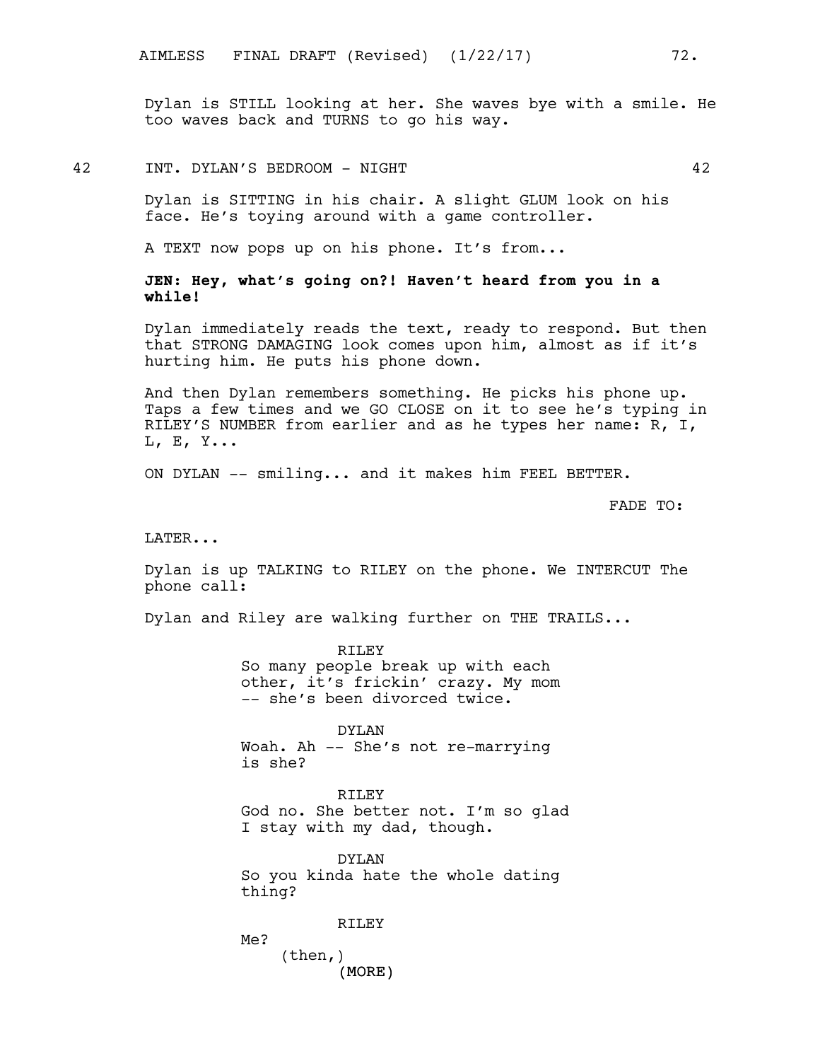Dylan is STILL looking at her. She waves bye with a smile. He too waves back and TURNS to go his way.

42 INT. DYLAN'S BEDROOM - NIGHT 42

Dylan is SITTING in his chair. A slight GLUM look on his face. He's toying around with a game controller.

A TEXT now pops up on his phone. It's from...

**JEN: Hey, what's going on?! Haven't heard from you in a while!**

Dylan immediately reads the text, ready to respond. But then that STRONG DAMAGING look comes upon him, almost as if it's hurting him. He puts his phone down.

And then Dylan remembers something. He picks his phone up. Taps a few times and we GO CLOSE on it to see he's typing in RILEY'S NUMBER from earlier and as he types her name: R, I, L, E, Y...

ON DYLAN -- smiling... and it makes him FEEL BETTER.

FADE TO:

LATER...

Dylan is up TALKING to RILEY on the phone. We INTERCUT The phone call:

Dylan and Riley are walking further on THE TRAILS...

RILEY
So many people break up with each other, it's frickin' crazy. My mom -- she's been divorced twice.

DYLAN
Woah. Ah -- She's not re-marrying is she?

RILEY
God no. She better not. I'm so glad I stay with my dad, though.

DYLAN
So you kinda hate the whole dating thing?

RILEY
Me?
(then,)
(MORE)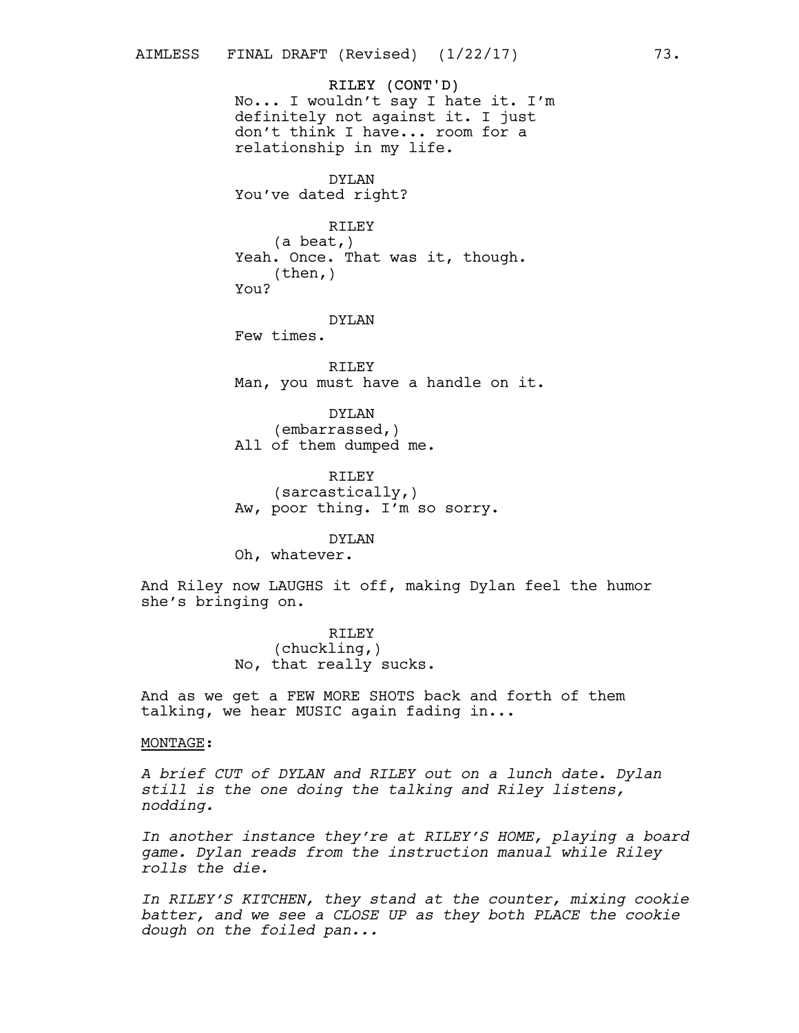RILEY (CONT'D)
No... I wouldn't say I hate it. I'm definitely not against it. I just don't think I have... room for a relationship in my life.

DYLAN
You've dated right?

RILEY
(a beat,)
Yeah. Once. That was it, though.
(then,)
You?

DYLAN
Few times.

RILEY
Man, you must have a handle on it.

DYLAN
(embarrassed,)
All of them dumped me.

RILEY
(sarcastically,)
Aw, poor thing. I'm so sorry.

DYLAN
Oh, whatever.

And Riley now LAUGHS it off, making Dylan feel the humor she's bringing on.

RILEY
(chuckling,)
No, that really sucks.

And as we get a FEW MORE SHOTS back and forth of them talking, we hear MUSIC again fading in...

<u>MONTAGE</u>:

*A brief CUT of DYLAN and RILEY out on a lunch date. Dylan still is the one doing the talking and Riley listens, nodding.*

*In another instance they're at RILEY'S HOME, playing a board game. Dylan reads from the instruction manual while Riley rolls the die.*

*In RILEY'S KITCHEN, they stand at the counter, mixing cookie batter, and we see a CLOSE UP as they both PLACE the cookie dough on the foiled pan...*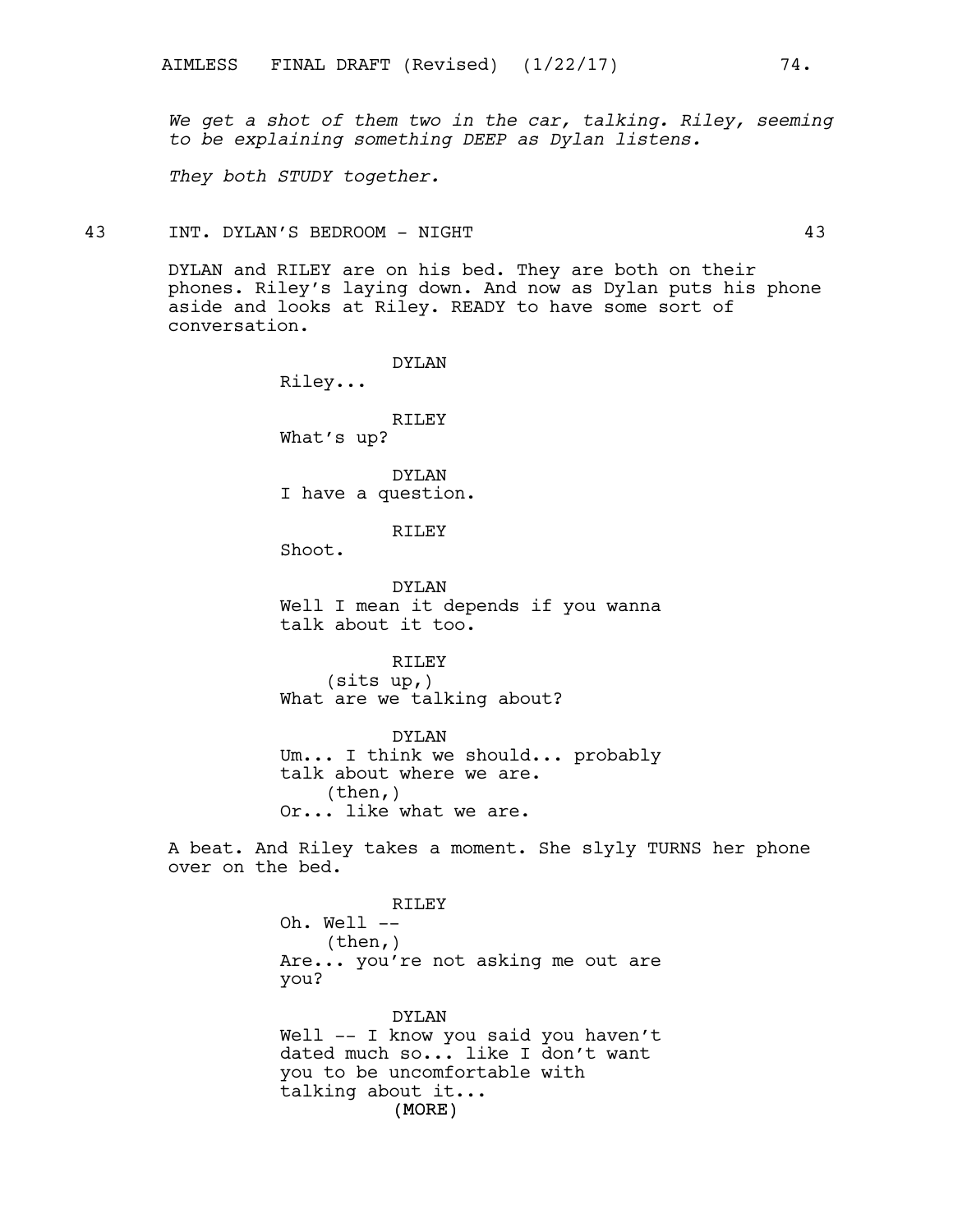*We get a shot of them two in the car, talking. Riley, seeming to be explaining something DEEP as Dylan listens.*

*They both STUDY together.*

43 INT. DYLAN'S BEDROOM - NIGHT 43

DYLAN and RILEY are on his bed. They are both on their phones. Riley's laying down. And now as Dylan puts his phone aside and looks at Riley. READY to have some sort of conversation.

DYLAN
Riley...

RILEY
What's up?

DYLAN
I have a question.

RILEY
Shoot.

DYLAN
Well I mean it depends if you wanna talk about it too.

RILEY
(sits up,)
What are we talking about?

DYLAN
Um... I think we should... probably talk about where we are.
(then,)
Or... like what we are.

A beat. And Riley takes a moment. She slyly TURNS her phone over on the bed.

RILEY
Oh. Well --
(then,)
Are... you're not asking me out are you?

DYLAN
Well -- I know you said you haven't dated much so... like I don't want you to be uncomfortable with talking about it...
(MORE)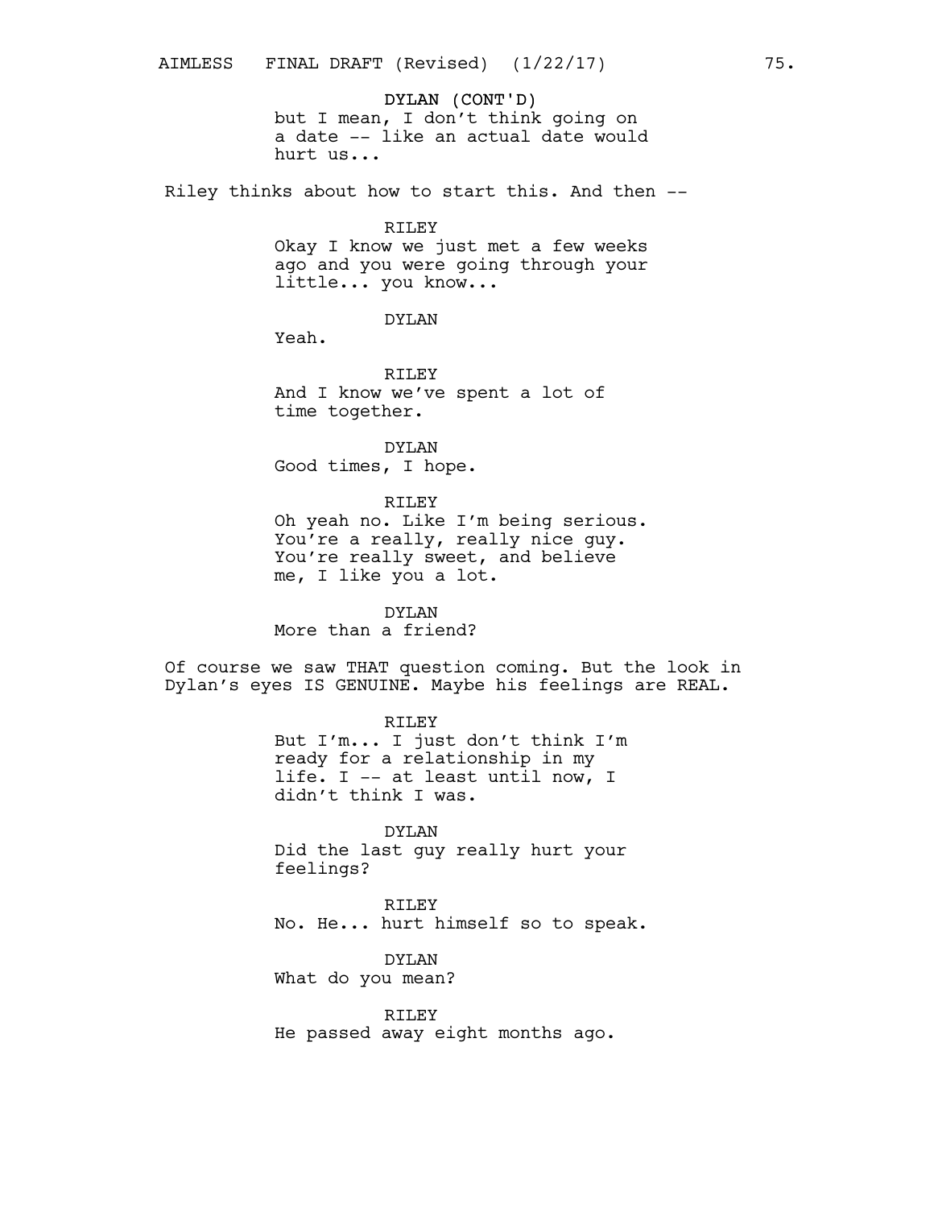DYLAN (CONT'D)
but I mean, I don't think going on a date -- like an actual date would hurt us...

Riley thinks about how to start this. And then --

RILEY
Okay I know we just met a few weeks ago and you were going through your little... you know...

DYLAN
Yeah.

RILEY
And I know we've spent a lot of time together.

DYLAN
Good times, I hope.

RILEY
Oh yeah no. Like I'm being serious. You're a really, really nice guy. You're really sweet, and believe me, I like you a lot.

DYLAN
More than a friend?

Of course we saw THAT question coming. But the look in Dylan's eyes IS GENUINE. Maybe his feelings are REAL.

RILEY
But I'm... I just don't think I'm ready for a relationship in my life. I -- at least until now, I didn't think I was.

DYLAN
Did the last guy really hurt your feelings?

RILEY
No. He... hurt himself so to speak.

DYLAN
What do you mean?

RILEY
He passed away eight months ago.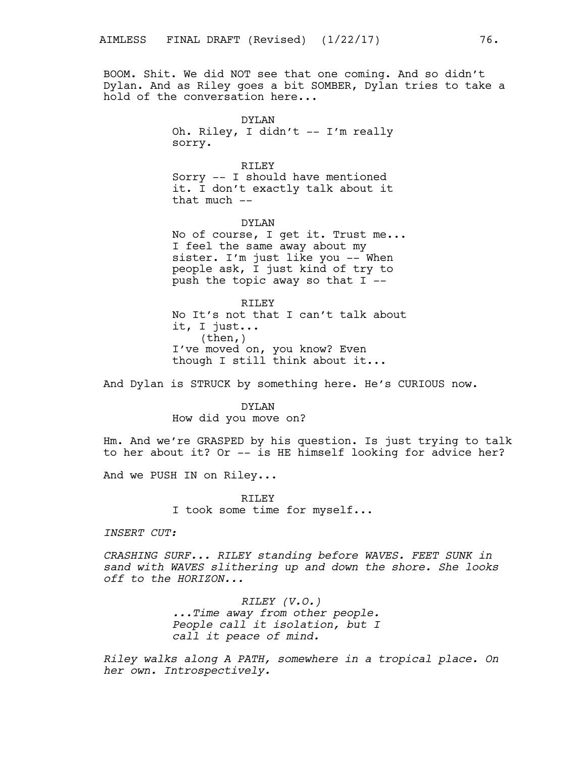BOOM. Shit. We did NOT see that one coming. And so didn't Dylan. And as Riley goes a bit SOMBER, Dylan tries to take a hold of the conversation here...

DYLAN
Oh. Riley, I didn't -- I'm really sorry.

RILEY
Sorry -- I should have mentioned it. I don't exactly talk about it that much --

DYLAN
No of course, I get it. Trust me... I feel the same away about my sister. I'm just like you -- When people ask, I just kind of try to push the topic away so that I --

RILEY
No It's not that I can't talk about it, I just...
(then,)
I've moved on, you know? Even though I still think about it...

And Dylan is STRUCK by something here. He's CURIOUS now.

DYLAN
How did you move on?

Hm. And we're GRASPED by his question. Is just trying to talk to her about it? Or -- is HE himself looking for advice her?

And we PUSH IN on Riley...

RILEY
I took some time for myself...

*INSERT CUT:*

*CRASHING SURF... RILEY standing before WAVES. FEET SUNK in sand with WAVES slithering up and down the shore. She looks off to the HORIZON...*

*RILEY (V.O.)*
*...Time away from other people. People call it isolation, but I call it peace of mind.*

*Riley walks along A PATH, somewhere in a tropical place. On her own. Introspectively.*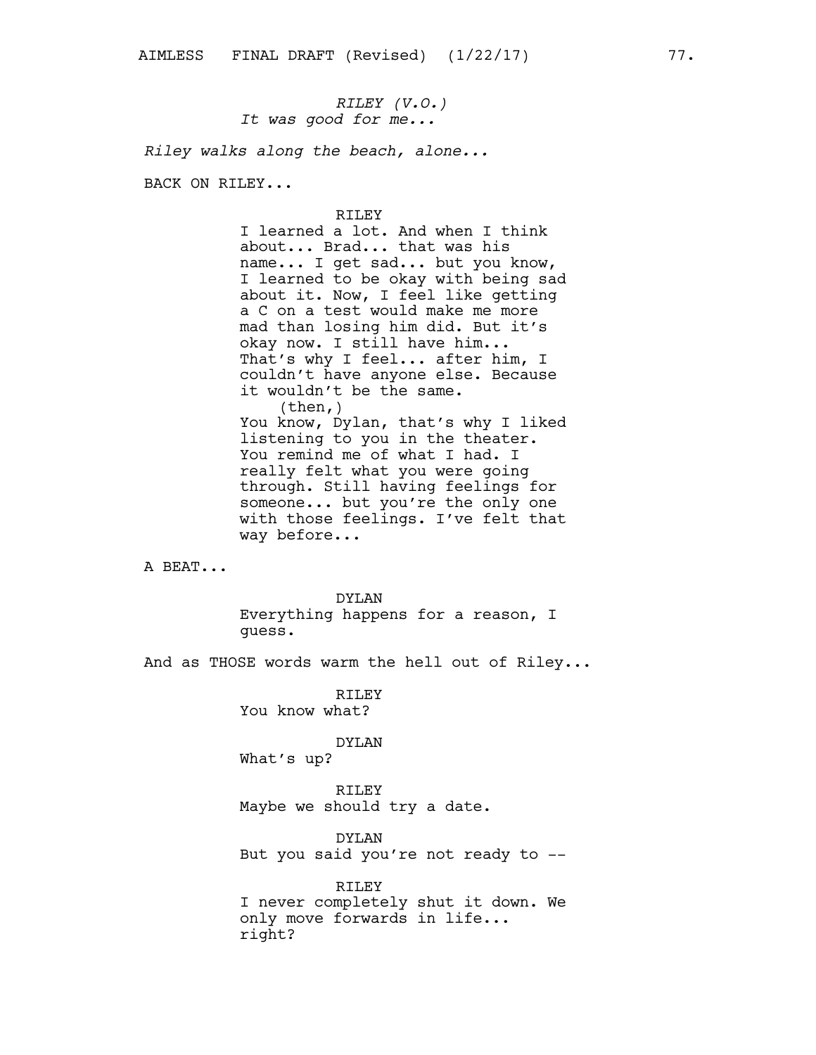*RILEY (V.O.)*
*It was good for me...*

*Riley walks along the beach, alone...*

BACK ON RILEY...

RILEY
I learned a lot. And when I think about... Brad... that was his name... I get sad... but you know, I learned to be okay with being sad about it. Now, I feel like getting a C on a test would make me more mad than losing him did. But it's okay now. I still have him... That's why I feel... after him, I couldn't have anyone else. Because it wouldn't be the same.
(then,)
You know, Dylan, that's why I liked listening to you in the theater. You remind me of what I had. I really felt what you were going through. Still having feelings for someone... but you're the only one with those feelings. I've felt that way before...

A BEAT...

DYLAN
Everything happens for a reason, I guess.

And as THOSE words warm the hell out of Riley...

RILEY
You know what?

DYLAN
What's up?

RILEY
Maybe we should try a date.

DYLAN
But you said you're not ready to --

RILEY
I never completely shut it down. We only move forwards in life... right?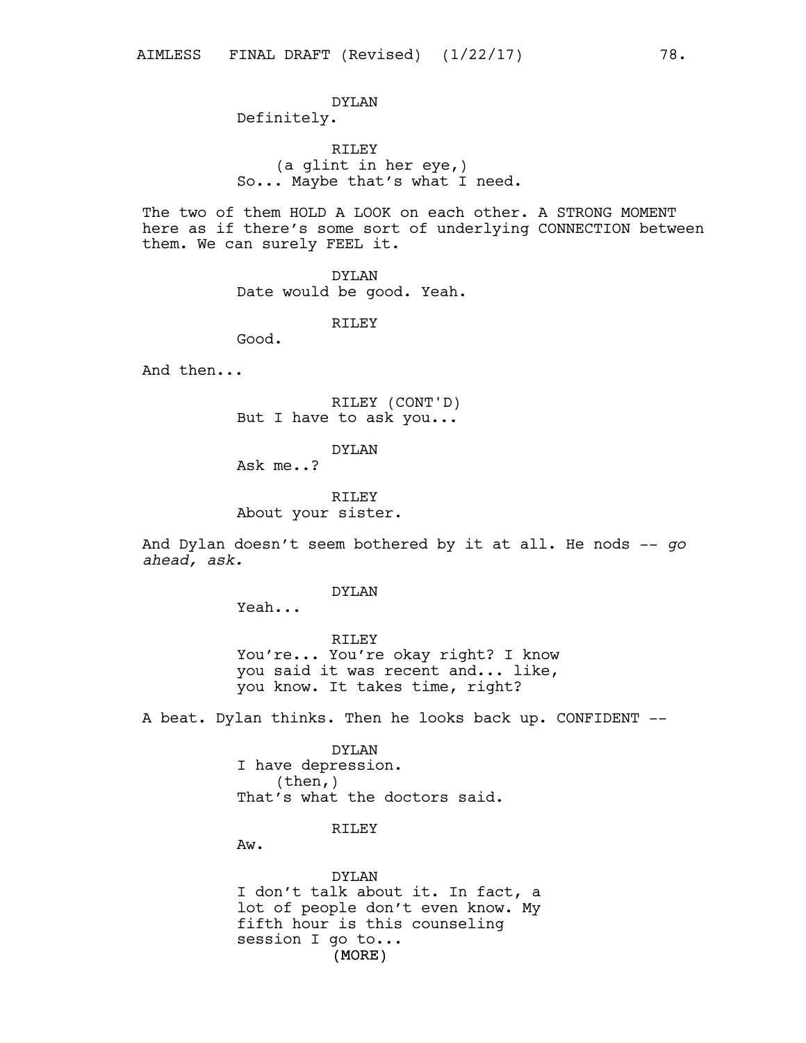DYLAN
Definitely.

RILEY
(a glint in her eye,)
So... Maybe that's what I need.

The two of them HOLD A LOOK on each other. A STRONG MOMENT here as if there's some sort of underlying CONNECTION between them. We can surely FEEL it.

DYLAN
Date would be good. Yeah.

RILEY
Good.

And then...

RILEY (CONT'D)
But I have to ask you...

DYLAN
Ask me..?

RILEY
About your sister.

And Dylan doesn't seem bothered by it at all. He nods -- *go ahead, ask.*

DYLAN
Yeah...

RILEY
You're... You're okay right? I know you said it was recent and... like, you know. It takes time, right?

A beat. Dylan thinks. Then he looks back up. CONFIDENT --

DYLAN
I have depression.
(then,)
That's what the doctors said.

RILEY
Aw.

DYLAN
I don't talk about it. In fact, a lot of people don't even know. My fifth hour is this counseling session I go to...
(MORE)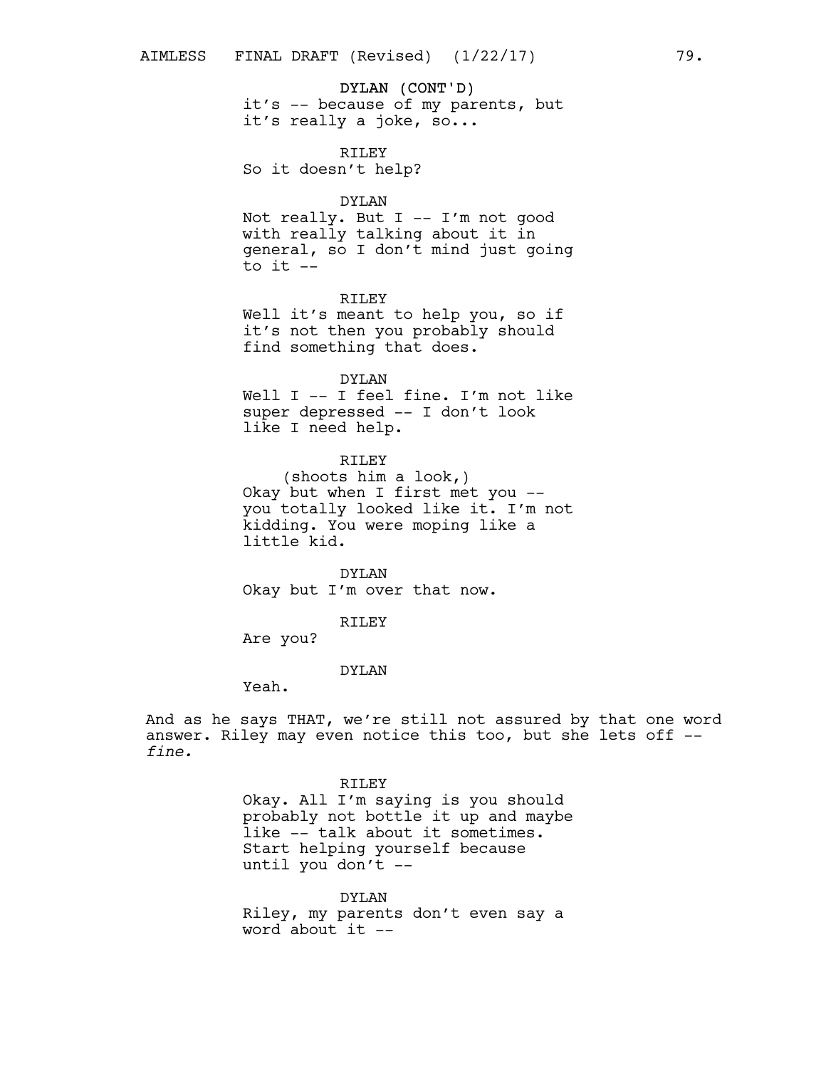DYLAN (CONT'D)
it's -- because of my parents, but it's really a joke, so...

RILEY
So it doesn't help?

DYLAN
Not really. But I -- I'm not good with really talking about it in general, so I don't mind just going to it --

RILEY
Well it's meant to help you, so if it's not then you probably should find something that does.

DYLAN
Well I -- I feel fine. I'm not like super depressed -- I don't look like I need help.

RILEY
(shoots him a look,)
Okay but when I first met you -- you totally looked like it. I'm not kidding. You were moping like a little kid.

DYLAN
Okay but I'm over that now.

RILEY
Are you?

DYLAN
Yeah.

And as he says THAT, we're still not assured by that one word answer. Riley may even notice this too, but she lets off -- *fine.*

RILEY
Okay. All I'm saying is you should probably not bottle it up and maybe like -- talk about it sometimes. Start helping yourself because until you don't --

DYLAN
Riley, my parents don't even say a word about it --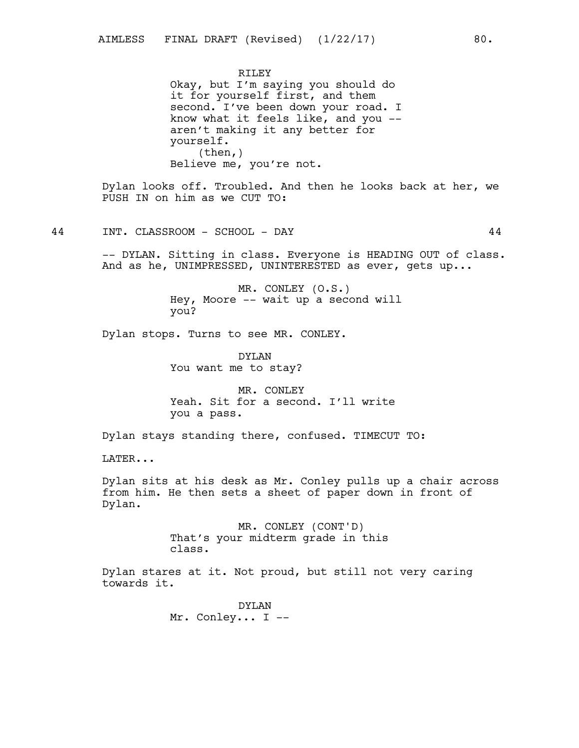RILEY
Okay, but I'm saying you should do it for yourself first, and them second. I've been down your road. I know what it feels like, and you -- aren't making it any better for yourself.
(then,)
Believe me, you're not.

Dylan looks off. Troubled. And then he looks back at her, we PUSH IN on him as we CUT TO:

44 INT. CLASSROOM - SCHOOL - DAY 44

-- DYLAN. Sitting in class. Everyone is HEADING OUT of class. And as he, UNIMPRESSED, UNINTERESTED as ever, gets up...

MR. CONLEY (O.S.)
Hey, Moore -- wait up a second will you?

Dylan stops. Turns to see MR. CONLEY.

DYLAN
You want me to stay?

MR. CONLEY
Yeah. Sit for a second. I'll write you a pass.

Dylan stays standing there, confused. TIMECUT TO:

LATER...

Dylan sits at his desk as Mr. Conley pulls up a chair across from him. He then sets a sheet of paper down in front of Dylan.

MR. CONLEY (CONT'D)
That's your midterm grade in this class.

Dylan stares at it. Not proud, but still not very caring towards it.

DYLAN
Mr. Conley... I --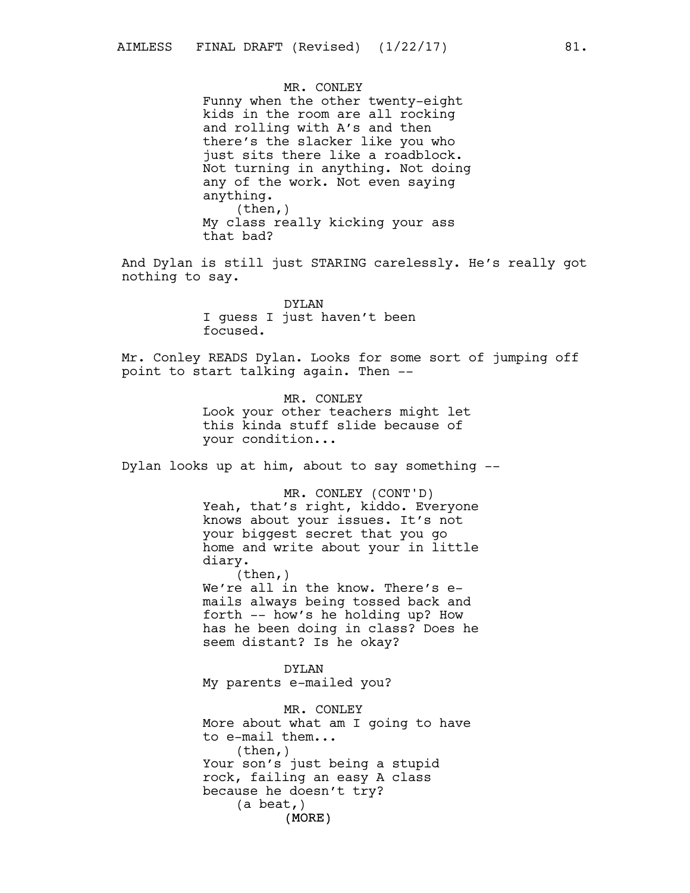MR. CONLEY
Funny when the other twenty-eight kids in the room are all rocking and rolling with A's and then there's the slacker like you who just sits there like a roadblock. Not turning in anything. Not doing any of the work. Not even saying anything.
(then,)
My class really kicking your ass that bad?

And Dylan is still just STARING carelessly. He's really got nothing to say.

DYLAN
I guess I just haven't been focused.

Mr. Conley READS Dylan. Looks for some sort of jumping off point to start talking again. Then --

MR. CONLEY
Look your other teachers might let this kinda stuff slide because of your condition...

Dylan looks up at him, about to say something --

MR. CONLEY (CONT'D)
Yeah, that's right, kiddo. Everyone knows about your issues. It's not your biggest secret that you go home and write about your in little diary.
(then,)
We're all in the know. There's e-mails always being tossed back and forth -- how's he holding up? How has he been doing in class? Does he seem distant? Is he okay?

DYLAN
My parents e-mailed you?

MR. CONLEY
More about what am I going to have to e-mail them...
(then,)
Your son's just being a stupid rock, failing an easy A class because he doesn't try?
(a beat,)
(MORE)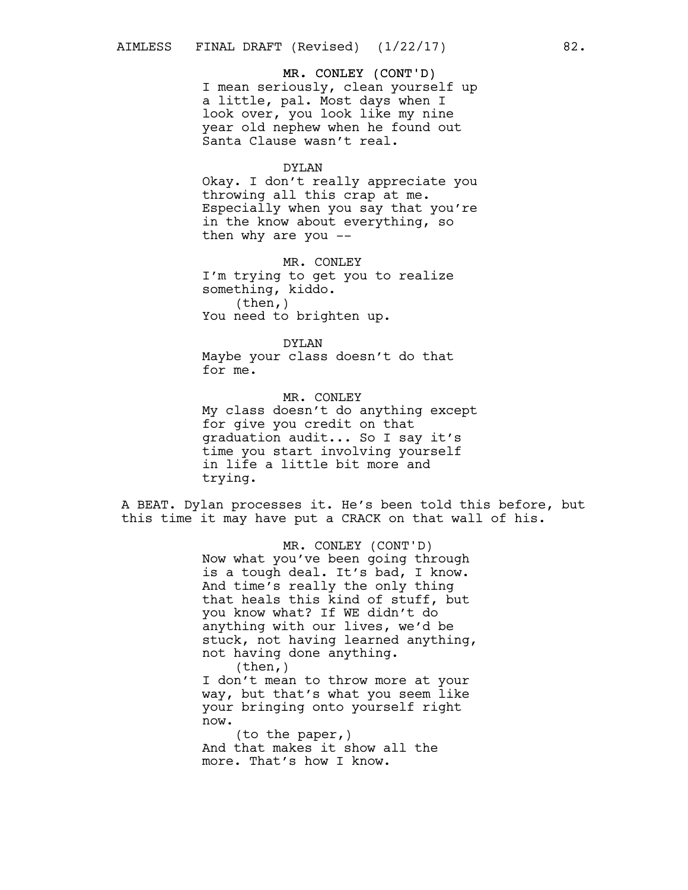MR. CONLEY (CONT'D)
I mean seriously, clean yourself up a little, pal. Most days when I look over, you look like my nine year old nephew when he found out Santa Clause wasn't real.

DYLAN
Okay. I don't really appreciate you throwing all this crap at me. Especially when you say that you're in the know about everything, so then why are you --

MR. CONLEY
I'm trying to get you to realize something, kiddo.
(then,)
You need to brighten up.

DYLAN
Maybe your class doesn't do that for me.

MR. CONLEY
My class doesn't do anything except for give you credit on that graduation audit... So I say it's time you start involving yourself in life a little bit more and trying.

A BEAT. Dylan processes it. He's been told this before, but this time it may have put a CRACK on that wall of his.

MR. CONLEY (CONT'D)
Now what you've been going through is a tough deal. It's bad, I know. And time's really the only thing that heals this kind of stuff, but you know what? If WE didn't do anything with our lives, we'd be stuck, not having learned anything, not having done anything.
(then,)
I don't mean to throw more at your way, but that's what you seem like your bringing onto yourself right now.
(to the paper,)
And that makes it show all the more. That's how I know.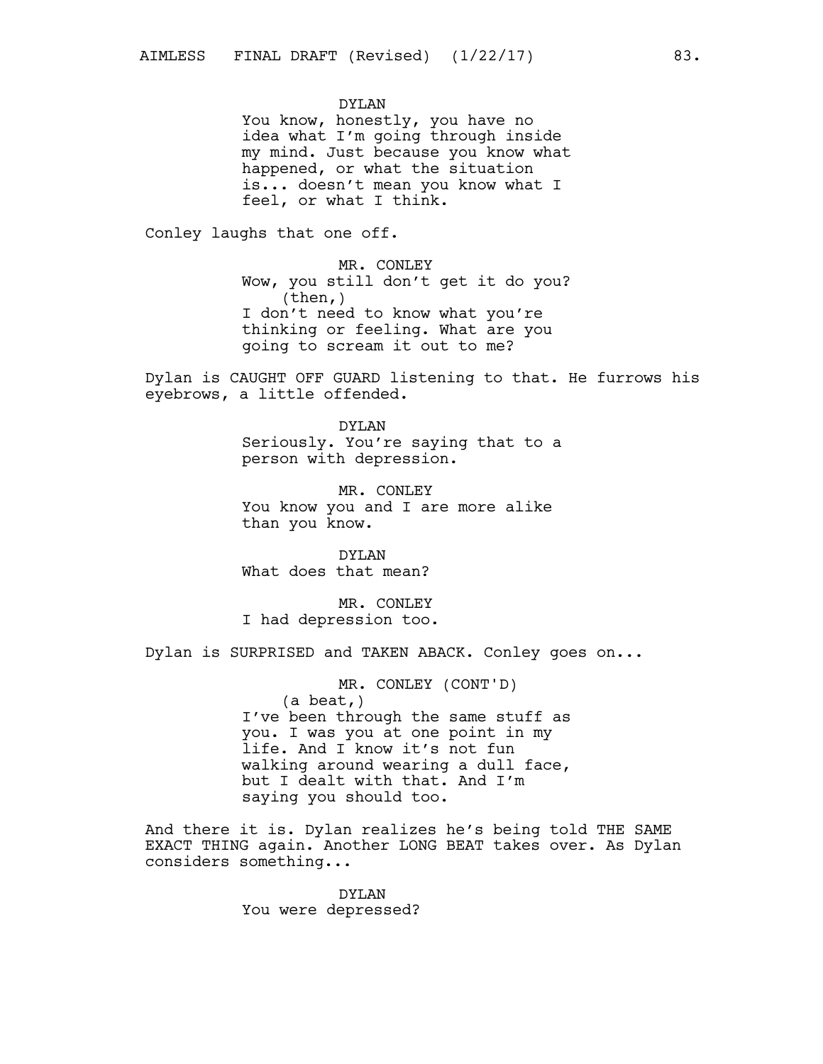DYLAN
You know, honestly, you have no idea what I'm going through inside my mind. Just because you know what happened, or what the situation is... doesn't mean you know what I feel, or what I think.

Conley laughs that one off.

MR. CONLEY
Wow, you still don't get it do you?
(then,)
I don't need to know what you're thinking or feeling. What are you going to scream it out to me?

Dylan is CAUGHT OFF GUARD listening to that. He furrows his eyebrows, a little offended.

DYLAN
Seriously. You're saying that to a person with depression.

MR. CONLEY
You know you and I are more alike than you know.

DYLAN
What does that mean?

MR. CONLEY
I had depression too.

Dylan is SURPRISED and TAKEN ABACK. Conley goes on...

MR. CONLEY (CONT'D)
(a beat,)
I've been through the same stuff as you. I was you at one point in my life. And I know it's not fun walking around wearing a dull face, but I dealt with that. And I'm saying you should too.

And there it is. Dylan realizes he's being told THE SAME EXACT THING again. Another LONG BEAT takes over. As Dylan considers something...

DYLAN
You were depressed?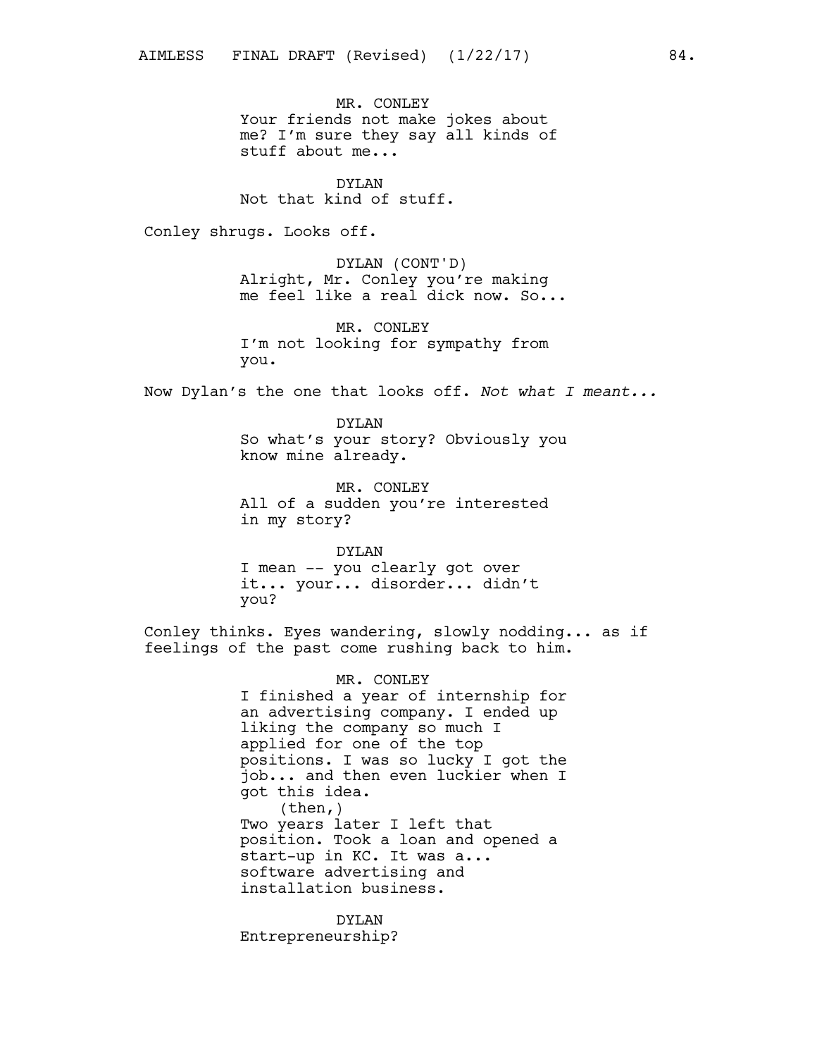MR. CONLEY
Your friends not make jokes about me? I'm sure they say all kinds of stuff about me...

DYLAN
Not that kind of stuff.

Conley shrugs. Looks off.

DYLAN (CONT'D)
Alright, Mr. Conley you're making me feel like a real dick now. So...

MR. CONLEY
I'm not looking for sympathy from you.

Now Dylan's the one that looks off. *Not what I meant...*

DYLAN
So what's your story? Obviously you know mine already.

MR. CONLEY
All of a sudden you're interested in my story?

DYLAN
I mean -- you clearly got over it... your... disorder... didn't you?

Conley thinks. Eyes wandering, slowly nodding... as if feelings of the past come rushing back to him.

MR. CONLEY
I finished a year of internship for an advertising company. I ended up liking the company so much I applied for one of the top positions. I was so lucky I got the job... and then even luckier when I got this idea.
(then,)
Two years later I left that position. Took a loan and opened a start-up in KC. It was a... software advertising and installation business.

DYLAN
Entrepreneurship?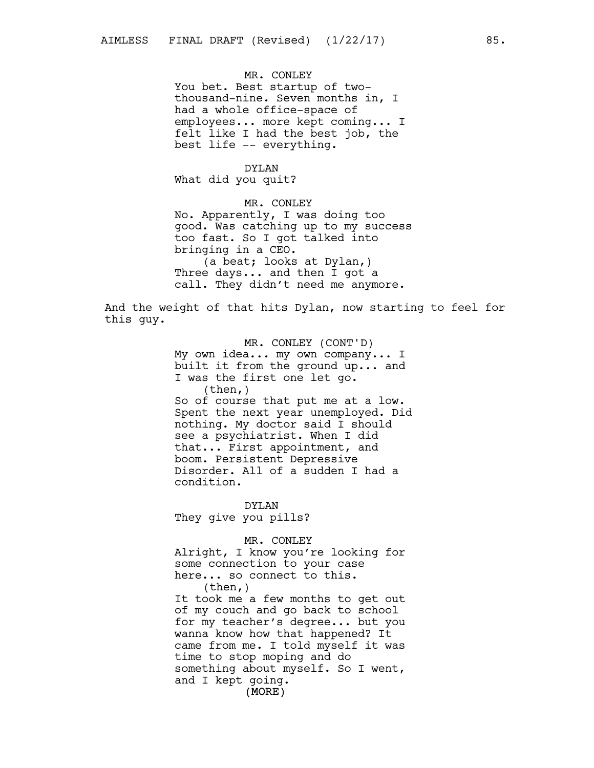MR. CONLEY
You bet. Best startup of two-thousand-nine. Seven months in, I had a whole office-space of employees... more kept coming... I felt like I had the best job, the best life -- everything.

DYLAN
What did you quit?

MR. CONLEY
No. Apparently, I was doing too good. Was catching up to my success too fast. So I got talked into bringing in a CEO.
(a beat; looks at Dylan,)
Three days... and then I got a call. They didn't need me anymore.

And the weight of that hits Dylan, now starting to feel for this guy.

MR. CONLEY (CONT'D)
My own idea... my own company... I built it from the ground up... and I was the first one let go.
(then,)
So of course that put me at a low. Spent the next year unemployed. Did nothing. My doctor said I should see a psychiatrist. When I did that... First appointment, and boom. Persistent Depressive Disorder. All of a sudden I had a condition.

DYLAN
They give you pills?

MR. CONLEY
Alright, I know you're looking for some connection to your case here... so connect to this.
(then,)
It took me a few months to get out of my couch and go back to school for my teacher's degree... but you wanna know how that happened? It came from me. I told myself it was time to stop moping and do something about myself. So I went, and I kept going.
(MORE)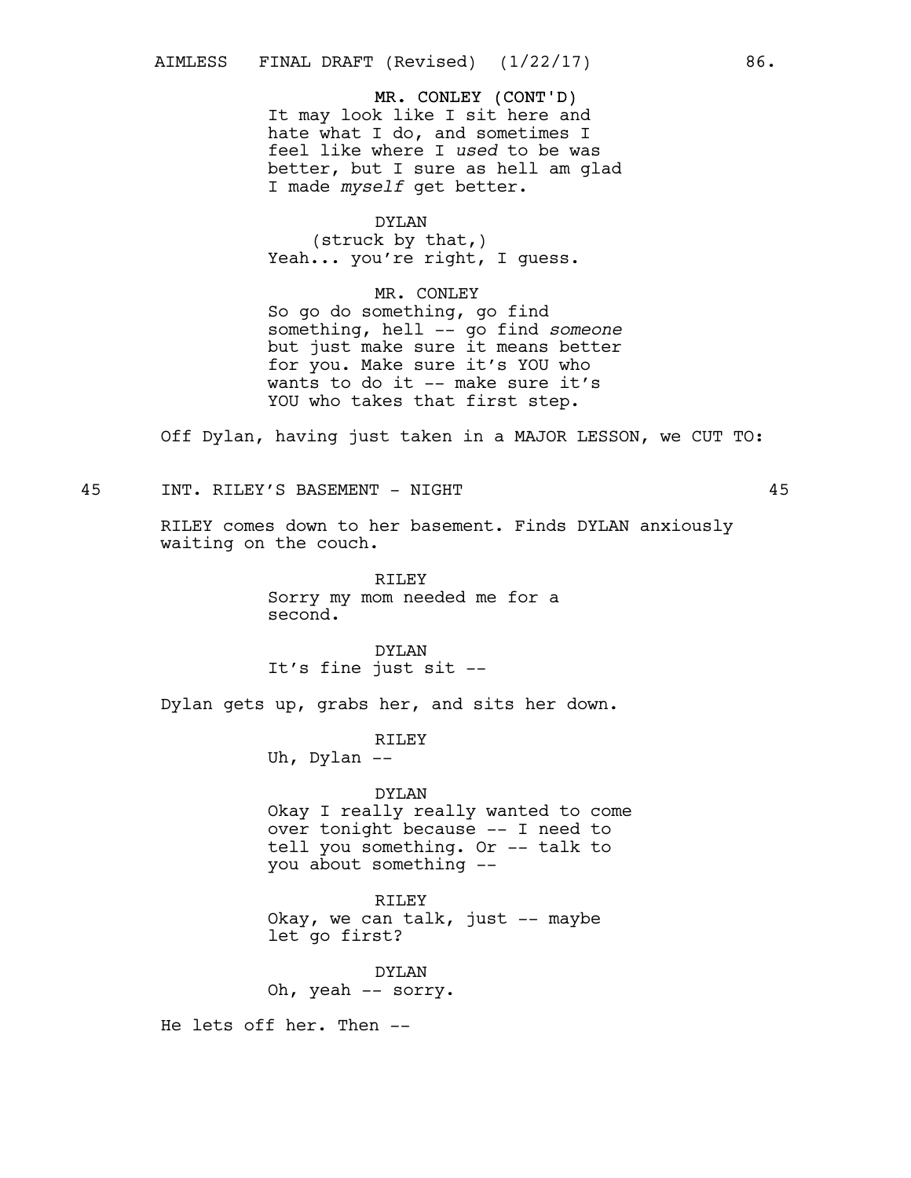MR. CONLEY (CONT'D)
It may look like I sit here and hate what I do, and sometimes I feel like where I *used* to be was better, but I sure as hell am glad I made *myself* get better.

DYLAN
(struck by that,)
Yeah... you're right, I guess.

MR. CONLEY
So go do something, go find something, hell -- go find *someone* but just make sure it means better for you. Make sure it's YOU who wants to do it -- make sure it's YOU who takes that first step.

Off Dylan, having just taken in a MAJOR LESSON, we CUT TO:

45 INT. RILEY'S BASEMENT - NIGHT 45

RILEY comes down to her basement. Finds DYLAN anxiously waiting on the couch.

RILEY
Sorry my mom needed me for a second.

DYLAN
It's fine just sit --

Dylan gets up, grabs her, and sits her down.

RILEY
Uh, Dylan --

DYLAN
Okay I really really wanted to come over tonight because -- I need to tell you something. Or -- talk to you about something --

RILEY
Okay, we can talk, just -- maybe let go first?

DYLAN
Oh, yeah -- sorry.

He lets off her. Then --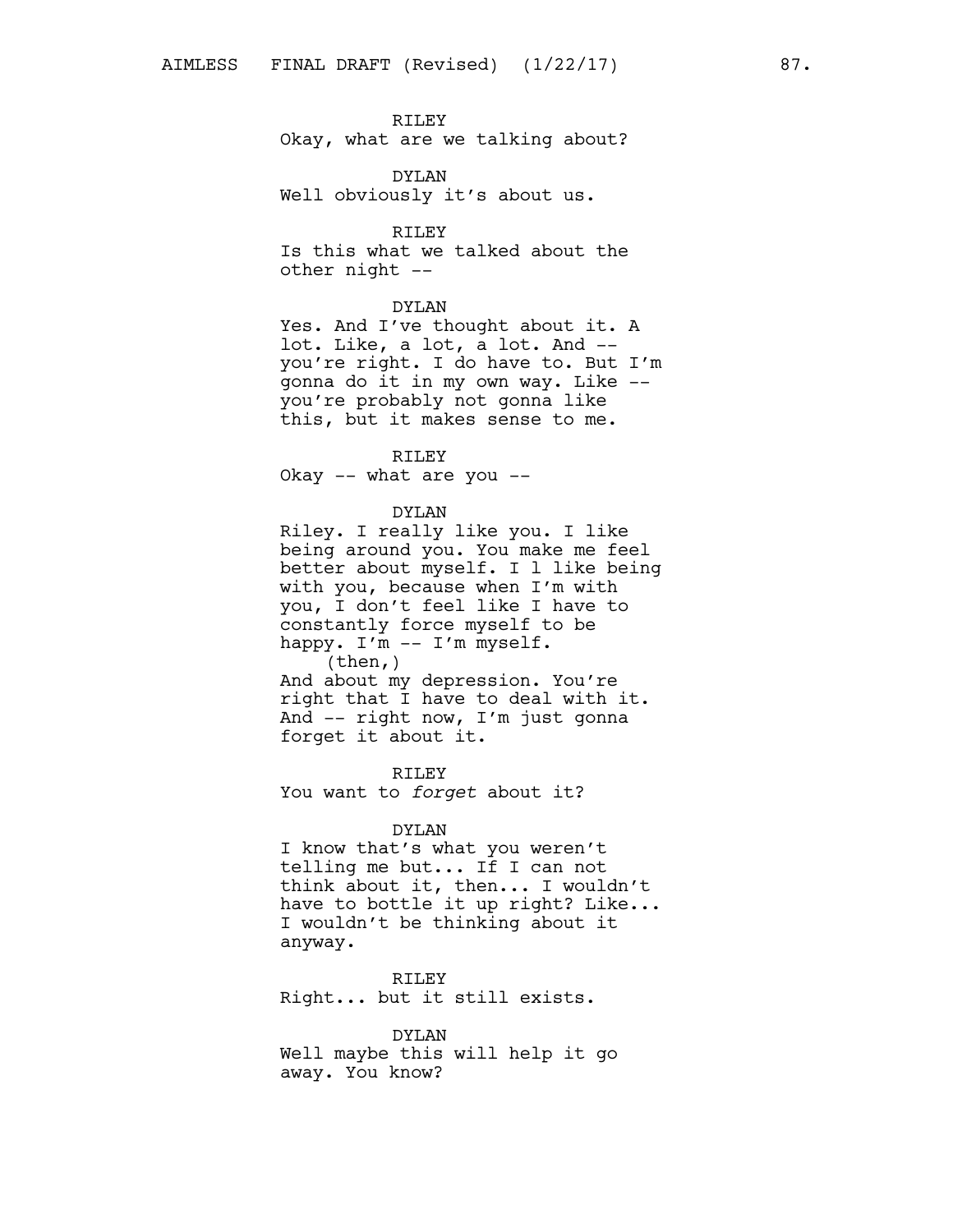RILEY
Okay, what are we talking about?

DYLAN
Well obviously it's about us.

RILEY
Is this what we talked about the other night --

DYLAN
Yes. And I've thought about it. A lot. Like, a lot, a lot. And -- you're right. I do have to. But I'm gonna do it in my own way. Like -- you're probably not gonna like this, but it makes sense to me.

RILEY
Okay -- what are you --

DYLAN
Riley. I really like you. I like being around you. You make me feel better about myself. I l like being with you, because when I'm with you, I don't feel like I have to constantly force myself to be happy. I'm -- I'm myself.
(then,)
And about my depression. You're right that I have to deal with it. And -- right now, I'm just gonna forget it about it.

RILEY
You want to *forget* about it?

DYLAN
I know that's what you weren't telling me but... If I can not think about it, then... I wouldn't have to bottle it up right? Like... I wouldn't be thinking about it anyway.

RILEY
Right... but it still exists.

DYLAN
Well maybe this will help it go away. You know?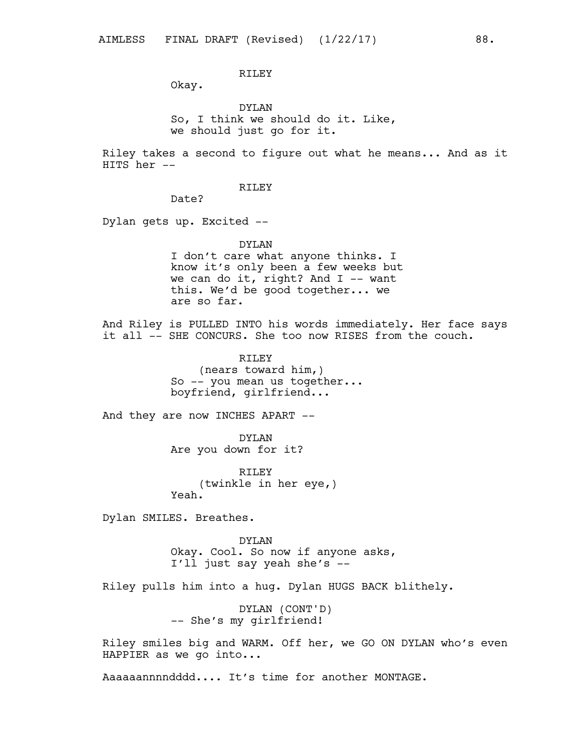RILEY

Okay.

DYLAN

So, I think we should do it. Like, we should just go for it.

Riley takes a second to figure out what he means... And as it HITS her --

RILEY

Date?

Dylan gets up. Excited --

DYLAN

I don't care what anyone thinks. I know it's only been a few weeks but we can do it, right? And I -- want this. We'd be good together... we are so far.

And Riley is PULLED INTO his words immediately. Her face says it all -- SHE CONCURS. She too now RISES from the couch.

RILEY

(nears toward him,)

So -- you mean us together... boyfriend, girlfriend...

And they are now INCHES APART --

DYLAN

Are you down for it?

RILEY

(twinkle in her eye,)

Yeah.

Dylan SMILES. Breathes.

DYLAN

Okay. Cool. So now if anyone asks, I'll just say yeah she's --

Riley pulls him into a hug. Dylan HUGS BACK blithely.

DYLAN (CONT'D)

-- She's my girlfriend!

Riley smiles big and WARM. Off her, we GO ON DYLAN who's even HAPPIER as we go into...

Aaaaaannnndddd.... It's time for another MONTAGE.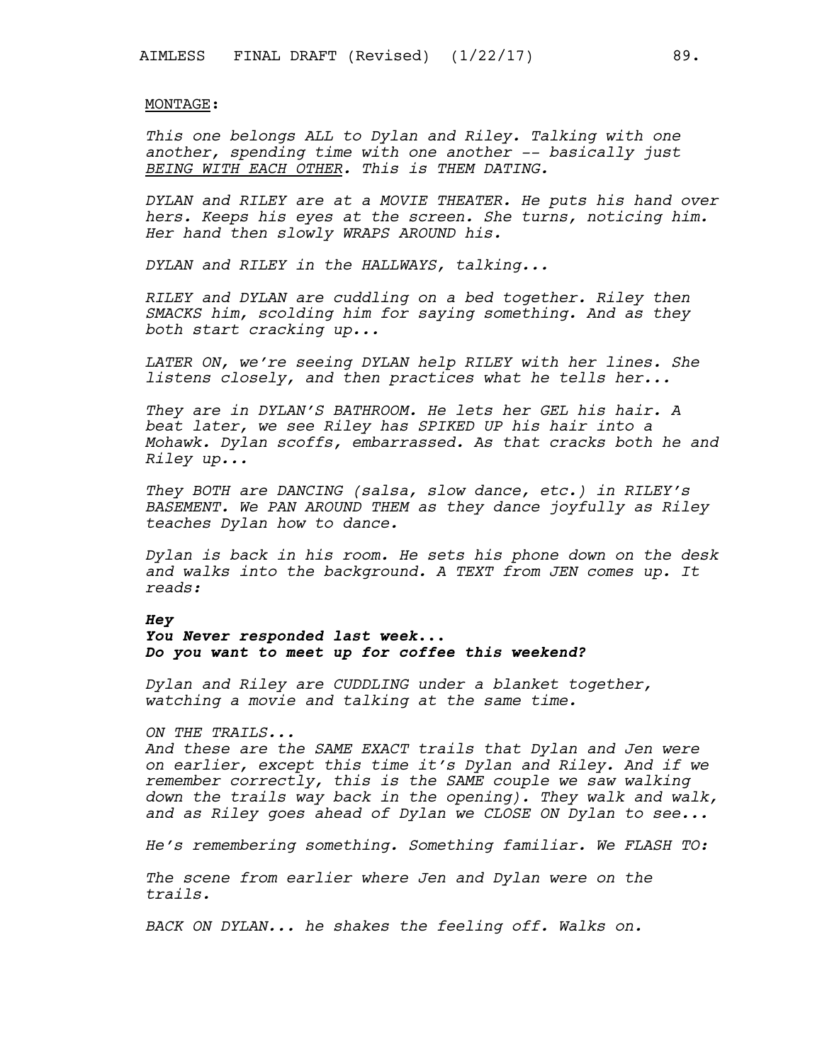MONTAGE:

*This one belongs ALL to Dylan and Riley. Talking with one another, spending time with one another -- basically just BEING WITH EACH OTHER. This is THEM DATING.*

*DYLAN and RILEY are at a MOVIE THEATER. He puts his hand over hers. Keeps his eyes at the screen. She turns, noticing him. Her hand then slowly WRAPS AROUND his.*

*DYLAN and RILEY in the HALLWAYS, talking...*

*RILEY and DYLAN are cuddling on a bed together. Riley then SMACKS him, scolding him for saying something. And as they both start cracking up...*

*LATER ON, we're seeing DYLAN help RILEY with her lines. She listens closely, and then practices what he tells her...*

*They are in DYLAN'S BATHROOM. He lets her GEL his hair. A beat later, we see Riley has SPIKED UP his hair into a Mohawk. Dylan scoffs, embarrassed. As that cracks both he and Riley up...*

*They BOTH are DANCING (salsa, slow dance, etc.) in RILEY's BASEMENT. We PAN AROUND THEM as they dance joyfully as Riley teaches Dylan how to dance.*

*Dylan is back in his room. He sets his phone down on the desk and walks into the background. A TEXT from JEN comes up. It reads:*

***Hey***
***You Never responded last week...***
***Do you want to meet up for coffee this weekend?***

*Dylan and Riley are CUDDLING under a blanket together, watching a movie and talking at the same time.*

*ON THE TRAILS...*
*And these are the SAME EXACT trails that Dylan and Jen were on earlier, except this time it's Dylan and Riley. And if we remember correctly, this is the SAME couple we saw walking down the trails way back in the opening). They walk and walk, and as Riley goes ahead of Dylan we CLOSE ON Dylan to see...*

*He's remembering something. Something familiar. We FLASH TO:*

*The scene from earlier where Jen and Dylan were on the trails.*

*BACK ON DYLAN... he shakes the feeling off. Walks on.*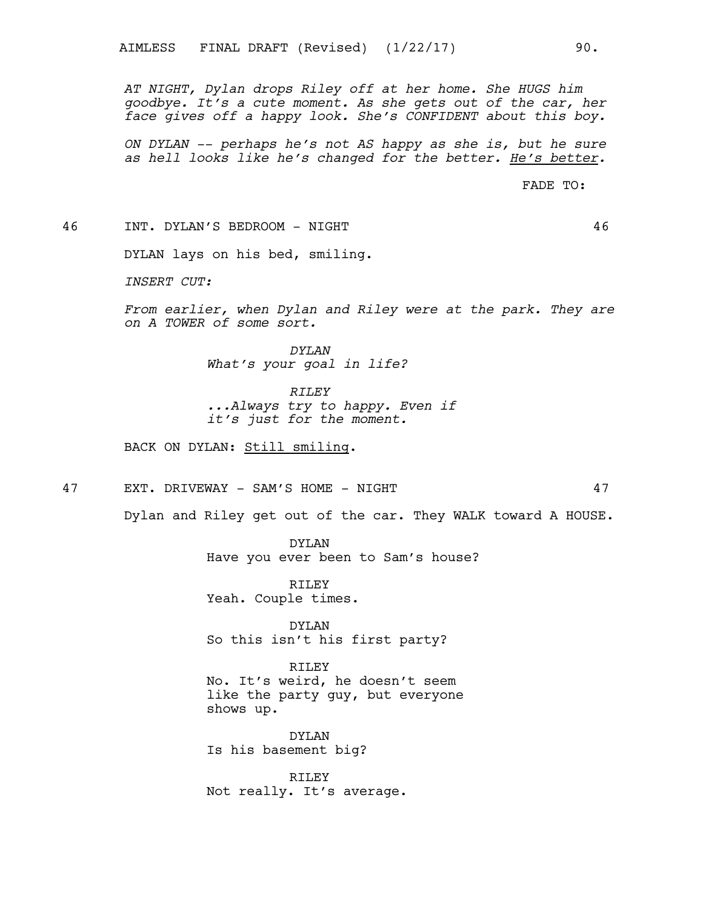*AT NIGHT, Dylan drops Riley off at her home. She HUGS him goodbye. It's a cute moment. As she gets out of the car, her face gives off a happy look. She's CONFIDENT about this boy.*

*ON DYLAN -- perhaps he's not AS happy as she is, but he sure as hell looks like he's changed for the better. He's better.*

FADE TO:

46 INT. DYLAN'S BEDROOM - NIGHT 46

DYLAN lays on his bed, smiling.

*INSERT CUT:*

*From earlier, when Dylan and Riley were at the park. They are on A TOWER of some sort.*

*DYLAN*
*What's your goal in life?*

*RILEY*
*...Always try to happy. Even if it's just for the moment.*

BACK ON DYLAN: Still smiling.

47 EXT. DRIVEWAY - SAM'S HOME - NIGHT 47

Dylan and Riley get out of the car. They WALK toward A HOUSE.

DYLAN
Have you ever been to Sam's house?

RILEY
Yeah. Couple times.

DYLAN
So this isn't his first party?

RILEY
No. It's weird, he doesn't seem like the party guy, but everyone shows up.

DYLAN
Is his basement big?

RILEY
Not really. It's average.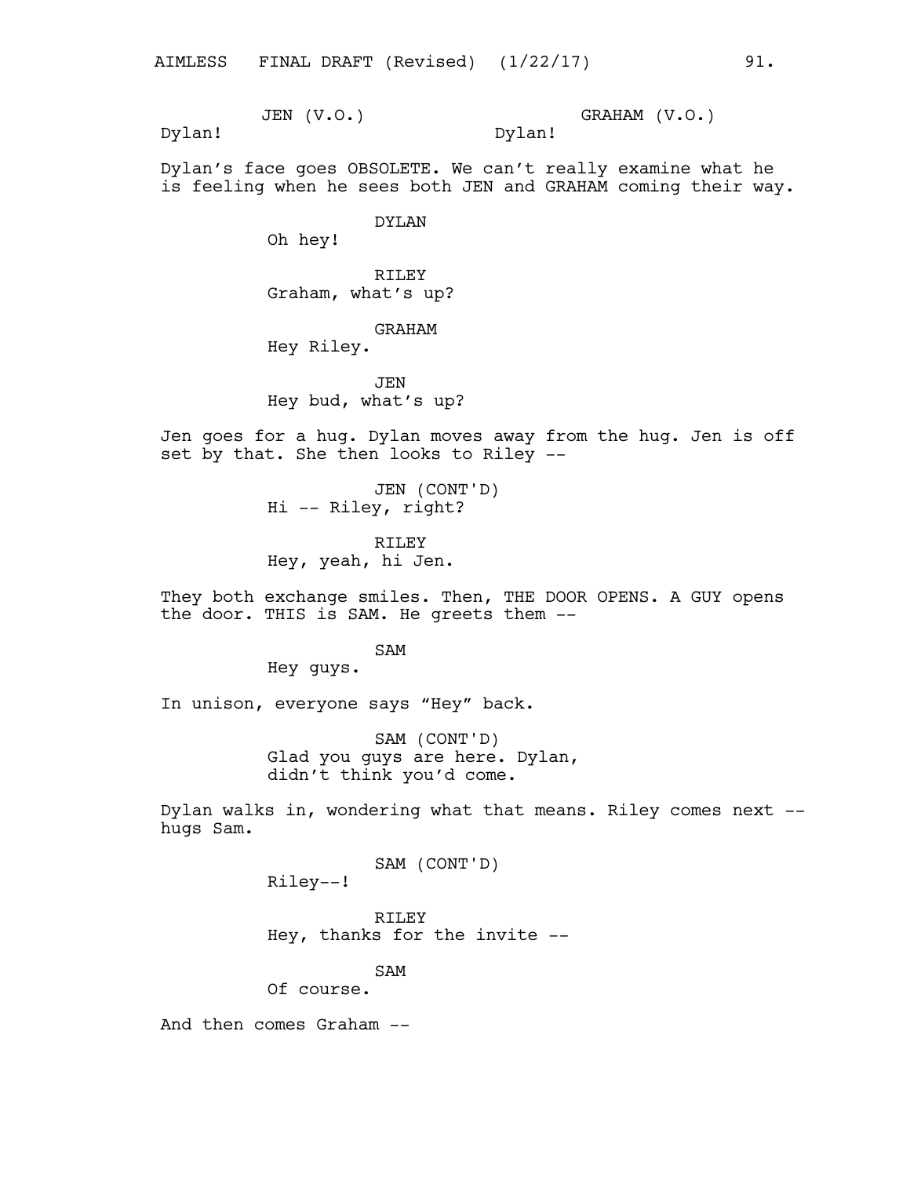JEN (V.O.)
Dylan!

GRAHAM (V.O.)
Dylan!

Dylan's face goes OBSOLETE. We can't really examine what he is feeling when he sees both JEN and GRAHAM coming their way.

DYLAN
Oh hey!

RILEY
Graham, what's up?

GRAHAM
Hey Riley.

JEN
Hey bud, what's up?

Jen goes for a hug. Dylan moves away from the hug. Jen is off set by that. She then looks to Riley --

JEN (CONT'D)
Hi -- Riley, right?

RILEY
Hey, yeah, hi Jen.

They both exchange smiles. Then, THE DOOR OPENS. A GUY opens the door. THIS is SAM. He greets them --

SAM
Hey guys.

In unison, everyone says "Hey" back.

SAM (CONT'D)
Glad you guys are here. Dylan, didn't think you'd come.

Dylan walks in, wondering what that means. Riley comes next -- hugs Sam.

SAM (CONT'D)
Riley--!

RILEY
Hey, thanks for the invite --

SAM
Of course.

And then comes Graham --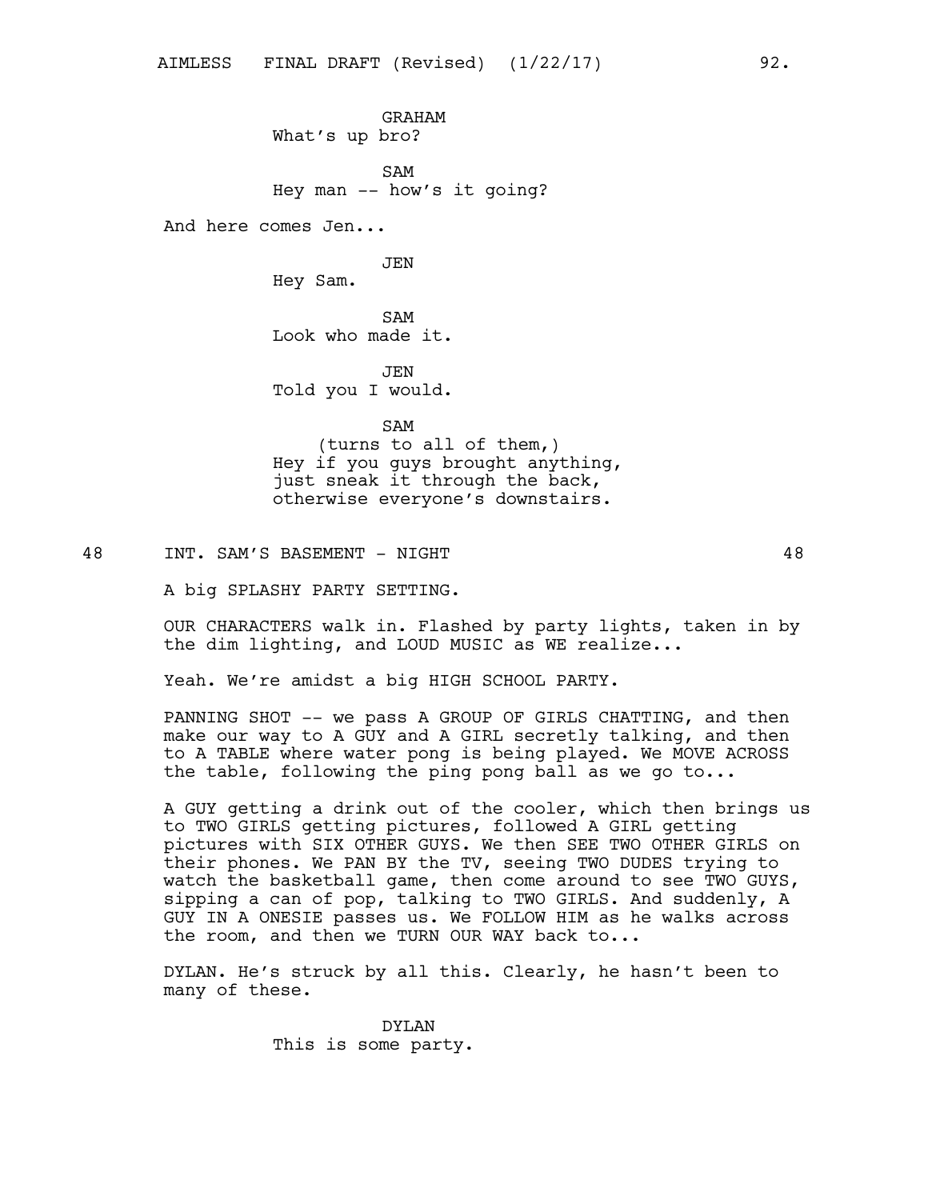GRAHAM
What's up bro?

SAM
Hey man -- how's it going?

And here comes Jen...

JEN
Hey Sam.

SAM
Look who made it.

JEN
Told you I would.

SAM
(turns to all of them,)
Hey if you guys brought anything, just sneak it through the back, otherwise everyone's downstairs.

48 INT. SAM'S BASEMENT - NIGHT 48

A big SPLASHY PARTY SETTING.

OUR CHARACTERS walk in. Flashed by party lights, taken in by the dim lighting, and LOUD MUSIC as WE realize...

Yeah. We're amidst a big HIGH SCHOOL PARTY.

PANNING SHOT -- we pass A GROUP OF GIRLS CHATTING, and then make our way to A GUY and A GIRL secretly talking, and then to A TABLE where water pong is being played. We MOVE ACROSS the table, following the ping pong ball as we go to...

A GUY getting a drink out of the cooler, which then brings us to TWO GIRLS getting pictures, followed A GIRL getting pictures with SIX OTHER GUYS. We then SEE TWO OTHER GIRLS on their phones. We PAN BY the TV, seeing TWO DUDES trying to watch the basketball game, then come around to see TWO GUYS, sipping a can of pop, talking to TWO GIRLS. And suddenly, A GUY IN A ONESIE passes us. We FOLLOW HIM as he walks across the room, and then we TURN OUR WAY back to...

DYLAN. He's struck by all this. Clearly, he hasn't been to many of these.

DYLAN
This is some party.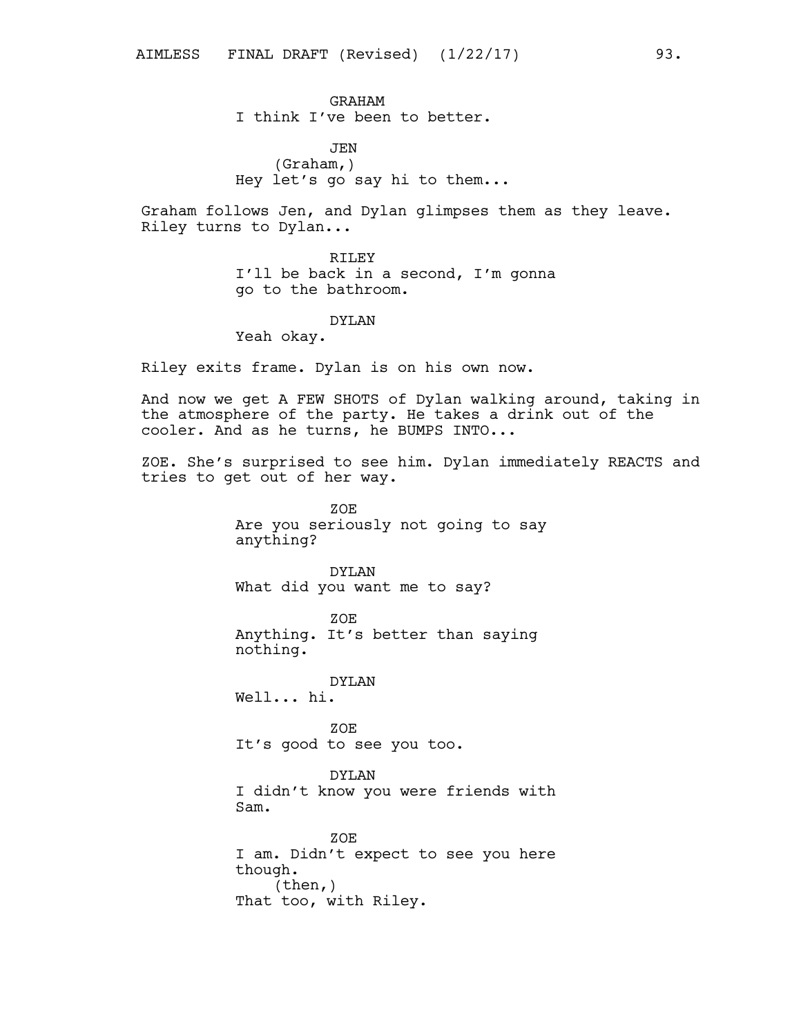GRAHAM
I think I've been to better.

JEN
(Graham,)
Hey let's go say hi to them...

Graham follows Jen, and Dylan glimpses them as they leave. Riley turns to Dylan...

RILEY
I'll be back in a second, I'm gonna go to the bathroom.

DYLAN
Yeah okay.

Riley exits frame. Dylan is on his own now.

And now we get A FEW SHOTS of Dylan walking around, taking in the atmosphere of the party. He takes a drink out of the cooler. And as he turns, he BUMPS INTO...

ZOE. She's surprised to see him. Dylan immediately REACTS and tries to get out of her way.

ZOE
Are you seriously not going to say anything?

DYLAN
What did you want me to say?

ZOE
Anything. It's better than saying nothing.

DYLAN
Well... hi.

ZOE
It's good to see you too.

DYLAN
I didn't know you were friends with Sam.

ZOE
I am. Didn't expect to see you here though.
(then,)
That too, with Riley.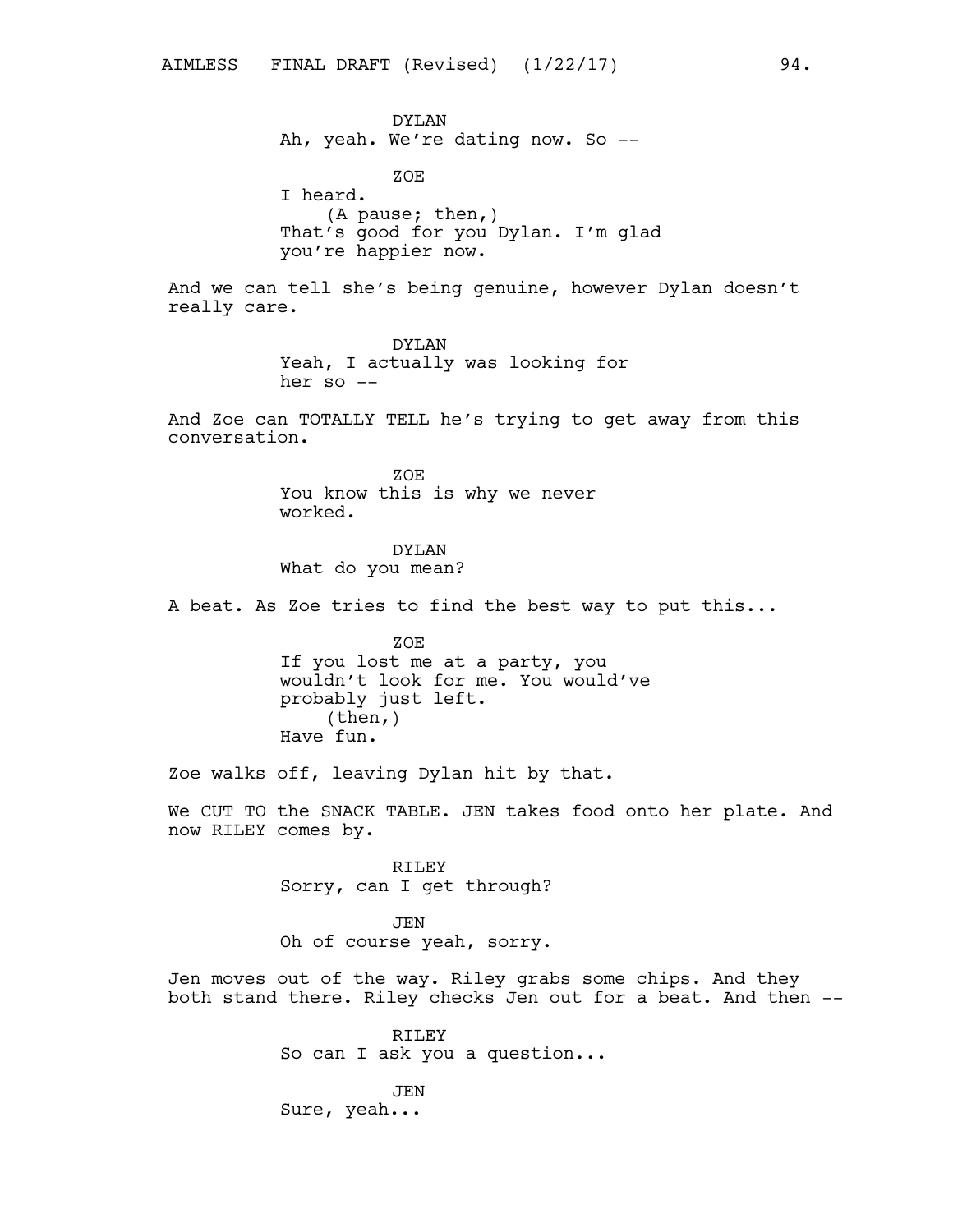DYLAN
Ah, yeah. We're dating now. So --

ZOE
I heard.
(A pause; then,)
That's good for you Dylan. I'm glad you're happier now.

And we can tell she's being genuine, however Dylan doesn't really care.

DYLAN
Yeah, I actually was looking for her so --

And Zoe can TOTALLY TELL he's trying to get away from this conversation.

ZOE
You know this is why we never worked.

DYLAN
What do you mean?

A beat. As Zoe tries to find the best way to put this...

ZOE
If you lost me at a party, you wouldn't look for me. You would've probably just left.
(then,)
Have fun.

Zoe walks off, leaving Dylan hit by that.

We CUT TO the SNACK TABLE. JEN takes food onto her plate. And now RILEY comes by.

RILEY
Sorry, can I get through?

JEN
Oh of course yeah, sorry.

Jen moves out of the way. Riley grabs some chips. And they both stand there. Riley checks Jen out for a beat. And then --

RILEY
So can I ask you a question...

JEN
Sure, yeah...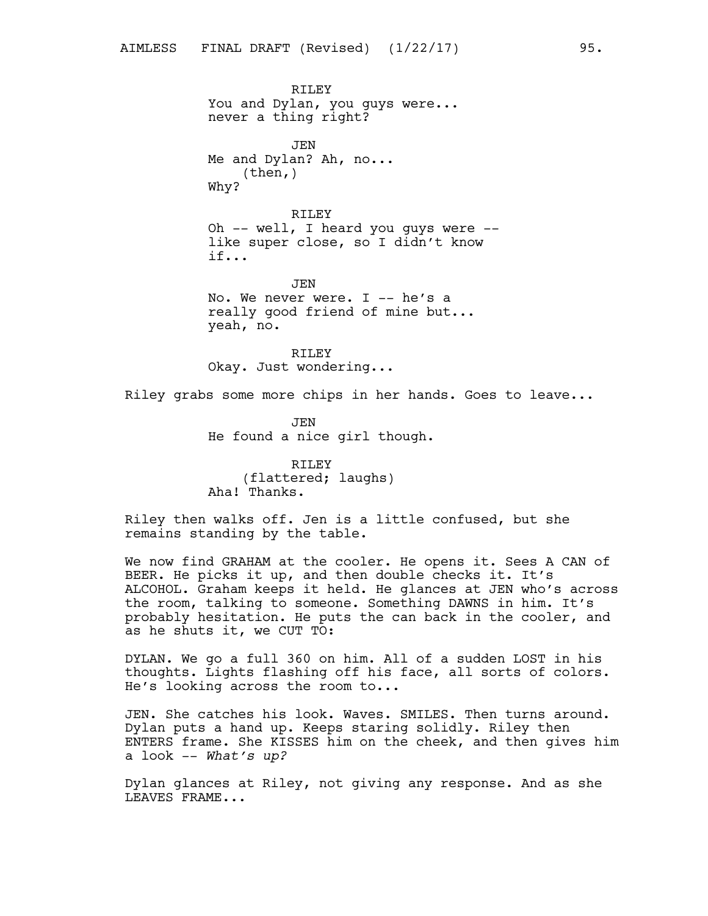RILEY
You and Dylan, you guys were...
never a thing right?

JEN
Me and Dylan? Ah, no...
(then,)
Why?

RILEY
Oh -- well, I heard you guys were --
like super close, so I didn't know
if...

JEN
No. We never were. I -- he's a
really good friend of mine but...
yeah, no.

RILEY
Okay. Just wondering...

Riley grabs some more chips in her hands. Goes to leave...

JEN
He found a nice girl though.

RILEY
(flattered; laughs)
Aha! Thanks.

Riley then walks off. Jen is a little confused, but she remains standing by the table.

We now find GRAHAM at the cooler. He opens it. Sees A CAN of BEER. He picks it up, and then double checks it. It's ALCOHOL. Graham keeps it held. He glances at JEN who's across the room, talking to someone. Something DAWNS in him. It's probably hesitation. He puts the can back in the cooler, and as he shuts it, we CUT TO:

DYLAN. We go a full 360 on him. All of a sudden LOST in his thoughts. Lights flashing off his face, all sorts of colors. He's looking across the room to...

JEN. She catches his look. Waves. SMILES. Then turns around. Dylan puts a hand up. Keeps staring solidly. Riley then ENTERS frame. She KISSES him on the cheek, and then gives him a look -- *What's up?*

Dylan glances at Riley, not giving any response. And as she LEAVES FRAME...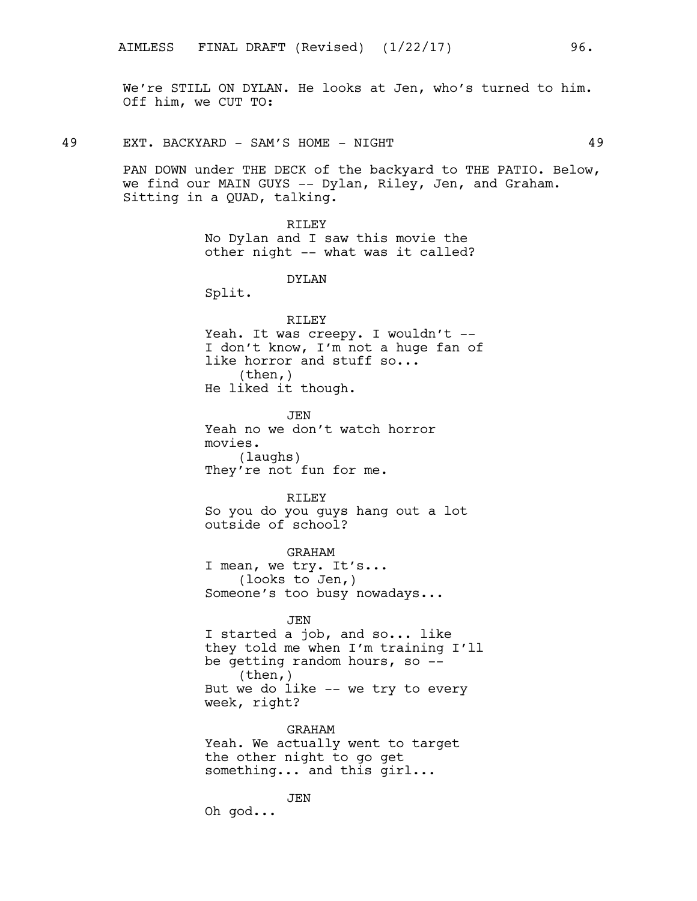We're STILL ON DYLAN. He looks at Jen, who's turned to him. Off him, we CUT TO:

49 EXT. BACKYARD - SAM'S HOME - NIGHT 49

PAN DOWN under THE DECK of the backyard to THE PATIO. Below, we find our MAIN GUYS -- Dylan, Riley, Jen, and Graham. Sitting in a QUAD, talking.

RILEY
No Dylan and I saw this movie the other night -- what was it called?

DYLAN
Split.

RILEY
Yeah. It was creepy. I wouldn't -- I don't know, I'm not a huge fan of like horror and stuff so...
(then,)
He liked it though.

JEN
Yeah no we don't watch horror movies.
(laughs)
They're not fun for me.

RILEY
So you do you guys hang out a lot outside of school?

GRAHAM
I mean, we try. It's...
(looks to Jen,)
Someone's too busy nowadays...

JEN
I started a job, and so... like they told me when I'm training I'll be getting random hours, so --
(then,)
But we do like -- we try to every week, right?

GRAHAM
Yeah. We actually went to target the other night to go get something... and this girl...

JEN
Oh god...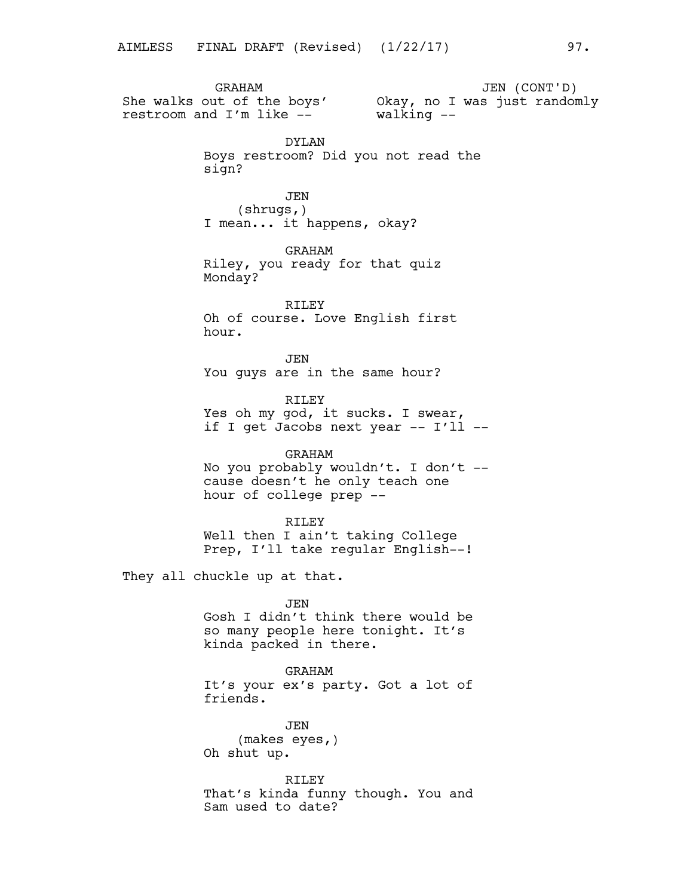GRAHAM
She walks out of the boys' restroom and I'm like --

JEN (CONT'D)
Okay, no I was just randomly walking --

DYLAN
Boys restroom? Did you not read the sign?

JEN
(shrugs,)
I mean... it happens, okay?

GRAHAM
Riley, you ready for that quiz Monday?

RILEY
Oh of course. Love English first hour.

JEN
You guys are in the same hour?

RILEY
Yes oh my god, it sucks. I swear, if I get Jacobs next year -- I'll --

GRAHAM
No you probably wouldn't. I don't -- cause doesn't he only teach one hour of college prep --

RILEY
Well then I ain't taking College Prep, I'll take regular English--!

They all chuckle up at that.

JEN
Gosh I didn't think there would be so many people here tonight. It's kinda packed in there.

GRAHAM
It's your ex's party. Got a lot of friends.

JEN
(makes eyes,)
Oh shut up.

RILEY
That's kinda funny though. You and Sam used to date?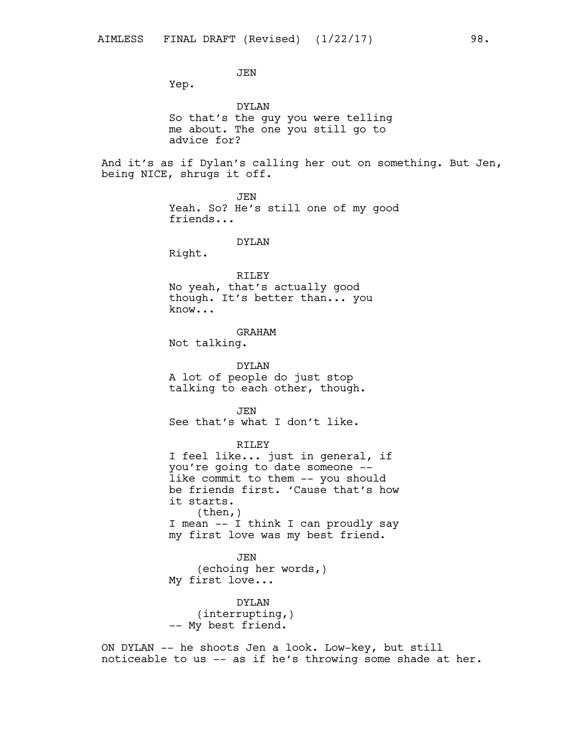JEN

Yep.

DYLAN

So that's the guy you were telling me about. The one you still go to advice for?

And it's as if Dylan's calling her out on something. But Jen, being NICE, shrugs it off.

JEN

Yeah. So? He's still one of my good friends...

DYLAN

Right.

RILEY

No yeah, that's actually good though. It's better than... you know...

GRAHAM

Not talking.

DYLAN

A lot of people do just stop talking to each other, though.

JEN

See that's what I don't like.

RILEY

I feel like... just in general, if you're going to date someone -- like commit to them -- you should be friends first. 'Cause that's how it starts.

(then,)

I mean -- I think I can proudly say my first love was my best friend.

JEN

(echoing her words,)

My first love...

DYLAN

(interrupting,)

-- My best friend.

ON DYLAN -- he shoots Jen a look. Low-key, but still noticeable to us -- as if he's throwing some shade at her.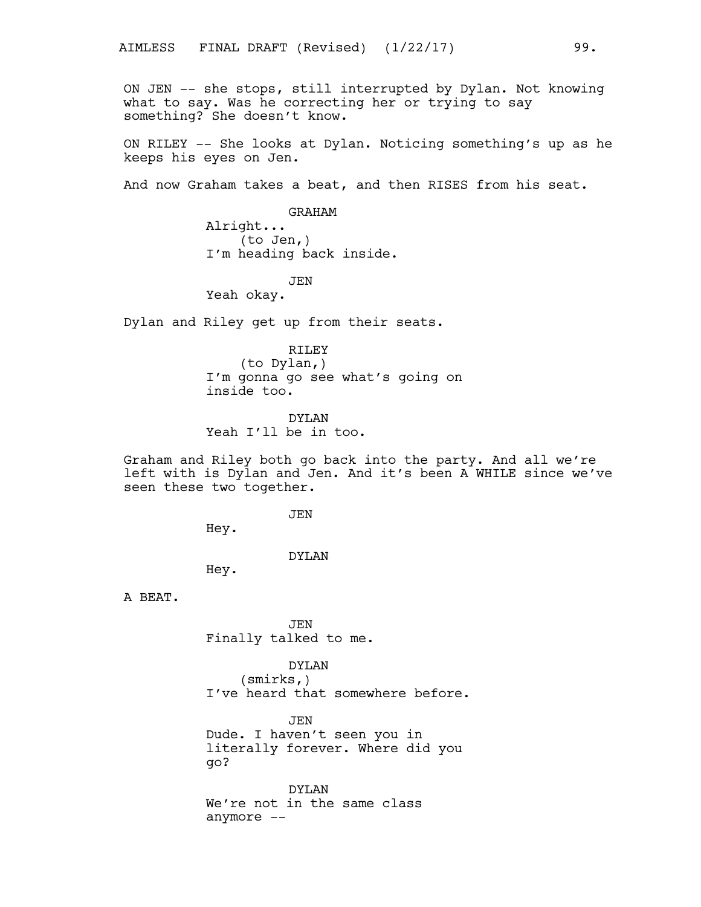ON JEN -- she stops, still interrupted by Dylan. Not knowing what to say. Was he correcting her or trying to say something? She doesn't know.

ON RILEY -- She looks at Dylan. Noticing something's up as he keeps his eyes on Jen.

And now Graham takes a beat, and then RISES from his seat.

GRAHAM
Alright...
(to Jen,)
I'm heading back inside.

JEN
Yeah okay.

Dylan and Riley get up from their seats.

RILEY
(to Dylan,)
I'm gonna go see what's going on inside too.

DYLAN
Yeah I'll be in too.

Graham and Riley both go back into the party. And all we're left with is Dylan and Jen. And it's been A WHILE since we've seen these two together.

JEN
Hey.

DYLAN
Hey.

A BEAT.

JEN
Finally talked to me.

DYLAN
(smirks,)
I've heard that somewhere before.

JEN
Dude. I haven't seen you in literally forever. Where did you go?

DYLAN
We're not in the same class anymore --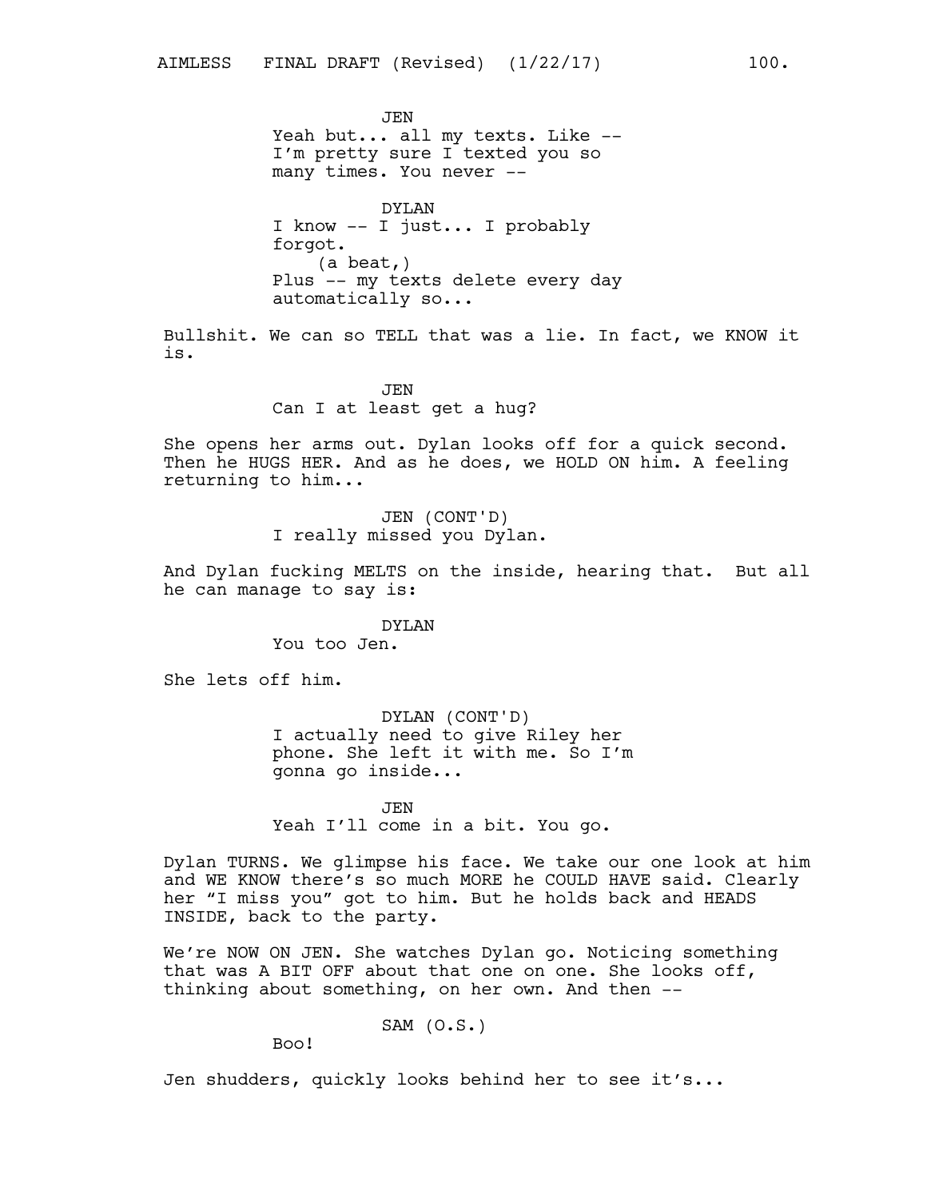JEN
Yeah but... all my texts. Like --
I'm pretty sure I texted you so
many times. You never --

DYLAN
I know -- I just... I probably
forgot.
(a beat,)
Plus -- my texts delete every day
automatically so...

Bullshit. We can so TELL that was a lie. In fact, we KNOW it is.

JEN
Can I at least get a hug?

She opens her arms out. Dylan looks off for a quick second. Then he HUGS HER. And as he does, we HOLD ON him. A feeling returning to him...

JEN (CONT'D)
I really missed you Dylan.

And Dylan fucking MELTS on the inside, hearing that. But all he can manage to say is:

DYLAN
You too Jen.

She lets off him.

DYLAN (CONT'D)
I actually need to give Riley her
phone. She left it with me. So I'm
gonna go inside...

JEN
Yeah I'll come in a bit. You go.

Dylan TURNS. We glimpse his face. We take our one look at him and WE KNOW there's so much MORE he COULD HAVE said. Clearly her "I miss you" got to him. But he holds back and HEADS INSIDE, back to the party.

We're NOW ON JEN. She watches Dylan go. Noticing something that was A BIT OFF about that one on one. She looks off, thinking about something, on her own. And then --

SAM (O.S.)
Boo!

Jen shudders, quickly looks behind her to see it's...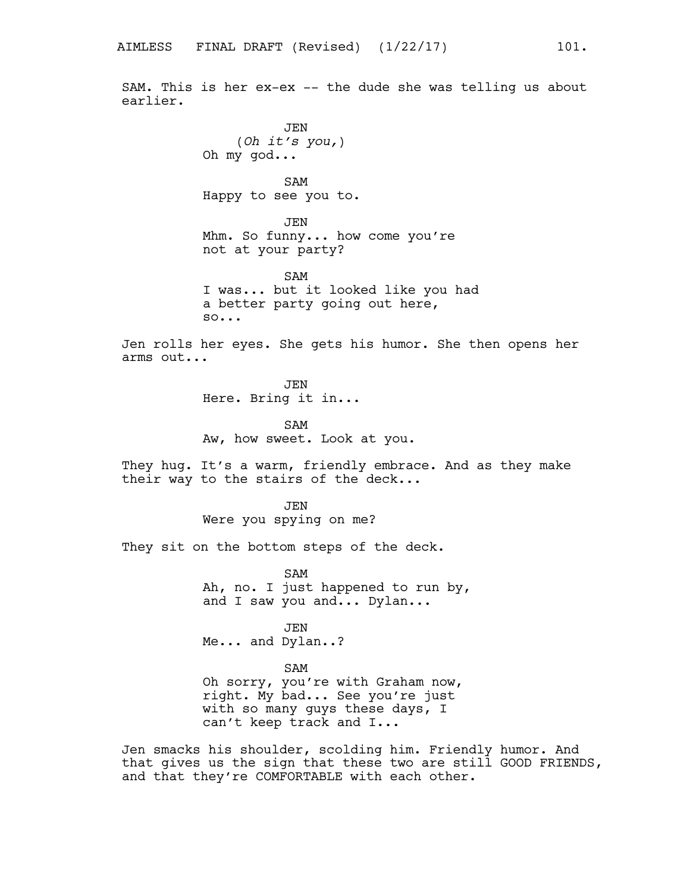SAM. This is her ex-ex -- the dude she was telling us about earlier.

JEN
*(Oh it's you,)*
Oh my god...

SAM
Happy to see you to.

JEN
Mhm. So funny... how come you're not at your party?

SAM
I was... but it looked like you had a better party going out here, so...

Jen rolls her eyes. She gets his humor. She then opens her arms out...

JEN
Here. Bring it in...

SAM
Aw, how sweet. Look at you.

They hug. It's a warm, friendly embrace. And as they make their way to the stairs of the deck...

JEN
Were you spying on me?

They sit on the bottom steps of the deck.

SAM
Ah, no. I just happened to run by, and I saw you and... Dylan...

JEN
Me... and Dylan..?

SAM
Oh sorry, you're with Graham now, right. My bad... See you're just with so many guys these days, I can't keep track and I...

Jen smacks his shoulder, scolding him. Friendly humor. And that gives us the sign that these two are still GOOD FRIENDS, and that they're COMFORTABLE with each other.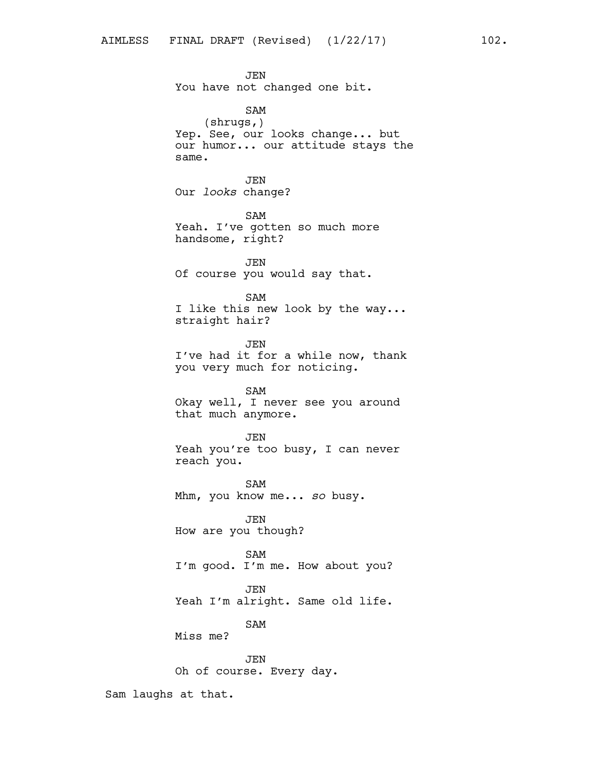JEN
You have not changed one bit.

SAM
(shrugs,)
Yep. See, our looks change... but our humor... our attitude stays the same.

JEN
Our *looks* change?

SAM
Yeah. I've gotten so much more handsome, right?

JEN
Of course you would say that.

SAM
I like this new look by the way... straight hair?

JEN
I've had it for a while now, thank you very much for noticing.

SAM
Okay well, I never see you around that much anymore.

JEN
Yeah you're too busy, I can never reach you.

SAM
Mhm, you know me... *so* busy.

JEN
How are you though?

SAM
I'm good. I'm me. How about you?

JEN
Yeah I'm alright. Same old life.

SAM
Miss me?

JEN
Oh of course. Every day.

Sam laughs at that.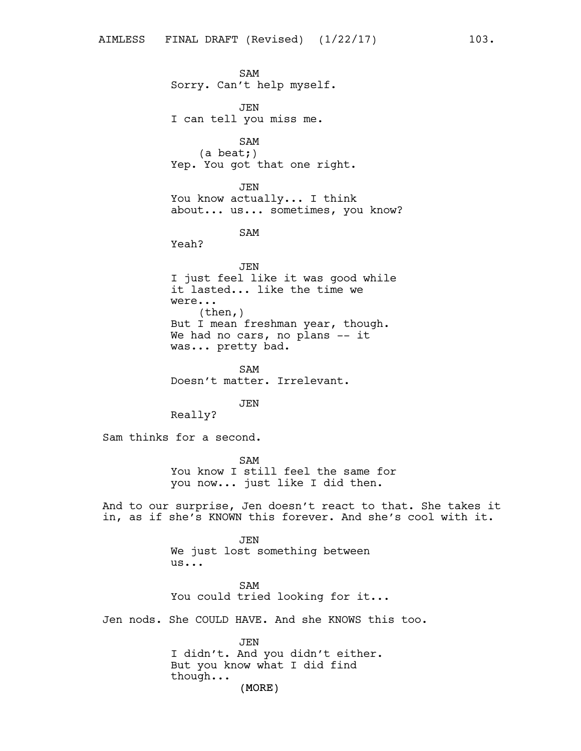SAM
Sorry. Can't help myself.

JEN
I can tell you miss me.

SAM
(a beat;)
Yep. You got that one right.

JEN
You know actually... I think about... us... sometimes, you know?

SAM
Yeah?

JEN
I just feel like it was good while it lasted... like the time we were...
(then,)
But I mean freshman year, though. We had no cars, no plans -- it was... pretty bad.

SAM
Doesn't matter. Irrelevant.

JEN
Really?

Sam thinks for a second.

SAM
You know I still feel the same for you now... just like I did then.

And to our surprise, Jen doesn't react to that. She takes it in, as if she's KNOWN this forever. And she's cool with it.

JEN
We just lost something between us...

SAM
You could tried looking for it...

Jen nods. She COULD HAVE. And she KNOWS this too.

JEN
I didn't. And you didn't either. But you know what I did find though...
(MORE)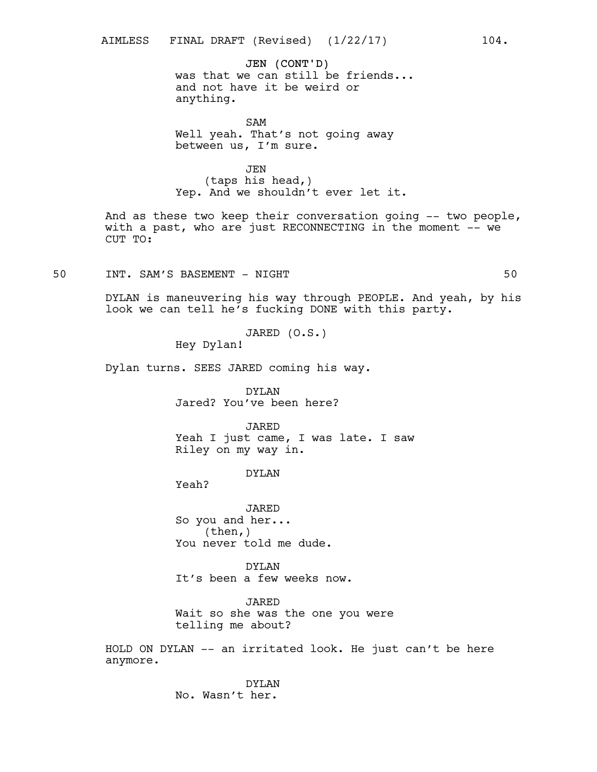JEN (CONT'D)
was that we can still be friends... and not have it be weird or anything.

SAM
Well yeah. That's not going away between us, I'm sure.

JEN
(taps his head,)
Yep. And we shouldn't ever let it.

And as these two keep their conversation going -- two people, with a past, who are just RECONNECTING in the moment -- we CUT TO:

50 INT. SAM'S BASEMENT - NIGHT 50

DYLAN is maneuvering his way through PEOPLE. And yeah, by his look we can tell he's fucking DONE with this party.

JARED (O.S.)
Hey Dylan!

Dylan turns. SEES JARED coming his way.

DYLAN
Jared? You've been here?

JARED
Yeah I just came, I was late. I saw Riley on my way in.

DYLAN
Yeah?

JARED
So you and her...
(then,)
You never told me dude.

DYLAN
It's been a few weeks now.

JARED
Wait so she was the one you were telling me about?

HOLD ON DYLAN -- an irritated look. He just can't be here anymore.

DYLAN
No. Wasn't her.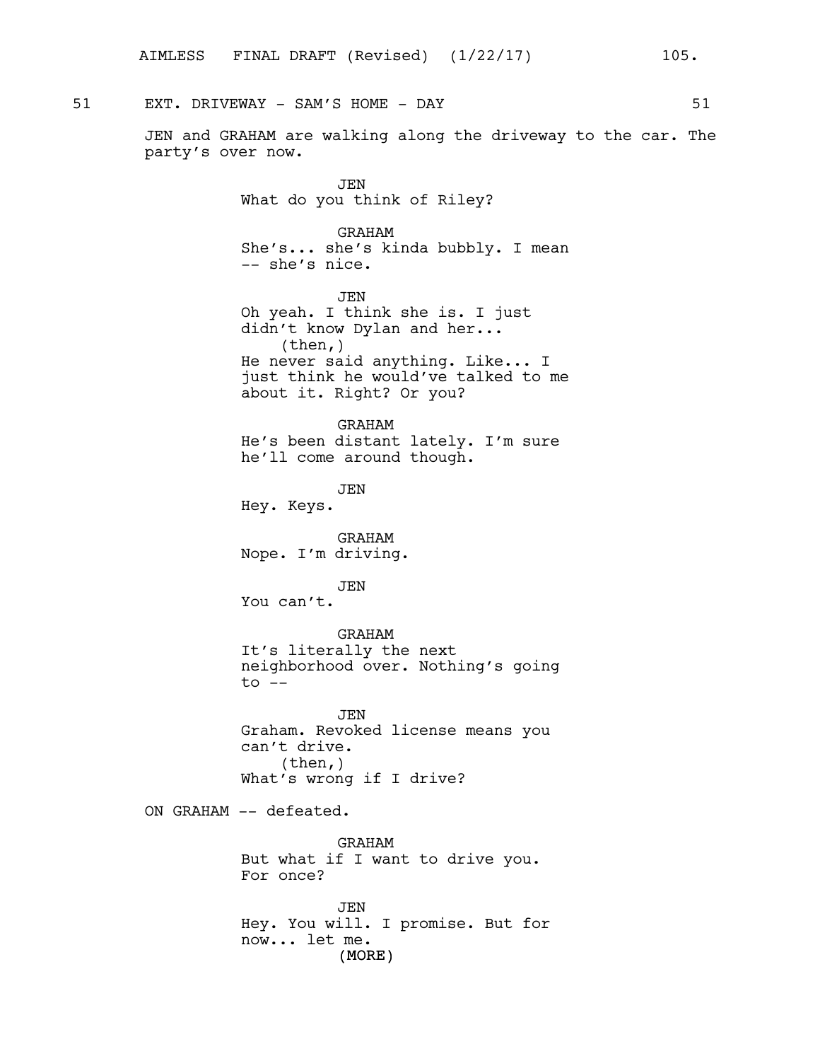51 EXT. DRIVEWAY - SAM'S HOME - DAY 51

JEN and GRAHAM are walking along the driveway to the car. The party's over now.

JEN
What do you think of Riley?

GRAHAM
She's... she's kinda bubbly. I mean -- she's nice.

JEN
Oh yeah. I think she is. I just didn't know Dylan and her...
(then,)
He never said anything. Like... I just think he would've talked to me about it. Right? Or you?

GRAHAM
He's been distant lately. I'm sure he'll come around though.

JEN
Hey. Keys.

GRAHAM
Nope. I'm driving.

JEN
You can't.

GRAHAM
It's literally the next neighborhood over. Nothing's going to --

JEN
Graham. Revoked license means you can't drive.
(then,)
What's wrong if I drive?

ON GRAHAM -- defeated.

GRAHAM
But what if I want to drive you. For once?

JEN
Hey. You will. I promise. But for now... let me.
(MORE)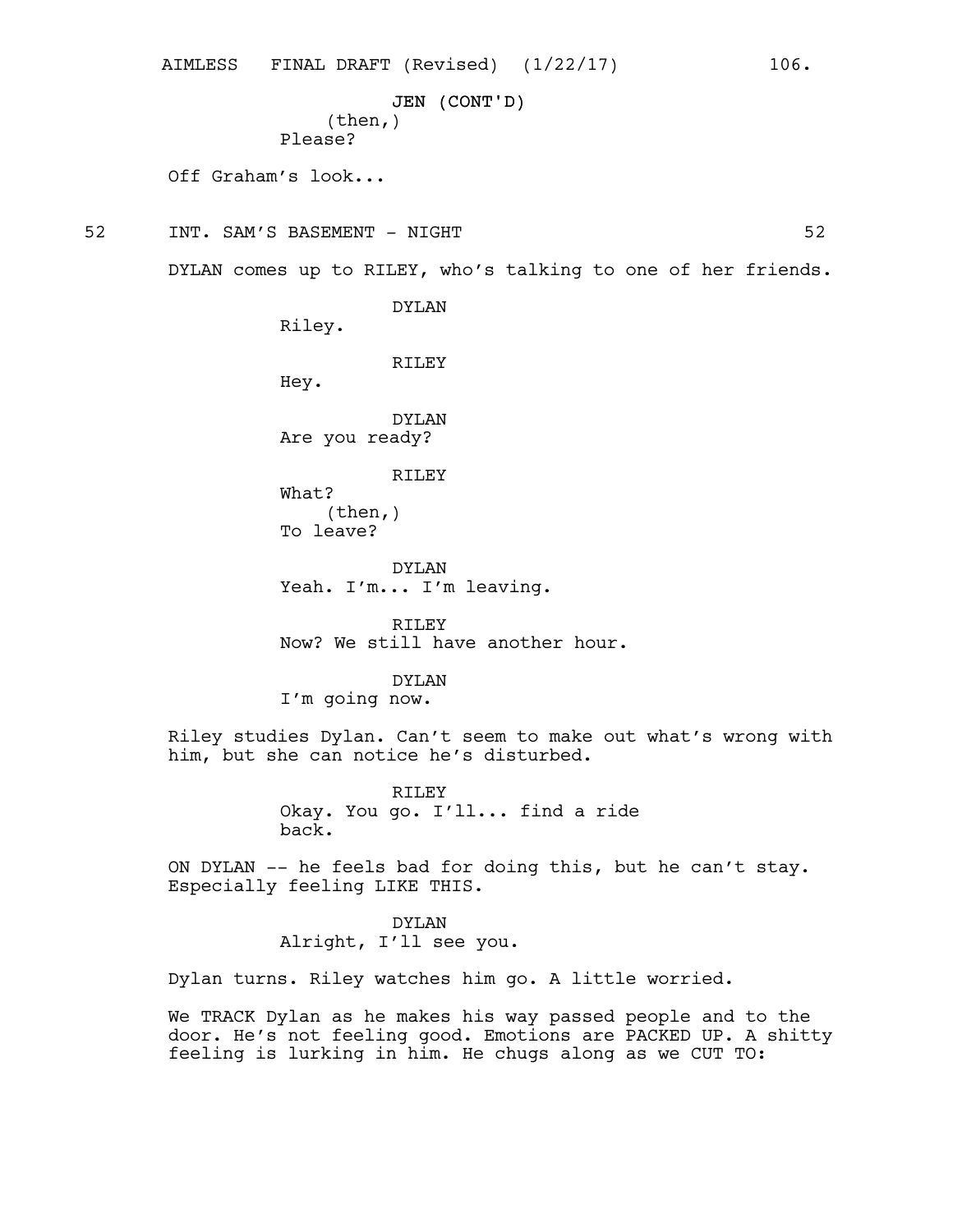JEN (CONT'D)
(then,)
Please?

Off Graham's look...

52 INT. SAM'S BASEMENT - NIGHT 52

DYLAN comes up to RILEY, who's talking to one of her friends.

DYLAN
Riley.

RILEY
Hey.

DYLAN
Are you ready?

RILEY
What?
(then,)
To leave?

DYLAN
Yeah. I'm... I'm leaving.

RILEY
Now? We still have another hour.

DYLAN
I'm going now.

Riley studies Dylan. Can't seem to make out what's wrong with him, but she can notice he's disturbed.

RILEY
Okay. You go. I'll... find a ride back.

ON DYLAN -- he feels bad for doing this, but he can't stay. Especially feeling LIKE THIS.

DYLAN
Alright, I'll see you.

Dylan turns. Riley watches him go. A little worried.

We TRACK Dylan as he makes his way passed people and to the door. He's not feeling good. Emotions are PACKED UP. A shitty feeling is lurking in him. He chugs along as we CUT TO: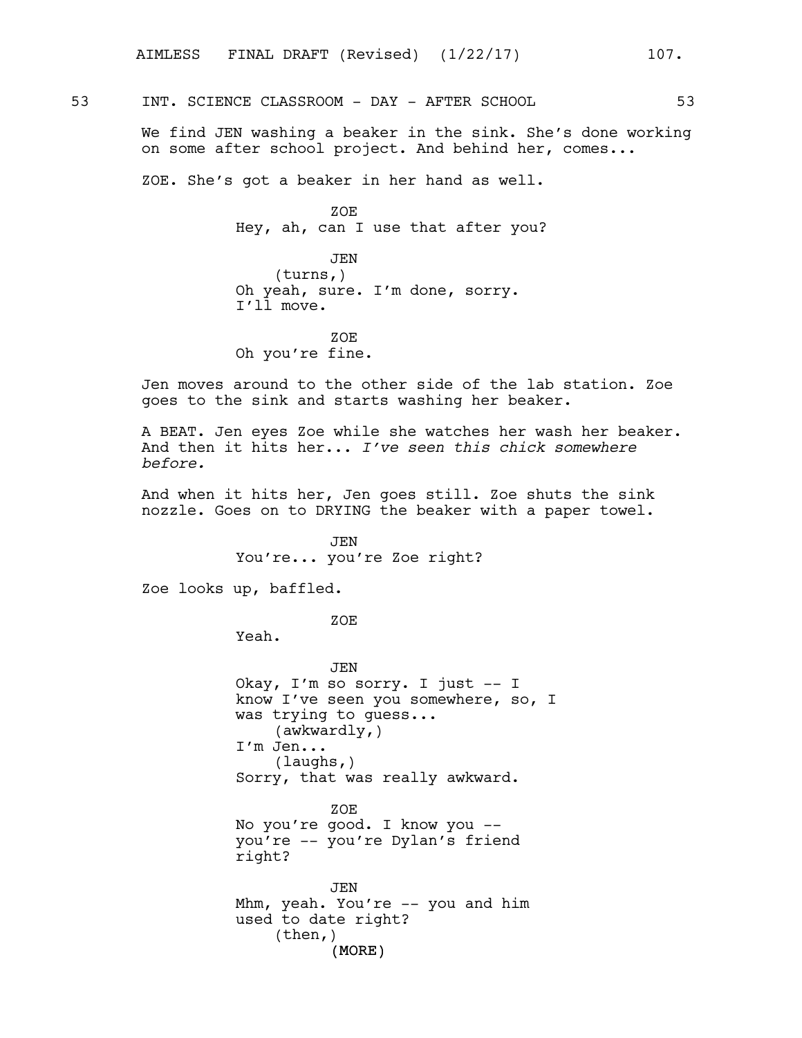53 INT. SCIENCE CLASSROOM - DAY - AFTER SCHOOL 53

We find JEN washing a beaker in the sink. She's done working on some after school project. And behind her, comes...

ZOE. She's got a beaker in her hand as well.

ZOE
Hey, ah, can I use that after you?

JEN
(turns,)
Oh yeah, sure. I'm done, sorry. I'll move.

ZOE
Oh you're fine.

Jen moves around to the other side of the lab station. Zoe goes to the sink and starts washing her beaker.

A BEAT. Jen eyes Zoe while she watches her wash her beaker. And then it hits her... *I've seen this chick somewhere before.*

And when it hits her, Jen goes still. Zoe shuts the sink nozzle. Goes on to DRYING the beaker with a paper towel.

JEN
You're... you're Zoe right?

Zoe looks up, baffled.

ZOE
Yeah.

JEN
Okay, I'm so sorry. I just -- I know I've seen you somewhere, so, I was trying to guess...
(awkwardly,)
I'm Jen...
(laughs,)
Sorry, that was really awkward.

ZOE
No you're good. I know you -- you're -- you're Dylan's friend right?

JEN
Mhm, yeah. You're -- you and him used to date right?
(then,)
(MORE)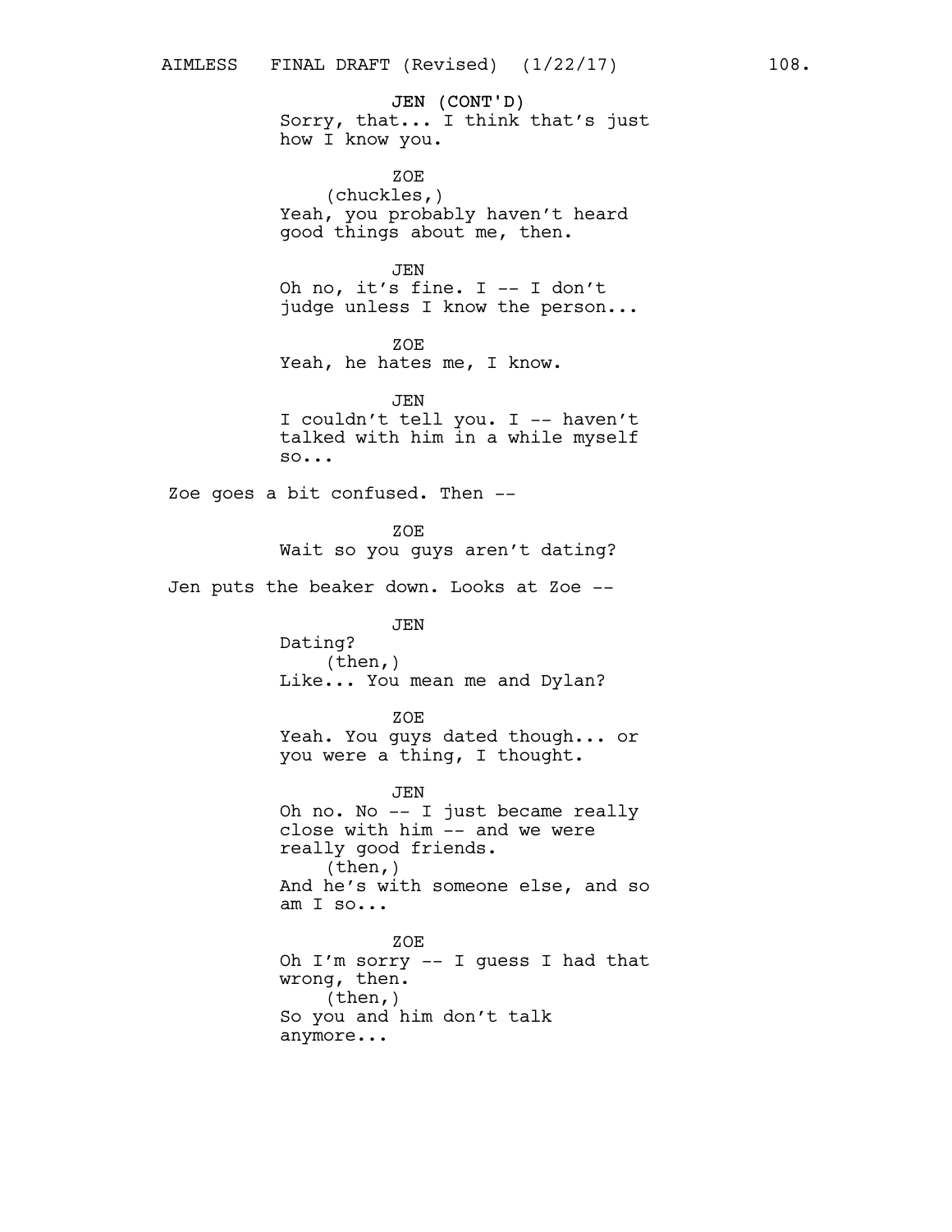JEN (CONT'D)
Sorry, that... I think that's just how I know you.

ZOE
(chuckles,)
Yeah, you probably haven't heard good things about me, then.

JEN
Oh no, it's fine. I -- I don't judge unless I know the person...

ZOE
Yeah, he hates me, I know.

JEN
I couldn't tell you. I -- haven't talked with him in a while myself so...

Zoe goes a bit confused. Then --

ZOE
Wait so you guys aren't dating?

Jen puts the beaker down. Looks at Zoe --

JEN
Dating?
(then,)
Like... You mean me and Dylan?

ZOE
Yeah. You guys dated though... or you were a thing, I thought.

JEN
Oh no. No -- I just became really close with him -- and we were really good friends.
(then,)
And he's with someone else, and so am I so...

ZOE
Oh I'm sorry -- I guess I had that wrong, then.
(then,)
So you and him don't talk anymore...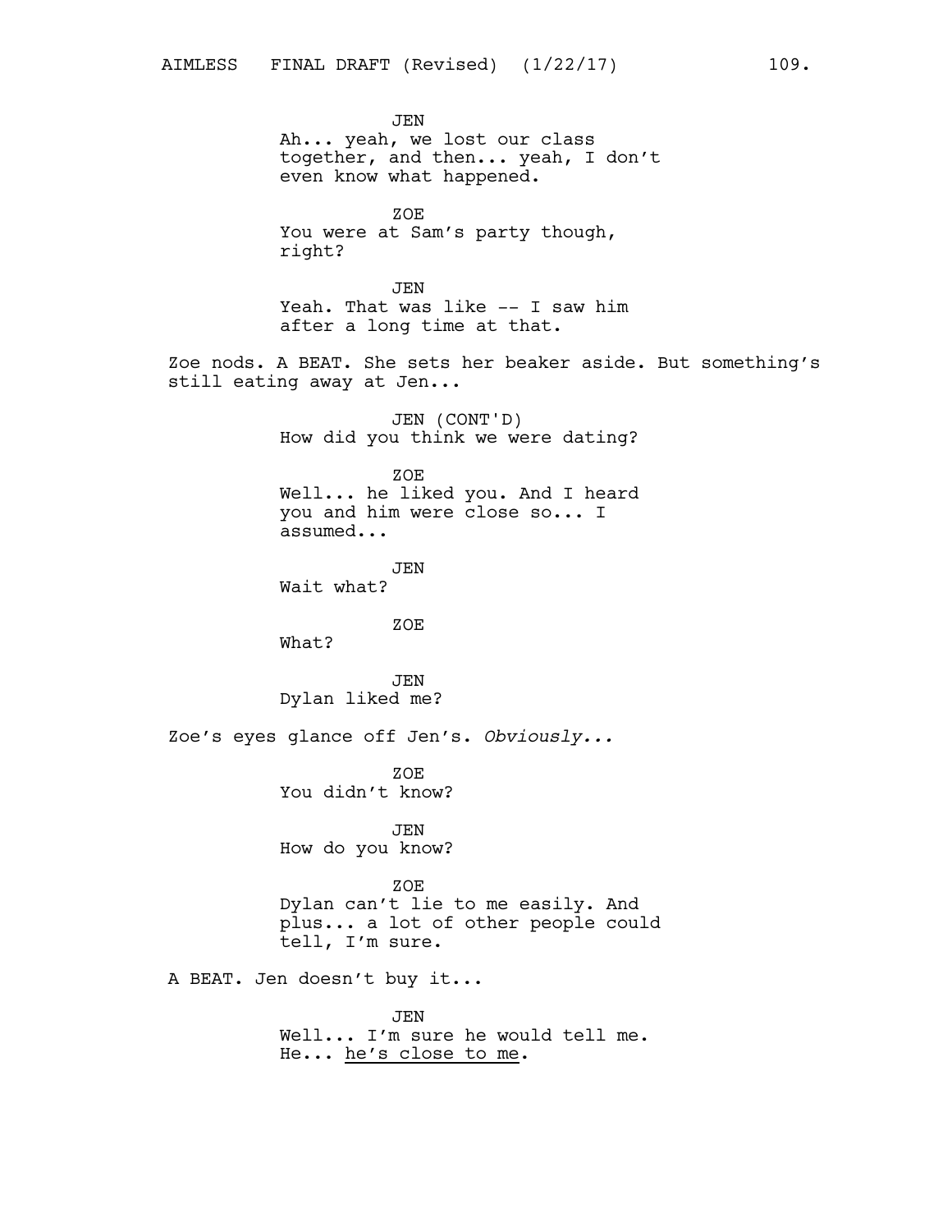JEN
Ah... yeah, we lost our class together, and then... yeah, I don't even know what happened.

ZOE
You were at Sam's party though, right?

JEN
Yeah. That was like -- I saw him after a long time at that.

Zoe nods. A BEAT. She sets her beaker aside. But something's still eating away at Jen...

JEN (CONT'D)
How did you think we were dating?

ZOE
Well... he liked you. And I heard you and him were close so... I assumed...

JEN
Wait what?

ZOE
What?

JEN
Dylan liked me?

Zoe's eyes glance off Jen's. *Obviously...*

ZOE
You didn't know?

JEN
How do you know?

ZOE
Dylan can't lie to me easily. And plus... a lot of other people could tell, I'm sure.

A BEAT. Jen doesn't buy it...

JEN
Well... I'm sure he would tell me. He... <u>he's close to me</u>.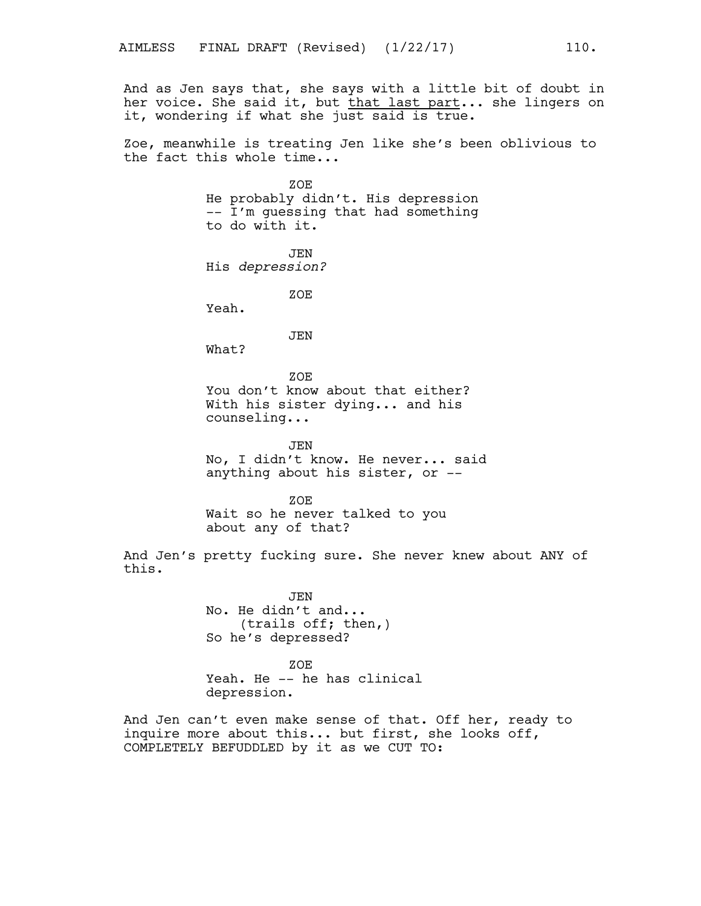And as Jen says that, she says with a little bit of doubt in her voice. She said it, but <u>that last part</u>... she lingers on it, wondering if what she just said is true.

Zoe, meanwhile is treating Jen like she's been oblivious to the fact this whole time...

ZOE
He probably didn't. His depression -- I'm guessing that had something to do with it.

JEN
His *depression?*

ZOE
Yeah.

JEN
What?

ZOE
You don't know about that either? With his sister dying... and his counseling...

JEN
No, I didn't know. He never... said anything about his sister, or --

ZOE
Wait so he never talked to you about any of that?

And Jen's pretty fucking sure. She never knew about ANY of this.

JEN
No. He didn't and...
(trails off; then,)
So he's depressed?

ZOE
Yeah. He -- he has clinical depression.

And Jen can't even make sense of that. Off her, ready to inquire more about this... but first, she looks off, COMPLETELY BEFUDDLED by it as we CUT TO: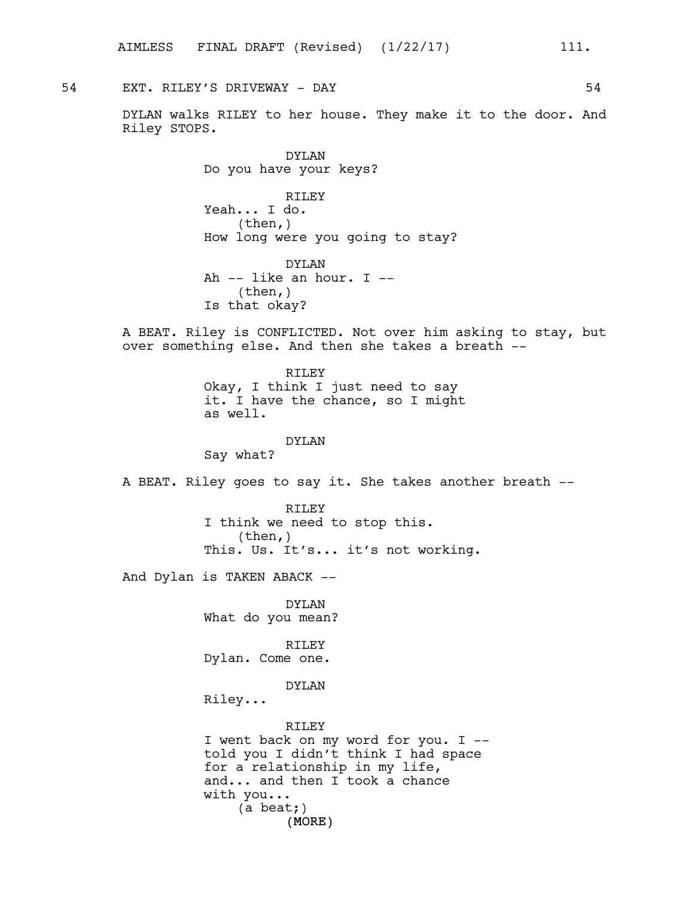54 EXT. RILEY'S DRIVEWAY - DAY 54

DYLAN walks RILEY to her house. They make it to the door. And Riley STOPS.

DYLAN
Do you have your keys?

RILEY
Yeah... I do.
(then,)
How long were you going to stay?

DYLAN
Ah -- like an hour. I --
(then,)
Is that okay?

A BEAT. Riley is CONFLICTED. Not over him asking to stay, but over something else. And then she takes a breath --

RILEY
Okay, I think I just need to say it. I have the chance, so I might as well.

DYLAN
Say what?

A BEAT. Riley goes to say it. She takes another breath --

RILEY
I think we need to stop this.
(then,)
This. Us. It's... it's not working.

And Dylan is TAKEN ABACK --

DYLAN
What do you mean?

RILEY
Dylan. Come one.

DYLAN
Riley...

RILEY
I went back on my word for you. I -- told you I didn't think I had space for a relationship in my life, and... and then I took a chance with you...
(a beat;)
(MORE)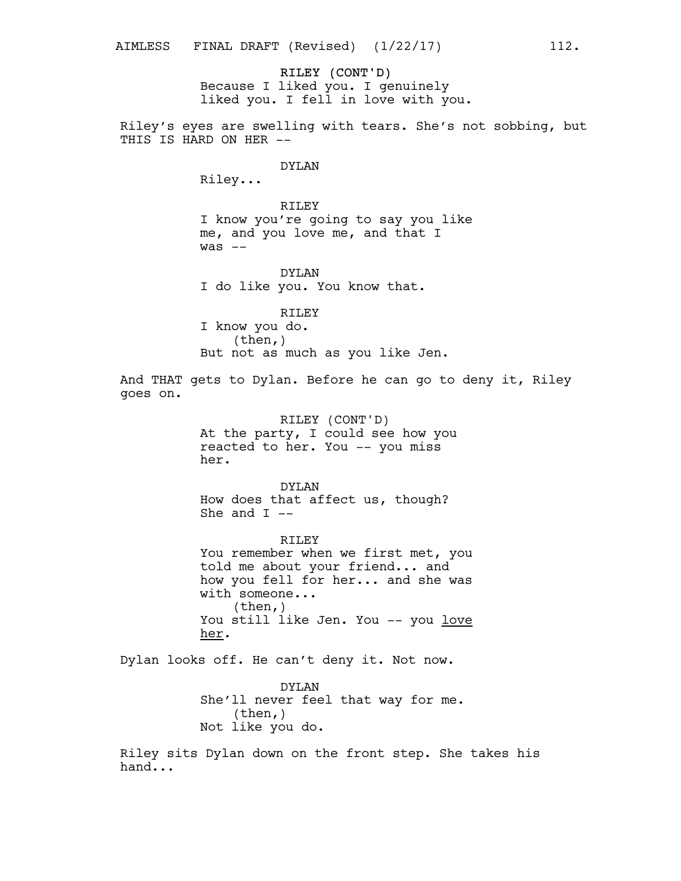RILEY (CONT'D)
Because I liked you. I genuinely liked you. I fell in love with you.

Riley's eyes are swelling with tears. She's not sobbing, but THIS IS HARD ON HER --

DYLAN
Riley...

RILEY
I know you're going to say you like me, and you love me, and that I was --

DYLAN
I do like you. You know that.

RILEY
I know you do.
(then,)
But not as much as you like Jen.

And THAT gets to Dylan. Before he can go to deny it, Riley goes on.

RILEY (CONT'D)
At the party, I could see how you reacted to her. You -- you miss her.

DYLAN
How does that affect us, though? She and I --

RILEY
You remember when we first met, you told me about your friend... and how you fell for her... and she was with someone...
(then,)
You still like Jen. You -- you <u>love her</u>.

Dylan looks off. He can't deny it. Not now.

DYLAN
She'll never feel that way for me.
(then,)
Not like you do.

Riley sits Dylan down on the front step. She takes his hand...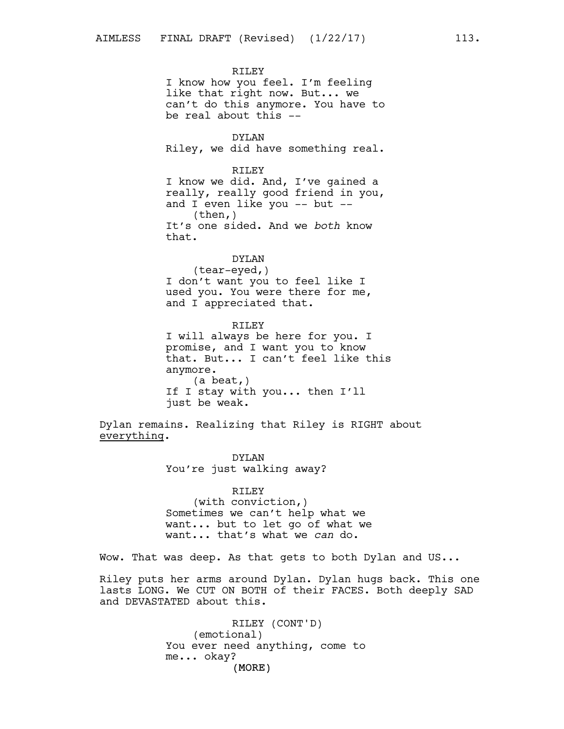RILEY
I know how you feel. I'm feeling like that right now. But... we can't do this anymore. You have to be real about this --

DYLAN
Riley, we did have something real.

RILEY
I know we did. And, I've gained a really, really good friend in you, and I even like you -- but --
(then,)
It's one sided. And we *both* know that.

DYLAN
(tear-eyed,)
I don't want you to feel like I used you. You were there for me, and I appreciated that.

RILEY
I will always be here for you. I promise, and I want you to know that. But... I can't feel like this anymore.
(a beat,)
If I stay with you... then I'll just be weak.

Dylan remains. Realizing that Riley is RIGHT about <u>everything</u>.

DYLAN
You're just walking away?

RILEY
(with conviction,)
Sometimes we can't help what we want... but to let go of what we want... that's what we *can* do.

Wow. That was deep. As that gets to both Dylan and US...

Riley puts her arms around Dylan. Dylan hugs back. This one lasts LONG. We CUT ON BOTH of their FACES. Both deeply SAD and DEVASTATED about this.

RILEY (CONT'D)
(emotional)
You ever need anything, come to me... okay?
(MORE)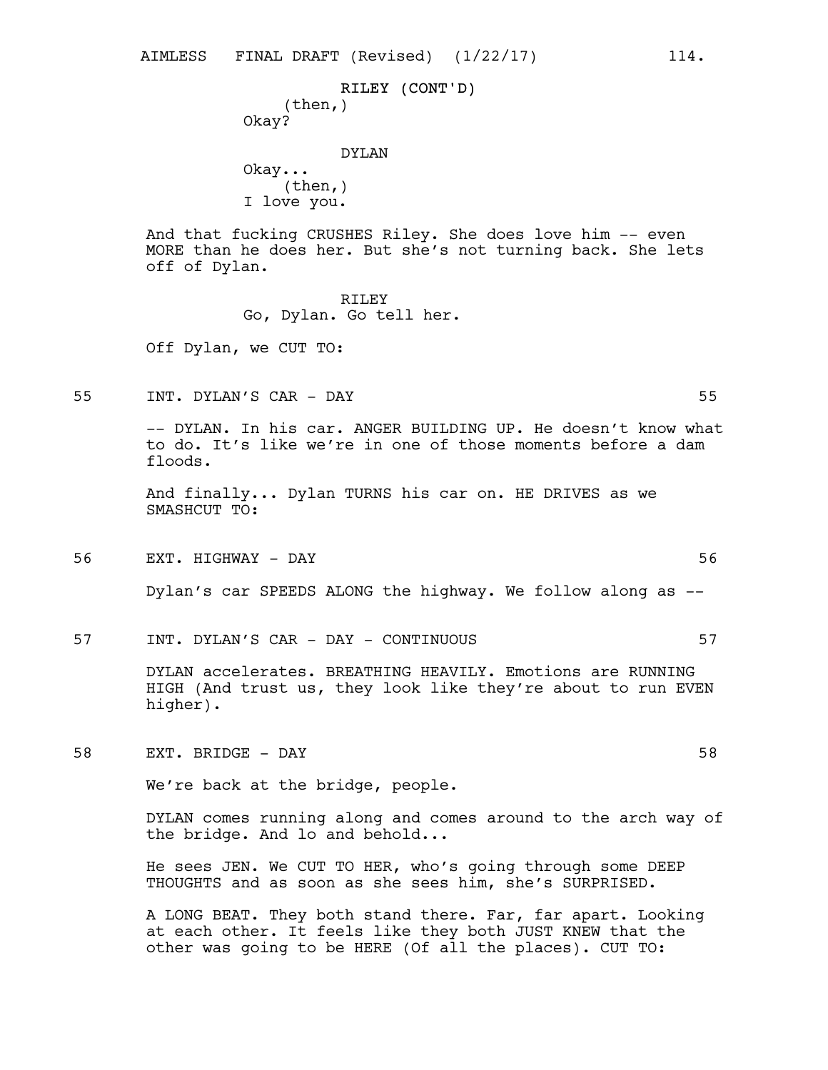RILEY (CONT'D)
(then,)
Okay?

DYLAN
Okay...
(then,)
I love you.

And that fucking CRUSHES Riley. She does love him -- even MORE than he does her. But she's not turning back. She lets off of Dylan.

RILEY
Go, Dylan. Go tell her.

Off Dylan, we CUT TO:

55 INT. DYLAN'S CAR - DAY 55

-- DYLAN. In his car. ANGER BUILDING UP. He doesn't know what to do. It's like we're in one of those moments before a dam floods.

And finally... Dylan TURNS his car on. HE DRIVES as we SMASHCUT TO:

56 EXT. HIGHWAY - DAY 56

Dylan's car SPEEDS ALONG the highway. We follow along as --

57 INT. DYLAN'S CAR - DAY - CONTINUOUS 57

DYLAN accelerates. BREATHING HEAVILY. Emotions are RUNNING HIGH (And trust us, they look like they're about to run EVEN higher).

58 EXT. BRIDGE - DAY 58

We're back at the bridge, people.

DYLAN comes running along and comes around to the arch way of the bridge. And lo and behold...

He sees JEN. We CUT TO HER, who's going through some DEEP THOUGHTS and as soon as she sees him, she's SURPRISED.

A LONG BEAT. They both stand there. Far, far apart. Looking at each other. It feels like they both JUST KNEW that the other was going to be HERE (Of all the places). CUT TO: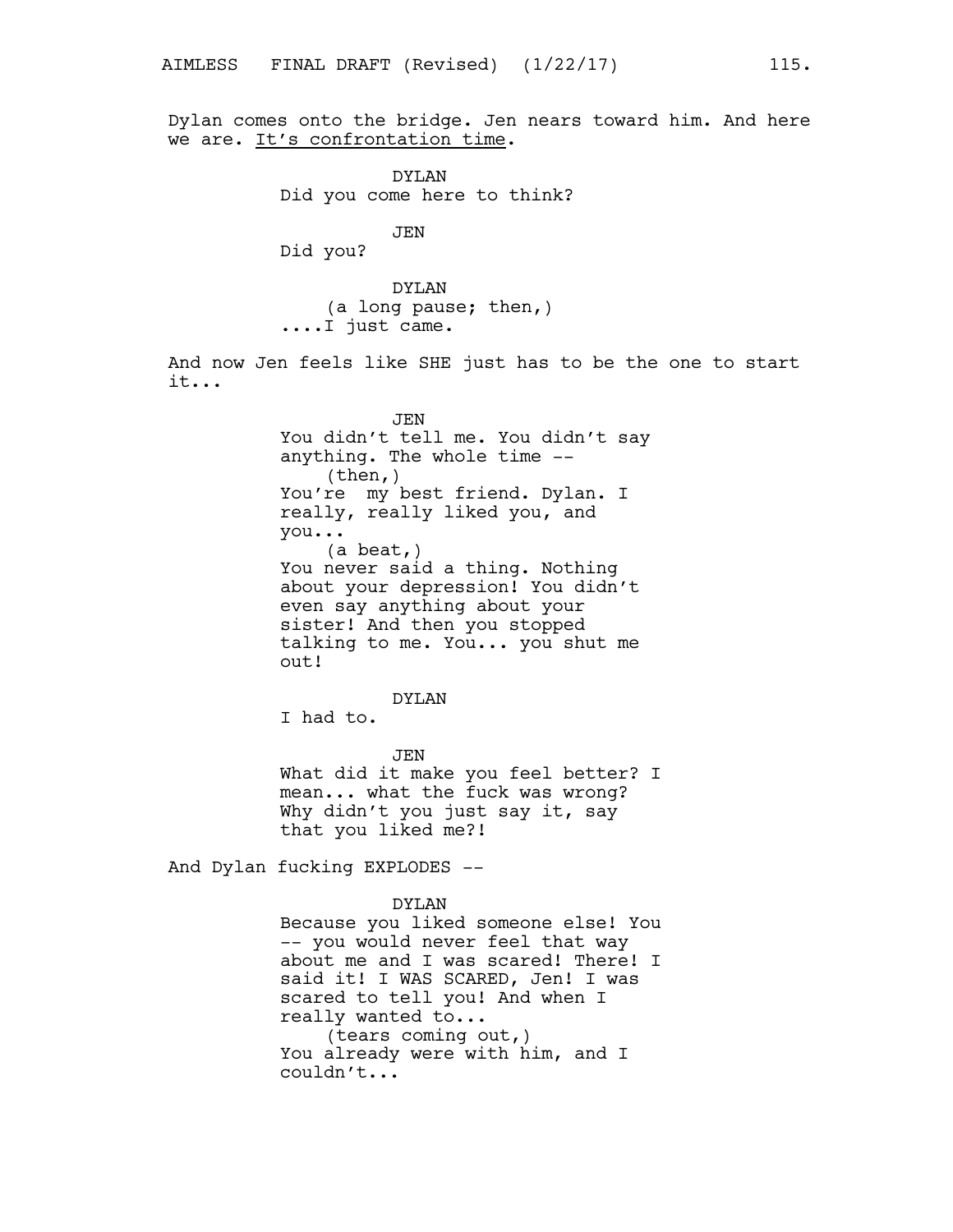Dylan comes onto the bridge. Jen nears toward him. And here we are. <u>It's confrontation time</u>.

DYLAN
Did you come here to think?

JEN
Did you?

DYLAN
(a long pause; then,)
....I just came.

And now Jen feels like SHE just has to be the one to start it...

JEN
You didn't tell me. You didn't say anything. The whole time --
(then,)
You're  my best friend. Dylan. I really, really liked you, and you...
(a beat,)
You never said a thing. Nothing about your depression! You didn't even say anything about your sister! And then you stopped talking to me. You... you shut me out!

DYLAN
I had to.

JEN
What did it make you feel better? I mean... what the fuck was wrong? Why didn't you just say it, say that you liked me?!

And Dylan fucking EXPLODES --

DYLAN
Because you liked someone else! You -- you would never feel that way about me and I was scared! There! I said it! I WAS SCARED, Jen! I was scared to tell you! And when I really wanted to...
(tears coming out,)
You already were with him, and I couldn't...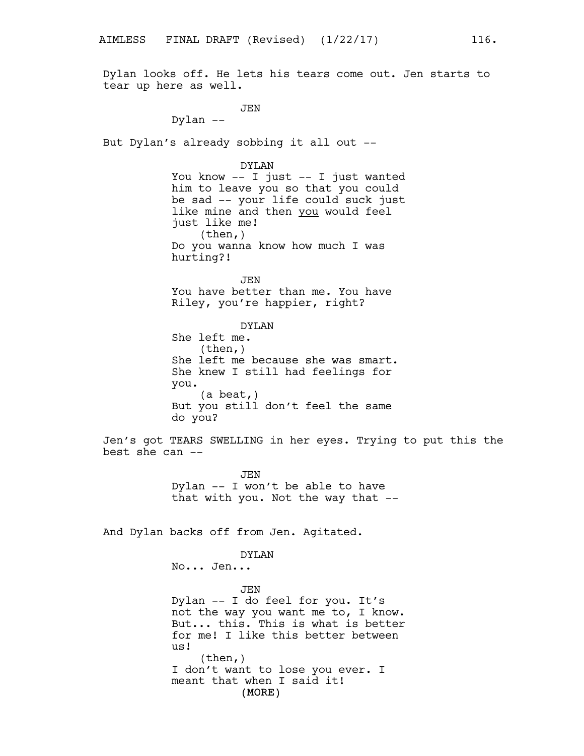Dylan looks off. He lets his tears come out. Jen starts to tear up here as well.

JEN
Dylan --

But Dylan's already sobbing it all out --

DYLAN
You know -- I just -- I just wanted him to leave you so that you could be sad -- your life could suck just like mine and then <u>you</u> would feel just like me!
(then,)
Do you wanna know how much I was hurting?!

JEN
You have better than me. You have Riley, you're happier, right?

DYLAN
She left me.
(then,)
She left me because she was smart. She knew I still had feelings for you.
(a beat,)
But you still don't feel the same do you?

Jen's got TEARS SWELLING in her eyes. Trying to put this the best she can --

JEN
Dylan -- I won't be able to have that with you. Not the way that --

And Dylan backs off from Jen. Agitated.

DYLAN
No... Jen...

JEN
Dylan -- I do feel for you. It's not the way you want me to, I know. But... this. This is what is better for me! I like this better between us!
(then,)
I don't want to lose you ever. I meant that when I said it!
(MORE)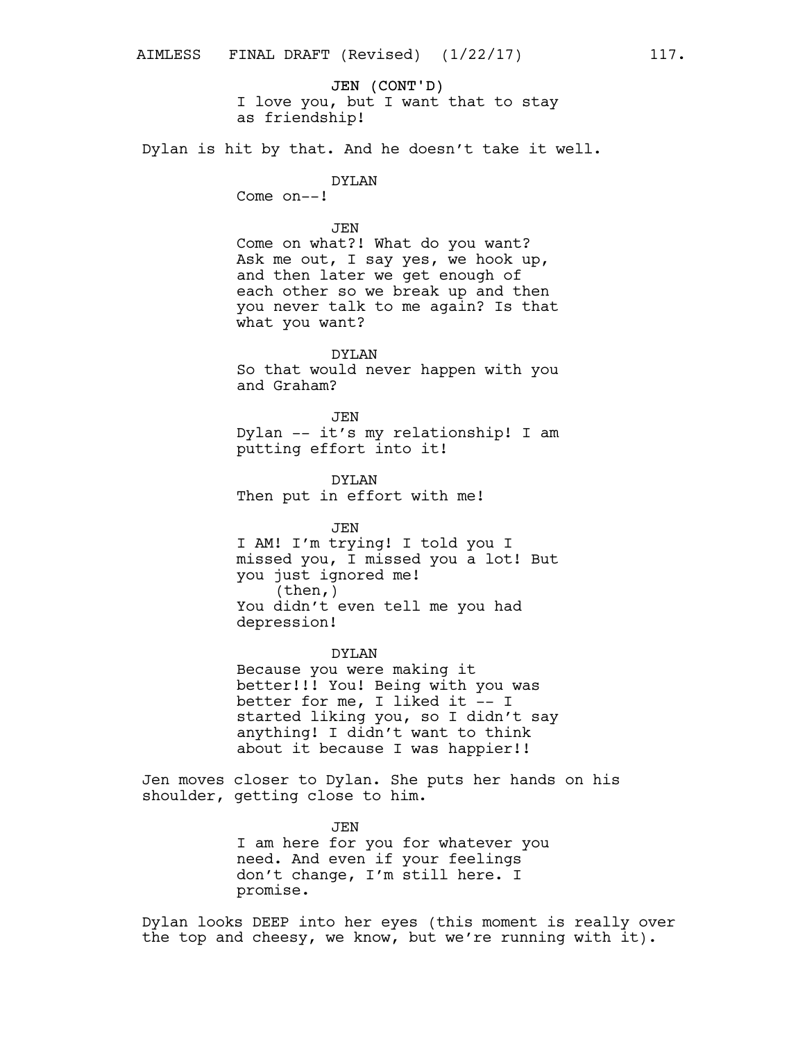JEN (CONT'D)
I love you, but I want that to stay as friendship!

Dylan is hit by that. And he doesn't take it well.

DYLAN
Come on--!

JEN
Come on what?! What do you want? Ask me out, I say yes, we hook up, and then later we get enough of each other so we break up and then you never talk to me again? Is that what you want?

DYLAN
So that would never happen with you and Graham?

JEN
Dylan -- it's my relationship! I am putting effort into it!

DYLAN
Then put in effort with me!

JEN
I AM! I'm trying! I told you I missed you, I missed you a lot! But you just ignored me!
(then,)
You didn't even tell me you had depression!

DYLAN
Because you were making it better!!! You! Being with you was better for me, I liked it -- I started liking you, so I didn't say anything! I didn't want to think about it because I was happier!!

Jen moves closer to Dylan. She puts her hands on his shoulder, getting close to him.

JEN
I am here for you for whatever you need. And even if your feelings don't change, I'm still here. I promise.

Dylan looks DEEP into her eyes (this moment is really over the top and cheesy, we know, but we're running with it).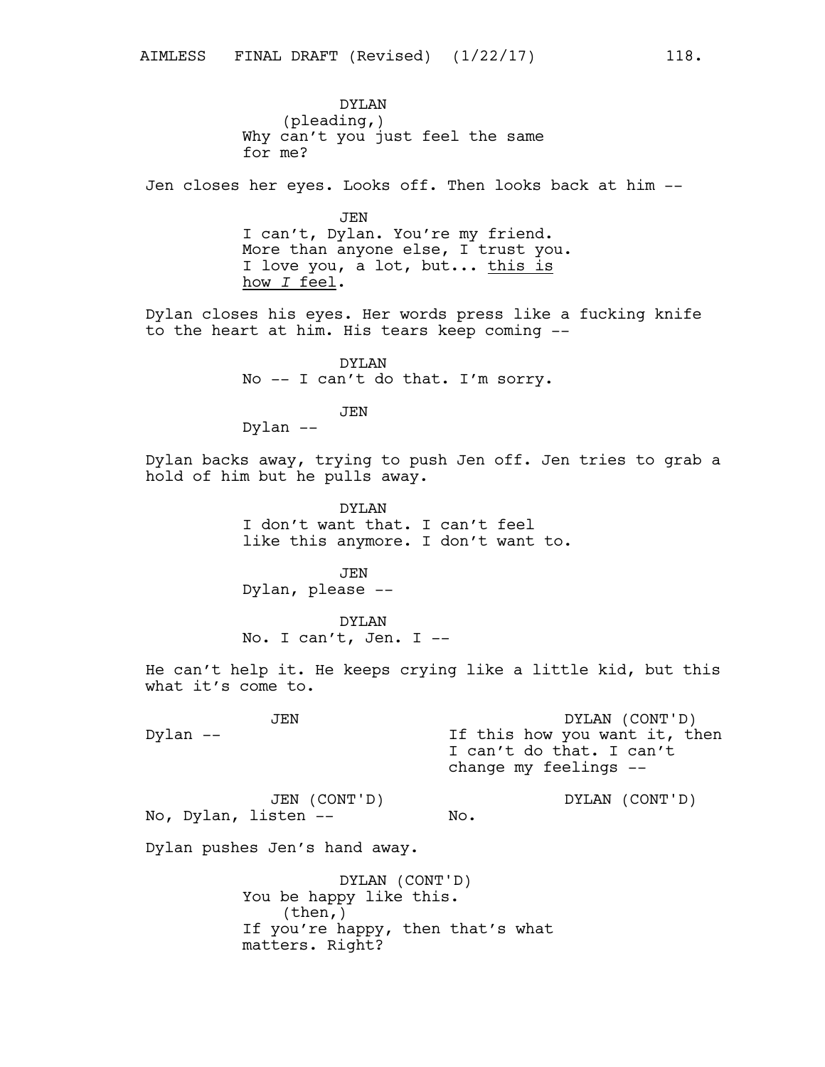DYLAN
(pleading,)
Why can't you just feel the same for me?

Jen closes her eyes. Looks off. Then looks back at him --

JEN
I can't, Dylan. You're my friend. More than anyone else, I trust you. I love you, a lot, but... <u>this is how *I* feel</u>.

Dylan closes his eyes. Her words press like a fucking knife to the heart at him. His tears keep coming --

DYLAN
No -- I can't do that. I'm sorry.

JEN
Dylan --

Dylan backs away, trying to push Jen off. Jen tries to grab a hold of him but he pulls away.

DYLAN
I don't want that. I can't feel like this anymore. I don't want to.

JEN
Dylan, please --

DYLAN
No. I can't, Jen. I --

He can't help it. He keeps crying like a little kid, but this what it's come to.

JEN
Dylan --

DYLAN (CONT'D)
If this how you want it, then I can't do that. I can't change my feelings --

JEN (CONT'D)
No, Dylan, listen --

DYLAN (CONT'D)
No.

Dylan pushes Jen's hand away.

DYLAN (CONT'D)
You be happy like this.
(then,)
If you're happy, then that's what matters. Right?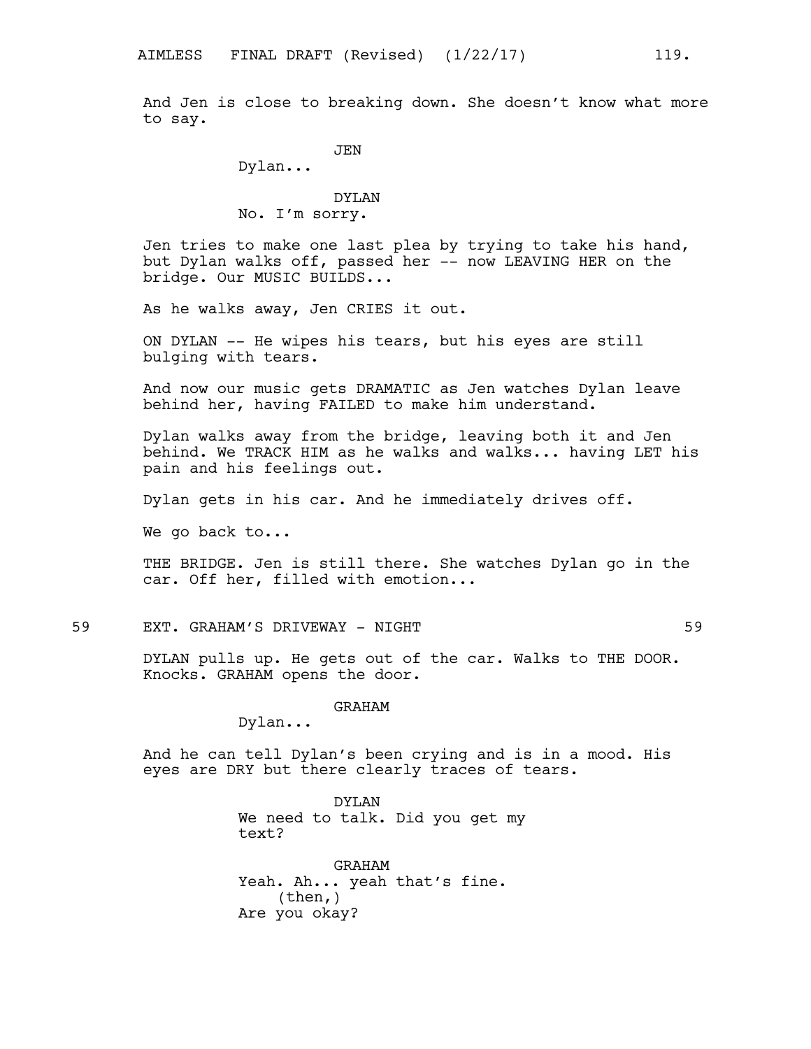And Jen is close to breaking down. She doesn't know what more to say.

JEN
Dylan...

DYLAN
No. I'm sorry.

Jen tries to make one last plea by trying to take his hand, but Dylan walks off, passed her -- now LEAVING HER on the bridge. Our MUSIC BUILDS...

As he walks away, Jen CRIES it out.

ON DYLAN -- He wipes his tears, but his eyes are still bulging with tears.

And now our music gets DRAMATIC as Jen watches Dylan leave behind her, having FAILED to make him understand.

Dylan walks away from the bridge, leaving both it and Jen behind. We TRACK HIM as he walks and walks... having LET his pain and his feelings out.

Dylan gets in his car. And he immediately drives off.

We go back to...

THE BRIDGE. Jen is still there. She watches Dylan go in the car. Off her, filled with emotion...

59 EXT. GRAHAM'S DRIVEWAY - NIGHT 59

DYLAN pulls up. He gets out of the car. Walks to THE DOOR. Knocks. GRAHAM opens the door.

GRAHAM
Dylan...

And he can tell Dylan's been crying and is in a mood. His eyes are DRY but there clearly traces of tears.

DYLAN
We need to talk. Did you get my text?

GRAHAM
Yeah. Ah... yeah that's fine.
(then,)
Are you okay?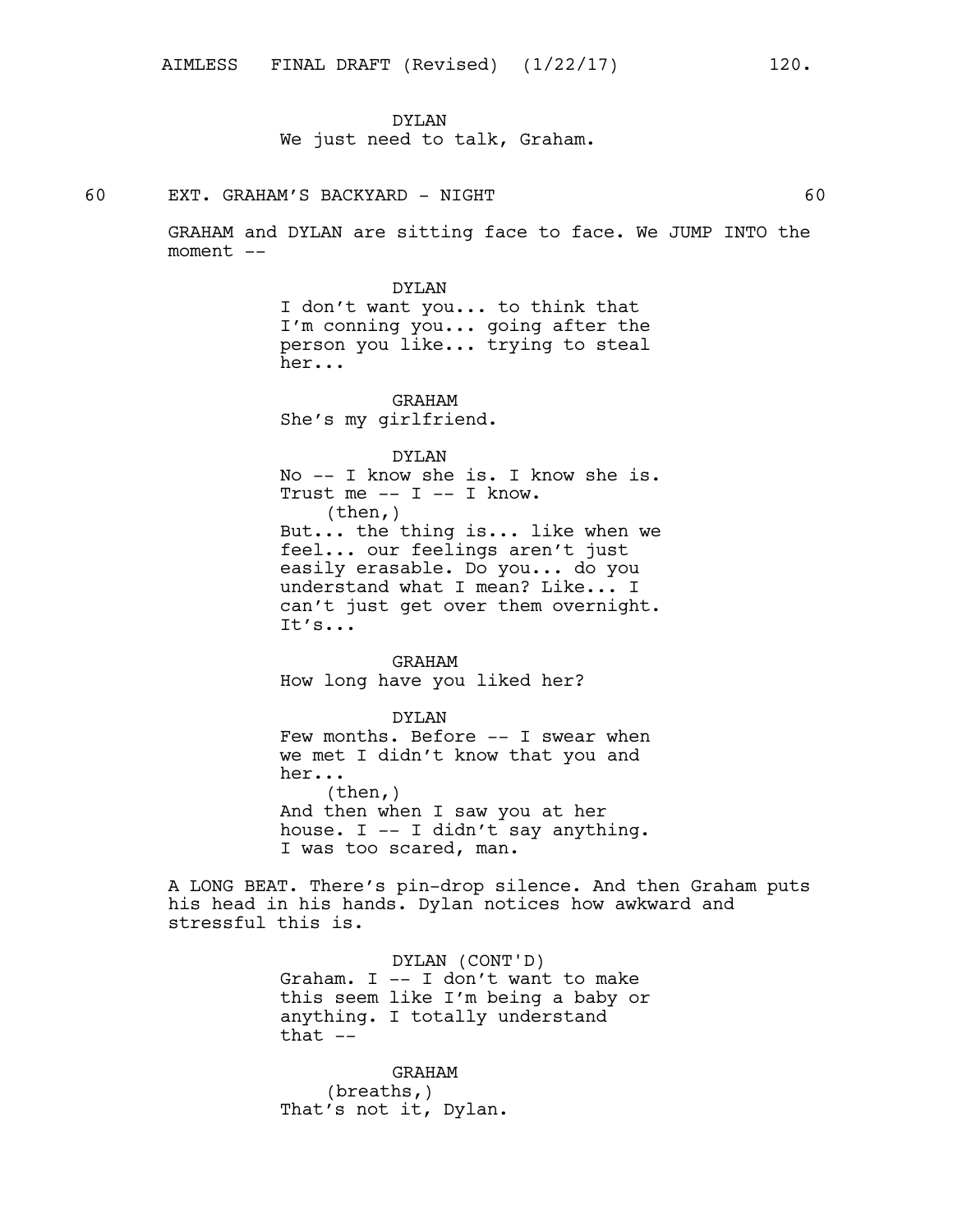DYLAN
We just need to talk, Graham.

60 EXT. GRAHAM'S BACKYARD - NIGHT 60

GRAHAM and DYLAN are sitting face to face. We JUMP INTO the moment --

DYLAN
I don't want you... to think that I'm conning you... going after the person you like... trying to steal her...

GRAHAM
She's my girlfriend.

DYLAN
No -- I know she is. I know she is. Trust me -- I -- I know.
(then,)
But... the thing is... like when we feel... our feelings aren't just easily erasable. Do you... do you understand what I mean? Like... I can't just get over them overnight. It's...

GRAHAM
How long have you liked her?

DYLAN
Few months. Before -- I swear when we met I didn't know that you and her...
(then,)
And then when I saw you at her house. I -- I didn't say anything. I was too scared, man.

A LONG BEAT. There's pin-drop silence. And then Graham puts his head in his hands. Dylan notices how awkward and stressful this is.

DYLAN (CONT'D)
Graham. I -- I don't want to make this seem like I'm being a baby or anything. I totally understand that --

GRAHAM
(breaths,)
That's not it, Dylan.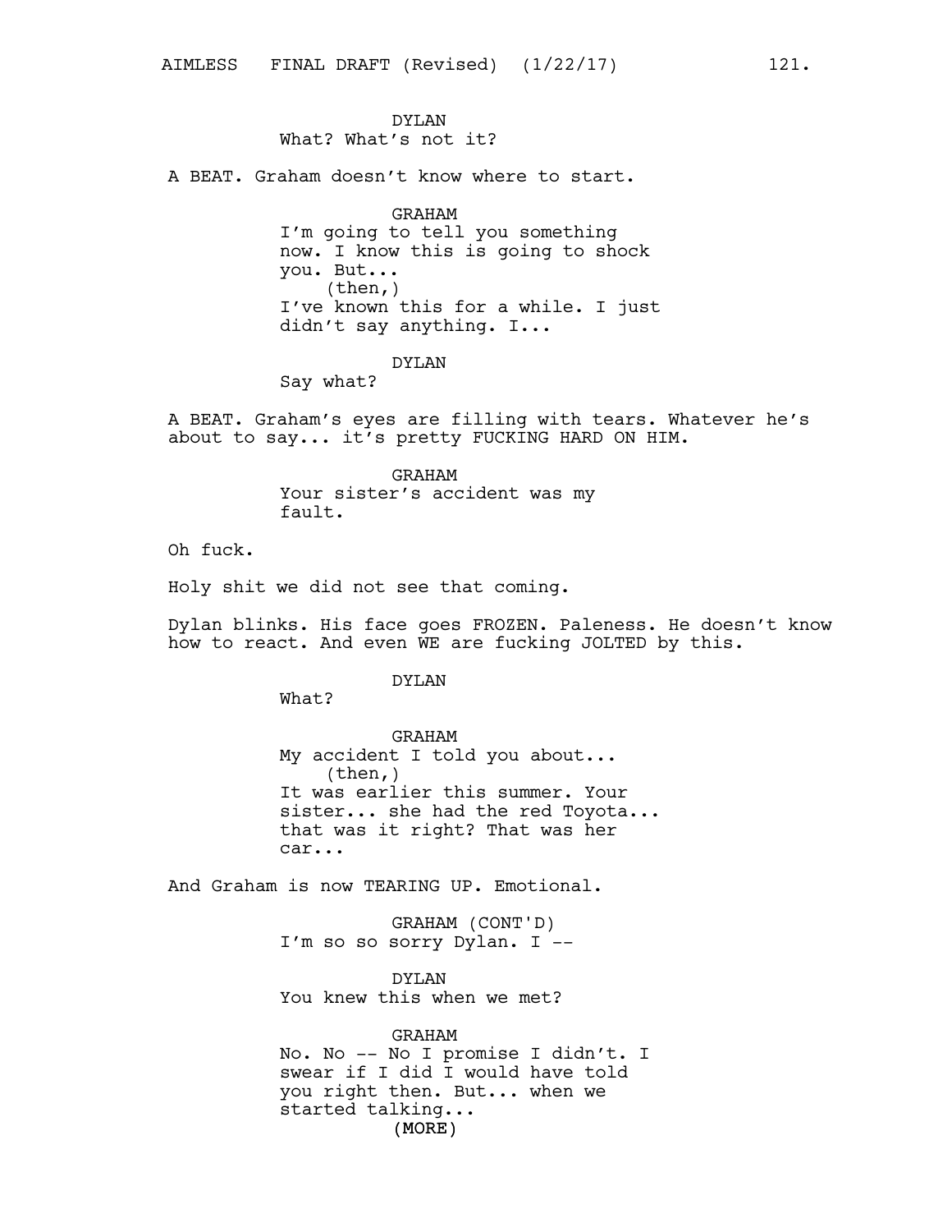DYLAN
What? What's not it?

A BEAT. Graham doesn't know where to start.

GRAHAM
I'm going to tell you something now. I know this is going to shock you. But...
(then,)
I've known this for a while. I just didn't say anything. I...

DYLAN
Say what?

A BEAT. Graham's eyes are filling with tears. Whatever he's about to say... it's pretty FUCKING HARD ON HIM.

GRAHAM
Your sister's accident was my fault.

Oh fuck.

Holy shit we did not see that coming.

Dylan blinks. His face goes FROZEN. Paleness. He doesn't know how to react. And even WE are fucking JOLTED by this.

DYLAN
What?

GRAHAM
My accident I told you about...
(then,)
It was earlier this summer. Your sister... she had the red Toyota... that was it right? That was her car...

And Graham is now TEARING UP. Emotional.

GRAHAM (CONT'D)
I'm so so sorry Dylan. I --

DYLAN
You knew this when we met?

GRAHAM
No. No -- No I promise I didn't. I swear if I did I would have told you right then. But... when we started talking...
(MORE)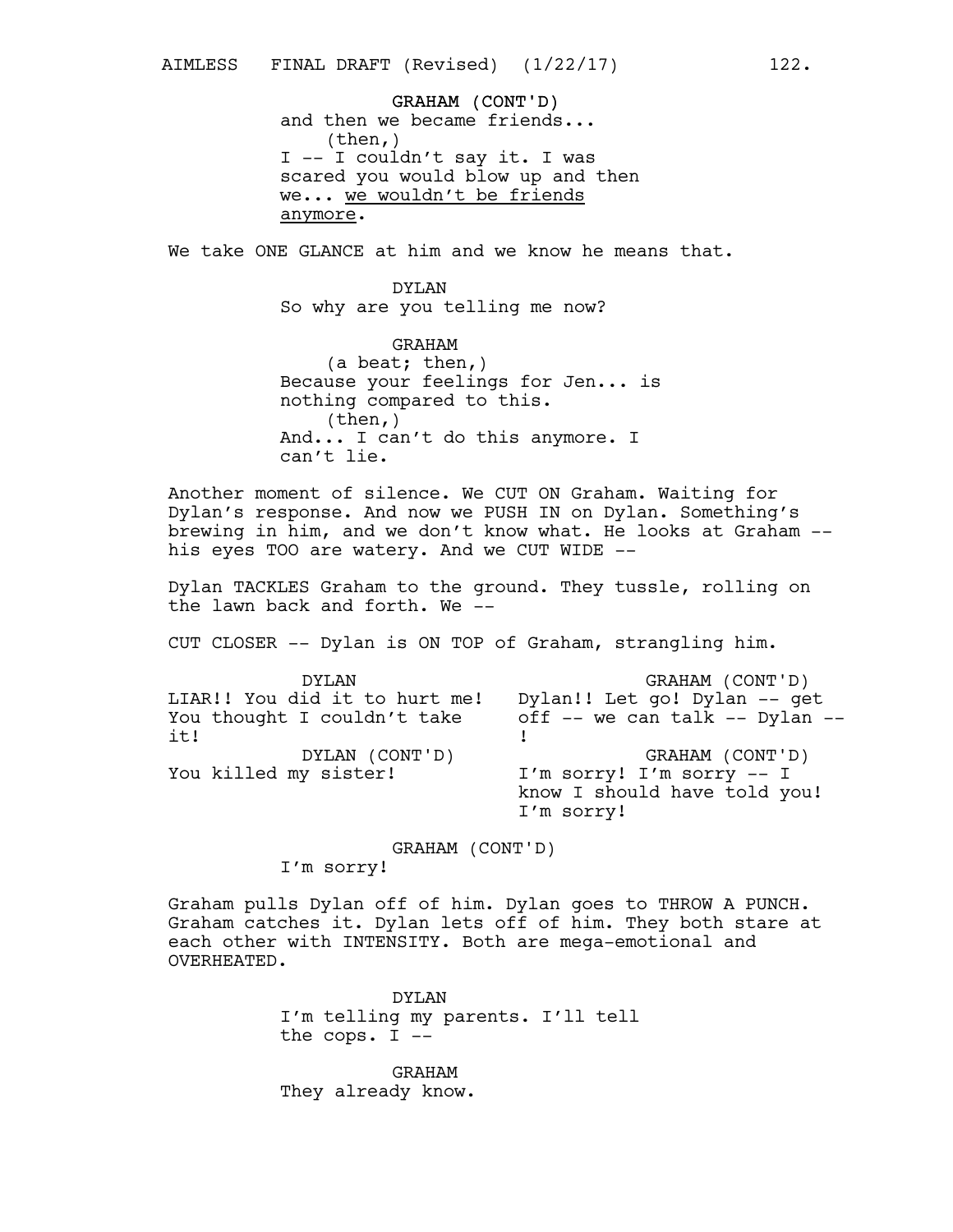GRAHAM (CONT'D)
and then we became friends...
(then,)
I -- I couldn't say it. I was scared you would blow up and then we... <u>we wouldn't be friends anymore</u>.

We take ONE GLANCE at him and we know he means that.

DYLAN
So why are you telling me now?

GRAHAM
(a beat; then,)
Because your feelings for Jen... is nothing compared to this.
(then,)
And... I can't do this anymore. I can't lie.

Another moment of silence. We CUT ON Graham. Waiting for Dylan's response. And now we PUSH IN on Dylan. Something's brewing in him, and we don't know what. He looks at Graham -- his eyes TOO are watery. And we CUT WIDE --

Dylan TACKLES Graham to the ground. They tussle, rolling on the lawn back and forth. We --

CUT CLOSER -- Dylan is ON TOP of Graham, strangling him.

| DYLAN | GRAHAM (CONT'D) |
|---|---|
| LIAR!! You did it to hurt me! You thought I couldn't take it! | Dylan!! Let go! Dylan -- get off -- we can talk -- Dylan -- ! |
| DYLAN (CONT'D) | GRAHAM (CONT'D) |
| You killed my sister! | I'm sorry! I'm sorry -- I know I should have told you! I'm sorry! |

GRAHAM (CONT'D)
I'm sorry!

Graham pulls Dylan off of him. Dylan goes to THROW A PUNCH. Graham catches it. Dylan lets off of him. They both stare at each other with INTENSITY. Both are mega-emotional and OVERHEATED.

DYLAN
I'm telling my parents. I'll tell the cops. I --

GRAHAM
They already know.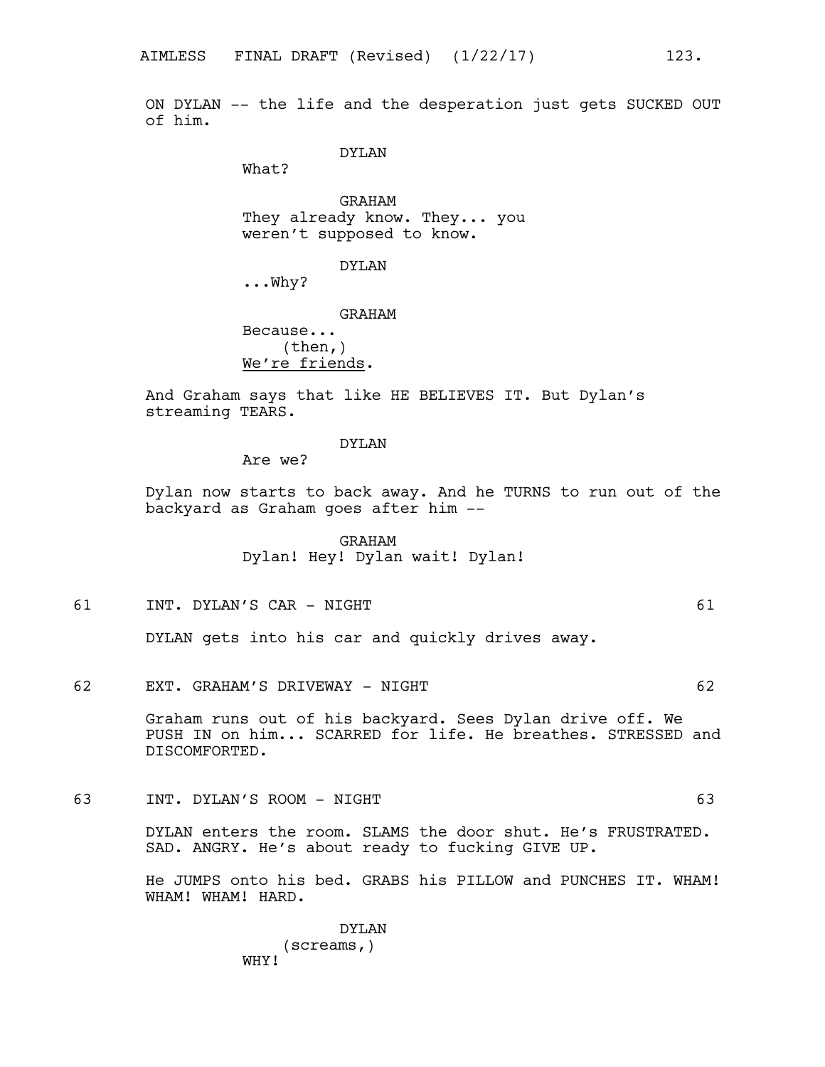ON DYLAN -- the life and the desperation just gets SUCKED OUT of him.

DYLAN
What?

GRAHAM
They already know. They... you weren't supposed to know.

DYLAN
...Why?

GRAHAM
Because...
(then,)
We're friends.

And Graham says that like HE BELIEVES IT. But Dylan's streaming TEARS.

DYLAN
Are we?

Dylan now starts to back away. And he TURNS to run out of the backyard as Graham goes after him --

GRAHAM
Dylan! Hey! Dylan wait! Dylan!

61 INT. DYLAN'S CAR - NIGHT 61

DYLAN gets into his car and quickly drives away.

62 EXT. GRAHAM'S DRIVEWAY - NIGHT 62

Graham runs out of his backyard. Sees Dylan drive off. We PUSH IN on him... SCARRED for life. He breathes. STRESSED and DISCOMFORTED.

63 INT. DYLAN'S ROOM - NIGHT 63

DYLAN enters the room. SLAMS the door shut. He's FRUSTRATED. SAD. ANGRY. He's about ready to fucking GIVE UP.

He JUMPS onto his bed. GRABS his PILLOW and PUNCHES IT. WHAM! WHAM! WHAM! HARD.

DYLAN
(screams,)
WHY!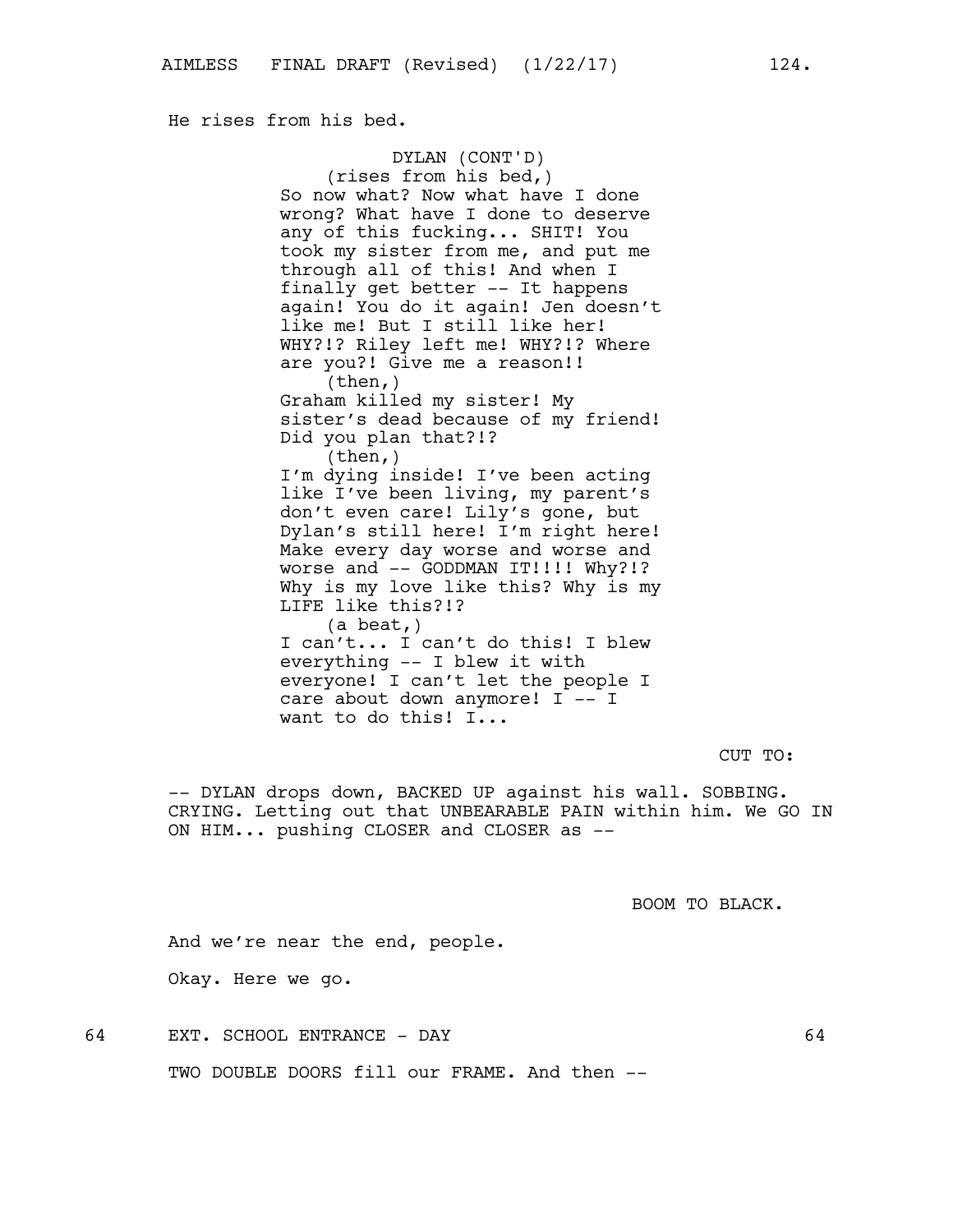He rises from his bed.

DYLAN (CONT'D)
(rises from his bed,)
So now what? Now what have I done wrong? What have I done to deserve any of this fucking... SHIT! You took my sister from me, and put me through all of this! And when I finally get better -- It happens again! You do it again! Jen doesn't like me! But I still like her! WHY?!? Riley left me! WHY?!? Where are you?! Give me a reason!!
(then,)
Graham killed my sister! My sister's dead because of my friend! Did you plan that?!?
(then,)
I'm dying inside! I've been acting like I've been living, my parent's don't even care! Lily's gone, but Dylan's still here! I'm right here! Make every day worse and worse and worse and -- GODDMAN IT!!!! Why?!? Why is my love like this? Why is my LIFE like this?!?
(a beat,)
I can't... I can't do this! I blew everything -- I blew it with everyone! I can't let the people I care about down anymore! I -- I want to do this! I...

CUT TO:

-- DYLAN drops down, BACKED UP against his wall. SOBBING. CRYING. Letting out that UNBEARABLE PAIN within him. We GO IN ON HIM... pushing CLOSER and CLOSER as --

BOOM TO BLACK.

And we're near the end, people.

Okay. Here we go.

64 EXT. SCHOOL ENTRANCE - DAY 64

TWO DOUBLE DOORS fill our FRAME. And then --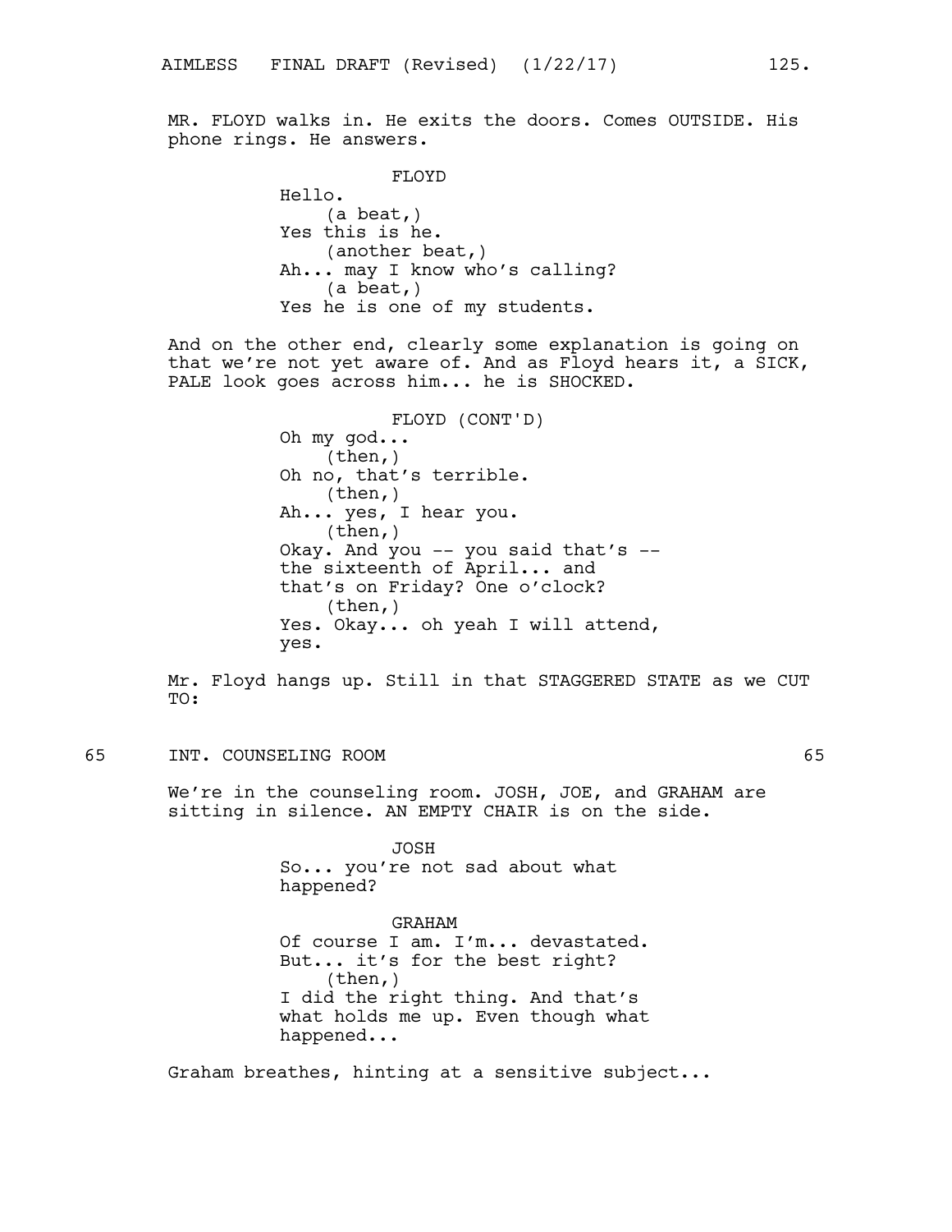MR. FLOYD walks in. He exits the doors. Comes OUTSIDE. His phone rings. He answers.

FLOYD
Hello.
(a beat,)
Yes this is he.
(another beat,)
Ah... may I know who's calling?
(a beat,)
Yes he is one of my students.

And on the other end, clearly some explanation is going on that we're not yet aware of. And as Floyd hears it, a SICK, PALE look goes across him... he is SHOCKED.

FLOYD (CONT'D)
Oh my god...
(then,)
Oh no, that's terrible.
(then,)
Ah... yes, I hear you.
(then,)
Okay. And you -- you said that's -- the sixteenth of April... and that's on Friday? One o'clock?
(then,)
Yes. Okay... oh yeah I will attend, yes.

Mr. Floyd hangs up. Still in that STAGGERED STATE as we CUT TO:

## 65 INT. COUNSELING ROOM 65

We're in the counseling room. JOSH, JOE, and GRAHAM are sitting in silence. AN EMPTY CHAIR is on the side.

JOSH
So... you're not sad about what happened?

GRAHAM
Of course I am. I'm... devastated. But... it's for the best right?
(then,)
I did the right thing. And that's what holds me up. Even though what happened...

Graham breathes, hinting at a sensitive subject...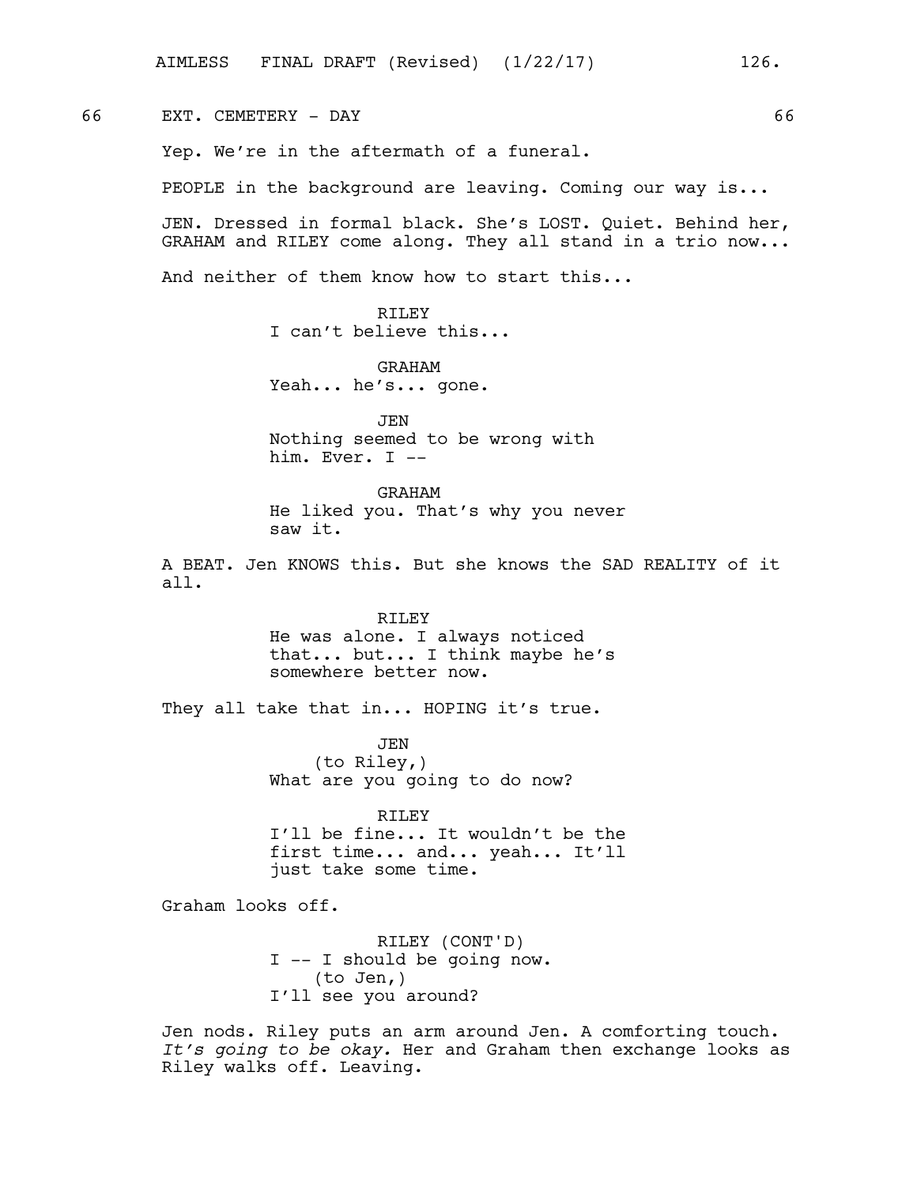66 EXT. CEMETERY - DAY 66

Yep. We're in the aftermath of a funeral.

PEOPLE in the background are leaving. Coming our way is...

JEN. Dressed in formal black. She's LOST. Quiet. Behind her, GRAHAM and RILEY come along. They all stand in a trio now...

And neither of them know how to start this...

RILEY
I can't believe this...

GRAHAM
Yeah... he's... gone.

JEN
Nothing seemed to be wrong with him. Ever. I --

GRAHAM
He liked you. That's why you never saw it.

A BEAT. Jen KNOWS this. But she knows the SAD REALITY of it all.

RILEY
He was alone. I always noticed that... but... I think maybe he's somewhere better now.

They all take that in... HOPING it's true.

JEN
(to Riley,)
What are you going to do now?

RILEY
I'll be fine... It wouldn't be the first time... and... yeah... It'll just take some time.

Graham looks off.

RILEY (CONT'D)
I -- I should be going now.
(to Jen,)
I'll see you around?

Jen nods. Riley puts an arm around Jen. A comforting touch. *It's going to be okay.* Her and Graham then exchange looks as Riley walks off. Leaving.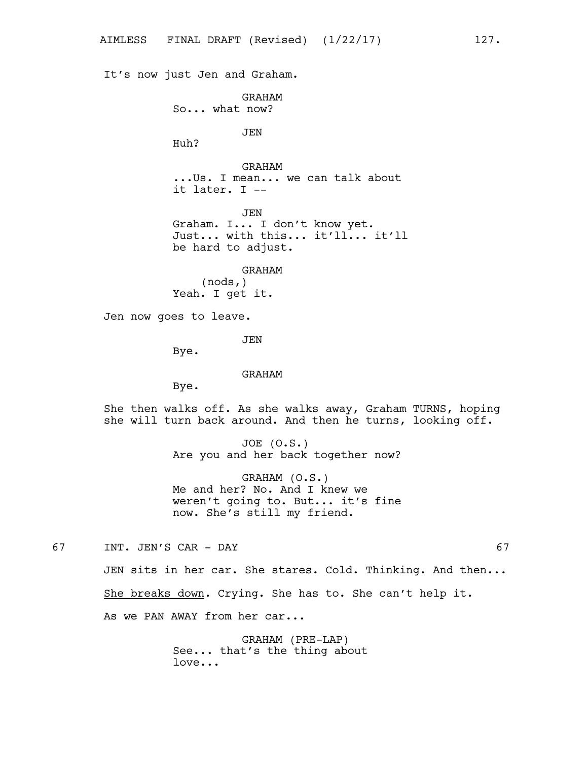It's now just Jen and Graham.

GRAHAM
So... what now?

JEN
Huh?

GRAHAM
...Us. I mean... we can talk about it later. I --

JEN
Graham. I... I don't know yet. Just... with this... it'll... it'll be hard to adjust.

GRAHAM
(nods,)
Yeah. I get it.

Jen now goes to leave.

JEN
Bye.

GRAHAM
Bye.

She then walks off. As she walks away, Graham TURNS, hoping she will turn back around. And then he turns, looking off.

JOE (O.S.)
Are you and her back together now?

GRAHAM (O.S.)
Me and her? No. And I knew we weren't going to. But... it's fine now. She's still my friend.

67 INT. JEN'S CAR - DAY 67

JEN sits in her car. She stares. Cold. Thinking. And then...

She breaks down. Crying. She has to. She can't help it.

As we PAN AWAY from her car...

GRAHAM (PRE-LAP)
See... that's the thing about love...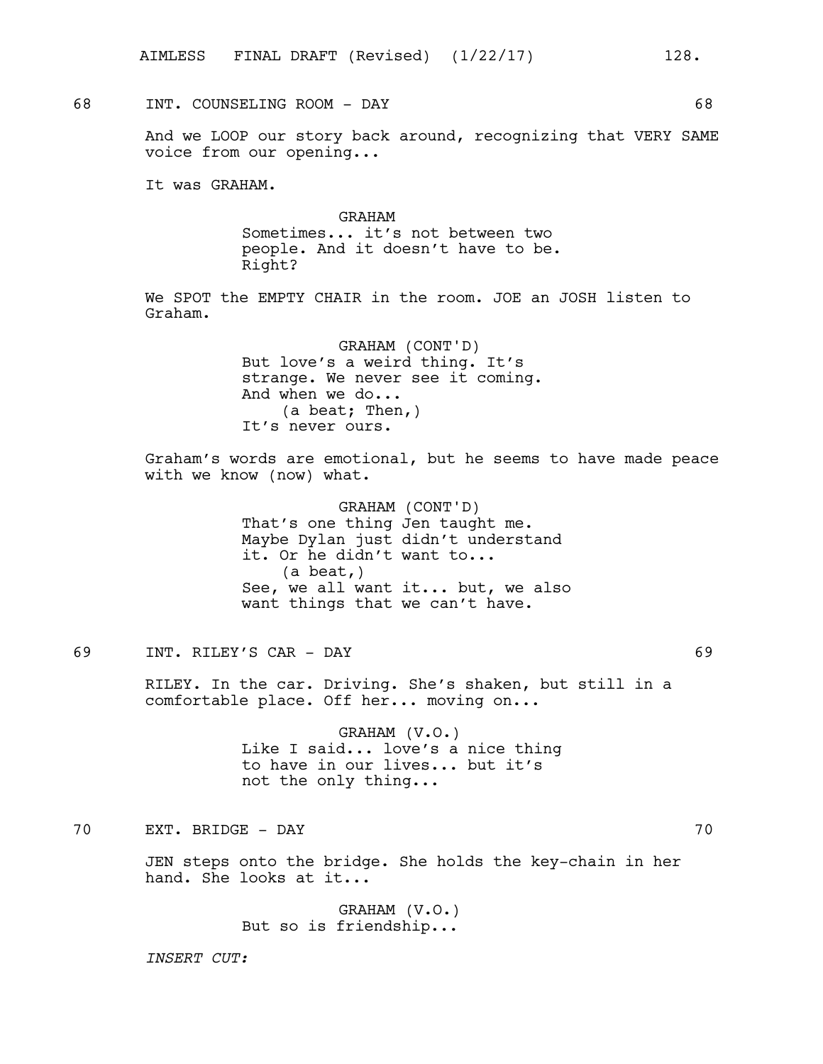68 INT. COUNSELING ROOM - DAY 68

And we LOOP our story back around, recognizing that VERY SAME voice from our opening...

It was GRAHAM.

GRAHAM
Sometimes... it's not between two people. And it doesn't have to be. Right?

We SPOT the EMPTY CHAIR in the room. JOE an JOSH listen to Graham.

GRAHAM (CONT'D)
But love's a weird thing. It's strange. We never see it coming. And when we do...
(a beat; Then,)
It's never ours.

Graham's words are emotional, but he seems to have made peace with we know (now) what.

GRAHAM (CONT'D)
That's one thing Jen taught me. Maybe Dylan just didn't understand it. Or he didn't want to...
(a beat,)
See, we all want it... but, we also want things that we can't have.

69 INT. RILEY'S CAR - DAY 69

RILEY. In the car. Driving. She's shaken, but still in a comfortable place. Off her... moving on...

GRAHAM (V.O.)
Like I said... love's a nice thing to have in our lives... but it's not the only thing...

70 EXT. BRIDGE - DAY 70

JEN steps onto the bridge. She holds the key-chain in her hand. She looks at it...

GRAHAM (V.O.)
But so is friendship...

*INSERT CUT:*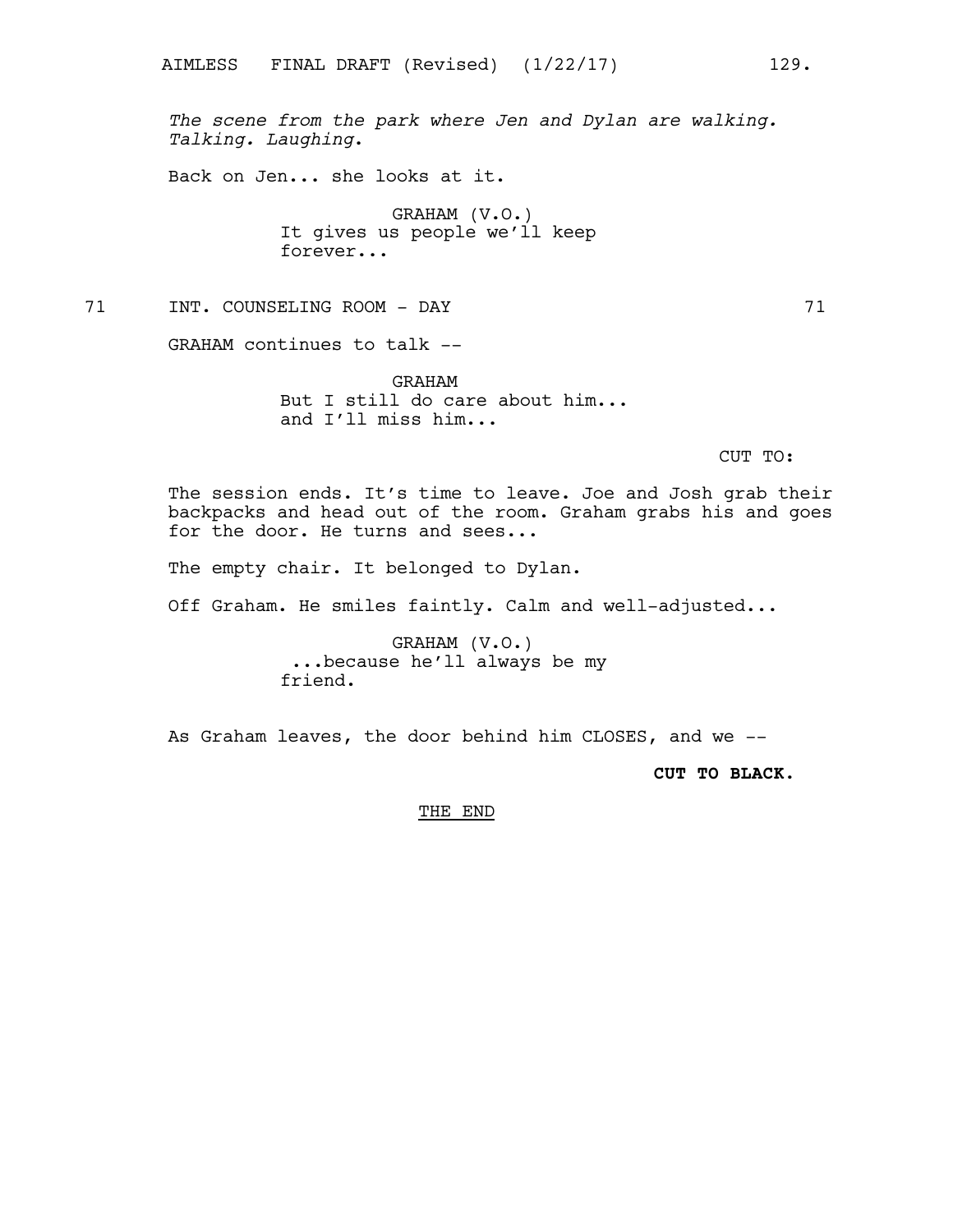*The scene from the park where Jen and Dylan are walking. Talking. Laughing.*

Back on Jen... she looks at it.

GRAHAM (V.O.)
It gives us people we'll keep forever...

71 INT. COUNSELING ROOM - DAY 71

GRAHAM continues to talk --

GRAHAM
But I still do care about him... and I'll miss him...

CUT TO:

The session ends. It's time to leave. Joe and Josh grab their backpacks and head out of the room. Graham grabs his and goes for the door. He turns and sees...

The empty chair. It belonged to Dylan.

Off Graham. He smiles faintly. Calm and well-adjusted...

GRAHAM (V.O.)
...because he'll always be my friend.

As Graham leaves, the door behind him CLOSES, and we --

**CUT TO BLACK.**

THE END